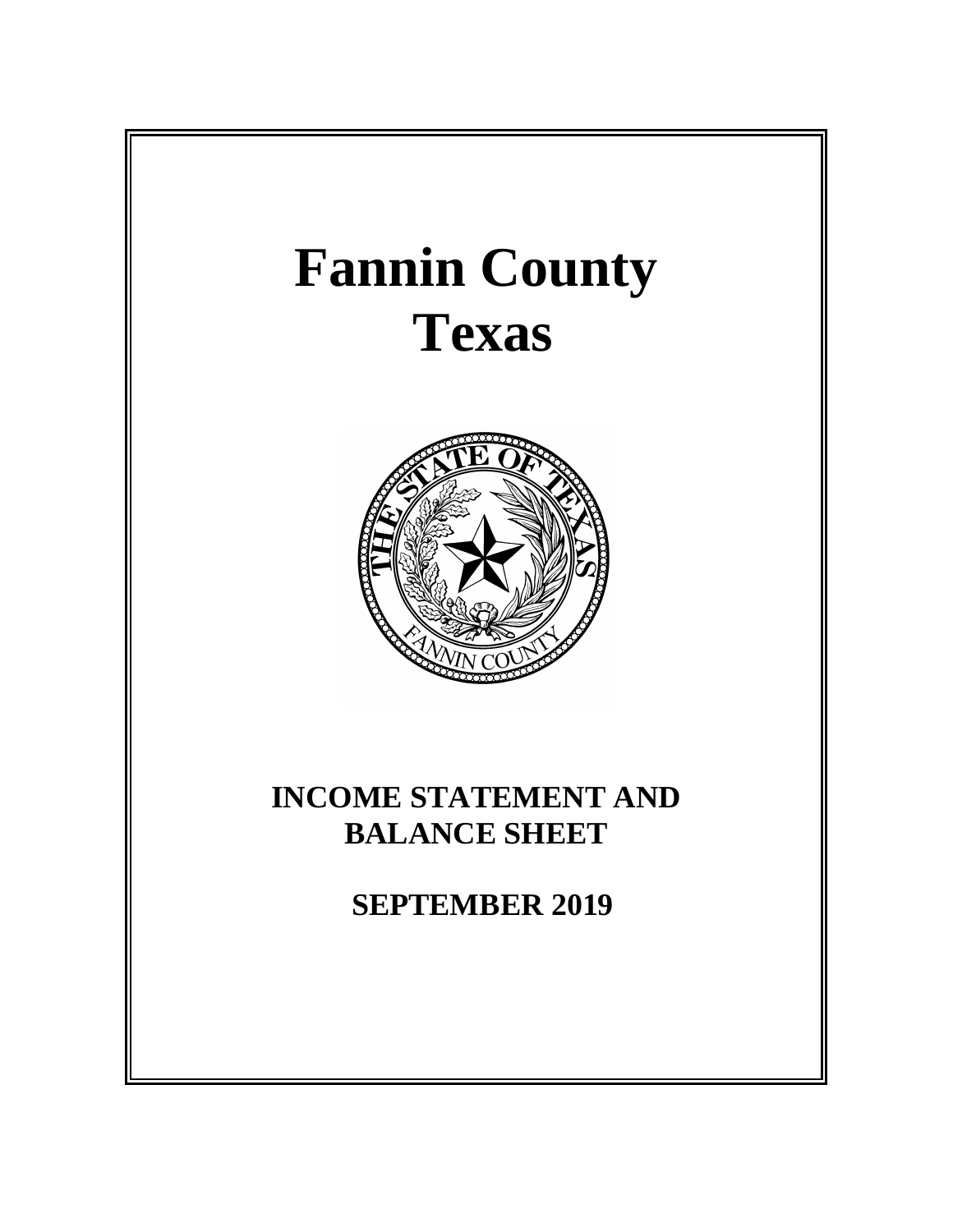# Fannin County
# Texas

## INCOME STATEMENT AND BALANCE SHEET

## SEPTEMBER 2019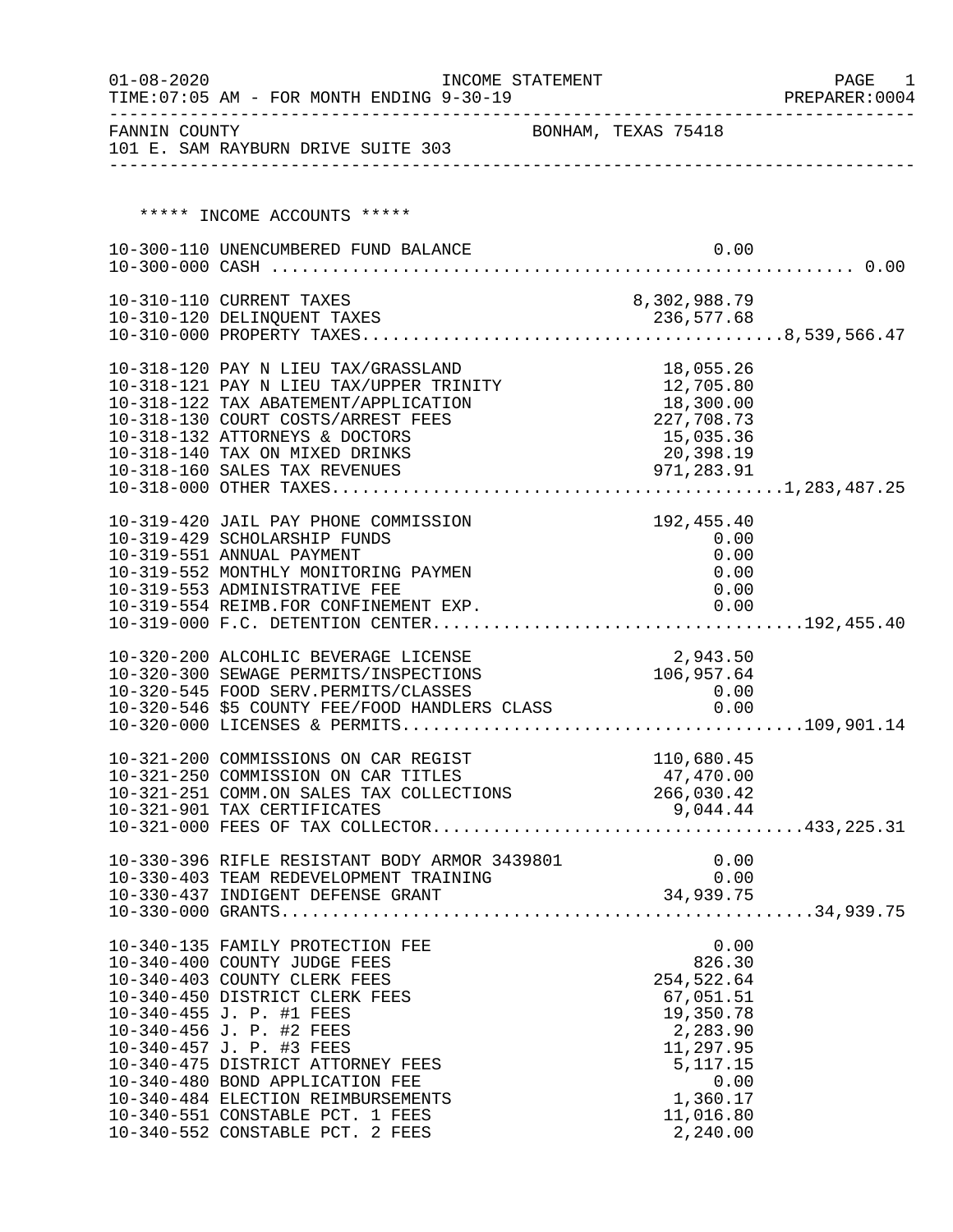01-08-2020 INCOME STATEMENT
TIME:07:05 AM - FOR MONTH ENDING 9-30-19 PREPARER:0004

FANNIN COUNTY BONHAM, TEXAS 75418
101 E. SAM RAYBURN DRIVE SUITE 303

## ***** INCOME ACCOUNTS *****

| Account | Description | Amount | Total |
|---|---|---|---|
| 10-300-110 | UNENCUMBERED FUND BALANCE | 0.00 | |
| 10-300-000 | CASH | | 0.00 |
| 10-310-110 | CURRENT TAXES | 8,302,988.79 | |
| 10-310-120 | DELINQUENT TAXES | 236,577.68 | |
| 10-310-000 | PROPERTY TAXES | | 8,539,566.47 |
| 10-318-120 | PAY N LIEU TAX/GRASSLAND | 18,055.26 | |
| 10-318-121 | PAY N LIEU TAX/UPPER TRINITY | 12,705.80 | |
| 10-318-122 | TAX ABATEMENT/APPLICATION | 18,300.00 | |
| 10-318-130 | COURT COSTS/ARREST FEES | 227,708.73 | |
| 10-318-132 | ATTORNEYS & DOCTORS | 15,035.36 | |
| 10-318-140 | TAX ON MIXED DRINKS | 20,398.19 | |
| 10-318-160 | SALES TAX REVENUES | 971,283.91 | |
| 10-318-000 | OTHER TAXES | | 1,283,487.25 |
| 10-319-420 | JAIL PAY PHONE COMMISSION | 192,455.40 | |
| 10-319-429 | SCHOLARSHIP FUNDS | 0.00 | |
| 10-319-551 | ANNUAL PAYMENT | 0.00 | |
| 10-319-552 | MONTHLY MONITORING PAYMEN | 0.00 | |
| 10-319-553 | ADMINISTRATIVE FEE | 0.00 | |
| 10-319-554 | REIMB.FOR CONFINEMENT EXP. | 0.00 | |
| 10-319-000 | F.C. DETENTION CENTER | | 192,455.40 |
| 10-320-200 | ALCOHLIC BEVERAGE LICENSE | 2,943.50 | |
| 10-320-300 | SEWAGE PERMITS/INSPECTIONS | 106,957.64 | |
| 10-320-545 | FOOD SERV.PERMITS/CLASSES | 0.00 | |
| 10-320-546 | $5 COUNTY FEE/FOOD HANDLERS CLASS | 0.00 | |
| 10-320-000 | LICENSES & PERMITS | | 109,901.14 |
| 10-321-200 | COMMISSIONS ON CAR REGIST | 110,680.45 | |
| 10-321-250 | COMMISSION ON CAR TITLES | 47,470.00 | |
| 10-321-251 | COMM.ON SALES TAX COLLECTIONS | 266,030.42 | |
| 10-321-901 | TAX CERTIFICATES | 9,044.44 | |
| 10-321-000 | FEES OF TAX COLLECTOR | | 433,225.31 |
| 10-330-396 | RIFLE RESISTANT BODY ARMOR 3439801 | 0.00 | |
| 10-330-403 | TEAM REDEVELOPMENT TRAINING | 0.00 | |
| 10-330-437 | INDIGENT DEFENSE GRANT | 34,939.75 | |
| 10-330-000 | GRANTS | | 34,939.75 |
| 10-340-135 | FAMILY PROTECTION FEE | 0.00 | |
| 10-340-400 | COUNTY JUDGE FEES | 826.30 | |
| 10-340-403 | COUNTY CLERK FEES | 254,522.64 | |
| 10-340-450 | DISTRICT CLERK FEES | 67,051.51 | |
| 10-340-455 | J. P. #1 FEES | 19,350.78 | |
| 10-340-456 | J. P. #2 FEES | 2,283.90 | |
| 10-340-457 | J. P. #3 FEES | 11,297.95 | |
| 10-340-475 | DISTRICT ATTORNEY FEES | 5,117.15 | |
| 10-340-480 | BOND APPLICATION FEE | 0.00 | |
| 10-340-484 | ELECTION REIMBURSEMENTS | 1,360.17 | |
| 10-340-551 | CONSTABLE PCT. 1 FEES | 11,016.80 | |
| 10-340-552 | CONSTABLE PCT. 2 FEES | 2,240.00 | |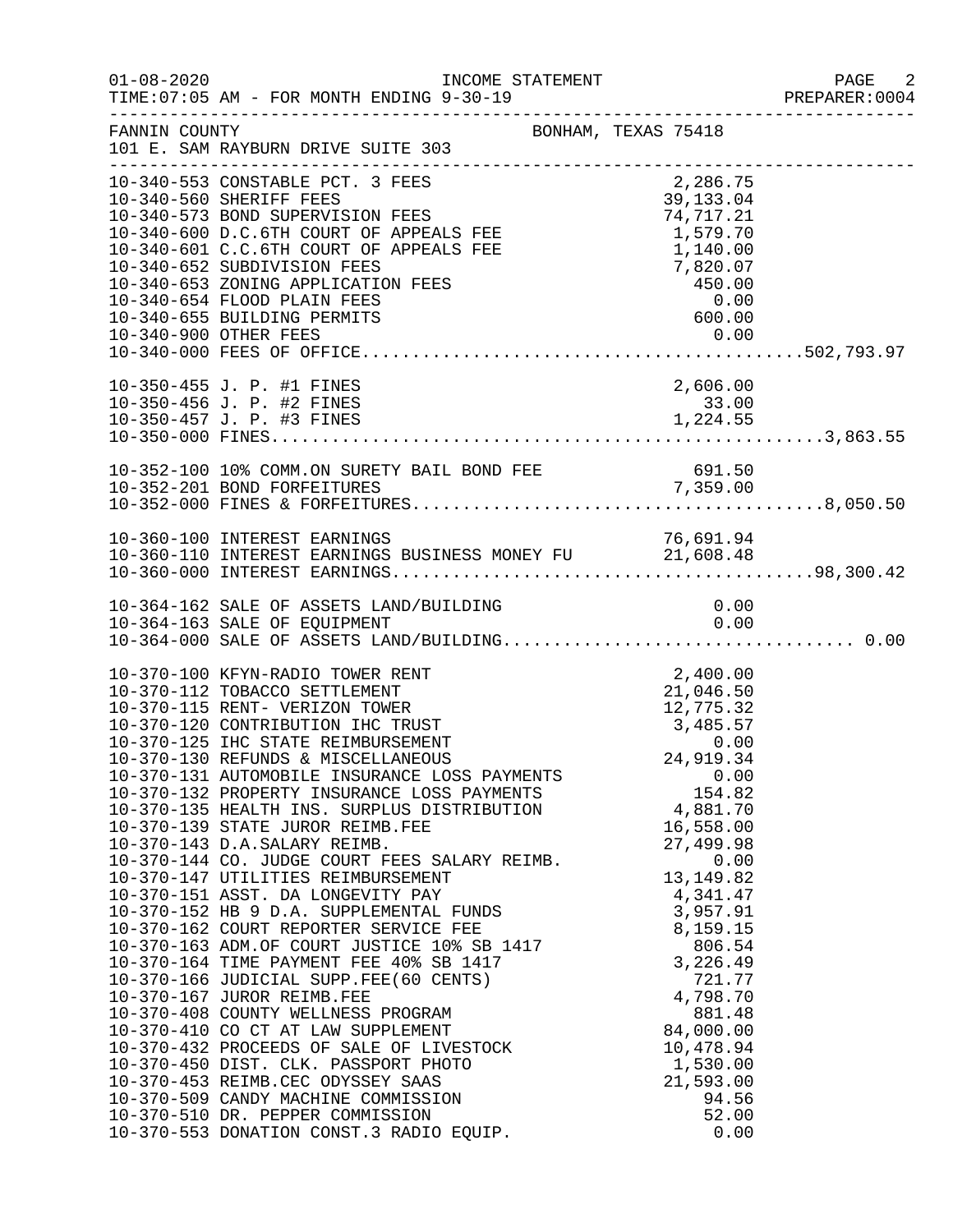FANNIN COUNTY BONHAM, TEXAS 75418
101 E. SAM RAYBURN DRIVE SUITE 303

| Account | Description | Amount | Total |
|---|---|---|---|
| 10-340-553 | CONSTABLE PCT. 3 FEES | 2,286.75 | |
| 10-340-560 | SHERIFF FEES | 39,133.04 | |
| 10-340-573 | BOND SUPERVISION FEES | 74,717.21 | |
| 10-340-600 | D.C.6TH COURT OF APPEALS FEE | 1,579.70 | |
| 10-340-601 | C.C.6TH COURT OF APPEALS FEE | 1,140.00 | |
| 10-340-652 | SUBDIVISION FEES | 7,820.07 | |
| 10-340-653 | ZONING APPLICATION FEES | 450.00 | |
| 10-340-654 | FLOOD PLAIN FEES | 0.00 | |
| 10-340-655 | BUILDING PERMITS | 600.00 | |
| 10-340-900 | OTHER FEES | 0.00 | |
| 10-340-000 | FEES OF OFFICE | | 502,793.97 |
| 10-350-455 | J. P. #1 FINES | 2,606.00 | |
| 10-350-456 | J. P. #2 FINES | 33.00 | |
| 10-350-457 | J. P. #3 FINES | 1,224.55 | |
| 10-350-000 | FINES | | 3,863.55 |
| 10-352-100 | 10% COMM.ON SURETY BAIL BOND FEE | 691.50 | |
| 10-352-201 | BOND FORFEITURES | 7,359.00 | |
| 10-352-000 | FINES & FORFEITURES | | 8,050.50 |
| 10-360-100 | INTEREST EARNINGS | 76,691.94 | |
| 10-360-110 | INTEREST EARNINGS BUSINESS MONEY FU | 21,608.48 | |
| 10-360-000 | INTEREST EARNINGS | | 98,300.42 |
| 10-364-162 | SALE OF ASSETS LAND/BUILDING | 0.00 | |
| 10-364-163 | SALE OF EQUIPMENT | 0.00 | |
| 10-364-000 | SALE OF ASSETS LAND/BUILDING | | 0.00 |
| 10-370-100 | KFYN-RADIO TOWER RENT | 2,400.00 | |
| 10-370-112 | TOBACCO SETTLEMENT | 21,046.50 | |
| 10-370-115 | RENT- VERIZON TOWER | 12,775.32 | |
| 10-370-120 | CONTRIBUTION IHC TRUST | 3,485.57 | |
| 10-370-125 | IHC STATE REIMBURSEMENT | 0.00 | |
| 10-370-130 | REFUNDS & MISCELLANEOUS | 24,919.34 | |
| 10-370-131 | AUTOMOBILE INSURANCE LOSS PAYMENTS | 0.00 | |
| 10-370-132 | PROPERTY INSURANCE LOSS PAYMENTS | 154.82 | |
| 10-370-135 | HEALTH INS. SURPLUS DISTRIBUTION | 4,881.70 | |
| 10-370-139 | STATE JUROR REIMB.FEE | 16,558.00 | |
| 10-370-143 | D.A.SALARY REIMB. | 27,499.98 | |
| 10-370-144 | CO. JUDGE COURT FEES SALARY REIMB. | 0.00 | |
| 10-370-147 | UTILITIES REIMBURSEMENT | 13,149.82 | |
| 10-370-151 | ASST. DA LONGEVITY PAY | 4,341.47 | |
| 10-370-152 | HB 9 D.A. SUPPLEMENTAL FUNDS | 3,957.91 | |
| 10-370-162 | COURT REPORTER SERVICE FEE | 8,159.15 | |
| 10-370-163 | ADM.OF COURT JUSTICE 10% SB 1417 | 806.54 | |
| 10-370-164 | TIME PAYMENT FEE 40% SB 1417 | 3,226.49 | |
| 10-370-166 | JUDICIAL SUPP.FEE(60 CENTS) | 721.77 | |
| 10-370-167 | JUROR REIMB.FEE | 4,798.70 | |
| 10-370-408 | COUNTY WELLNESS PROGRAM | 881.48 | |
| 10-370-410 | CO CT AT LAW SUPPLEMENT | 84,000.00 | |
| 10-370-432 | PROCEEDS OF SALE OF LIVESTOCK | 10,478.94 | |
| 10-370-450 | DIST. CLK. PASSPORT PHOTO | 1,530.00 | |
| 10-370-453 | REIMB.CEC ODYSSEY SAAS | 21,593.00 | |
| 10-370-509 | CANDY MACHINE COMMISSION | 94.56 | |
| 10-370-510 | DR. PEPPER COMMISSION | 52.00 | |
| 10-370-553 | DONATION CONST.3 RADIO EQUIP. | 0.00 | |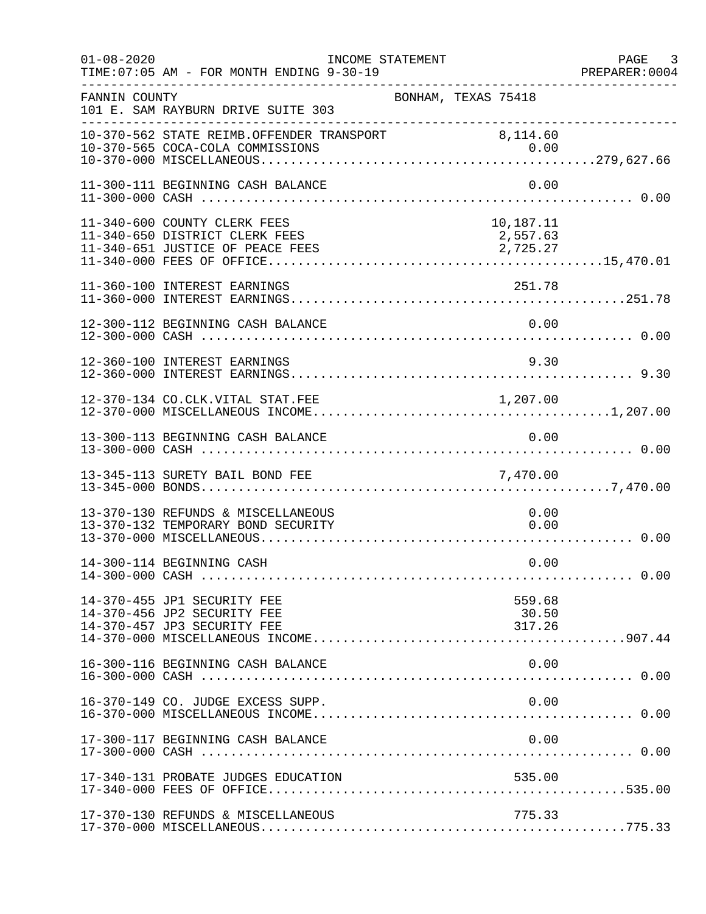FANNIN COUNTY — BONHAM, TEXAS 75418
101 E. SAM RAYBURN DRIVE SUITE 303

INCOME STATEMENT — FOR MONTH ENDING 9-30-19

| Account | Description | Amount | Total |
|---|---|---|---|
| 10-370-562 | STATE REIMB.OFFENDER TRANSPORT | 8,114.60 | |
| 10-370-565 | COCA-COLA COMMISSIONS | 0.00 | |
| 10-370-000 | MISCELLANEOUS | | 279,627.66 |
| 11-300-111 | BEGINNING CASH BALANCE | 0.00 | |
| 11-300-000 | CASH | | 0.00 |
| 11-340-600 | COUNTY CLERK FEES | 10,187.11 | |
| 11-340-650 | DISTRICT CLERK FEES | 2,557.63 | |
| 11-340-651 | JUSTICE OF PEACE FEES | 2,725.27 | |
| 11-340-000 | FEES OF OFFICE | | 15,470.01 |
| 11-360-100 | INTEREST EARNINGS | 251.78 | |
| 11-360-000 | INTEREST EARNINGS | | 251.78 |
| 12-300-112 | BEGINNING CASH BALANCE | 0.00 | |
| 12-300-000 | CASH | | 0.00 |
| 12-360-100 | INTEREST EARNINGS | 9.30 | |
| 12-360-000 | INTEREST EARNINGS | | 9.30 |
| 12-370-134 | CO.CLK.VITAL STAT.FEE | 1,207.00 | |
| 12-370-000 | MISCELLANEOUS INCOME | | 1,207.00 |
| 13-300-113 | BEGINNING CASH BALANCE | 0.00 | |
| 13-300-000 | CASH | | 0.00 |
| 13-345-113 | SURETY BAIL BOND FEE | 7,470.00 | |
| 13-345-000 | BONDS | | 7,470.00 |
| 13-370-130 | REFUNDS & MISCELLANEOUS | 0.00 | |
| 13-370-132 | TEMPORARY BOND SECURITY | 0.00 | |
| 13-370-000 | MISCELLANEOUS | | 0.00 |
| 14-300-114 | BEGINNING CASH | 0.00 | |
| 14-300-000 | CASH | | 0.00 |
| 14-370-455 | JP1 SECURITY FEE | 559.68 | |
| 14-370-456 | JP2 SECURITY FEE | 30.50 | |
| 14-370-457 | JP3 SECURITY FEE | 317.26 | |
| 14-370-000 | MISCELLANEOUS INCOME | | 907.44 |
| 16-300-116 | BEGINNING CASH BALANCE | 0.00 | |
| 16-300-000 | CASH | | 0.00 |
| 16-370-149 | CO. JUDGE EXCESS SUPP. | 0.00 | |
| 16-370-000 | MISCELLANEOUS INCOME | | 0.00 |
| 17-300-117 | BEGINNING CASH BALANCE | 0.00 | |
| 17-300-000 | CASH | | 0.00 |
| 17-340-131 | PROBATE JUDGES EDUCATION | 535.00 | |
| 17-340-000 | FEES OF OFFICE | | 535.00 |
| 17-370-130 | REFUNDS & MISCELLANEOUS | 775.33 | |
| 17-370-000 | MISCELLANEOUS | | 775.33 |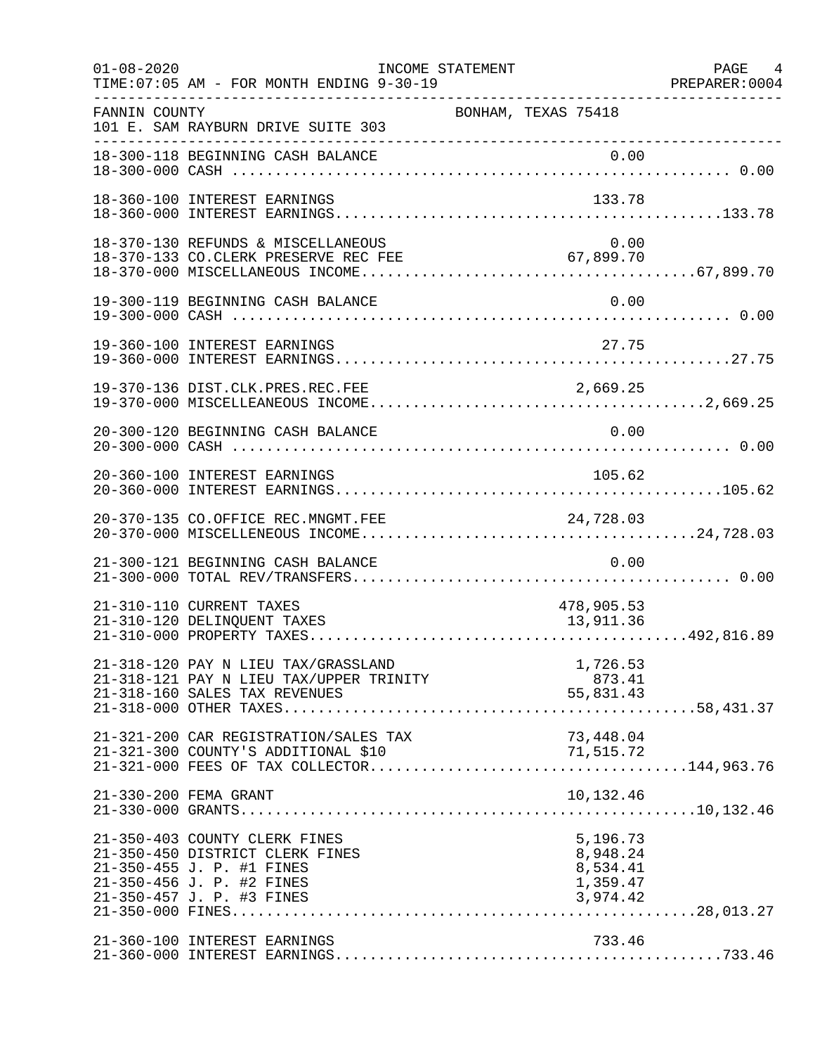01-08-2020 INCOME STATEMENT
TIME:07:05 AM - FOR MONTH ENDING 9-30-19 PREPARER:0004

FANNIN COUNTY BONHAM, TEXAS 75418
101 E. SAM RAYBURN DRIVE SUITE 303

| Account | Description | Amount | Total |
|---|---|---|---|
| 18-300-118 | BEGINNING CASH BALANCE | 0.00 | |
| 18-300-000 | CASH | | 0.00 |
| 18-360-100 | INTEREST EARNINGS | 133.78 | |
| 18-360-000 | INTEREST EARNINGS | | 133.78 |
| 18-370-130 | REFUNDS & MISCELLANEOUS | 0.00 | |
| 18-370-133 | CO.CLERK PRESERVE REC FEE | 67,899.70 | |
| 18-370-000 | MISCELLANEOUS INCOME | | 67,899.70 |
| 19-300-119 | BEGINNING CASH BALANCE | 0.00 | |
| 19-300-000 | CASH | | 0.00 |
| 19-360-100 | INTEREST EARNINGS | 27.75 | |
| 19-360-000 | INTEREST EARNINGS | | 27.75 |
| 19-370-136 | DIST.CLK.PRES.REC.FEE | 2,669.25 | |
| 19-370-000 | MISCELLEANEOUS INCOME | | 2,669.25 |
| 20-300-120 | BEGINNING CASH BALANCE | 0.00 | |
| 20-300-000 | CASH | | 0.00 |
| 20-360-100 | INTEREST EARNINGS | 105.62 | |
| 20-360-000 | INTEREST EARNINGS | | 105.62 |
| 20-370-135 | CO.OFFICE REC.MNGMT.FEE | 24,728.03 | |
| 20-370-000 | MISCELLENEOUS INCOME | | 24,728.03 |
| 21-300-121 | BEGINNING CASH BALANCE | 0.00 | |
| 21-300-000 | TOTAL REV/TRANSFERS | | 0.00 |
| 21-310-110 | CURRENT TAXES | 478,905.53 | |
| 21-310-120 | DELINQUENT TAXES | 13,911.36 | |
| 21-310-000 | PROPERTY TAXES | | 492,816.89 |
| 21-318-120 | PAY N LIEU TAX/GRASSLAND | 1,726.53 | |
| 21-318-121 | PAY N LIEU TAX/UPPER TRINITY | 873.41 | |
| 21-318-160 | SALES TAX REVENUES | 55,831.43 | |
| 21-318-000 | OTHER TAXES | | 58,431.37 |
| 21-321-200 | CAR REGISTRATION/SALES TAX | 73,448.04 | |
| 21-321-300 | COUNTY'S ADDITIONAL $10 | 71,515.72 | |
| 21-321-000 | FEES OF TAX COLLECTOR | | 144,963.76 |
| 21-330-200 | FEMA GRANT | 10,132.46 | |
| 21-330-000 | GRANTS | | 10,132.46 |
| 21-350-403 | COUNTY CLERK FINES | 5,196.73 | |
| 21-350-450 | DISTRICT CLERK FINES | 8,948.24 | |
| 21-350-455 | J. P. #1 FINES | 8,534.41 | |
| 21-350-456 | J. P. #2 FINES | 1,359.47 | |
| 21-350-457 | J. P. #3 FINES | 3,974.42 | |
| 21-350-000 | FINES | | 28,013.27 |
| 21-360-100 | INTEREST EARNINGS | 733.46 | |
| 21-360-000 | INTEREST EARNINGS | | 733.46 |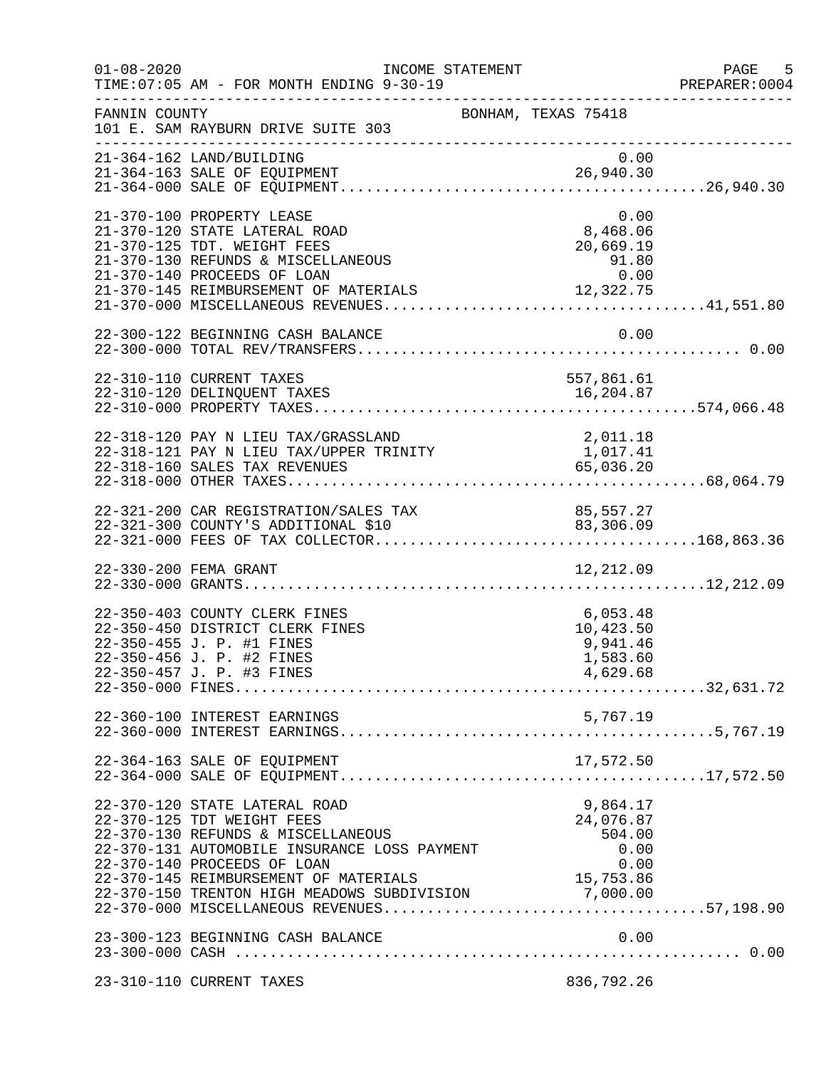INCOME STATEMENT

TIME:07:05 AM - FOR MONTH ENDING 9-30-19

FANNIN COUNTY — BONHAM, TEXAS 75418

101 E. SAM RAYBURN DRIVE SUITE 303

| Account | Description | Amount | Total |
|---|---|---|---|
| 21-364-162 | LAND/BUILDING | 0.00 | |
| 21-364-163 | SALE OF EQUIPMENT | 26,940.30 | |
| 21-364-000 | SALE OF EQUIPMENT | | 26,940.30 |
| 21-370-100 | PROPERTY LEASE | 0.00 | |
| 21-370-120 | STATE LATERAL ROAD | 8,468.06 | |
| 21-370-125 | TDT. WEIGHT FEES | 20,669.19 | |
| 21-370-130 | REFUNDS & MISCELLANEOUS | 91.80 | |
| 21-370-140 | PROCEEDS OF LOAN | 0.00 | |
| 21-370-145 | REIMBURSEMENT OF MATERIALS | 12,322.75 | |
| 21-370-000 | MISCELLANEOUS REVENUES | | 41,551.80 |
| 22-300-122 | BEGINNING CASH BALANCE | 0.00 | |
| 22-300-000 | TOTAL REV/TRANSFERS | | 0.00 |
| 22-310-110 | CURRENT TAXES | 557,861.61 | |
| 22-310-120 | DELINQUENT TAXES | 16,204.87 | |
| 22-310-000 | PROPERTY TAXES | | 574,066.48 |
| 22-318-120 | PAY N LIEU TAX/GRASSLAND | 2,011.18 | |
| 22-318-121 | PAY N LIEU TAX/UPPER TRINITY | 1,017.41 | |
| 22-318-160 | SALES TAX REVENUES | 65,036.20 | |
| 22-318-000 | OTHER TAXES | | 68,064.79 |
| 22-321-200 | CAR REGISTRATION/SALES TAX | 85,557.27 | |
| 22-321-300 | COUNTY'S ADDITIONAL $10 | 83,306.09 | |
| 22-321-000 | FEES OF TAX COLLECTOR | | 168,863.36 |
| 22-330-200 | FEMA GRANT | 12,212.09 | |
| 22-330-000 | GRANTS | | 12,212.09 |
| 22-350-403 | COUNTY CLERK FINES | 6,053.48 | |
| 22-350-450 | DISTRICT CLERK FINES | 10,423.50 | |
| 22-350-455 | J. P. #1 FINES | 9,941.46 | |
| 22-350-456 | J. P. #2 FINES | 1,583.60 | |
| 22-350-457 | J. P. #3 FINES | 4,629.68 | |
| 22-350-000 | FINES | | 32,631.72 |
| 22-360-100 | INTEREST EARNINGS | 5,767.19 | |
| 22-360-000 | INTEREST EARNINGS | | 5,767.19 |
| 22-364-163 | SALE OF EQUIPMENT | 17,572.50 | |
| 22-364-000 | SALE OF EQUIPMENT | | 17,572.50 |
| 22-370-120 | STATE LATERAL ROAD | 9,864.17 | |
| 22-370-125 | TDT WEIGHT FEES | 24,076.87 | |
| 22-370-130 | REFUNDS & MISCELLANEOUS | 504.00 | |
| 22-370-131 | AUTOMOBILE INSURANCE LOSS PAYMENT | 0.00 | |
| 22-370-140 | PROCEEDS OF LOAN | 0.00 | |
| 22-370-145 | REIMBURSEMENT OF MATERIALS | 15,753.86 | |
| 22-370-150 | TRENTON HIGH MEADOWS SUBDIVISION | 7,000.00 | |
| 22-370-000 | MISCELLANEOUS REVENUES | | 57,198.90 |
| 23-300-123 | BEGINNING CASH BALANCE | 0.00 | |
| 23-300-000 | CASH | | 0.00 |
| 23-310-110 | CURRENT TAXES | 836,792.26 | |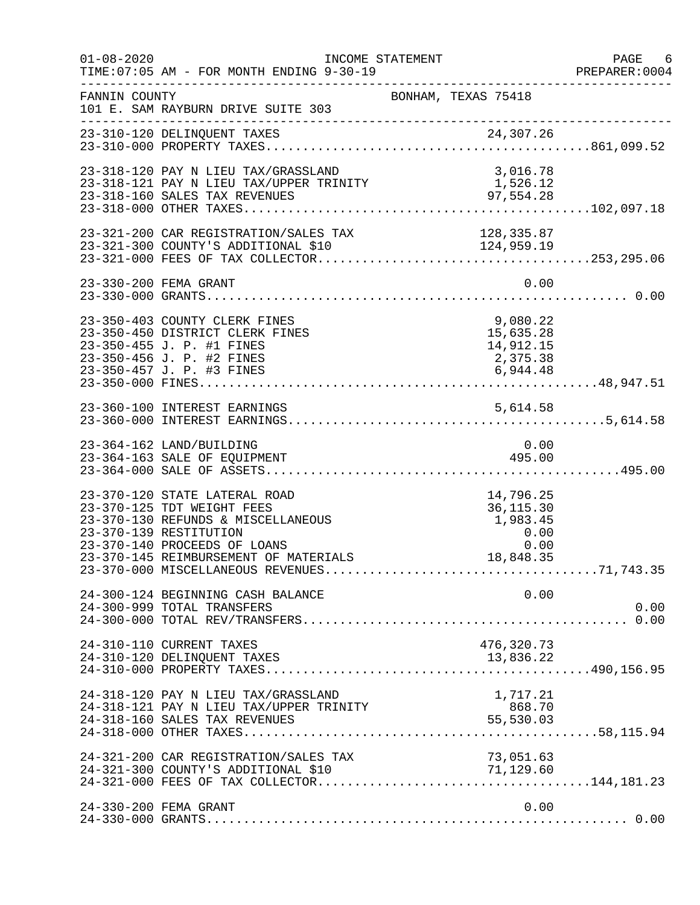FANNIN COUNTY — BONHAM, TEXAS 75418
101 E. SAM RAYBURN DRIVE SUITE 303

INCOME STATEMENT — FOR MONTH ENDING 9-30-19

| Account | Description | Amount | Total |
|---|---|---|---|
| 23-310-120 | DELINQUENT TAXES | 24,307.26 | |
| 23-310-000 | PROPERTY TAXES | | 861,099.52 |
| 23-318-120 | PAY N LIEU TAX/GRASSLAND | 3,016.78 | |
| 23-318-121 | PAY N LIEU TAX/UPPER TRINITY | 1,526.12 | |
| 23-318-160 | SALES TAX REVENUES | 97,554.28 | |
| 23-318-000 | OTHER TAXES | | 102,097.18 |
| 23-321-200 | CAR REGISTRATION/SALES TAX | 128,335.87 | |
| 23-321-300 | COUNTY'S ADDITIONAL $10 | 124,959.19 | |
| 23-321-000 | FEES OF TAX COLLECTOR | | 253,295.06 |
| 23-330-200 | FEMA GRANT | 0.00 | |
| 23-330-000 | GRANTS | | 0.00 |
| 23-350-403 | COUNTY CLERK FINES | 9,080.22 | |
| 23-350-450 | DISTRICT CLERK FINES | 15,635.28 | |
| 23-350-455 | J. P. #1 FINES | 14,912.15 | |
| 23-350-456 | J. P. #2 FINES | 2,375.38 | |
| 23-350-457 | J. P. #3 FINES | 6,944.48 | |
| 23-350-000 | FINES | | 48,947.51 |
| 23-360-100 | INTEREST EARNINGS | 5,614.58 | |
| 23-360-000 | INTEREST EARNINGS | | 5,614.58 |
| 23-364-162 | LAND/BUILDING | 0.00 | |
| 23-364-163 | SALE OF EQUIPMENT | 495.00 | |
| 23-364-000 | SALE OF ASSETS | | 495.00 |
| 23-370-120 | STATE LATERAL ROAD | 14,796.25 | |
| 23-370-125 | TDT WEIGHT FEES | 36,115.30 | |
| 23-370-130 | REFUNDS & MISCELLANEOUS | 1,983.45 | |
| 23-370-139 | RESTITUTION | 0.00 | |
| 23-370-140 | PROCEEDS OF LOANS | 0.00 | |
| 23-370-145 | REIMBURSEMENT OF MATERIALS | 18,848.35 | |
| 23-370-000 | MISCELLANEOUS REVENUES | | 71,743.35 |
| 24-300-124 | BEGINNING CASH BALANCE | 0.00 | |
| 24-300-999 | TOTAL TRANSFERS | | 0.00 |
| 24-300-000 | TOTAL REV/TRANSFERS | | 0.00 |
| 24-310-110 | CURRENT TAXES | 476,320.73 | |
| 24-310-120 | DELINQUENT TAXES | 13,836.22 | |
| 24-310-000 | PROPERTY TAXES | | 490,156.95 |
| 24-318-120 | PAY N LIEU TAX/GRASSLAND | 1,717.21 | |
| 24-318-121 | PAY N LIEU TAX/UPPER TRINITY | 868.70 | |
| 24-318-160 | SALES TAX REVENUES | 55,530.03 | |
| 24-318-000 | OTHER TAXES | | 58,115.94 |
| 24-321-200 | CAR REGISTRATION/SALES TAX | 73,051.63 | |
| 24-321-300 | COUNTY'S ADDITIONAL $10 | 71,129.60 | |
| 24-321-000 | FEES OF TAX COLLECTOR | | 144,181.23 |
| 24-330-200 | FEMA GRANT | 0.00 | |
| 24-330-000 | GRANTS | | 0.00 |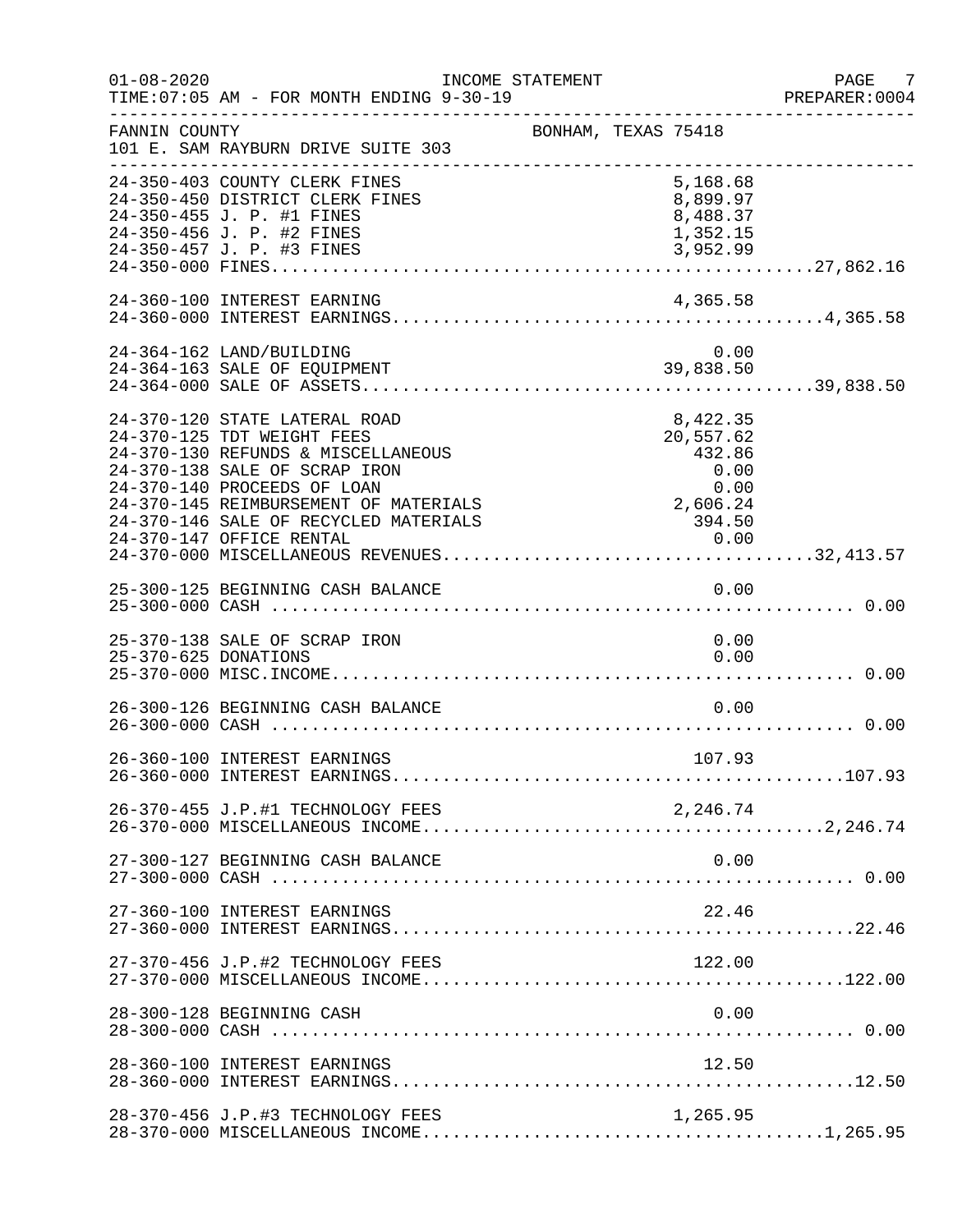FANNIN COUNTY BONHAM, TEXAS 75418
101 E. SAM RAYBURN DRIVE SUITE 303

INCOME STATEMENT
FOR MONTH ENDING 9-30-19

| Account | Description | Amount | Total |
|---|---|---|---|
| 24-350-403 | COUNTY CLERK FINES | 5,168.68 | |
| 24-350-450 | DISTRICT CLERK FINES | 8,899.97 | |
| 24-350-455 | J. P. #1 FINES | 8,488.37 | |
| 24-350-456 | J. P. #2 FINES | 1,352.15 | |
| 24-350-457 | J. P. #3 FINES | 3,952.99 | |
| 24-350-000 | FINES | | 27,862.16 |
| 24-360-100 | INTEREST EARNING | 4,365.58 | |
| 24-360-000 | INTEREST EARNINGS | | 4,365.58 |
| 24-364-162 | LAND/BUILDING | 0.00 | |
| 24-364-163 | SALE OF EQUIPMENT | 39,838.50 | |
| 24-364-000 | SALE OF ASSETS | | 39,838.50 |
| 24-370-120 | STATE LATERAL ROAD | 8,422.35 | |
| 24-370-125 | TDT WEIGHT FEES | 20,557.62 | |
| 24-370-130 | REFUNDS & MISCELLANEOUS | 432.86 | |
| 24-370-138 | SALE OF SCRAP IRON | 0.00 | |
| 24-370-140 | PROCEEDS OF LOAN | 0.00 | |
| 24-370-145 | REIMBURSEMENT OF MATERIALS | 2,606.24 | |
| 24-370-146 | SALE OF RECYCLED MATERIALS | 394.50 | |
| 24-370-147 | OFFICE RENTAL | 0.00 | |
| 24-370-000 | MISCELLANEOUS REVENUES | | 32,413.57 |
| 25-300-125 | BEGINNING CASH BALANCE | 0.00 | |
| 25-300-000 | CASH | | 0.00 |
| 25-370-138 | SALE OF SCRAP IRON | 0.00 | |
| 25-370-625 | DONATIONS | 0.00 | |
| 25-370-000 | MISC.INCOME | | 0.00 |
| 26-300-126 | BEGINNING CASH BALANCE | 0.00 | |
| 26-300-000 | CASH | | 0.00 |
| 26-360-100 | INTEREST EARNINGS | 107.93 | |
| 26-360-000 | INTEREST EARNINGS | | 107.93 |
| 26-370-455 | J.P.#1 TECHNOLOGY FEES | 2,246.74 | |
| 26-370-000 | MISCELLANEOUS INCOME | | 2,246.74 |
| 27-300-127 | BEGINNING CASH BALANCE | 0.00 | |
| 27-300-000 | CASH | | 0.00 |
| 27-360-100 | INTEREST EARNINGS | 22.46 | |
| 27-360-000 | INTEREST EARNINGS | | 22.46 |
| 27-370-456 | J.P.#2 TECHNOLOGY FEES | 122.00 | |
| 27-370-000 | MISCELLANEOUS INCOME | | 122.00 |
| 28-300-128 | BEGINNING CASH | 0.00 | |
| 28-300-000 | CASH | | 0.00 |
| 28-360-100 | INTEREST EARNINGS | 12.50 | |
| 28-360-000 | INTEREST EARNINGS | | 12.50 |
| 28-370-456 | J.P.#3 TECHNOLOGY FEES | 1,265.95 | |
| 28-370-000 | MISCELLANEOUS INCOME | | 1,265.95 |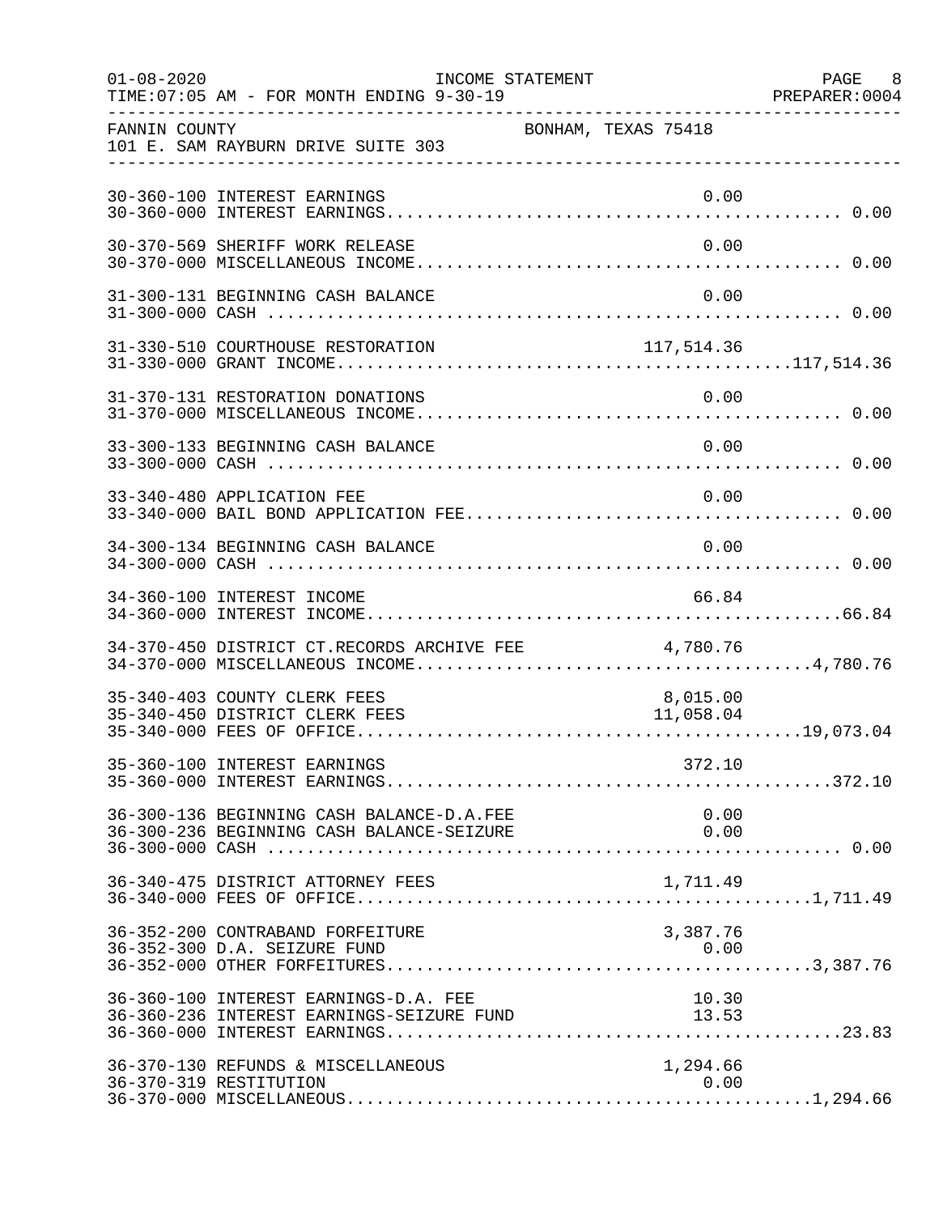FANNIN COUNTY BONHAM, TEXAS 75418
101 E. SAM RAYBURN DRIVE SUITE 303

INCOME STATEMENT
FOR MONTH ENDING 9-30-19

| Account | Description | Amount | Total |
|---|---|---|---|
| 30-360-100 | INTEREST EARNINGS | 0.00 | |
| 30-360-000 | INTEREST EARNINGS | | 0.00 |
| 30-370-569 | SHERIFF WORK RELEASE | 0.00 | |
| 30-370-000 | MISCELLANEOUS INCOME | | 0.00 |
| 31-300-131 | BEGINNING CASH BALANCE | 0.00 | |
| 31-300-000 | CASH | | 0.00 |
| 31-330-510 | COURTHOUSE RESTORATION | 117,514.36 | |
| 31-330-000 | GRANT INCOME | | 117,514.36 |
| 31-370-131 | RESTORATION DONATIONS | 0.00 | |
| 31-370-000 | MISCELLANEOUS INCOME | | 0.00 |
| 33-300-133 | BEGINNING CASH BALANCE | 0.00 | |
| 33-300-000 | CASH | | 0.00 |
| 33-340-480 | APPLICATION FEE | 0.00 | |
| 33-340-000 | BAIL BOND APPLICATION FEE | | 0.00 |
| 34-300-134 | BEGINNING CASH BALANCE | 0.00 | |
| 34-300-000 | CASH | | 0.00 |
| 34-360-100 | INTEREST INCOME | 66.84 | |
| 34-360-000 | INTEREST INCOME | | 66.84 |
| 34-370-450 | DISTRICT CT.RECORDS ARCHIVE FEE | 4,780.76 | |
| 34-370-000 | MISCELLANEOUS INCOME | | 4,780.76 |
| 35-340-403 | COUNTY CLERK FEES | 8,015.00 | |
| 35-340-450 | DISTRICT CLERK FEES | 11,058.04 | |
| 35-340-000 | FEES OF OFFICE | | 19,073.04 |
| 35-360-100 | INTEREST EARNINGS | 372.10 | |
| 35-360-000 | INTEREST EARNINGS | | 372.10 |
| 36-300-136 | BEGINNING CASH BALANCE-D.A.FEE | 0.00 | |
| 36-300-236 | BEGINNING CASH BALANCE-SEIZURE | 0.00 | |
| 36-300-000 | CASH | | 0.00 |
| 36-340-475 | DISTRICT ATTORNEY FEES | 1,711.49 | |
| 36-340-000 | FEES OF OFFICE | | 1,711.49 |
| 36-352-200 | CONTRABAND FORFEITURE | 3,387.76 | |
| 36-352-300 | D.A. SEIZURE FUND | 0.00 | |
| 36-352-000 | OTHER FORFEITURES | | 3,387.76 |
| 36-360-100 | INTEREST EARNINGS-D.A. FEE | 10.30 | |
| 36-360-236 | INTEREST EARNINGS-SEIZURE FUND | 13.53 | |
| 36-360-000 | INTEREST EARNINGS | | 23.83 |
| 36-370-130 | REFUNDS & MISCELLANEOUS | 1,294.66 | |
| 36-370-319 | RESTITUTION | 0.00 | |
| 36-370-000 | MISCELLANEOUS | | 1,294.66 |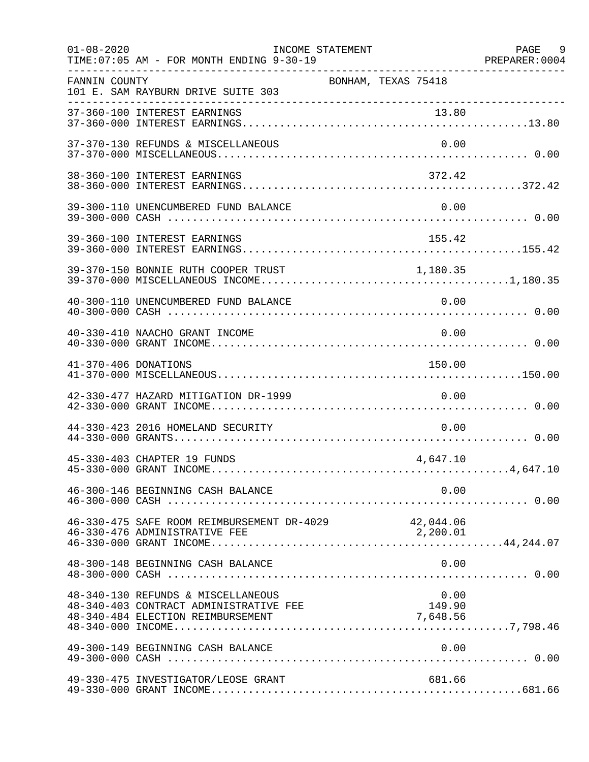FANNIN COUNTY    BONHAM, TEXAS 75418
101 E. SAM RAYBURN DRIVE SUITE 303

| Account | Description | Amount | Total |
|---|---|---|---|
| 37-360-100 | INTEREST EARNINGS | 13.80 | |
| 37-360-000 | INTEREST EARNINGS | | 13.80 |
| 37-370-130 | REFUNDS & MISCELLANEOUS | 0.00 | |
| 37-370-000 | MISCELLANEOUS | | 0.00 |
| 38-360-100 | INTEREST EARNINGS | 372.42 | |
| 38-360-000 | INTEREST EARNINGS | | 372.42 |
| 39-300-110 | UNENCUMBERED FUND BALANCE | 0.00 | |
| 39-300-000 | CASH | | 0.00 |
| 39-360-100 | INTEREST EARNINGS | 155.42 | |
| 39-360-000 | INTEREST EARNINGS | | 155.42 |
| 39-370-150 | BONNIE RUTH COOPER TRUST | 1,180.35 | |
| 39-370-000 | MISCELLANEOUS INCOME | | 1,180.35 |
| 40-300-110 | UNENCUMBERED FUND BALANCE | 0.00 | |
| 40-300-000 | CASH | | 0.00 |
| 40-330-410 | NAACHO GRANT INCOME | 0.00 | |
| 40-330-000 | GRANT INCOME | | 0.00 |
| 41-370-406 | DONATIONS | 150.00 | |
| 41-370-000 | MISCELLANEOUS | | 150.00 |
| 42-330-477 | HAZARD MITIGATION DR-1999 | 0.00 | |
| 42-330-000 | GRANT INCOME | | 0.00 |
| 44-330-423 | 2016 HOMELAND SECURITY | 0.00 | |
| 44-330-000 | GRANTS | | 0.00 |
| 45-330-403 | CHAPTER 19 FUNDS | 4,647.10 | |
| 45-330-000 | GRANT INCOME | | 4,647.10 |
| 46-300-146 | BEGINNING CASH BALANCE | 0.00 | |
| 46-300-000 | CASH | | 0.00 |
| 46-330-475 | SAFE ROOM REIMBURSEMENT DR-4029 | 42,044.06 | |
| 46-330-476 | ADMINISTRATIVE FEE | 2,200.01 | |
| 46-330-000 | GRANT INCOME | | 44,244.07 |
| 48-300-148 | BEGINNING CASH BALANCE | 0.00 | |
| 48-300-000 | CASH | | 0.00 |
| 48-340-130 | REFUNDS & MISCELLANEOUS | 0.00 | |
| 48-340-403 | CONTRACT ADMINISTRATIVE FEE | 149.90 | |
| 48-340-484 | ELECTION REIMBURSEMENT | 7,648.56 | |
| 48-340-000 | INCOME | | 7,798.46 |
| 49-300-149 | BEGINNING CASH BALANCE | 0.00 | |
| 49-300-000 | CASH | | 0.00 |
| 49-330-475 | INVESTIGATOR/LEOSE GRANT | 681.66 | |
| 49-330-000 | GRANT INCOME | | 681.66 |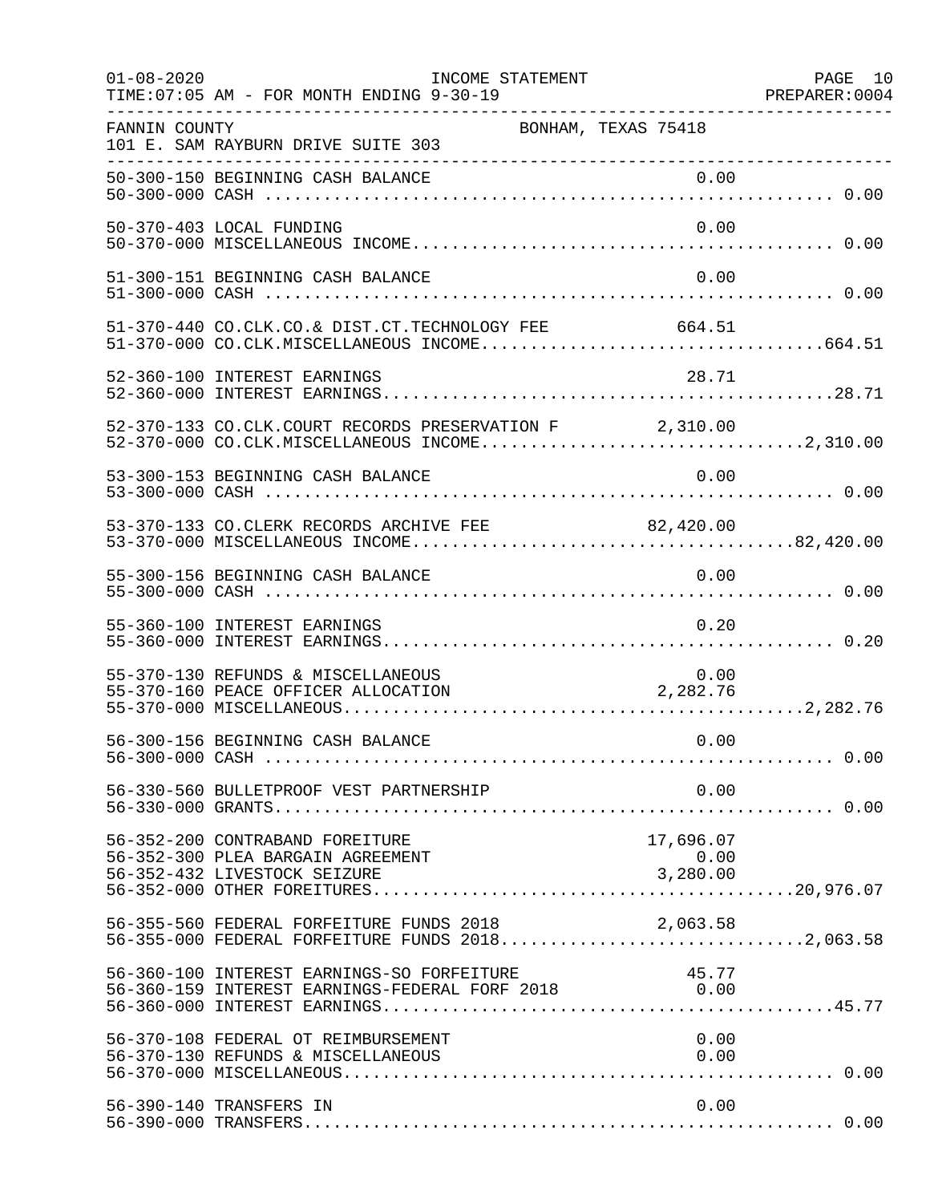FANNIN COUNTY BONHAM, TEXAS 75418
101 E. SAM RAYBURN DRIVE SUITE 303

INCOME STATEMENT
FOR MONTH ENDING 9-30-19

| Account | Description | Amount | Total |
|---|---|---|---|
| 50-300-150 | BEGINNING CASH BALANCE | 0.00 | |
| 50-300-000 | CASH | | 0.00 |
| 50-370-403 | LOCAL FUNDING | 0.00 | |
| 50-370-000 | MISCELLANEOUS INCOME | | 0.00 |
| 51-300-151 | BEGINNING CASH BALANCE | 0.00 | |
| 51-300-000 | CASH | | 0.00 |
| 51-370-440 | CO.CLK.CO.& DIST.CT.TECHNOLOGY FEE | 664.51 | |
| 51-370-000 | CO.CLK.MISCELLANEOUS INCOME | | 664.51 |
| 52-360-100 | INTEREST EARNINGS | 28.71 | |
| 52-360-000 | INTEREST EARNINGS | | 28.71 |
| 52-370-133 | CO.CLK.COURT RECORDS PRESERVATION F | 2,310.00 | |
| 52-370-000 | CO.CLK.MISCELLANEOUS INCOME | | 2,310.00 |
| 53-300-153 | BEGINNING CASH BALANCE | 0.00 | |
| 53-300-000 | CASH | | 0.00 |
| 53-370-133 | CO.CLERK RECORDS ARCHIVE FEE | 82,420.00 | |
| 53-370-000 | MISCELLANEOUS INCOME | | 82,420.00 |
| 55-300-156 | BEGINNING CASH BALANCE | 0.00 | |
| 55-300-000 | CASH | | 0.00 |
| 55-360-100 | INTEREST EARNINGS | 0.20 | |
| 55-360-000 | INTEREST EARNINGS | | 0.20 |
| 55-370-130 | REFUNDS & MISCELLANEOUS | 0.00 | |
| 55-370-160 | PEACE OFFICER ALLOCATION | 2,282.76 | |
| 55-370-000 | MISCELLANEOUS | | 2,282.76 |
| 56-300-156 | BEGINNING CASH BALANCE | 0.00 | |
| 56-300-000 | CASH | | 0.00 |
| 56-330-560 | BULLETPROOF VEST PARTNERSHIP | 0.00 | |
| 56-330-000 | GRANTS | | 0.00 |
| 56-352-200 | CONTRABAND FOREITURE | 17,696.07 | |
| 56-352-300 | PLEA BARGAIN AGREEMENT | 0.00 | |
| 56-352-432 | LIVESTOCK SEIZURE | 3,280.00 | |
| 56-352-000 | OTHER FOREITURES | | 20,976.07 |
| 56-355-560 | FEDERAL FORFEITURE FUNDS 2018 | 2,063.58 | |
| 56-355-000 | FEDERAL FORFEITURE FUNDS 2018 | | 2,063.58 |
| 56-360-100 | INTEREST EARNINGS-SO FORFEITURE | 45.77 | |
| 56-360-159 | INTEREST EARNINGS-FEDERAL FORF 2018 | 0.00 | |
| 56-360-000 | INTEREST EARNINGS | | 45.77 |
| 56-370-108 | FEDERAL OT REIMBURSEMENT | 0.00 | |
| 56-370-130 | REFUNDS & MISCELLANEOUS | 0.00 | |
| 56-370-000 | MISCELLANEOUS | | 0.00 |
| 56-390-140 | TRANSFERS IN | 0.00 | |
| 56-390-000 | TRANSFERS | | 0.00 |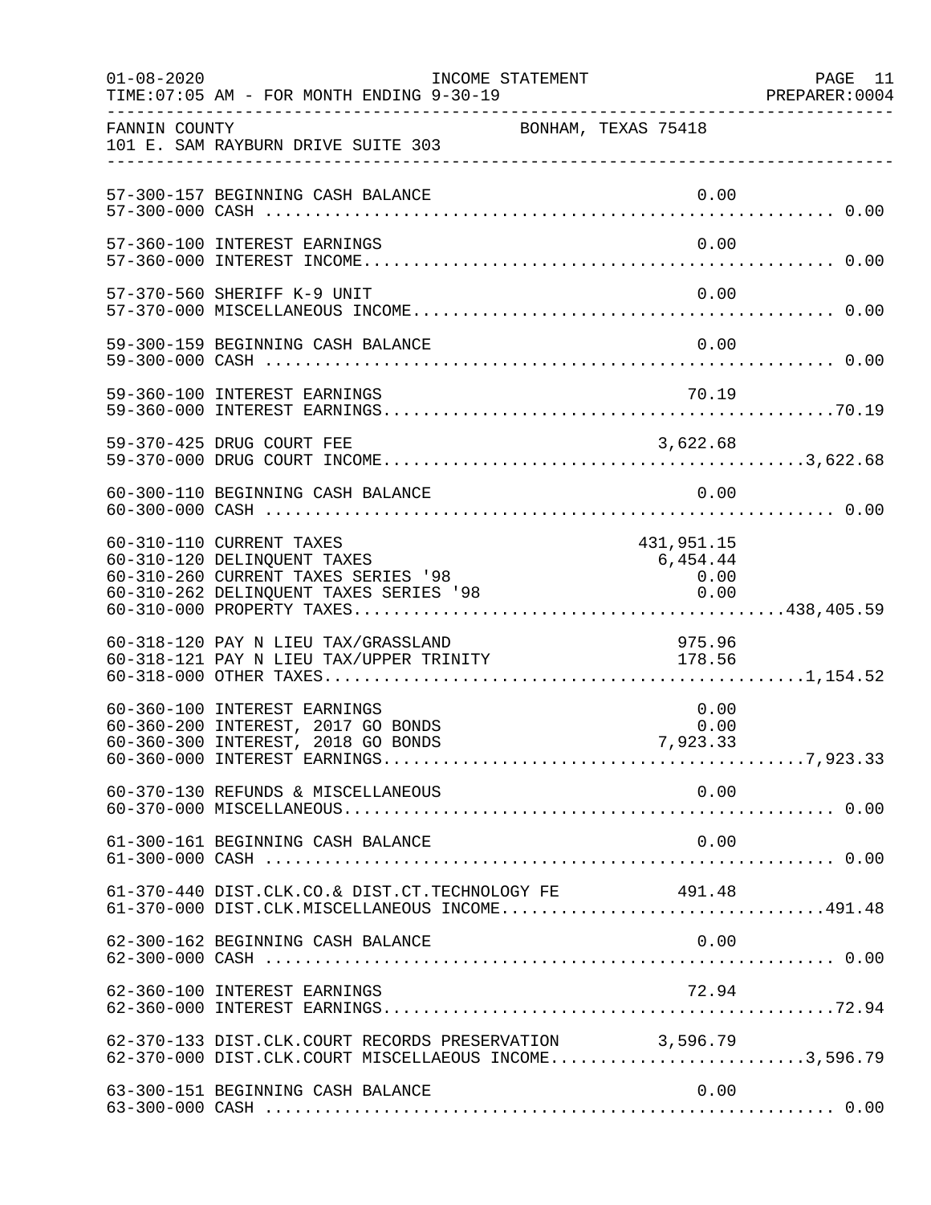FANNIN COUNTY BONHAM, TEXAS 75418
101 E. SAM RAYBURN DRIVE SUITE 303

INCOME STATEMENT
FOR MONTH ENDING 9-30-19

| Account | Description | Detail | Total |
|---|---|---|---|
| 57-300-157 | BEGINNING CASH BALANCE | 0.00 | |
| 57-300-000 | CASH | | 0.00 |
| 57-360-100 | INTEREST EARNINGS | 0.00 | |
| 57-360-000 | INTEREST INCOME | | 0.00 |
| 57-370-560 | SHERIFF K-9 UNIT | 0.00 | |
| 57-370-000 | MISCELLANEOUS INCOME | | 0.00 |
| 59-300-159 | BEGINNING CASH BALANCE | 0.00 | |
| 59-300-000 | CASH | | 0.00 |
| 59-360-100 | INTEREST EARNINGS | 70.19 | |
| 59-360-000 | INTEREST EARNINGS | | 70.19 |
| 59-370-425 | DRUG COURT FEE | 3,622.68 | |
| 59-370-000 | DRUG COURT INCOME | | 3,622.68 |
| 60-300-110 | BEGINNING CASH BALANCE | 0.00 | |
| 60-300-000 | CASH | | 0.00 |
| 60-310-110 | CURRENT TAXES | 431,951.15 | |
| 60-310-120 | DELINQUENT TAXES | 6,454.44 | |
| 60-310-260 | CURRENT TAXES SERIES '98 | 0.00 | |
| 60-310-262 | DELINQUENT TAXES SERIES '98 | 0.00 | |
| 60-310-000 | PROPERTY TAXES | | 438,405.59 |
| 60-318-120 | PAY N LIEU TAX/GRASSLAND | 975.96 | |
| 60-318-121 | PAY N LIEU TAX/UPPER TRINITY | 178.56 | |
| 60-318-000 | OTHER TAXES | | 1,154.52 |
| 60-360-100 | INTEREST EARNINGS | 0.00 | |
| 60-360-200 | INTEREST, 2017 GO BONDS | 0.00 | |
| 60-360-300 | INTEREST, 2018 GO BONDS | 7,923.33 | |
| 60-360-000 | INTEREST EARNINGS | | 7,923.33 |
| 60-370-130 | REFUNDS & MISCELLANEOUS | 0.00 | |
| 60-370-000 | MISCELLANEOUS | | 0.00 |
| 61-300-161 | BEGINNING CASH BALANCE | 0.00 | |
| 61-300-000 | CASH | | 0.00 |
| 61-370-440 | DIST.CLK.CO.& DIST.CT.TECHNOLOGY FE | 491.48 | |
| 61-370-000 | DIST.CLK.MISCELLANEOUS INCOME | | 491.48 |
| 62-300-162 | BEGINNING CASH BALANCE | 0.00 | |
| 62-300-000 | CASH | | 0.00 |
| 62-360-100 | INTEREST EARNINGS | 72.94 | |
| 62-360-000 | INTEREST EARNINGS | | 72.94 |
| 62-370-133 | DIST.CLK.COURT RECORDS PRESERVATION | 3,596.79 | |
| 62-370-000 | DIST.CLK.COURT MISCELLAEOUS INCOME | | 3,596.79 |
| 63-300-151 | BEGINNING CASH BALANCE | 0.00 | |
| 63-300-000 | CASH | | 0.00 |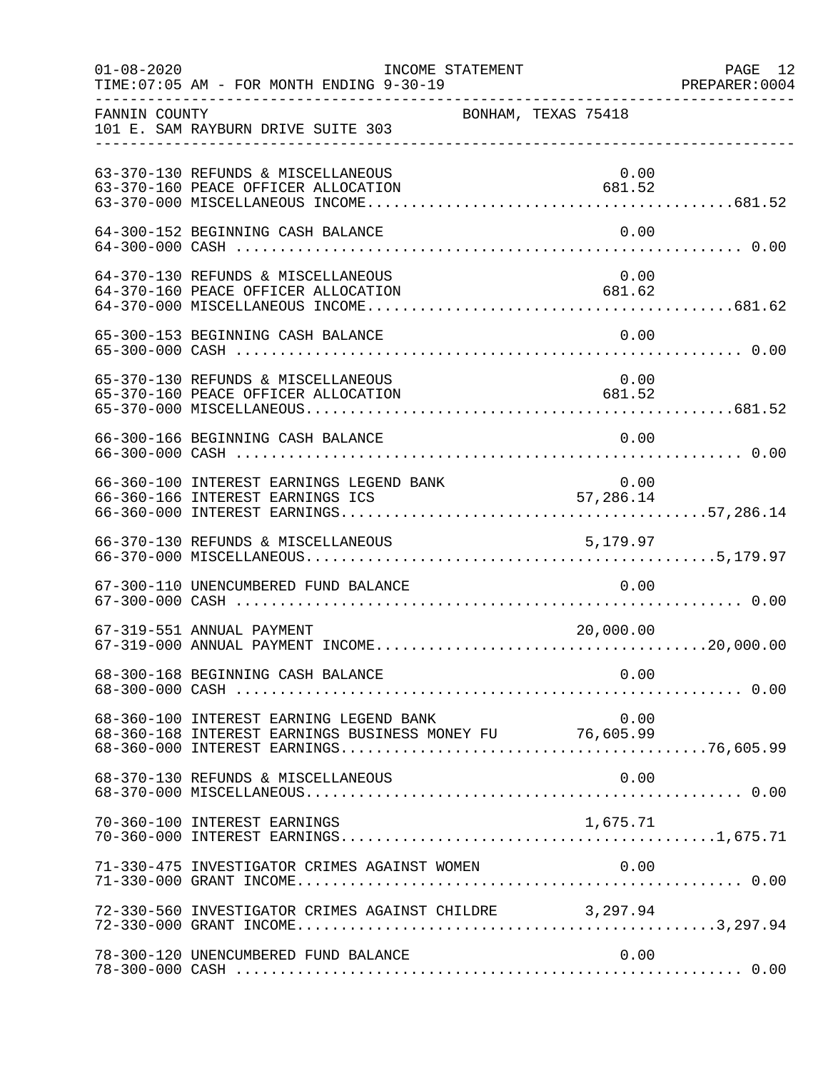FANNIN COUNTY BONHAM, TEXAS 75418
101 E. SAM RAYBURN DRIVE SUITE 303

INCOME STATEMENT — FOR MONTH ENDING 9-30-19

| Account | Description | Amount | Total |
|---|---|---|---|
| 63-370-130 | REFUNDS & MISCELLANEOUS | 0.00 | |
| 63-370-160 | PEACE OFFICER ALLOCATION | 681.52 | |
| 63-370-000 | MISCELLANEOUS INCOME | | 681.52 |
| 64-300-152 | BEGINNING CASH BALANCE | 0.00 | |
| 64-300-000 | CASH | | 0.00 |
| 64-370-130 | REFUNDS & MISCELLANEOUS | 0.00 | |
| 64-370-160 | PEACE OFFICER ALLOCATION | 681.62 | |
| 64-370-000 | MISCELLANEOUS INCOME | | 681.62 |
| 65-300-153 | BEGINNING CASH BALANCE | 0.00 | |
| 65-300-000 | CASH | | 0.00 |
| 65-370-130 | REFUNDS & MISCELLANEOUS | 0.00 | |
| 65-370-160 | PEACE OFFICER ALLOCATION | 681.52 | |
| 65-370-000 | MISCELLANEOUS | | 681.52 |
| 66-300-166 | BEGINNING CASH BALANCE | 0.00 | |
| 66-300-000 | CASH | | 0.00 |
| 66-360-100 | INTEREST EARNINGS LEGEND BANK | 0.00 | |
| 66-360-166 | INTEREST EARNINGS ICS | 57,286.14 | |
| 66-360-000 | INTEREST EARNINGS | | 57,286.14 |
| 66-370-130 | REFUNDS & MISCELLANEOUS | 5,179.97 | |
| 66-370-000 | MISCELLANEOUS | | 5,179.97 |
| 67-300-110 | UNENCUMBERED FUND BALANCE | 0.00 | |
| 67-300-000 | CASH | | 0.00 |
| 67-319-551 | ANNUAL PAYMENT | 20,000.00 | |
| 67-319-000 | ANNUAL PAYMENT INCOME | | 20,000.00 |
| 68-300-168 | BEGINNING CASH BALANCE | 0.00 | |
| 68-300-000 | CASH | | 0.00 |
| 68-360-100 | INTEREST EARNING LEGEND BANK | 0.00 | |
| 68-360-168 | INTEREST EARNINGS BUSINESS MONEY FU | 76,605.99 | |
| 68-360-000 | INTEREST EARNINGS | | 76,605.99 |
| 68-370-130 | REFUNDS & MISCELLANEOUS | 0.00 | |
| 68-370-000 | MISCELLANEOUS | | 0.00 |
| 70-360-100 | INTEREST EARNINGS | 1,675.71 | |
| 70-360-000 | INTEREST EARNINGS | | 1,675.71 |
| 71-330-475 | INVESTIGATOR CRIMES AGAINST WOMEN | 0.00 | |
| 71-330-000 | GRANT INCOME | | 0.00 |
| 72-330-560 | INVESTIGATOR CRIMES AGAINST CHILDRE | 3,297.94 | |
| 72-330-000 | GRANT INCOME | | 3,297.94 |
| 78-300-120 | UNENCUMBERED FUND BALANCE | 0.00 | |
| 78-300-000 | CASH | | 0.00 |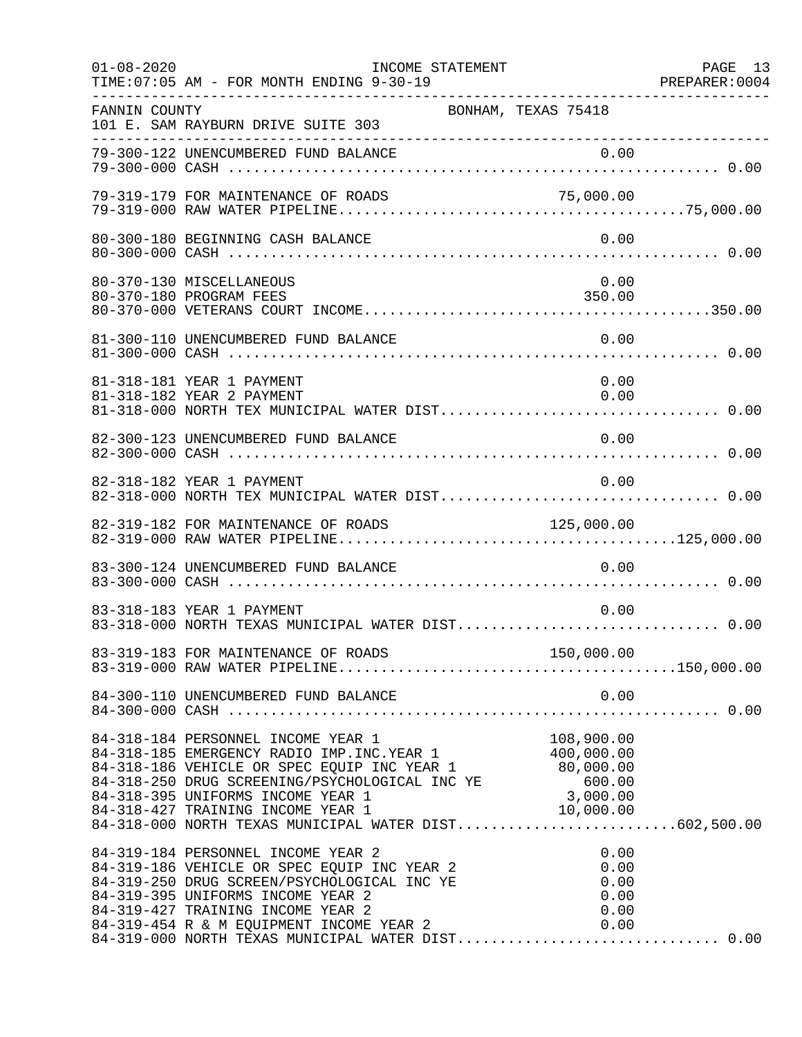FANNIN COUNTY — BONHAM, TEXAS 75418
101 E. SAM RAYBURN DRIVE SUITE 303

INCOME STATEMENT — FOR MONTH ENDING 9-30-19

| Account | Description | Amount | Total |
|---|---|---|---|
| 79-300-122 | UNENCUMBERED FUND BALANCE | 0.00 | |
| 79-300-000 | CASH | | 0.00 |
| 79-319-179 | FOR MAINTENANCE OF ROADS | 75,000.00 | |
| 79-319-000 | RAW WATER PIPELINE | | 75,000.00 |
| 80-300-180 | BEGINNING CASH BALANCE | 0.00 | |
| 80-300-000 | CASH | | 0.00 |
| 80-370-130 | MISCELLANEOUS | 0.00 | |
| 80-370-180 | PROGRAM FEES | 350.00 | |
| 80-370-000 | VETERANS COURT INCOME | | 350.00 |
| 81-300-110 | UNENCUMBERED FUND BALANCE | 0.00 | |
| 81-300-000 | CASH | | 0.00 |
| 81-318-181 | YEAR 1 PAYMENT | 0.00 | |
| 81-318-182 | YEAR 2 PAYMENT | 0.00 | |
| 81-318-000 | NORTH TEX MUNICIPAL WATER DIST | | 0.00 |
| 82-300-123 | UNENCUMBERED FUND BALANCE | 0.00 | |
| 82-300-000 | CASH | | 0.00 |
| 82-318-182 | YEAR 1 PAYMENT | 0.00 | |
| 82-318-000 | NORTH TEX MUNICIPAL WATER DIST | | 0.00 |
| 82-319-182 | FOR MAINTENANCE OF ROADS | 125,000.00 | |
| 82-319-000 | RAW WATER PIPELINE | | 125,000.00 |
| 83-300-124 | UNENCUMBERED FUND BALANCE | 0.00 | |
| 83-300-000 | CASH | | 0.00 |
| 83-318-183 | YEAR 1 PAYMENT | 0.00 | |
| 83-318-000 | NORTH TEXAS MUNICIPAL WATER DIST | | 0.00 |
| 83-319-183 | FOR MAINTENANCE OF ROADS | 150,000.00 | |
| 83-319-000 | RAW WATER PIPELINE | | 150,000.00 |
| 84-300-110 | UNENCUMBERED FUND BALANCE | 0.00 | |
| 84-300-000 | CASH | | 0.00 |
| 84-318-184 | PERSONNEL INCOME YEAR 1 | 108,900.00 | |
| 84-318-185 | EMERGENCY RADIO IMP.INC.YEAR 1 | 400,000.00 | |
| 84-318-186 | VEHICLE OR SPEC EQUIP INC YEAR 1 | 80,000.00 | |
| 84-318-250 | DRUG SCREENING/PSYCHOLOGICAL INC YE | 600.00 | |
| 84-318-395 | UNIFORMS INCOME YEAR 1 | 3,000.00 | |
| 84-318-427 | TRAINING INCOME YEAR 1 | 10,000.00 | |
| 84-318-000 | NORTH TEXAS MUNICIPAL WATER DIST | | 602,500.00 |
| 84-319-184 | PERSONNEL INCOME YEAR 2 | 0.00 | |
| 84-319-186 | VEHICLE OR SPEC EQUIP INC YEAR 2 | 0.00 | |
| 84-319-250 | DRUG SCREEN/PSYCHOLOGICAL INC YE | 0.00 | |
| 84-319-395 | UNIFORMS INCOME YEAR 2 | 0.00 | |
| 84-319-427 | TRAINING INCOME YEAR 2 | 0.00 | |
| 84-319-454 | R & M EQUIPMENT INCOME YEAR 2 | 0.00 | |
| 84-319-000 | NORTH TEXAS MUNICIPAL WATER DIST | | 0.00 |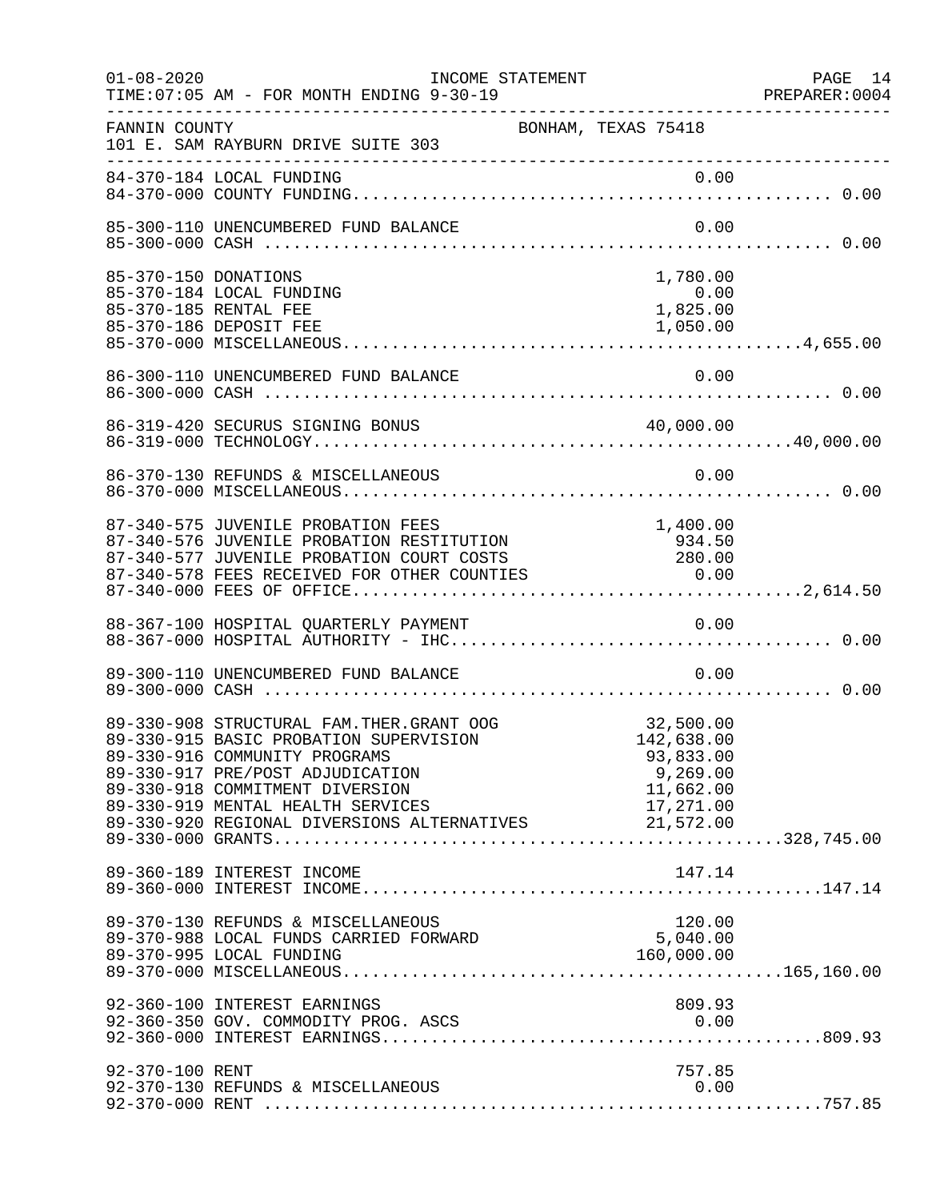FANNIN COUNTY — BONHAM, TEXAS 75418
101 E. SAM RAYBURN DRIVE SUITE 303

INCOME STATEMENT — FOR MONTH ENDING 9-30-19

| Account | Description | Amount | Total |
|---|---|---|---|
| 84-370-184 | LOCAL FUNDING | 0.00 | |
| 84-370-000 | COUNTY FUNDING | | 0.00 |
| 85-300-110 | UNENCUMBERED FUND BALANCE | 0.00 | |
| 85-300-000 | CASH | | 0.00 |
| 85-370-150 | DONATIONS | 1,780.00 | |
| 85-370-184 | LOCAL FUNDING | 0.00 | |
| 85-370-185 | RENTAL FEE | 1,825.00 | |
| 85-370-186 | DEPOSIT FEE | 1,050.00 | |
| 85-370-000 | MISCELLANEOUS | | 4,655.00 |
| 86-300-110 | UNENCUMBERED FUND BALANCE | 0.00 | |
| 86-300-000 | CASH | | 0.00 |
| 86-319-420 | SECURUS SIGNING BONUS | 40,000.00 | |
| 86-319-000 | TECHNOLOGY | | 40,000.00 |
| 86-370-130 | REFUNDS & MISCELLANEOUS | 0.00 | |
| 86-370-000 | MISCELLANEOUS | | 0.00 |
| 87-340-575 | JUVENILE PROBATION FEES | 1,400.00 | |
| 87-340-576 | JUVENILE PROBATION RESTITUTION | 934.50 | |
| 87-340-577 | JUVENILE PROBATION COURT COSTS | 280.00 | |
| 87-340-578 | FEES RECEIVED FOR OTHER COUNTIES | 0.00 | |
| 87-340-000 | FEES OF OFFICE | | 2,614.50 |
| 88-367-100 | HOSPITAL QUARTERLY PAYMENT | 0.00 | |
| 88-367-000 | HOSPITAL AUTHORITY - IHC | | 0.00 |
| 89-300-110 | UNENCUMBERED FUND BALANCE | 0.00 | |
| 89-300-000 | CASH | | 0.00 |
| 89-330-908 | STRUCTURAL FAM.THER.GRANT OOG | 32,500.00 | |
| 89-330-915 | BASIC PROBATION SUPERVISION | 142,638.00 | |
| 89-330-916 | COMMUNITY PROGRAMS | 93,833.00 | |
| 89-330-917 | PRE/POST ADJUDICATION | 9,269.00 | |
| 89-330-918 | COMMITMENT DIVERSION | 11,662.00 | |
| 89-330-919 | MENTAL HEALTH SERVICES | 17,271.00 | |
| 89-330-920 | REGIONAL DIVERSIONS ALTERNATIVES | 21,572.00 | |
| 89-330-000 | GRANTS | | 328,745.00 |
| 89-360-189 | INTEREST INCOME | 147.14 | |
| 89-360-000 | INTEREST INCOME | | 147.14 |
| 89-370-130 | REFUNDS & MISCELLANEOUS | 120.00 | |
| 89-370-988 | LOCAL FUNDS CARRIED FORWARD | 5,040.00 | |
| 89-370-995 | LOCAL FUNDING | 160,000.00 | |
| 89-370-000 | MISCELLANEOUS | | 165,160.00 |
| 92-360-100 | INTEREST EARNINGS | 809.93 | |
| 92-360-350 | GOV. COMMODITY PROG. ASCS | 0.00 | |
| 92-360-000 | INTEREST EARNINGS | | 809.93 |
| 92-370-100 | RENT | 757.85 | |
| 92-370-130 | REFUNDS & MISCELLANEOUS | 0.00 | |
| 92-370-000 | RENT | | 757.85 |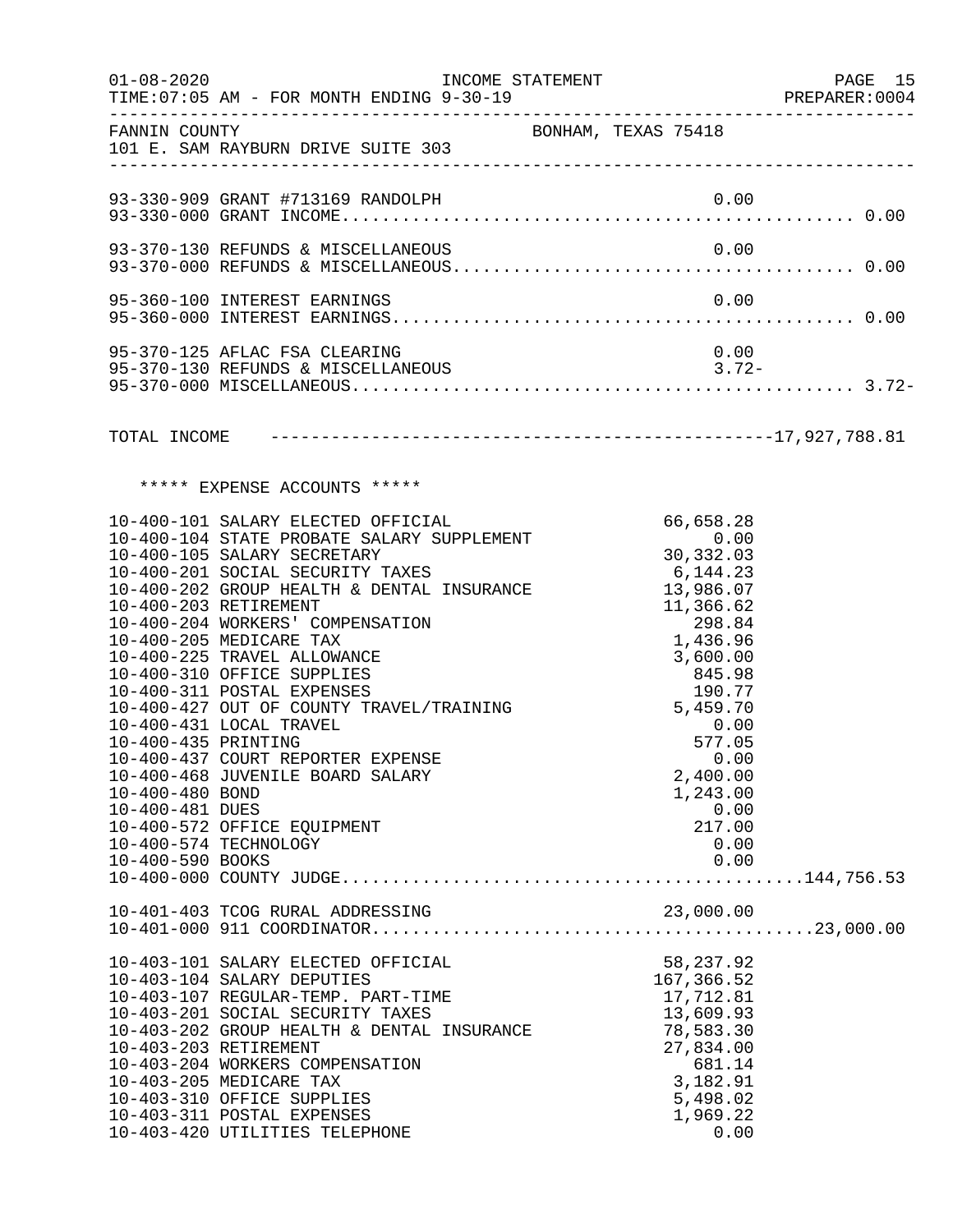FANNIN COUNTY — BONHAM, TEXAS 75418
101 E. SAM RAYBURN DRIVE SUITE 303

INCOME STATEMENT
TIME:07:05 AM - FOR MONTH ENDING 9-30-19

| Account | Description | Amount | Total |
|---|---|---|---|
| 93-330-909 | GRANT #713169 RANDOLPH | 0.00 | |
| 93-330-000 | GRANT INCOME | | 0.00 |
| 93-370-130 | REFUNDS & MISCELLANEOUS | 0.00 | |
| 93-370-000 | REFUNDS & MISCELLANEOUS | | 0.00 |
| 95-360-100 | INTEREST EARNINGS | 0.00 | |
| 95-360-000 | INTEREST EARNINGS | | 0.00 |
| 95-370-125 | AFLAC FSA CLEARING | 0.00 | |
| 95-370-130 | REFUNDS & MISCELLANEOUS | 3.72- | |
| 95-370-000 | MISCELLANEOUS | | 3.72- |

TOTAL INCOME ---------------------------------------------------------------17,927,788.81

***** EXPENSE ACCOUNTS *****

| Account | Description | Amount | Total |
|---|---|---|---|
| 10-400-101 | SALARY ELECTED OFFICIAL | 66,658.28 | |
| 10-400-104 | STATE PROBATE SALARY SUPPLEMENT | 0.00 | |
| 10-400-105 | SALARY SECRETARY | 30,332.03 | |
| 10-400-201 | SOCIAL SECURITY TAXES | 6,144.23 | |
| 10-400-202 | GROUP HEALTH & DENTAL INSURANCE | 13,986.07 | |
| 10-400-203 | RETIREMENT | 11,366.62 | |
| 10-400-204 | WORKERS' COMPENSATION | 298.84 | |
| 10-400-205 | MEDICARE TAX | 1,436.96 | |
| 10-400-225 | TRAVEL ALLOWANCE | 3,600.00 | |
| 10-400-310 | OFFICE SUPPLIES | 845.98 | |
| 10-400-311 | POSTAL EXPENSES | 190.77 | |
| 10-400-427 | OUT OF COUNTY TRAVEL/TRAINING | 5,459.70 | |
| 10-400-431 | LOCAL TRAVEL | 0.00 | |
| 10-400-435 | PRINTING | 577.05 | |
| 10-400-437 | COURT REPORTER EXPENSE | 0.00 | |
| 10-400-468 | JUVENILE BOARD SALARY | 2,400.00 | |
| 10-400-480 | BOND | 1,243.00 | |
| 10-400-481 | DUES | 0.00 | |
| 10-400-572 | OFFICE EQUIPMENT | 217.00 | |
| 10-400-574 | TECHNOLOGY | 0.00 | |
| 10-400-590 | BOOKS | 0.00 | |
| 10-400-000 | COUNTY JUDGE | | 144,756.53 |
| 10-401-403 | TCOG RURAL ADDRESSING | 23,000.00 | |
| 10-401-000 | 911 COORDINATOR | | 23,000.00 |
| 10-403-101 | SALARY ELECTED OFFICIAL | 58,237.92 | |
| 10-403-104 | SALARY DEPUTIES | 167,366.52 | |
| 10-403-107 | REGULAR-TEMP. PART-TIME | 17,712.81 | |
| 10-403-201 | SOCIAL SECURITY TAXES | 13,609.93 | |
| 10-403-202 | GROUP HEALTH & DENTAL INSURANCE | 78,583.30 | |
| 10-403-203 | RETIREMENT | 27,834.00 | |
| 10-403-204 | WORKERS COMPENSATION | 681.14 | |
| 10-403-205 | MEDICARE TAX | 3,182.91 | |
| 10-403-310 | OFFICE SUPPLIES | 5,498.02 | |
| 10-403-311 | POSTAL EXPENSES | 1,969.22 | |
| 10-403-420 | UTILITIES TELEPHONE | 0.00 | |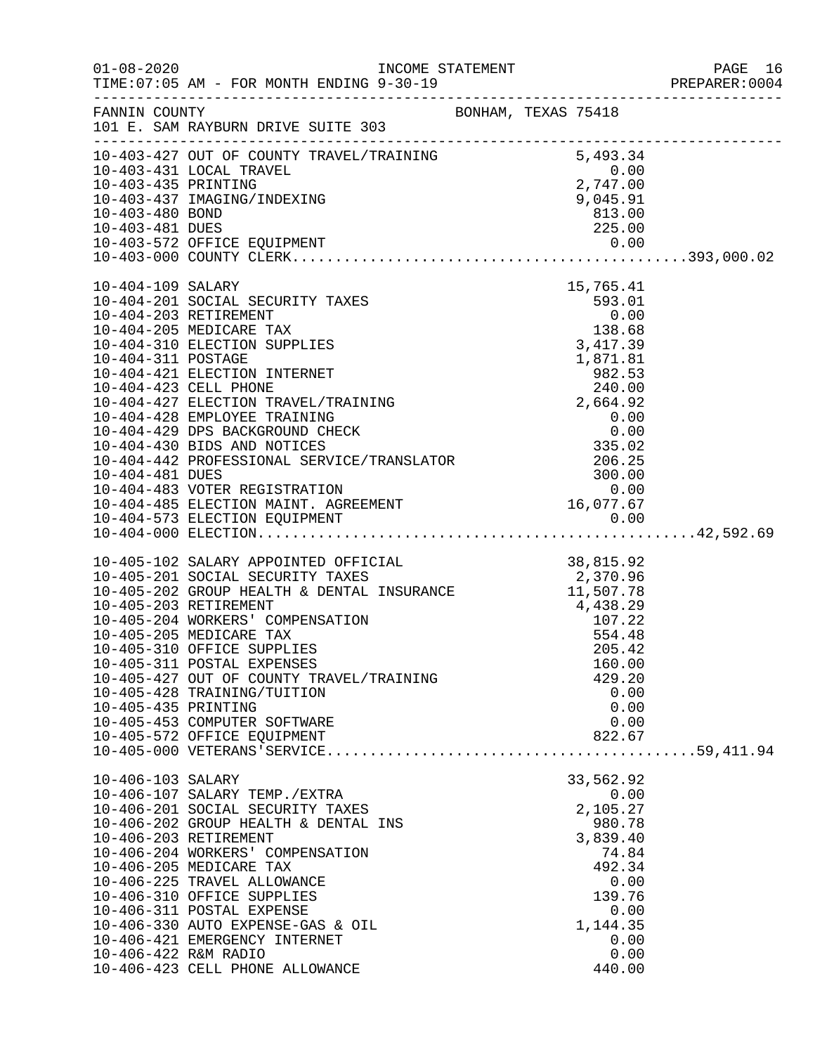FANNIN COUNTY — BONHAM, TEXAS 75418
101 E. SAM RAYBURN DRIVE SUITE 303

| Account | Description | Amount | Total |
|---|---|---|---|
| 10-403-427 | OUT OF COUNTY TRAVEL/TRAINING | 5,493.34 | |
| 10-403-431 | LOCAL TRAVEL | 0.00 | |
| 10-403-435 | PRINTING | 2,747.00 | |
| 10-403-437 | IMAGING/INDEXING | 9,045.91 | |
| 10-403-480 | BOND | 813.00 | |
| 10-403-481 | DUES | 225.00 | |
| 10-403-572 | OFFICE EQUIPMENT | 0.00 | |
| 10-403-000 | COUNTY CLERK | | 393,000.02 |
| 10-404-109 | SALARY | 15,765.41 | |
| 10-404-201 | SOCIAL SECURITY TAXES | 593.01 | |
| 10-404-203 | RETIREMENT | 0.00 | |
| 10-404-205 | MEDICARE TAX | 138.68 | |
| 10-404-310 | ELECTION SUPPLIES | 3,417.39 | |
| 10-404-311 | POSTAGE | 1,871.81 | |
| 10-404-421 | ELECTION INTERNET | 982.53 | |
| 10-404-423 | CELL PHONE | 240.00 | |
| 10-404-427 | ELECTION TRAVEL/TRAINING | 2,664.92 | |
| 10-404-428 | EMPLOYEE TRAINING | 0.00 | |
| 10-404-429 | DPS BACKGROUND CHECK | 0.00 | |
| 10-404-430 | BIDS AND NOTICES | 335.02 | |
| 10-404-442 | PROFESSIONAL SERVICE/TRANSLATOR | 206.25 | |
| 10-404-481 | DUES | 300.00 | |
| 10-404-483 | VOTER REGISTRATION | 0.00 | |
| 10-404-485 | ELECTION MAINT. AGREEMENT | 16,077.67 | |
| 10-404-573 | ELECTION EQUIPMENT | 0.00 | |
| 10-404-000 | ELECTION | | 42,592.69 |
| 10-405-102 | SALARY APPOINTED OFFICIAL | 38,815.92 | |
| 10-405-201 | SOCIAL SECURITY TAXES | 2,370.96 | |
| 10-405-202 | GROUP HEALTH & DENTAL INSURANCE | 11,507.78 | |
| 10-405-203 | RETIREMENT | 4,438.29 | |
| 10-405-204 | WORKERS' COMPENSATION | 107.22 | |
| 10-405-205 | MEDICARE TAX | 554.48 | |
| 10-405-310 | OFFICE SUPPLIES | 205.42 | |
| 10-405-311 | POSTAL EXPENSES | 160.00 | |
| 10-405-427 | OUT OF COUNTY TRAVEL/TRAINING | 429.20 | |
| 10-405-428 | TRAINING/TUITION | 0.00 | |
| 10-405-435 | PRINTING | 0.00 | |
| 10-405-453 | COMPUTER SOFTWARE | 0.00 | |
| 10-405-572 | OFFICE EQUIPMENT | 822.67 | |
| 10-405-000 | VETERANS'SERVICE | | 59,411.94 |
| 10-406-103 | SALARY | 33,562.92 | |
| 10-406-107 | SALARY TEMP./EXTRA | 0.00 | |
| 10-406-201 | SOCIAL SECURITY TAXES | 2,105.27 | |
| 10-406-202 | GROUP HEALTH & DENTAL INS | 980.78 | |
| 10-406-203 | RETIREMENT | 3,839.40 | |
| 10-406-204 | WORKERS' COMPENSATION | 74.84 | |
| 10-406-205 | MEDICARE TAX | 492.34 | |
| 10-406-225 | TRAVEL ALLOWANCE | 0.00 | |
| 10-406-310 | OFFICE SUPPLIES | 139.76 | |
| 10-406-311 | POSTAL EXPENSE | 0.00 | |
| 10-406-330 | AUTO EXPENSE-GAS & OIL | 1,144.35 | |
| 10-406-421 | EMERGENCY INTERNET | 0.00 | |
| 10-406-422 | R&M RADIO | 0.00 | |
| 10-406-423 | CELL PHONE ALLOWANCE | 440.00 | |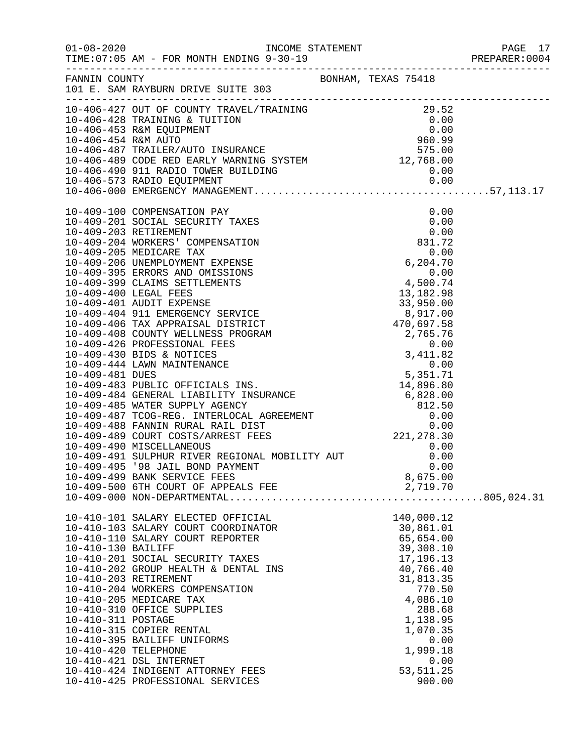FANNIN COUNTY BONHAM, TEXAS 75418

101 E. SAM RAYBURN DRIVE SUITE 303

INCOME STATEMENT

TIME:07:05 AM - FOR MONTH ENDING 9-30-19

| Account | Description | Amount | Total |
|---|---|---|---|
| 10-406-427 | OUT OF COUNTY TRAVEL/TRAINING | 29.52 | |
| 10-406-428 | TRAINING & TUITION | 0.00 | |
| 10-406-453 | R&M EQUIPMENT | 0.00 | |
| 10-406-454 | R&M AUTO | 960.99 | |
| 10-406-487 | TRAILER/AUTO INSURANCE | 575.00 | |
| 10-406-489 | CODE RED EARLY WARNING SYSTEM | 12,768.00 | |
| 10-406-490 | 911 RADIO TOWER BUILDING | 0.00 | |
| 10-406-573 | RADIO EQUIPMENT | 0.00 | |
| 10-406-000 | EMERGENCY MANAGEMENT | | 57,113.17 |
| 10-409-100 | COMPENSATION PAY | 0.00 | |
| 10-409-201 | SOCIAL SECURITY TAXES | 0.00 | |
| 10-409-203 | RETIREMENT | 0.00 | |
| 10-409-204 | WORKERS' COMPENSATION | 831.72 | |
| 10-409-205 | MEDICARE TAX | 0.00 | |
| 10-409-206 | UNEMPLOYMENT EXPENSE | 6,204.70 | |
| 10-409-395 | ERRORS AND OMISSIONS | 0.00 | |
| 10-409-399 | CLAIMS SETTLEMENTS | 4,500.74 | |
| 10-409-400 | LEGAL FEES | 13,182.98 | |
| 10-409-401 | AUDIT EXPENSE | 33,950.00 | |
| 10-409-404 | 911 EMERGENCY SERVICE | 8,917.00 | |
| 10-409-406 | TAX APPRAISAL DISTRICT | 470,697.58 | |
| 10-409-408 | COUNTY WELLNESS PROGRAM | 2,765.76 | |
| 10-409-426 | PROFESSIONAL FEES | 0.00 | |
| 10-409-430 | BIDS & NOTICES | 3,411.82 | |
| 10-409-444 | LAWN MAINTENANCE | 0.00 | |
| 10-409-481 | DUES | 5,351.71 | |
| 10-409-483 | PUBLIC OFFICIALS INS. | 14,896.80 | |
| 10-409-484 | GENERAL LIABILITY INSURANCE | 6,828.00 | |
| 10-409-485 | WATER SUPPLY AGENCY | 812.50 | |
| 10-409-487 | TCOG-REG. INTERLOCAL AGREEMENT | 0.00 | |
| 10-409-488 | FANNIN RURAL RAIL DIST | 0.00 | |
| 10-409-489 | COURT COSTS/ARREST FEES | 221,278.30 | |
| 10-409-490 | MISCELLANEOUS | 0.00 | |
| 10-409-491 | SULPHUR RIVER REGIONAL MOBILITY AUT | 0.00 | |
| 10-409-495 | '98 JAIL BOND PAYMENT | 0.00 | |
| 10-409-499 | BANK SERVICE FEES | 8,675.00 | |
| 10-409-500 | 6TH COURT OF APPEALS FEE | 2,719.70 | |
| 10-409-000 | NON-DEPARTMENTAL | | 805,024.31 |
| 10-410-101 | SALARY ELECTED OFFICIAL | 140,000.12 | |
| 10-410-103 | SALARY COURT COORDINATOR | 30,861.01 | |
| 10-410-110 | SALARY COURT REPORTER | 65,654.00 | |
| 10-410-130 | BAILIFF | 39,308.10 | |
| 10-410-201 | SOCIAL SECURITY TAXES | 17,196.13 | |
| 10-410-202 | GROUP HEALTH & DENTAL INS | 40,766.40 | |
| 10-410-203 | RETIREMENT | 31,813.35 | |
| 10-410-204 | WORKERS COMPENSATION | 770.50 | |
| 10-410-205 | MEDICARE TAX | 4,086.10 | |
| 10-410-310 | OFFICE SUPPLIES | 288.68 | |
| 10-410-311 | POSTAGE | 1,138.95 | |
| 10-410-315 | COPIER RENTAL | 1,070.35 | |
| 10-410-395 | BAILIFF UNIFORMS | 0.00 | |
| 10-410-420 | TELEPHONE | 1,999.18 | |
| 10-410-421 | DSL INTERNET | 0.00 | |
| 10-410-424 | INDIGENT ATTORNEY FEES | 53,511.25 | |
| 10-410-425 | PROFESSIONAL SERVICES | 900.00 | |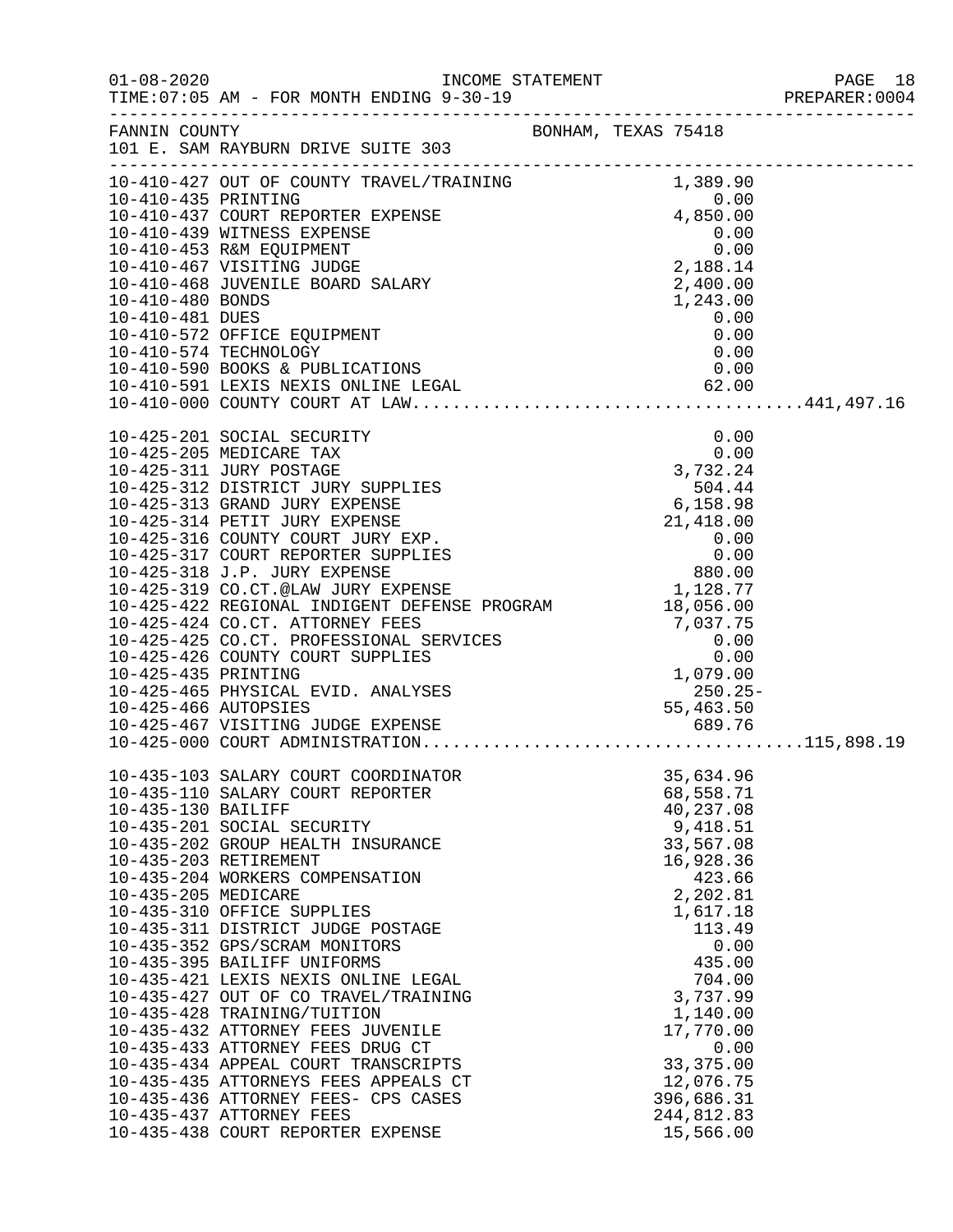FANNIN COUNTY BONHAM, TEXAS 75418
101 E. SAM RAYBURN DRIVE SUITE 303

| Account | Description | Amount | Total |
|---|---|---|---|
| 10-410-427 | OUT OF COUNTY TRAVEL/TRAINING | 1,389.90 | |
| 10-410-435 | PRINTING | 0.00 | |
| 10-410-437 | COURT REPORTER EXPENSE | 4,850.00 | |
| 10-410-439 | WITNESS EXPENSE | 0.00 | |
| 10-410-453 | R&M EQUIPMENT | 0.00 | |
| 10-410-467 | VISITING JUDGE | 2,188.14 | |
| 10-410-468 | JUVENILE BOARD SALARY | 2,400.00 | |
| 10-410-480 | BONDS | 1,243.00 | |
| 10-410-481 | DUES | 0.00 | |
| 10-410-572 | OFFICE EQUIPMENT | 0.00 | |
| 10-410-574 | TECHNOLOGY | 0.00 | |
| 10-410-590 | BOOKS & PUBLICATIONS | 0.00 | |
| 10-410-591 | LEXIS NEXIS ONLINE LEGAL | 62.00 | |
| 10-410-000 | COUNTY COURT AT LAW | | 441,497.16 |
| 10-425-201 | SOCIAL SECURITY | 0.00 | |
| 10-425-205 | MEDICARE TAX | 0.00 | |
| 10-425-311 | JURY POSTAGE | 3,732.24 | |
| 10-425-312 | DISTRICT JURY SUPPLIES | 504.44 | |
| 10-425-313 | GRAND JURY EXPENSE | 6,158.98 | |
| 10-425-314 | PETIT JURY EXPENSE | 21,418.00 | |
| 10-425-316 | COUNTY COURT JURY EXP. | 0.00 | |
| 10-425-317 | COURT REPORTER SUPPLIES | 0.00 | |
| 10-425-318 | J.P. JURY EXPENSE | 880.00 | |
| 10-425-319 | CO.CT.@LAW JURY EXPENSE | 1,128.77 | |
| 10-425-422 | REGIONAL INDIGENT DEFENSE PROGRAM | 18,056.00 | |
| 10-425-424 | CO.CT. ATTORNEY FEES | 7,037.75 | |
| 10-425-425 | CO.CT. PROFESSIONAL SERVICES | 0.00 | |
| 10-425-426 | COUNTY COURT SUPPLIES | 0.00 | |
| 10-425-435 | PRINTING | 1,079.00 | |
| 10-425-465 | PHYSICAL EVID. ANALYSES | 250.25- | |
| 10-425-466 | AUTOPSIES | 55,463.50 | |
| 10-425-467 | VISITING JUDGE EXPENSE | 689.76 | |
| 10-425-000 | COURT ADMINISTRATION | | 115,898.19 |
| 10-435-103 | SALARY COURT COORDINATOR | 35,634.96 | |
| 10-435-110 | SALARY COURT REPORTER | 68,558.71 | |
| 10-435-130 | BAILIFF | 40,237.08 | |
| 10-435-201 | SOCIAL SECURITY | 9,418.51 | |
| 10-435-202 | GROUP HEALTH INSURANCE | 33,567.08 | |
| 10-435-203 | RETIREMENT | 16,928.36 | |
| 10-435-204 | WORKERS COMPENSATION | 423.66 | |
| 10-435-205 | MEDICARE | 2,202.81 | |
| 10-435-310 | OFFICE SUPPLIES | 1,617.18 | |
| 10-435-311 | DISTRICT JUDGE POSTAGE | 113.49 | |
| 10-435-352 | GPS/SCRAM MONITORS | 0.00 | |
| 10-435-395 | BAILIFF UNIFORMS | 435.00 | |
| 10-435-421 | LEXIS NEXIS ONLINE LEGAL | 704.00 | |
| 10-435-427 | OUT OF CO TRAVEL/TRAINING | 3,737.99 | |
| 10-435-428 | TRAINING/TUITION | 1,140.00 | |
| 10-435-432 | ATTORNEY FEES JUVENILE | 17,770.00 | |
| 10-435-433 | ATTORNEY FEES DRUG CT | 0.00 | |
| 10-435-434 | APPEAL COURT TRANSCRIPTS | 33,375.00 | |
| 10-435-435 | ATTORNEYS FEES APPEALS CT | 12,076.75 | |
| 10-435-436 | ATTORNEY FEES- CPS CASES | 396,686.31 | |
| 10-435-437 | ATTORNEY FEES | 244,812.83 | |
| 10-435-438 | COURT REPORTER EXPENSE | 15,566.00 | |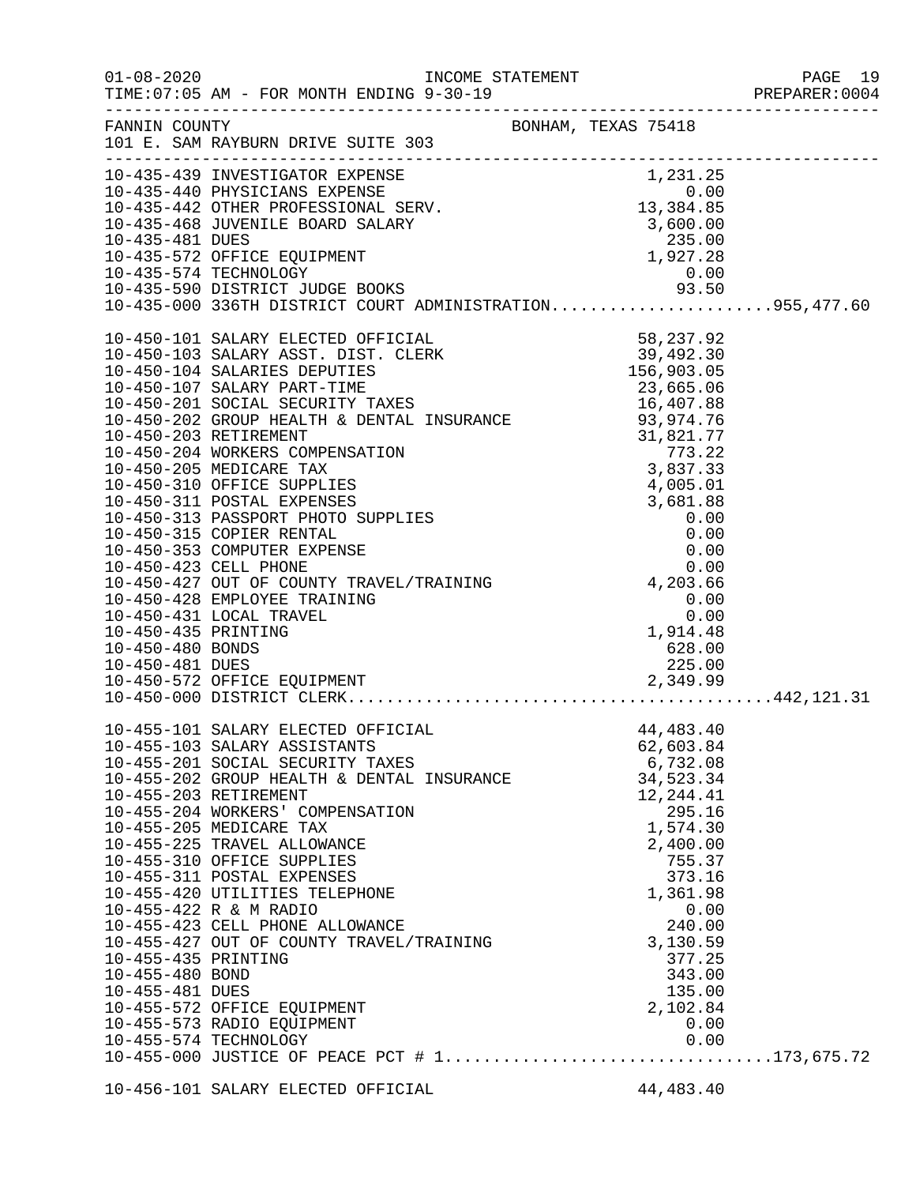FANNIN COUNTY — BONHAM, TEXAS 75418
101 E. SAM RAYBURN DRIVE SUITE 303

INCOME STATEMENT
TIME:07:05 AM - FOR MONTH ENDING 9-30-19

| Account | Description | Amount | Total |
|---|---|---|---|
| 10-435-439 | INVESTIGATOR EXPENSE | 1,231.25 | |
| 10-435-440 | PHYSICIANS EXPENSE | 0.00 | |
| 10-435-442 | OTHER PROFESSIONAL SERV. | 13,384.85 | |
| 10-435-468 | JUVENILE BOARD SALARY | 3,600.00 | |
| 10-435-481 | DUES | 235.00 | |
| 10-435-572 | OFFICE EQUIPMENT | 1,927.28 | |
| 10-435-574 | TECHNOLOGY | 0.00 | |
| 10-435-590 | DISTRICT JUDGE BOOKS | 93.50 | |
| 10-435-000 | 336TH DISTRICT COURT ADMINISTRATION | | 955,477.60 |
| 10-450-101 | SALARY ELECTED OFFICIAL | 58,237.92 | |
| 10-450-103 | SALARY ASST. DIST. CLERK | 39,492.30 | |
| 10-450-104 | SALARIES DEPUTIES | 156,903.05 | |
| 10-450-107 | SALARY PART-TIME | 23,665.06 | |
| 10-450-201 | SOCIAL SECURITY TAXES | 16,407.88 | |
| 10-450-202 | GROUP HEALTH & DENTAL INSURANCE | 93,974.76 | |
| 10-450-203 | RETIREMENT | 31,821.77 | |
| 10-450-204 | WORKERS COMPENSATION | 773.22 | |
| 10-450-205 | MEDICARE TAX | 3,837.33 | |
| 10-450-310 | OFFICE SUPPLIES | 4,005.01 | |
| 10-450-311 | POSTAL EXPENSES | 3,681.88 | |
| 10-450-313 | PASSPORT PHOTO SUPPLIES | 0.00 | |
| 10-450-315 | COPIER RENTAL | 0.00 | |
| 10-450-353 | COMPUTER EXPENSE | 0.00 | |
| 10-450-423 | CELL PHONE | 0.00 | |
| 10-450-427 | OUT OF COUNTY TRAVEL/TRAINING | 4,203.66 | |
| 10-450-428 | EMPLOYEE TRAINING | 0.00 | |
| 10-450-431 | LOCAL TRAVEL | 0.00 | |
| 10-450-435 | PRINTING | 1,914.48 | |
| 10-450-480 | BONDS | 628.00 | |
| 10-450-481 | DUES | 225.00 | |
| 10-450-572 | OFFICE EQUIPMENT | 2,349.99 | |
| 10-450-000 | DISTRICT CLERK | | 442,121.31 |
| 10-455-101 | SALARY ELECTED OFFICIAL | 44,483.40 | |
| 10-455-103 | SALARY ASSISTANTS | 62,603.84 | |
| 10-455-201 | SOCIAL SECURITY TAXES | 6,732.08 | |
| 10-455-202 | GROUP HEALTH & DENTAL INSURANCE | 34,523.34 | |
| 10-455-203 | RETIREMENT | 12,244.41 | |
| 10-455-204 | WORKERS' COMPENSATION | 295.16 | |
| 10-455-205 | MEDICARE TAX | 1,574.30 | |
| 10-455-225 | TRAVEL ALLOWANCE | 2,400.00 | |
| 10-455-310 | OFFICE SUPPLIES | 755.37 | |
| 10-455-311 | POSTAL EXPENSES | 373.16 | |
| 10-455-420 | UTILITIES TELEPHONE | 1,361.98 | |
| 10-455-422 | R & M RADIO | 0.00 | |
| 10-455-423 | CELL PHONE ALLOWANCE | 240.00 | |
| 10-455-427 | OUT OF COUNTY TRAVEL/TRAINING | 3,130.59 | |
| 10-455-435 | PRINTING | 377.25 | |
| 10-455-480 | BOND | 343.00 | |
| 10-455-481 | DUES | 135.00 | |
| 10-455-572 | OFFICE EQUIPMENT | 2,102.84 | |
| 10-455-573 | RADIO EQUIPMENT | 0.00 | |
| 10-455-574 | TECHNOLOGY | 0.00 | |
| 10-455-000 | JUSTICE OF PEACE PCT # 1 | | 173,675.72 |
| 10-456-101 | SALARY ELECTED OFFICIAL | 44,483.40 | |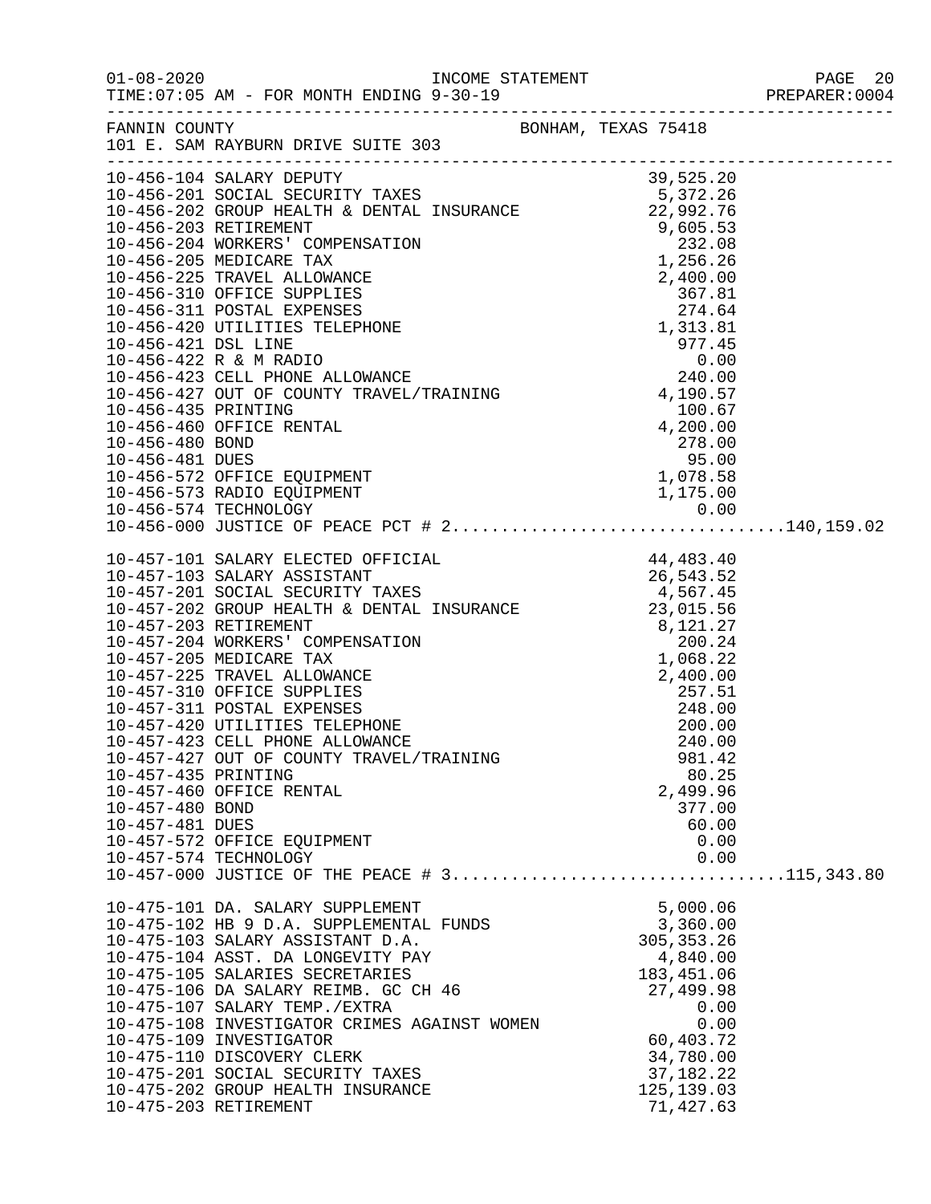FANNIN COUNTY BONHAM, TEXAS 75418
101 E. SAM RAYBURN DRIVE SUITE 303

INCOME STATEMENT
FOR MONTH ENDING 9-30-19

| Account | Description | Amount | Total |
|---|---|---|---|
| 10-456-104 | SALARY DEPUTY | 39,525.20 | |
| 10-456-201 | SOCIAL SECURITY TAXES | 5,372.26 | |
| 10-456-202 | GROUP HEALTH & DENTAL INSURANCE | 22,992.76 | |
| 10-456-203 | RETIREMENT | 9,605.53 | |
| 10-456-204 | WORKERS' COMPENSATION | 232.08 | |
| 10-456-205 | MEDICARE TAX | 1,256.26 | |
| 10-456-225 | TRAVEL ALLOWANCE | 2,400.00 | |
| 10-456-310 | OFFICE SUPPLIES | 367.81 | |
| 10-456-311 | POSTAL EXPENSES | 274.64 | |
| 10-456-420 | UTILITIES TELEPHONE | 1,313.81 | |
| 10-456-421 | DSL LINE | 977.45 | |
| 10-456-422 | R & M RADIO | 0.00 | |
| 10-456-423 | CELL PHONE ALLOWANCE | 240.00 | |
| 10-456-427 | OUT OF COUNTY TRAVEL/TRAINING | 4,190.57 | |
| 10-456-435 | PRINTING | 100.67 | |
| 10-456-460 | OFFICE RENTAL | 4,200.00 | |
| 10-456-480 | BOND | 278.00 | |
| 10-456-481 | DUES | 95.00 | |
| 10-456-572 | OFFICE EQUIPMENT | 1,078.58 | |
| 10-456-573 | RADIO EQUIPMENT | 1,175.00 | |
| 10-456-574 | TECHNOLOGY | 0.00 | |
| 10-456-000 | JUSTICE OF PEACE PCT # 2 | | 140,159.02 |
| 10-457-101 | SALARY ELECTED OFFICIAL | 44,483.40 | |
| 10-457-103 | SALARY ASSISTANT | 26,543.52 | |
| 10-457-201 | SOCIAL SECURITY TAXES | 4,567.45 | |
| 10-457-202 | GROUP HEALTH & DENTAL INSURANCE | 23,015.56 | |
| 10-457-203 | RETIREMENT | 8,121.27 | |
| 10-457-204 | WORKERS' COMPENSATION | 200.24 | |
| 10-457-205 | MEDICARE TAX | 1,068.22 | |
| 10-457-225 | TRAVEL ALLOWANCE | 2,400.00 | |
| 10-457-310 | OFFICE SUPPLIES | 257.51 | |
| 10-457-311 | POSTAL EXPENSES | 248.00 | |
| 10-457-420 | UTILITIES TELEPHONE | 200.00 | |
| 10-457-423 | CELL PHONE ALLOWANCE | 240.00 | |
| 10-457-427 | OUT OF COUNTY TRAVEL/TRAINING | 981.42 | |
| 10-457-435 | PRINTING | 80.25 | |
| 10-457-460 | OFFICE RENTAL | 2,499.96 | |
| 10-457-480 | BOND | 377.00 | |
| 10-457-481 | DUES | 60.00 | |
| 10-457-572 | OFFICE EQUIPMENT | 0.00 | |
| 10-457-574 | TECHNOLOGY | 0.00 | |
| 10-457-000 | JUSTICE OF THE PEACE # 3 | | 115,343.80 |
| 10-475-101 | DA. SALARY SUPPLEMENT | 5,000.06 | |
| 10-475-102 | HB 9 D.A. SUPPLEMENTAL FUNDS | 3,360.00 | |
| 10-475-103 | SALARY ASSISTANT D.A. | 305,353.26 | |
| 10-475-104 | ASST. DA LONGEVITY PAY | 4,840.00 | |
| 10-475-105 | SALARIES SECRETARIES | 183,451.06 | |
| 10-475-106 | DA SALARY REIMB. GC CH 46 | 27,499.98 | |
| 10-475-107 | SALARY TEMP./EXTRA | 0.00 | |
| 10-475-108 | INVESTIGATOR CRIMES AGAINST WOMEN | 0.00 | |
| 10-475-109 | INVESTIGATOR | 60,403.72 | |
| 10-475-110 | DISCOVERY CLERK | 34,780.00 | |
| 10-475-201 | SOCIAL SECURITY TAXES | 37,182.22 | |
| 10-475-202 | GROUP HEALTH INSURANCE | 125,139.03 | |
| 10-475-203 | RETIREMENT | 71,427.63 | |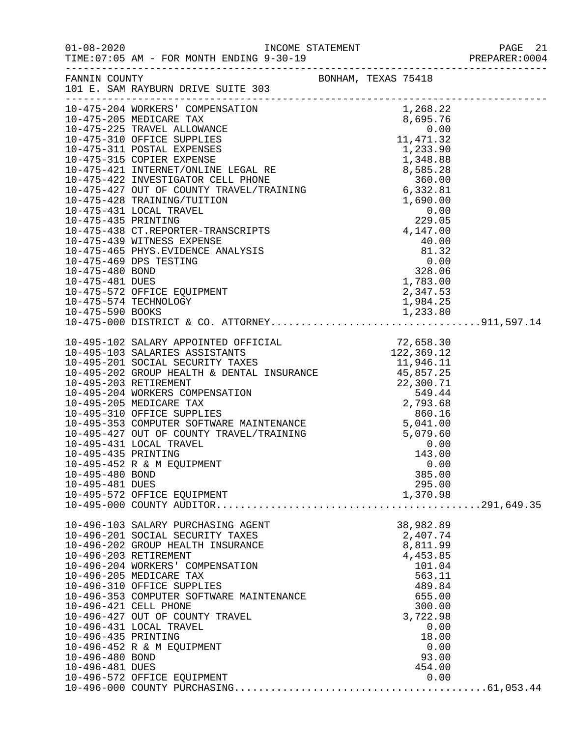FANNIN COUNTY BONHAM, TEXAS 75418
101 E. SAM RAYBURN DRIVE SUITE 303

| Account | Description | Amount | Total |
|---|---|---|---|
| 10-475-204 | WORKERS' COMPENSATION | 1,268.22 | |
| 10-475-205 | MEDICARE TAX | 8,695.76 | |
| 10-475-225 | TRAVEL ALLOWANCE | 0.00 | |
| 10-475-310 | OFFICE SUPPLIES | 11,471.32 | |
| 10-475-311 | POSTAL EXPENSES | 1,233.90 | |
| 10-475-315 | COPIER EXPENSE | 1,348.88 | |
| 10-475-421 | INTERNET/ONLINE LEGAL RE | 8,585.28 | |
| 10-475-422 | INVESTIGATOR CELL PHONE | 360.00 | |
| 10-475-427 | OUT OF COUNTY TRAVEL/TRAINING | 6,332.81 | |
| 10-475-428 | TRAINING/TUITION | 1,690.00 | |
| 10-475-431 | LOCAL TRAVEL | 0.00 | |
| 10-475-435 | PRINTING | 229.05 | |
| 10-475-438 | CT.REPORTER-TRANSCRIPTS | 4,147.00 | |
| 10-475-439 | WITNESS EXPENSE | 40.00 | |
| 10-475-465 | PHYS.EVIDENCE ANALYSIS | 81.32 | |
| 10-475-469 | DPS TESTING | 0.00 | |
| 10-475-480 | BOND | 328.06 | |
| 10-475-481 | DUES | 1,783.00 | |
| 10-475-572 | OFFICE EQUIPMENT | 2,347.53 | |
| 10-475-574 | TECHNOLOGY | 1,984.25 | |
| 10-475-590 | BOOKS | 1,233.80 | |
| 10-475-000 | DISTRICT & CO. ATTORNEY | | 911,597.14 |
| 10-495-102 | SALARY APPOINTED OFFICIAL | 72,658.30 | |
| 10-495-103 | SALARIES ASSISTANTS | 122,369.12 | |
| 10-495-201 | SOCIAL SECURITY TAXES | 11,946.11 | |
| 10-495-202 | GROUP HEALTH & DENTAL INSURANCE | 45,857.25 | |
| 10-495-203 | RETIREMENT | 22,300.71 | |
| 10-495-204 | WORKERS COMPENSATION | 549.44 | |
| 10-495-205 | MEDICARE TAX | 2,793.68 | |
| 10-495-310 | OFFICE SUPPLIES | 860.16 | |
| 10-495-353 | COMPUTER SOFTWARE MAINTENANCE | 5,041.00 | |
| 10-495-427 | OUT OF COUNTY TRAVEL/TRAINING | 5,079.60 | |
| 10-495-431 | LOCAL TRAVEL | 0.00 | |
| 10-495-435 | PRINTING | 143.00 | |
| 10-495-452 | R & M EQUIPMENT | 0.00 | |
| 10-495-480 | BOND | 385.00 | |
| 10-495-481 | DUES | 295.00 | |
| 10-495-572 | OFFICE EQUIPMENT | 1,370.98 | |
| 10-495-000 | COUNTY AUDITOR | | 291,649.35 |
| 10-496-103 | SALARY PURCHASING AGENT | 38,982.89 | |
| 10-496-201 | SOCIAL SECURITY TAXES | 2,407.74 | |
| 10-496-202 | GROUP HEALTH INSURANCE | 8,811.99 | |
| 10-496-203 | RETIREMENT | 4,453.85 | |
| 10-496-204 | WORKERS' COMPENSATION | 101.04 | |
| 10-496-205 | MEDICARE TAX | 563.11 | |
| 10-496-310 | OFFICE SUPPLIES | 489.84 | |
| 10-496-353 | COMPUTER SOFTWARE MAINTENANCE | 655.00 | |
| 10-496-421 | CELL PHONE | 300.00 | |
| 10-496-427 | OUT OF COUNTY TRAVEL | 3,722.98 | |
| 10-496-431 | LOCAL TRAVEL | 0.00 | |
| 10-496-435 | PRINTING | 18.00 | |
| 10-496-452 | R & M EQUIPMENT | 0.00 | |
| 10-496-480 | BOND | 93.00 | |
| 10-496-481 | DUES | 454.00 | |
| 10-496-572 | OFFICE EQUIPMENT | 0.00 | |
| 10-496-000 | COUNTY PURCHASING | | 61,053.44 |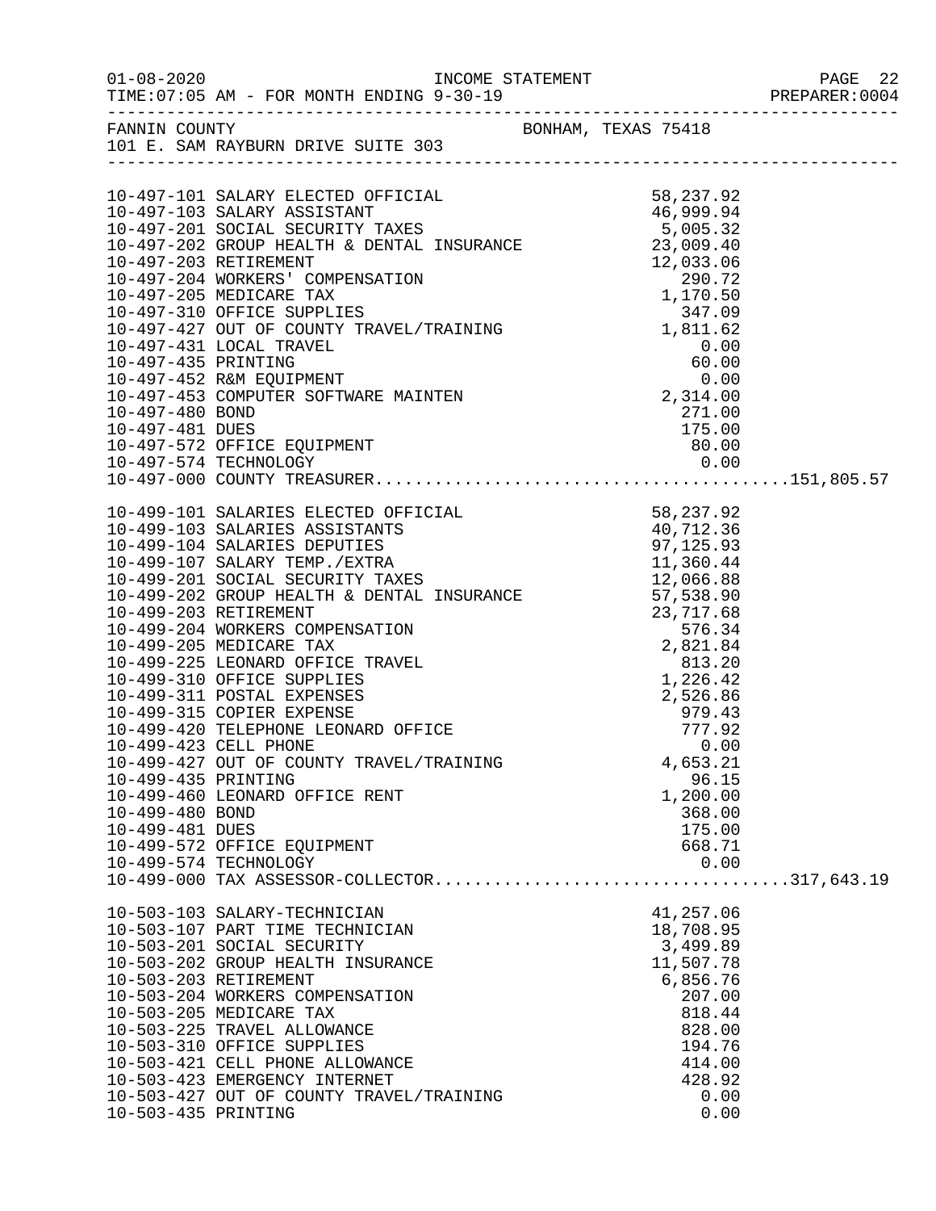FANNIN COUNTY BONHAM, TEXAS 75418
101 E. SAM RAYBURN DRIVE SUITE 303

| Account | Description | Amount | Total |
|---|---|---|---|
| 10-497-101 | SALARY ELECTED OFFICIAL | 58,237.92 | |
| 10-497-103 | SALARY ASSISTANT | 46,999.94 | |
| 10-497-201 | SOCIAL SECURITY TAXES | 5,005.32 | |
| 10-497-202 | GROUP HEALTH & DENTAL INSURANCE | 23,009.40 | |
| 10-497-203 | RETIREMENT | 12,033.06 | |
| 10-497-204 | WORKERS' COMPENSATION | 290.72 | |
| 10-497-205 | MEDICARE TAX | 1,170.50 | |
| 10-497-310 | OFFICE SUPPLIES | 347.09 | |
| 10-497-427 | OUT OF COUNTY TRAVEL/TRAINING | 1,811.62 | |
| 10-497-431 | LOCAL TRAVEL | 0.00 | |
| 10-497-435 | PRINTING | 60.00 | |
| 10-497-452 | R&M EQUIPMENT | 0.00 | |
| 10-497-453 | COMPUTER SOFTWARE MAINTEN | 2,314.00 | |
| 10-497-480 | BOND | 271.00 | |
| 10-497-481 | DUES | 175.00 | |
| 10-497-572 | OFFICE EQUIPMENT | 80.00 | |
| 10-497-574 | TECHNOLOGY | 0.00 | |
| 10-497-000 | COUNTY TREASURER | | 151,805.57 |
| 10-499-101 | SALARIES ELECTED OFFICIAL | 58,237.92 | |
| 10-499-103 | SALARIES ASSISTANTS | 40,712.36 | |
| 10-499-104 | SALARIES DEPUTIES | 97,125.93 | |
| 10-499-107 | SALARY TEMP./EXTRA | 11,360.44 | |
| 10-499-201 | SOCIAL SECURITY TAXES | 12,066.88 | |
| 10-499-202 | GROUP HEALTH & DENTAL INSURANCE | 57,538.90 | |
| 10-499-203 | RETIREMENT | 23,717.68 | |
| 10-499-204 | WORKERS COMPENSATION | 576.34 | |
| 10-499-205 | MEDICARE TAX | 2,821.84 | |
| 10-499-225 | LEONARD OFFICE TRAVEL | 813.20 | |
| 10-499-310 | OFFICE SUPPLIES | 1,226.42 | |
| 10-499-311 | POSTAL EXPENSES | 2,526.86 | |
| 10-499-315 | COPIER EXPENSE | 979.43 | |
| 10-499-420 | TELEPHONE LEONARD OFFICE | 777.92 | |
| 10-499-423 | CELL PHONE | 0.00 | |
| 10-499-427 | OUT OF COUNTY TRAVEL/TRAINING | 4,653.21 | |
| 10-499-435 | PRINTING | 96.15 | |
| 10-499-460 | LEONARD OFFICE RENT | 1,200.00 | |
| 10-499-480 | BOND | 368.00 | |
| 10-499-481 | DUES | 175.00 | |
| 10-499-572 | OFFICE EQUIPMENT | 668.71 | |
| 10-499-574 | TECHNOLOGY | 0.00 | |
| 10-499-000 | TAX ASSESSOR-COLLECTOR | | 317,643.19 |
| 10-503-103 | SALARY-TECHNICIAN | 41,257.06 | |
| 10-503-107 | PART TIME TECHNICIAN | 18,708.95 | |
| 10-503-201 | SOCIAL SECURITY | 3,499.89 | |
| 10-503-202 | GROUP HEALTH INSURANCE | 11,507.78 | |
| 10-503-203 | RETIREMENT | 6,856.76 | |
| 10-503-204 | WORKERS COMPENSATION | 207.00 | |
| 10-503-205 | MEDICARE TAX | 818.44 | |
| 10-503-225 | TRAVEL ALLOWANCE | 828.00 | |
| 10-503-310 | OFFICE SUPPLIES | 194.76 | |
| 10-503-421 | CELL PHONE ALLOWANCE | 414.00 | |
| 10-503-423 | EMERGENCY INTERNET | 428.92 | |
| 10-503-427 | OUT OF COUNTY TRAVEL/TRAINING | 0.00 | |
| 10-503-435 | PRINTING | 0.00 | |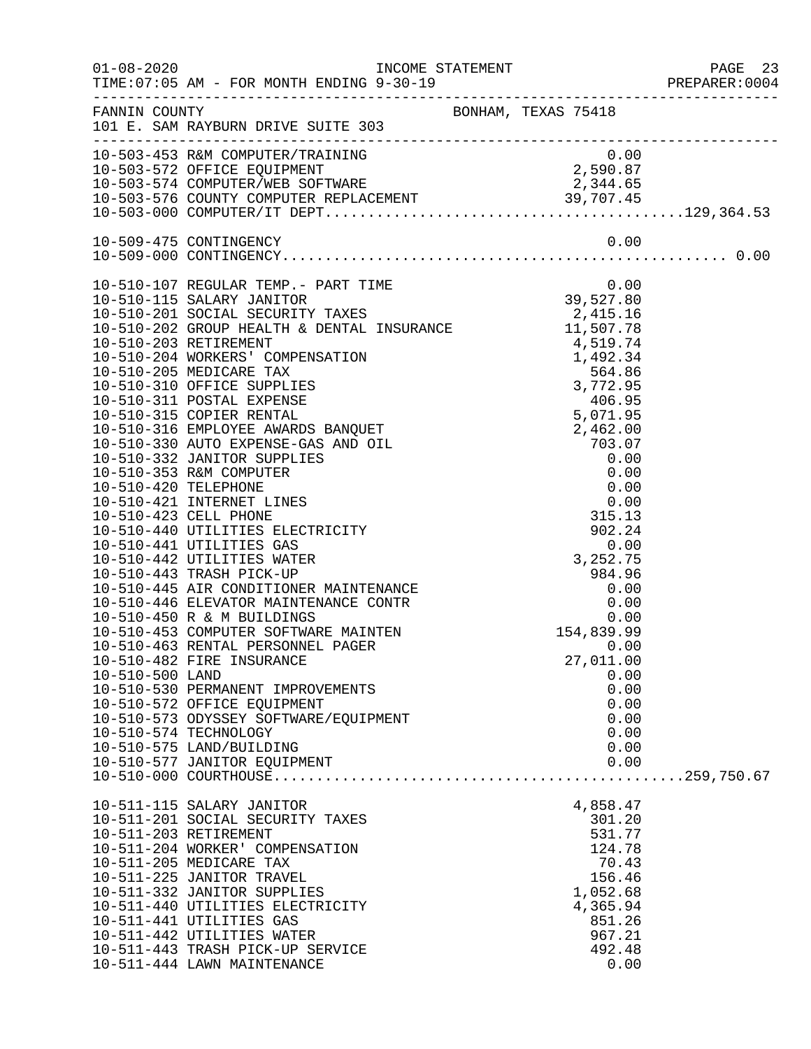FANNIN COUNTY  BONHAM, TEXAS 75418
101 E. SAM RAYBURN DRIVE SUITE 303

INCOME STATEMENT
TIME:07:05 AM - FOR MONTH ENDING 9-30-19

| Account | Description | Amount | Total |
|---|---|---|---|
| 10-503-453 | R&M COMPUTER/TRAINING | 0.00 | |
| 10-503-572 | OFFICE EQUIPMENT | 2,590.87 | |
| 10-503-574 | COMPUTER/WEB SOFTWARE | 2,344.65 | |
| 10-503-576 | COUNTY COMPUTER REPLACEMENT | 39,707.45 | |
| 10-503-000 | COMPUTER/IT DEPT | | 129,364.53 |
| | | | |
| 10-509-475 | CONTINGENCY | 0.00 | |
| 10-509-000 | CONTINGENCY | | 0.00 |
| | | | |
| 10-510-107 | REGULAR TEMP.- PART TIME | 0.00 | |
| 10-510-115 | SALARY JANITOR | 39,527.80 | |
| 10-510-201 | SOCIAL SECURITY TAXES | 2,415.16 | |
| 10-510-202 | GROUP HEALTH & DENTAL INSURANCE | 11,507.78 | |
| 10-510-203 | RETIREMENT | 4,519.74 | |
| 10-510-204 | WORKERS' COMPENSATION | 1,492.34 | |
| 10-510-205 | MEDICARE TAX | 564.86 | |
| 10-510-310 | OFFICE SUPPLIES | 3,772.95 | |
| 10-510-311 | POSTAL EXPENSE | 406.95 | |
| 10-510-315 | COPIER RENTAL | 5,071.95 | |
| 10-510-316 | EMPLOYEE AWARDS BANQUET | 2,462.00 | |
| 10-510-330 | AUTO EXPENSE-GAS AND OIL | 703.07 | |
| 10-510-332 | JANITOR SUPPLIES | 0.00 | |
| 10-510-353 | R&M COMPUTER | 0.00 | |
| 10-510-420 | TELEPHONE | 0.00 | |
| 10-510-421 | INTERNET LINES | 0.00 | |
| 10-510-423 | CELL PHONE | 315.13 | |
| 10-510-440 | UTILITIES ELECTRICITY | 902.24 | |
| 10-510-441 | UTILITIES GAS | 0.00 | |
| 10-510-442 | UTILITIES WATER | 3,252.75 | |
| 10-510-443 | TRASH PICK-UP | 984.96 | |
| 10-510-445 | AIR CONDITIONER MAINTENANCE | 0.00 | |
| 10-510-446 | ELEVATOR MAINTENANCE CONTR | 0.00 | |
| 10-510-450 | R & M BUILDINGS | 0.00 | |
| 10-510-453 | COMPUTER SOFTWARE MAINTEN | 154,839.99 | |
| 10-510-463 | RENTAL PERSONNEL PAGER | 0.00 | |
| 10-510-482 | FIRE INSURANCE | 27,011.00 | |
| 10-510-500 | LAND | 0.00 | |
| 10-510-530 | PERMANENT IMPROVEMENTS | 0.00 | |
| 10-510-572 | OFFICE EQUIPMENT | 0.00 | |
| 10-510-573 | ODYSSEY SOFTWARE/EQUIPMENT | 0.00 | |
| 10-510-574 | TECHNOLOGY | 0.00 | |
| 10-510-575 | LAND/BUILDING | 0.00 | |
| 10-510-577 | JANITOR EQUIPMENT | 0.00 | |
| 10-510-000 | COURTHOUSE | | 259,750.67 |
| | | | |
| 10-511-115 | SALARY JANITOR | 4,858.47 | |
| 10-511-201 | SOCIAL SECURITY TAXES | 301.20 | |
| 10-511-203 | RETIREMENT | 531.77 | |
| 10-511-204 | WORKER' COMPENSATION | 124.78 | |
| 10-511-205 | MEDICARE TAX | 70.43 | |
| 10-511-225 | JANITOR TRAVEL | 156.46 | |
| 10-511-332 | JANITOR SUPPLIES | 1,052.68 | |
| 10-511-440 | UTILITIES ELECTRICITY | 4,365.94 | |
| 10-511-441 | UTILITIES GAS | 851.26 | |
| 10-511-442 | UTILITIES WATER | 967.21 | |
| 10-511-443 | TRASH PICK-UP SERVICE | 492.48 | |
| 10-511-444 | LAWN MAINTENANCE | 0.00 | |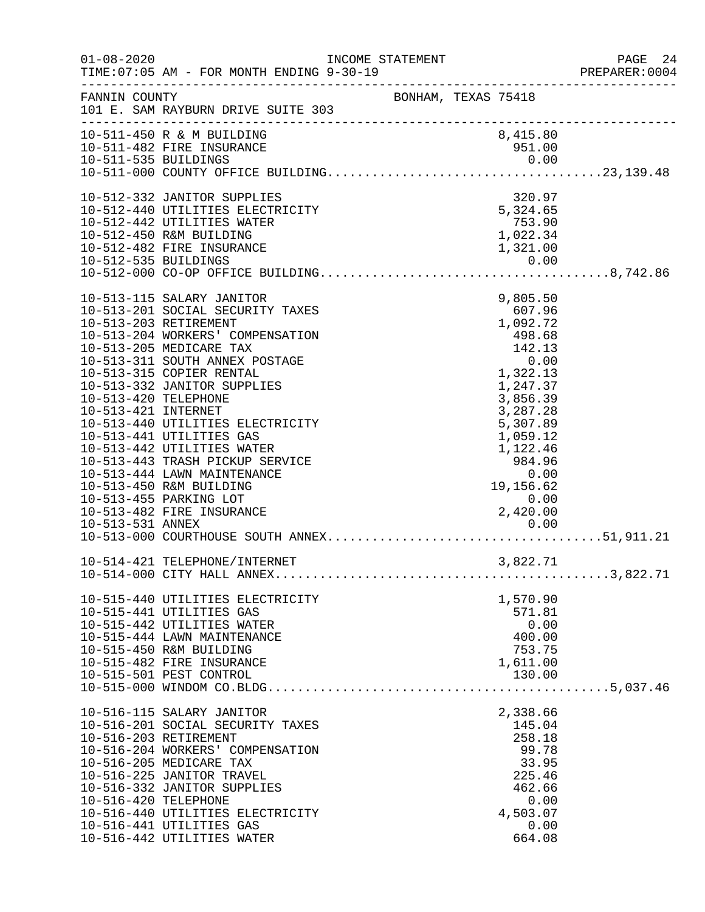INCOME STATEMENT

TIME:07:05 AM - FOR MONTH ENDING 9-30-19

FANNIN COUNTY — BONHAM, TEXAS 75418
101 E. SAM RAYBURN DRIVE SUITE 303

| Account | Description | Amount | Total |
|---|---|---|---|
| 10-511-450 | R & M BUILDING | 8,415.80 | |
| 10-511-482 | FIRE INSURANCE | 951.00 | |
| 10-511-535 | BUILDINGS | 0.00 | |
| 10-511-000 | COUNTY OFFICE BUILDING | | 23,139.48 |
| 10-512-332 | JANITOR SUPPLIES | 320.97 | |
| 10-512-440 | UTILITIES ELECTRICITY | 5,324.65 | |
| 10-512-442 | UTILITIES WATER | 753.90 | |
| 10-512-450 | R&M BUILDING | 1,022.34 | |
| 10-512-482 | FIRE INSURANCE | 1,321.00 | |
| 10-512-535 | BUILDINGS | 0.00 | |
| 10-512-000 | CO-OP OFFICE BUILDING | | 8,742.86 |
| 10-513-115 | SALARY JANITOR | 9,805.50 | |
| 10-513-201 | SOCIAL SECURITY TAXES | 607.96 | |
| 10-513-203 | RETIREMENT | 1,092.72 | |
| 10-513-204 | WORKERS' COMPENSATION | 498.68 | |
| 10-513-205 | MEDICARE TAX | 142.13 | |
| 10-513-311 | SOUTH ANNEX POSTAGE | 0.00 | |
| 10-513-315 | COPIER RENTAL | 1,322.13 | |
| 10-513-332 | JANITOR SUPPLIES | 1,247.37 | |
| 10-513-420 | TELEPHONE | 3,856.39 | |
| 10-513-421 | INTERNET | 3,287.28 | |
| 10-513-440 | UTILITIES ELECTRICITY | 5,307.89 | |
| 10-513-441 | UTILITIES GAS | 1,059.12 | |
| 10-513-442 | UTILITIES WATER | 1,122.46 | |
| 10-513-443 | TRASH PICKUP SERVICE | 984.96 | |
| 10-513-444 | LAWN MAINTENANCE | 0.00 | |
| 10-513-450 | R&M BUILDING | 19,156.62 | |
| 10-513-455 | PARKING LOT | 0.00 | |
| 10-513-482 | FIRE INSURANCE | 2,420.00 | |
| 10-513-531 | ANNEX | 0.00 | |
| 10-513-000 | COURTHOUSE SOUTH ANNEX | | 51,911.21 |
| 10-514-421 | TELEPHONE/INTERNET | 3,822.71 | |
| 10-514-000 | CITY HALL ANNEX | | 3,822.71 |
| 10-515-440 | UTILITIES ELECTRICITY | 1,570.90 | |
| 10-515-441 | UTILITIES GAS | 571.81 | |
| 10-515-442 | UTILITIES WATER | 0.00 | |
| 10-515-444 | LAWN MAINTENANCE | 400.00 | |
| 10-515-450 | R&M BUILDING | 753.75 | |
| 10-515-482 | FIRE INSURANCE | 1,611.00 | |
| 10-515-501 | PEST CONTROL | 130.00 | |
| 10-515-000 | WINDOM CO.BLDG | | 5,037.46 |
| 10-516-115 | SALARY JANITOR | 2,338.66 | |
| 10-516-201 | SOCIAL SECURITY TAXES | 145.04 | |
| 10-516-203 | RETIREMENT | 258.18 | |
| 10-516-204 | WORKERS' COMPENSATION | 99.78 | |
| 10-516-205 | MEDICARE TAX | 33.95 | |
| 10-516-225 | JANITOR TRAVEL | 225.46 | |
| 10-516-332 | JANITOR SUPPLIES | 462.66 | |
| 10-516-420 | TELEPHONE | 0.00 | |
| 10-516-440 | UTILITIES ELECTRICITY | 4,503.07 | |
| 10-516-441 | UTILITIES GAS | 0.00 | |
| 10-516-442 | UTILITIES WATER | 664.08 | |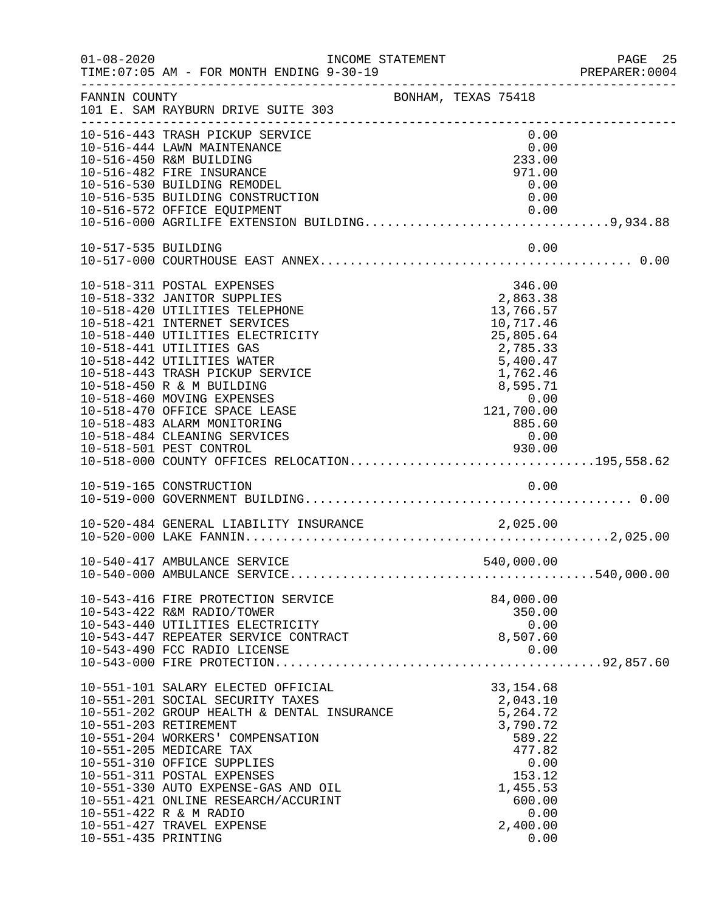FANNIN COUNTY BONHAM, TEXAS 75418
101 E. SAM RAYBURN DRIVE SUITE 303

| Account | Description | Amount | Total |
|---|---|---|---|
| 10-516-443 | TRASH PICKUP SERVICE | 0.00 | |
| 10-516-444 | LAWN MAINTENANCE | 0.00 | |
| 10-516-450 | R&M BUILDING | 233.00 | |
| 10-516-482 | FIRE INSURANCE | 971.00 | |
| 10-516-530 | BUILDING REMODEL | 0.00 | |
| 10-516-535 | BUILDING CONSTRUCTION | 0.00 | |
| 10-516-572 | OFFICE EQUIPMENT | 0.00 | |
| 10-516-000 | AGRILIFE EXTENSION BUILDING | | 9,934.88 |
| 10-517-535 | BUILDING | 0.00 | |
| 10-517-000 | COURTHOUSE EAST ANNEX | | 0.00 |
| 10-518-311 | POSTAL EXPENSES | 346.00 | |
| 10-518-332 | JANITOR SUPPLIES | 2,863.38 | |
| 10-518-420 | UTILITIES TELEPHONE | 13,766.57 | |
| 10-518-421 | INTERNET SERVICES | 10,717.46 | |
| 10-518-440 | UTILITIES ELECTRICITY | 25,805.64 | |
| 10-518-441 | UTILITIES GAS | 2,785.33 | |
| 10-518-442 | UTILITIES WATER | 5,400.47 | |
| 10-518-443 | TRASH PICKUP SERVICE | 1,762.46 | |
| 10-518-450 | R & M BUILDING | 8,595.71 | |
| 10-518-460 | MOVING EXPENSES | 0.00 | |
| 10-518-470 | OFFICE SPACE LEASE | 121,700.00 | |
| 10-518-483 | ALARM MONITORING | 885.60 | |
| 10-518-484 | CLEANING SERVICES | 0.00 | |
| 10-518-501 | PEST CONTROL | 930.00 | |
| 10-518-000 | COUNTY OFFICES RELOCATION | | 195,558.62 |
| 10-519-165 | CONSTRUCTION | 0.00 | |
| 10-519-000 | GOVERNMENT BUILDING | | 0.00 |
| 10-520-484 | GENERAL LIABILITY INSURANCE | 2,025.00 | |
| 10-520-000 | LAKE FANNIN | | 2,025.00 |
| 10-540-417 | AMBULANCE SERVICE | 540,000.00 | |
| 10-540-000 | AMBULANCE SERVICE | | 540,000.00 |
| 10-543-416 | FIRE PROTECTION SERVICE | 84,000.00 | |
| 10-543-422 | R&M RADIO/TOWER | 350.00 | |
| 10-543-440 | UTILITIES ELECTRICITY | 0.00 | |
| 10-543-447 | REPEATER SERVICE CONTRACT | 8,507.60 | |
| 10-543-490 | FCC RADIO LICENSE | 0.00 | |
| 10-543-000 | FIRE PROTECTION | | 92,857.60 |
| 10-551-101 | SALARY ELECTED OFFICIAL | 33,154.68 | |
| 10-551-201 | SOCIAL SECURITY TAXES | 2,043.10 | |
| 10-551-202 | GROUP HEALTH & DENTAL INSURANCE | 5,264.72 | |
| 10-551-203 | RETIREMENT | 3,790.72 | |
| 10-551-204 | WORKERS' COMPENSATION | 589.22 | |
| 10-551-205 | MEDICARE TAX | 477.82 | |
| 10-551-310 | OFFICE SUPPLIES | 0.00 | |
| 10-551-311 | POSTAL EXPENSES | 153.12 | |
| 10-551-330 | AUTO EXPENSE-GAS AND OIL | 1,455.53 | |
| 10-551-421 | ONLINE RESEARCH/ACCURINT | 600.00 | |
| 10-551-422 | R & M RADIO | 0.00 | |
| 10-551-427 | TRAVEL EXPENSE | 2,400.00 | |
| 10-551-435 | PRINTING | 0.00 | |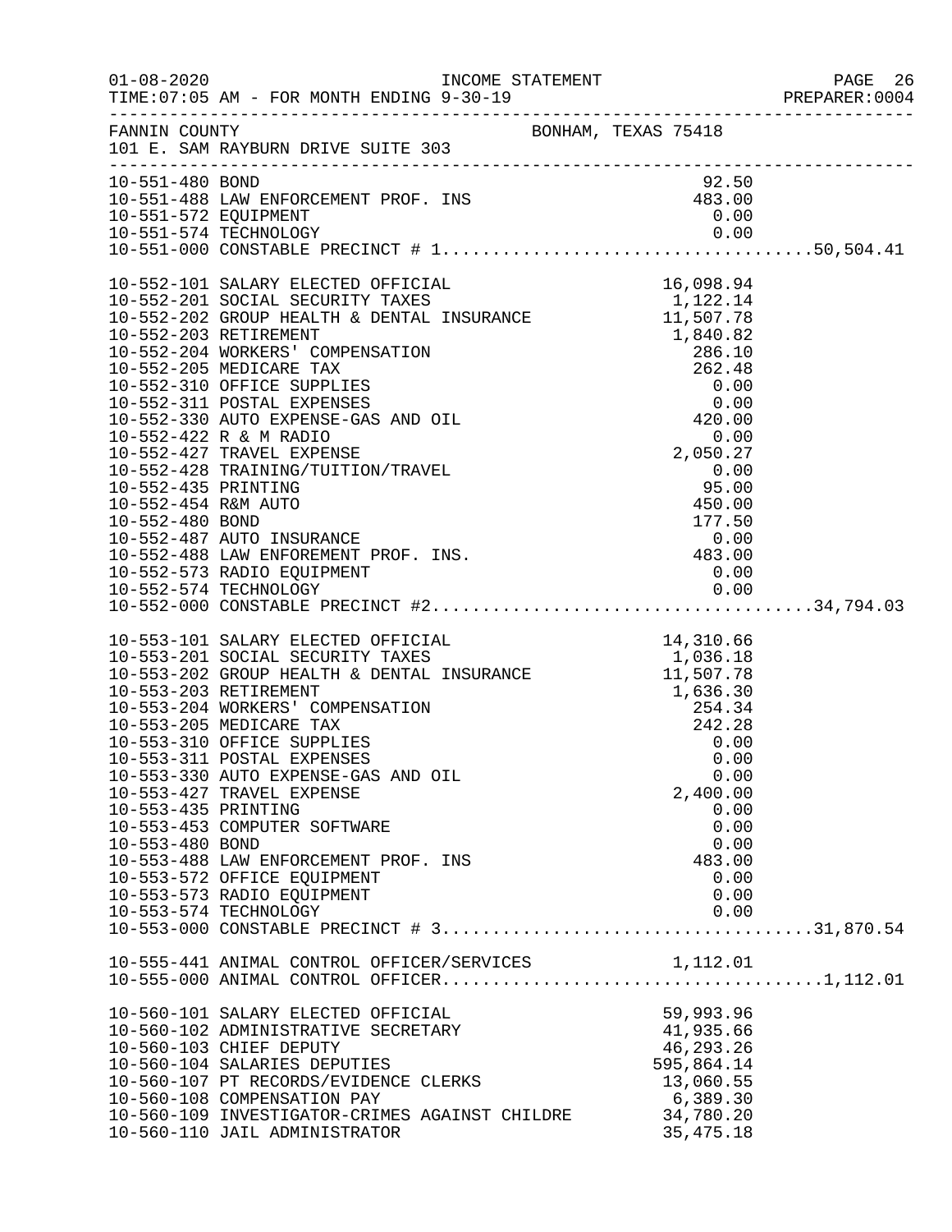FANNIN COUNTY　　　　　　　　　　　　BONHAM, TEXAS 75418
101 E. SAM RAYBURN DRIVE SUITE 303

| Account | Description | Amount | Total |
|---|---|---|---|
| 10-551-480 | BOND | 92.50 | |
| 10-551-488 | LAW ENFORCEMENT PROF. INS | 483.00 | |
| 10-551-572 | EQUIPMENT | 0.00 | |
| 10-551-574 | TECHNOLOGY | 0.00 | |
| 10-551-000 | CONSTABLE PRECINCT # 1 | | 50,504.41 |
| 10-552-101 | SALARY ELECTED OFFICIAL | 16,098.94 | |
| 10-552-201 | SOCIAL SECURITY TAXES | 1,122.14 | |
| 10-552-202 | GROUP HEALTH & DENTAL INSURANCE | 11,507.78 | |
| 10-552-203 | RETIREMENT | 1,840.82 | |
| 10-552-204 | WORKERS' COMPENSATION | 286.10 | |
| 10-552-205 | MEDICARE TAX | 262.48 | |
| 10-552-310 | OFFICE SUPPLIES | 0.00 | |
| 10-552-311 | POSTAL EXPENSES | 0.00 | |
| 10-552-330 | AUTO EXPENSE-GAS AND OIL | 420.00 | |
| 10-552-422 | R & M RADIO | 0.00 | |
| 10-552-427 | TRAVEL EXPENSE | 2,050.27 | |
| 10-552-428 | TRAINING/TUITION/TRAVEL | 0.00 | |
| 10-552-435 | PRINTING | 95.00 | |
| 10-552-454 | R&M AUTO | 450.00 | |
| 10-552-480 | BOND | 177.50 | |
| 10-552-487 | AUTO INSURANCE | 0.00 | |
| 10-552-488 | LAW ENFOREMENT PROF. INS. | 483.00 | |
| 10-552-573 | RADIO EQUIPMENT | 0.00 | |
| 10-552-574 | TECHNOLOGY | 0.00 | |
| 10-552-000 | CONSTABLE PRECINCT #2 | | 34,794.03 |
| 10-553-101 | SALARY ELECTED OFFICIAL | 14,310.66 | |
| 10-553-201 | SOCIAL SECURITY TAXES | 1,036.18 | |
| 10-553-202 | GROUP HEALTH & DENTAL INSURANCE | 11,507.78 | |
| 10-553-203 | RETIREMENT | 1,636.30 | |
| 10-553-204 | WORKERS' COMPENSATION | 254.34 | |
| 10-553-205 | MEDICARE TAX | 242.28 | |
| 10-553-310 | OFFICE SUPPLIES | 0.00 | |
| 10-553-311 | POSTAL EXPENSES | 0.00 | |
| 10-553-330 | AUTO EXPENSE-GAS AND OIL | 0.00 | |
| 10-553-427 | TRAVEL EXPENSE | 2,400.00 | |
| 10-553-435 | PRINTING | 0.00 | |
| 10-553-453 | COMPUTER SOFTWARE | 0.00 | |
| 10-553-480 | BOND | 0.00 | |
| 10-553-488 | LAW ENFORCEMENT PROF. INS | 483.00 | |
| 10-553-572 | OFFICE EQUIPMENT | 0.00 | |
| 10-553-573 | RADIO EQUIPMENT | 0.00 | |
| 10-553-574 | TECHNOLOGY | 0.00 | |
| 10-553-000 | CONSTABLE PRECINCT # 3 | | 31,870.54 |
| 10-555-441 | ANIMAL CONTROL OFFICER/SERVICES | 1,112.01 | |
| 10-555-000 | ANIMAL CONTROL OFFICER | | 1,112.01 |
| 10-560-101 | SALARY ELECTED OFFICIAL | 59,993.96 | |
| 10-560-102 | ADMINISTRATIVE SECRETARY | 41,935.66 | |
| 10-560-103 | CHIEF DEPUTY | 46,293.26 | |
| 10-560-104 | SALARIES DEPUTIES | 595,864.14 | |
| 10-560-107 | PT RECORDS/EVIDENCE CLERKS | 13,060.55 | |
| 10-560-108 | COMPENSATION PAY | 6,389.30 | |
| 10-560-109 | INVESTIGATOR-CRIMES AGAINST CHILDRE | 34,780.20 | |
| 10-560-110 | JAIL ADMINISTRATOR | 35,475.18 | |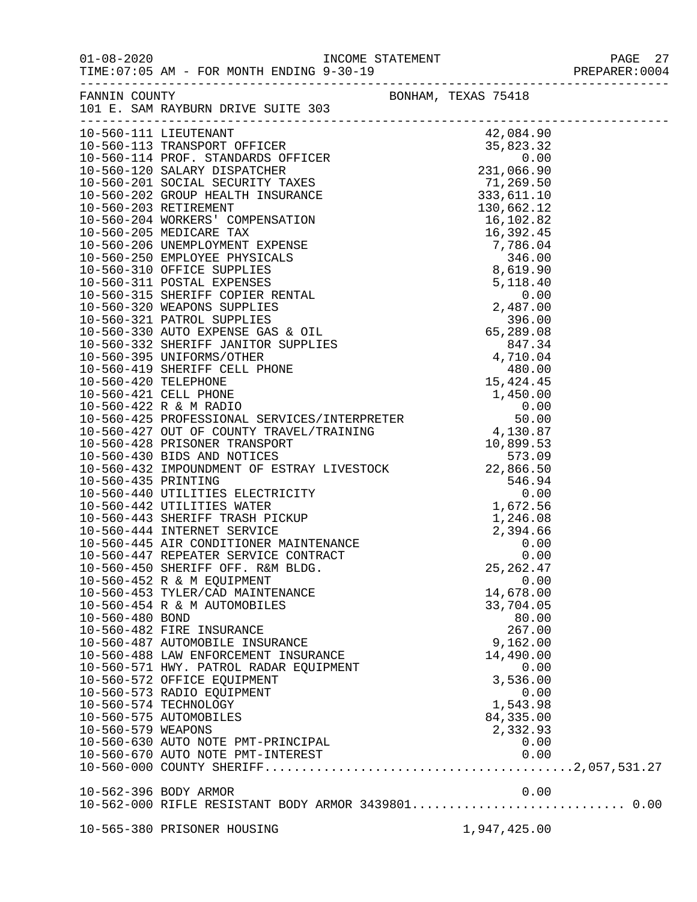FANNIN COUNTY — BONHAM, TEXAS 75418
101 E. SAM RAYBURN DRIVE SUITE 303

INCOME STATEMENT
01-08-2020 TIME:07:05 AM - FOR MONTH ENDING 9-30-19
PREPARER:0004

| Account | Description | Amount | Total |
|---|---|---|---|
| 10-560-111 | LIEUTENANT | 42,084.90 | |
| 10-560-113 | TRANSPORT OFFICER | 35,823.32 | |
| 10-560-114 | PROF. STANDARDS OFFICER | 0.00 | |
| 10-560-120 | SALARY DISPATCHER | 231,066.90 | |
| 10-560-201 | SOCIAL SECURITY TAXES | 71,269.50 | |
| 10-560-202 | GROUP HEALTH INSURANCE | 333,611.10 | |
| 10-560-203 | RETIREMENT | 130,662.12 | |
| 10-560-204 | WORKERS' COMPENSATION | 16,102.82 | |
| 10-560-205 | MEDICARE TAX | 16,392.45 | |
| 10-560-206 | UNEMPLOYMENT EXPENSE | 7,786.04 | |
| 10-560-250 | EMPLOYEE PHYSICALS | 346.00 | |
| 10-560-310 | OFFICE SUPPLIES | 8,619.90 | |
| 10-560-311 | POSTAL EXPENSES | 5,118.40 | |
| 10-560-315 | SHERIFF COPIER RENTAL | 0.00 | |
| 10-560-320 | WEAPONS SUPPLIES | 2,487.00 | |
| 10-560-321 | PATROL SUPPLIES | 396.00 | |
| 10-560-330 | AUTO EXPENSE GAS & OIL | 65,289.08 | |
| 10-560-332 | SHERIFF JANITOR SUPPLIES | 847.34 | |
| 10-560-395 | UNIFORMS/OTHER | 4,710.04 | |
| 10-560-419 | SHERIFF CELL PHONE | 480.00 | |
| 10-560-420 | TELEPHONE | 15,424.45 | |
| 10-560-421 | CELL PHONE | 1,450.00 | |
| 10-560-422 | R & M RADIO | 0.00 | |
| 10-560-425 | PROFESSIONAL SERVICES/INTERPRETER | 50.00 | |
| 10-560-427 | OUT OF COUNTY TRAVEL/TRAINING | 4,130.87 | |
| 10-560-428 | PRISONER TRANSPORT | 10,899.53 | |
| 10-560-430 | BIDS AND NOTICES | 573.09 | |
| 10-560-432 | IMPOUNDMENT OF ESTRAY LIVESTOCK | 22,866.50 | |
| 10-560-435 | PRINTING | 546.94 | |
| 10-560-440 | UTILITIES ELECTRICITY | 0.00 | |
| 10-560-442 | UTILITIES WATER | 1,672.56 | |
| 10-560-443 | SHERIFF TRASH PICKUP | 1,246.08 | |
| 10-560-444 | INTERNET SERVICE | 2,394.66 | |
| 10-560-445 | AIR CONDITIONER MAINTENANCE | 0.00 | |
| 10-560-447 | REPEATER SERVICE CONTRACT | 0.00 | |
| 10-560-450 | SHERIFF OFF. R&M BLDG. | 25,262.47 | |
| 10-560-452 | R & M EQUIPMENT | 0.00 | |
| 10-560-453 | TYLER/CAD MAINTENANCE | 14,678.00 | |
| 10-560-454 | R & M AUTOMOBILES | 33,704.05 | |
| 10-560-480 | BOND | 80.00 | |
| 10-560-482 | FIRE INSURANCE | 267.00 | |
| 10-560-487 | AUTOMOBILE INSURANCE | 9,162.00 | |
| 10-560-488 | LAW ENFORCEMENT INSURANCE | 14,490.00 | |
| 10-560-571 | HWY. PATROL RADAR EQUIPMENT | 0.00 | |
| 10-560-572 | OFFICE EQUIPMENT | 3,536.00 | |
| 10-560-573 | RADIO EQUIPMENT | 0.00 | |
| 10-560-574 | TECHNOLOGY | 1,543.98 | |
| 10-560-575 | AUTOMOBILES | 84,335.00 | |
| 10-560-579 | WEAPONS | 2,332.93 | |
| 10-560-630 | AUTO NOTE PMT-PRINCIPAL | 0.00 | |
| 10-560-670 | AUTO NOTE PMT-INTEREST | 0.00 | |
| 10-560-000 | COUNTY SHERIFF | | 2,057,531.27 |
| 10-562-396 | BODY ARMOR | 0.00 | |
| 10-562-000 | RIFLE RESISTANT BODY ARMOR 3439801 | | 0.00 |
| 10-565-380 | PRISONER HOUSING | 1,947,425.00 | |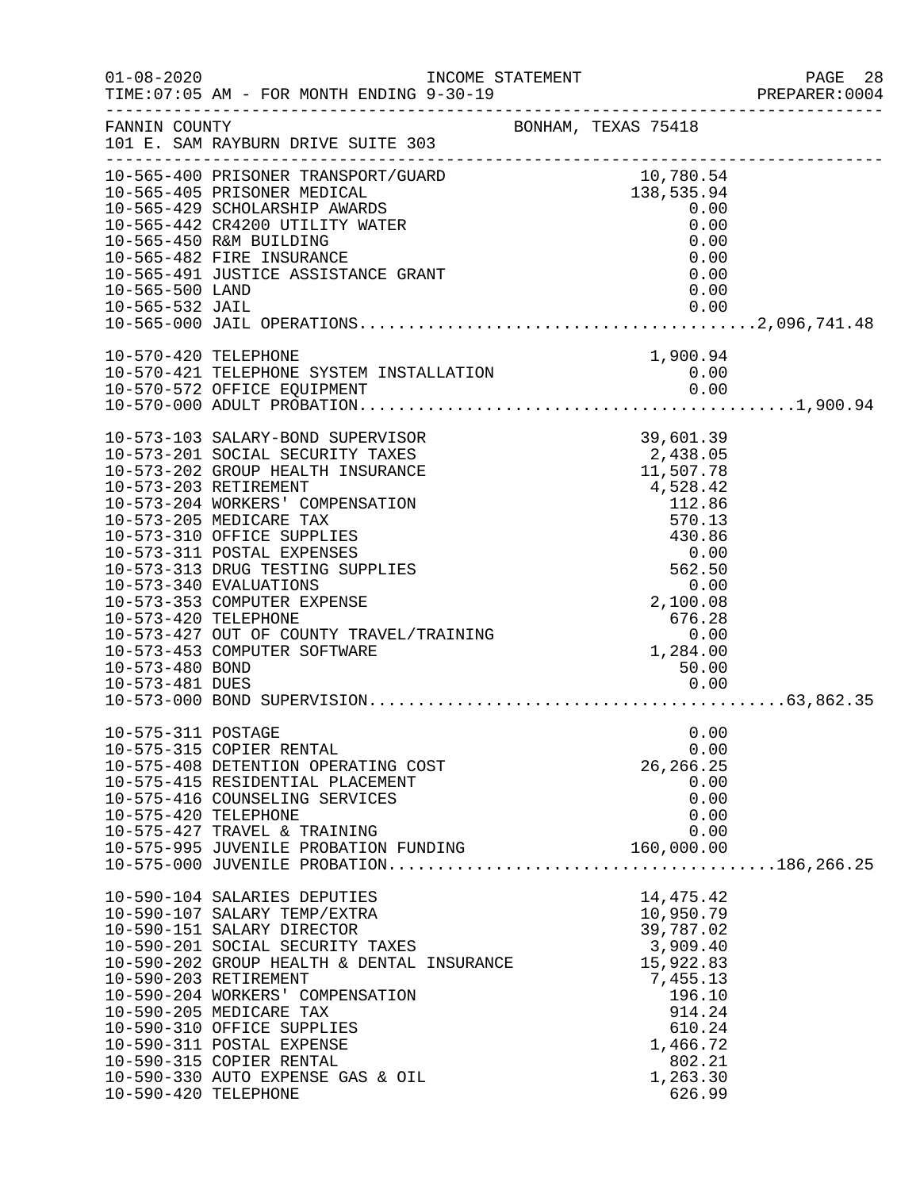FANNIN COUNTY — BONHAM, TEXAS 75418
101 E. SAM RAYBURN DRIVE SUITE 303

INCOME STATEMENT
TIME:07:05 AM - FOR MONTH ENDING 9-30-19

| Account | Description | Amount | Total |
|---|---|---|---|
| 10-565-400 | PRISONER TRANSPORT/GUARD | 10,780.54 | |
| 10-565-405 | PRISONER MEDICAL | 138,535.94 | |
| 10-565-429 | SCHOLARSHIP AWARDS | 0.00 | |
| 10-565-442 | CR4200 UTILITY WATER | 0.00 | |
| 10-565-450 | R&M BUILDING | 0.00 | |
| 10-565-482 | FIRE INSURANCE | 0.00 | |
| 10-565-491 | JUSTICE ASSISTANCE GRANT | 0.00 | |
| 10-565-500 | LAND | 0.00 | |
| 10-565-532 | JAIL | 0.00 | |
| 10-565-000 | JAIL OPERATIONS | | 2,096,741.48 |
| 10-570-420 | TELEPHONE | 1,900.94 | |
| 10-570-421 | TELEPHONE SYSTEM INSTALLATION | 0.00 | |
| 10-570-572 | OFFICE EQUIPMENT | 0.00 | |
| 10-570-000 | ADULT PROBATION | | 1,900.94 |
| 10-573-103 | SALARY-BOND SUPERVISOR | 39,601.39 | |
| 10-573-201 | SOCIAL SECURITY TAXES | 2,438.05 | |
| 10-573-202 | GROUP HEALTH INSURANCE | 11,507.78 | |
| 10-573-203 | RETIREMENT | 4,528.42 | |
| 10-573-204 | WORKERS' COMPENSATION | 112.86 | |
| 10-573-205 | MEDICARE TAX | 570.13 | |
| 10-573-310 | OFFICE SUPPLIES | 430.86 | |
| 10-573-311 | POSTAL EXPENSES | 0.00 | |
| 10-573-313 | DRUG TESTING SUPPLIES | 562.50 | |
| 10-573-340 | EVALUATIONS | 0.00 | |
| 10-573-353 | COMPUTER EXPENSE | 2,100.08 | |
| 10-573-420 | TELEPHONE | 676.28 | |
| 10-573-427 | OUT OF COUNTY TRAVEL/TRAINING | 0.00 | |
| 10-573-453 | COMPUTER SOFTWARE | 1,284.00 | |
| 10-573-480 | BOND | 50.00 | |
| 10-573-481 | DUES | 0.00 | |
| 10-573-000 | BOND SUPERVISION | | 63,862.35 |
| 10-575-311 | POSTAGE | 0.00 | |
| 10-575-315 | COPIER RENTAL | 0.00 | |
| 10-575-408 | DETENTION OPERATING COST | 26,266.25 | |
| 10-575-415 | RESIDENTIAL PLACEMENT | 0.00 | |
| 10-575-416 | COUNSELING SERVICES | 0.00 | |
| 10-575-420 | TELEPHONE | 0.00 | |
| 10-575-427 | TRAVEL & TRAINING | 0.00 | |
| 10-575-995 | JUVENILE PROBATION FUNDING | 160,000.00 | |
| 10-575-000 | JUVENILE PROBATION | | 186,266.25 |
| 10-590-104 | SALARIES DEPUTIES | 14,475.42 | |
| 10-590-107 | SALARY TEMP/EXTRA | 10,950.79 | |
| 10-590-151 | SALARY DIRECTOR | 39,787.02 | |
| 10-590-201 | SOCIAL SECURITY TAXES | 3,909.40 | |
| 10-590-202 | GROUP HEALTH & DENTAL INSURANCE | 15,922.83 | |
| 10-590-203 | RETIREMENT | 7,455.13 | |
| 10-590-204 | WORKERS' COMPENSATION | 196.10 | |
| 10-590-205 | MEDICARE TAX | 914.24 | |
| 10-590-310 | OFFICE SUPPLIES | 610.24 | |
| 10-590-311 | POSTAL EXPENSE | 1,466.72 | |
| 10-590-315 | COPIER RENTAL | 802.21 | |
| 10-590-330 | AUTO EXPENSE GAS & OIL | 1,263.30 | |
| 10-590-420 | TELEPHONE | 626.99 | |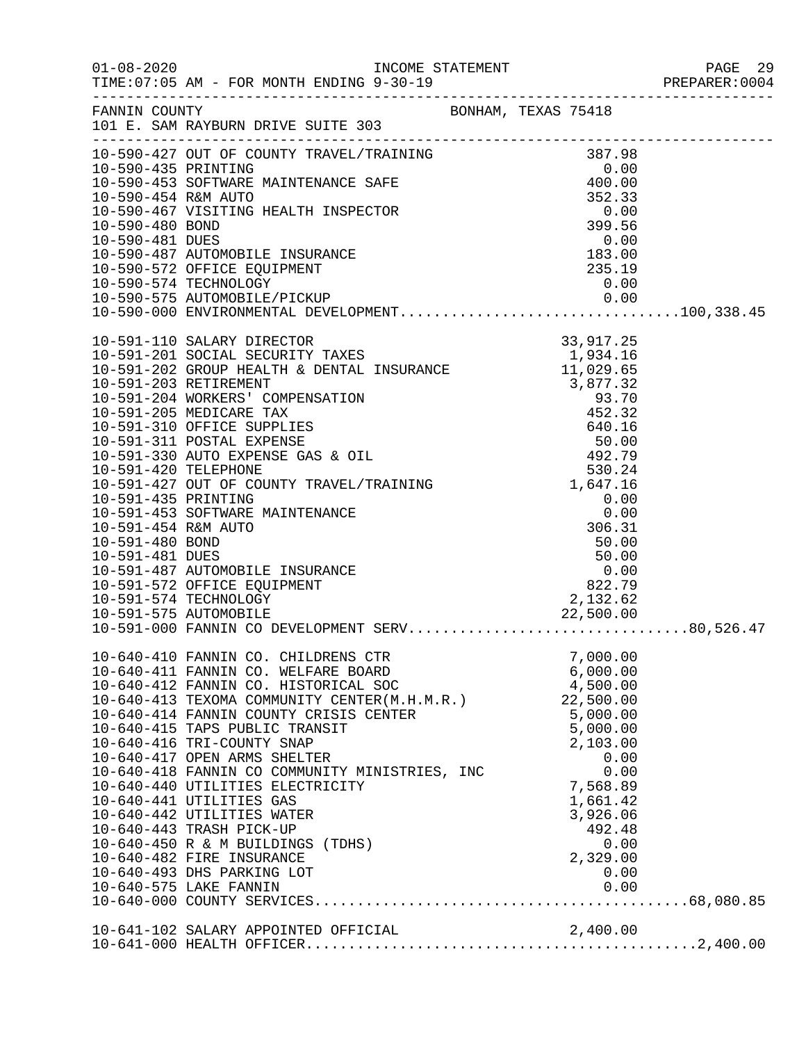FANNIN COUNTY — BONHAM, TEXAS 75418
101 E. SAM RAYBURN DRIVE SUITE 303

INCOME STATEMENT
TIME:07:05 AM - FOR MONTH ENDING 9-30-19

| Account | Description | Amount | Total |
|---|---|---|---|
| 10-590-427 | OUT OF COUNTY TRAVEL/TRAINING | 387.98 | |
| 10-590-435 | PRINTING | 0.00 | |
| 10-590-453 | SOFTWARE MAINTENANCE SAFE | 400.00 | |
| 10-590-454 | R&M AUTO | 352.33 | |
| 10-590-467 | VISITING HEALTH INSPECTOR | 0.00 | |
| 10-590-480 | BOND | 399.56 | |
| 10-590-481 | DUES | 0.00 | |
| 10-590-487 | AUTOMOBILE INSURANCE | 183.00 | |
| 10-590-572 | OFFICE EQUIPMENT | 235.19 | |
| 10-590-574 | TECHNOLOGY | 0.00 | |
| 10-590-575 | AUTOMOBILE/PICKUP | 0.00 | |
| 10-590-000 | ENVIRONMENTAL DEVELOPMENT | | 100,338.45 |
| 10-591-110 | SALARY DIRECTOR | 33,917.25 | |
| 10-591-201 | SOCIAL SECURITY TAXES | 1,934.16 | |
| 10-591-202 | GROUP HEALTH & DENTAL INSURANCE | 11,029.65 | |
| 10-591-203 | RETIREMENT | 3,877.32 | |
| 10-591-204 | WORKERS' COMPENSATION | 93.70 | |
| 10-591-205 | MEDICARE TAX | 452.32 | |
| 10-591-310 | OFFICE SUPPLIES | 640.16 | |
| 10-591-311 | POSTAL EXPENSE | 50.00 | |
| 10-591-330 | AUTO EXPENSE GAS & OIL | 492.79 | |
| 10-591-420 | TELEPHONE | 530.24 | |
| 10-591-427 | OUT OF COUNTY TRAVEL/TRAINING | 1,647.16 | |
| 10-591-435 | PRINTING | 0.00 | |
| 10-591-453 | SOFTWARE MAINTENANCE | 0.00 | |
| 10-591-454 | R&M AUTO | 306.31 | |
| 10-591-480 | BOND | 50.00 | |
| 10-591-481 | DUES | 50.00 | |
| 10-591-487 | AUTOMOBILE INSURANCE | 0.00 | |
| 10-591-572 | OFFICE EQUIPMENT | 822.79 | |
| 10-591-574 | TECHNOLOGY | 2,132.62 | |
| 10-591-575 | AUTOMOBILE | 22,500.00 | |
| 10-591-000 | FANNIN CO DEVELOPMENT SERV | | 80,526.47 |
| 10-640-410 | FANNIN CO. CHILDRENS CTR | 7,000.00 | |
| 10-640-411 | FANNIN CO. WELFARE BOARD | 6,000.00 | |
| 10-640-412 | FANNIN CO. HISTORICAL SOC | 4,500.00 | |
| 10-640-413 | TEXOMA COMMUNITY CENTER(M.H.M.R.) | 22,500.00 | |
| 10-640-414 | FANNIN COUNTY CRISIS CENTER | 5,000.00 | |
| 10-640-415 | TAPS PUBLIC TRANSIT | 5,000.00 | |
| 10-640-416 | TRI-COUNTY SNAP | 2,103.00 | |
| 10-640-417 | OPEN ARMS SHELTER | 0.00 | |
| 10-640-418 | FANNIN CO COMMUNITY MINISTRIES, INC | 0.00 | |
| 10-640-440 | UTILITIES ELECTRICITY | 7,568.89 | |
| 10-640-441 | UTILITIES GAS | 1,661.42 | |
| 10-640-442 | UTILITIES WATER | 3,926.06 | |
| 10-640-443 | TRASH PICK-UP | 492.48 | |
| 10-640-450 | R & M BUILDINGS (TDHS) | 0.00 | |
| 10-640-482 | FIRE INSURANCE | 2,329.00 | |
| 10-640-493 | DHS PARKING LOT | 0.00 | |
| 10-640-575 | LAKE FANNIN | 0.00 | |
| 10-640-000 | COUNTY SERVICES | | 68,080.85 |
| 10-641-102 | SALARY APPOINTED OFFICIAL | 2,400.00 | |
| 10-641-000 | HEALTH OFFICER | | 2,400.00 |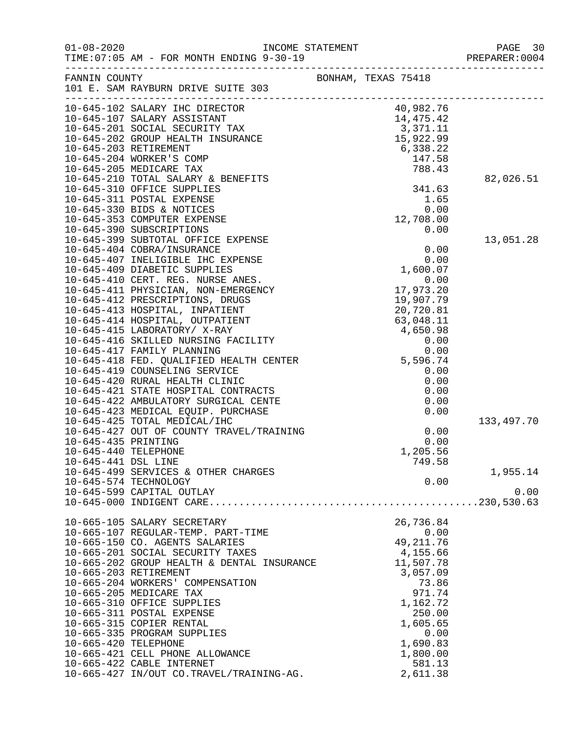INCOME STATEMENT

01-08-2020
TIME:07:05 AM - FOR MONTH ENDING 9-30-19

PREPARER:0004

FANNIN COUNTY
101 E. SAM RAYBURN DRIVE SUITE 303

BONHAM, TEXAS 75418

| Account | Description | Amount | Total |
|---|---|---|---|
| 10-645-102 | SALARY IHC DIRECTOR | 40,982.76 | |
| 10-645-107 | SALARY ASSISTANT | 14,475.42 | |
| 10-645-201 | SOCIAL SECURITY TAX | 3,371.11 | |
| 10-645-202 | GROUP HEALTH INSURANCE | 15,922.99 | |
| 10-645-203 | RETIREMENT | 6,338.22 | |
| 10-645-204 | WORKER'S COMP | 147.58 | |
| 10-645-205 | MEDICARE TAX | 788.43 | |
| 10-645-210 | TOTAL SALARY & BENEFITS | | 82,026.51 |
| 10-645-310 | OFFICE SUPPLIES | 341.63 | |
| 10-645-311 | POSTAL EXPENSE | 1.65 | |
| 10-645-330 | BIDS & NOTICES | 0.00 | |
| 10-645-353 | COMPUTER EXPENSE | 12,708.00 | |
| 10-645-390 | SUBSCRIPTIONS | 0.00 | |
| 10-645-399 | SUBTOTAL OFFICE EXPENSE | | 13,051.28 |
| 10-645-404 | COBRA/INSURANCE | 0.00 | |
| 10-645-407 | INELIGIBLE IHC EXPENSE | 0.00 | |
| 10-645-409 | DIABETIC SUPPLIES | 1,600.07 | |
| 10-645-410 | CERT. REG. NURSE ANES. | 0.00 | |
| 10-645-411 | PHYSICIAN, NON-EMERGENCY | 17,973.20 | |
| 10-645-412 | PRESCRIPTIONS, DRUGS | 19,907.79 | |
| 10-645-413 | HOSPITAL, INPATIENT | 20,720.81 | |
| 10-645-414 | HOSPITAL, OUTPATIENT | 63,048.11 | |
| 10-645-415 | LABORATORY/ X-RAY | 4,650.98 | |
| 10-645-416 | SKILLED NURSING FACILITY | 0.00 | |
| 10-645-417 | FAMILY PLANNING | 0.00 | |
| 10-645-418 | FED. QUALIFIED HEALTH CENTER | 5,596.74 | |
| 10-645-419 | COUNSELING SERVICE | 0.00 | |
| 10-645-420 | RURAL HEALTH CLINIC | 0.00 | |
| 10-645-421 | STATE HOSPITAL CONTRACTS | 0.00 | |
| 10-645-422 | AMBULATORY SURGICAL CENTE | 0.00 | |
| 10-645-423 | MEDICAL EQUIP. PURCHASE | 0.00 | |
| 10-645-425 | TOTAL MEDICAL/IHC | | 133,497.70 |
| 10-645-427 | OUT OF COUNTY TRAVEL/TRAINING | 0.00 | |
| 10-645-435 | PRINTING | 0.00 | |
| 10-645-440 | TELEPHONE | 1,205.56 | |
| 10-645-441 | DSL LINE | 749.58 | |
| 10-645-499 | SERVICES & OTHER CHARGES | | 1,955.14 |
| 10-645-574 | TECHNOLOGY | 0.00 | |
| 10-645-599 | CAPITAL OUTLAY | | 0.00 |
| 10-645-000 | INDIGENT CARE | | 230,530.63 |
| 10-665-105 | SALARY SECRETARY | 26,736.84 | |
| 10-665-107 | REGULAR-TEMP. PART-TIME | 0.00 | |
| 10-665-150 | CO. AGENTS SALARIES | 49,211.76 | |
| 10-665-201 | SOCIAL SECURITY TAXES | 4,155.66 | |
| 10-665-202 | GROUP HEALTH & DENTAL INSURANCE | 11,507.78 | |
| 10-665-203 | RETIREMENT | 3,057.09 | |
| 10-665-204 | WORKERS' COMPENSATION | 73.86 | |
| 10-665-205 | MEDICARE TAX | 971.74 | |
| 10-665-310 | OFFICE SUPPLIES | 1,162.72 | |
| 10-665-311 | POSTAL EXPENSE | 250.00 | |
| 10-665-315 | COPIER RENTAL | 1,605.65 | |
| 10-665-335 | PROGRAM SUPPLIES | 0.00 | |
| 10-665-420 | TELEPHONE | 1,690.83 | |
| 10-665-421 | CELL PHONE ALLOWANCE | 1,800.00 | |
| 10-665-422 | CABLE INTERNET | 581.13 | |
| 10-665-427 | IN/OUT CO.TRAVEL/TRAINING-AG. | 2,611.38 | |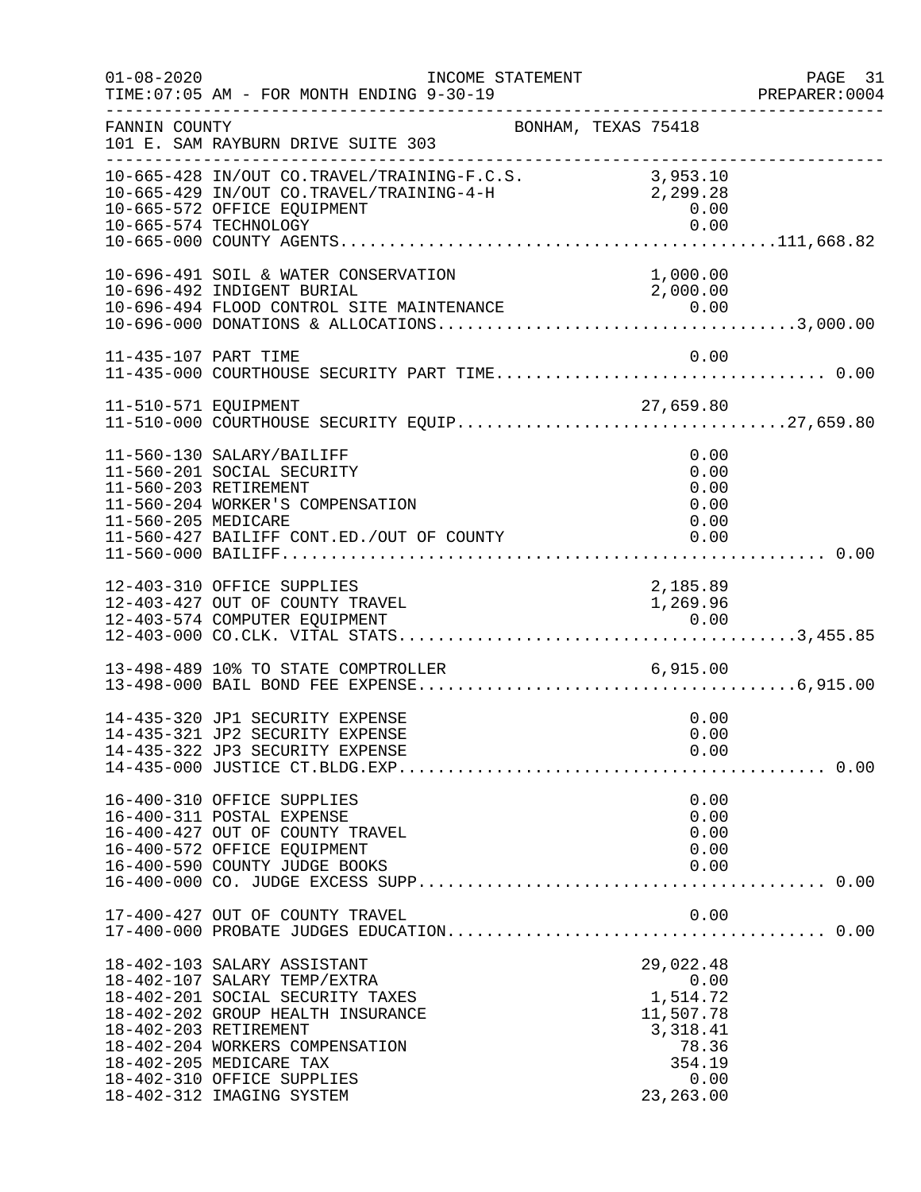FANNIN COUNTY BONHAM, TEXAS 75418
101 E. SAM RAYBURN DRIVE SUITE 303

INCOME STATEMENT
FOR MONTH ENDING 9-30-19

| Account | Description | Amount | Total |
|---|---|---|---|
| 10-665-428 | IN/OUT CO.TRAVEL/TRAINING-F.C.S. | 3,953.10 | |
| 10-665-429 | IN/OUT CO.TRAVEL/TRAINING-4-H | 2,299.28 | |
| 10-665-572 | OFFICE EQUIPMENT | 0.00 | |
| 10-665-574 | TECHNOLOGY | 0.00 | |
| 10-665-000 | COUNTY AGENTS | | 111,668.82 |
| 10-696-491 | SOIL & WATER CONSERVATION | 1,000.00 | |
| 10-696-492 | INDIGENT BURIAL | 2,000.00 | |
| 10-696-494 | FLOOD CONTROL SITE MAINTENANCE | 0.00 | |
| 10-696-000 | DONATIONS & ALLOCATIONS | | 3,000.00 |
| 11-435-107 | PART TIME | 0.00 | |
| 11-435-000 | COURTHOUSE SECURITY PART TIME | | 0.00 |
| 11-510-571 | EQUIPMENT | 27,659.80 | |
| 11-510-000 | COURTHOUSE SECURITY EQUIP | | 27,659.80 |
| 11-560-130 | SALARY/BAILIFF | 0.00 | |
| 11-560-201 | SOCIAL SECURITY | 0.00 | |
| 11-560-203 | RETIREMENT | 0.00 | |
| 11-560-204 | WORKER'S COMPENSATION | 0.00 | |
| 11-560-205 | MEDICARE | 0.00 | |
| 11-560-427 | BAILIFF CONT.ED./OUT OF COUNTY | 0.00 | |
| 11-560-000 | BAILIFF | | 0.00 |
| 12-403-310 | OFFICE SUPPLIES | 2,185.89 | |
| 12-403-427 | OUT OF COUNTY TRAVEL | 1,269.96 | |
| 12-403-574 | COMPUTER EQUIPMENT | 0.00 | |
| 12-403-000 | CO.CLK. VITAL STATS | | 3,455.85 |
| 13-498-489 | 10% TO STATE COMPTROLLER | 6,915.00 | |
| 13-498-000 | BAIL BOND FEE EXPENSE | | 6,915.00 |
| 14-435-320 | JP1 SECURITY EXPENSE | 0.00 | |
| 14-435-321 | JP2 SECURITY EXPENSE | 0.00 | |
| 14-435-322 | JP3 SECURITY EXPENSE | 0.00 | |
| 14-435-000 | JUSTICE CT.BLDG.EXP | | 0.00 |
| 16-400-310 | OFFICE SUPPLIES | 0.00 | |
| 16-400-311 | POSTAL EXPENSE | 0.00 | |
| 16-400-427 | OUT OF COUNTY TRAVEL | 0.00 | |
| 16-400-572 | OFFICE EQUIPMENT | 0.00 | |
| 16-400-590 | COUNTY JUDGE BOOKS | 0.00 | |
| 16-400-000 | CO. JUDGE EXCESS SUPP | | 0.00 |
| 17-400-427 | OUT OF COUNTY TRAVEL | 0.00 | |
| 17-400-000 | PROBATE JUDGES EDUCATION | | 0.00 |
| 18-402-103 | SALARY ASSISTANT | 29,022.48 | |
| 18-402-107 | SALARY TEMP/EXTRA | 0.00 | |
| 18-402-201 | SOCIAL SECURITY TAXES | 1,514.72 | |
| 18-402-202 | GROUP HEALTH INSURANCE | 11,507.78 | |
| 18-402-203 | RETIREMENT | 3,318.41 | |
| 18-402-204 | WORKERS COMPENSATION | 78.36 | |
| 18-402-205 | MEDICARE TAX | 354.19 | |
| 18-402-310 | OFFICE SUPPLIES | 0.00 | |
| 18-402-312 | IMAGING SYSTEM | 23,263.00 | |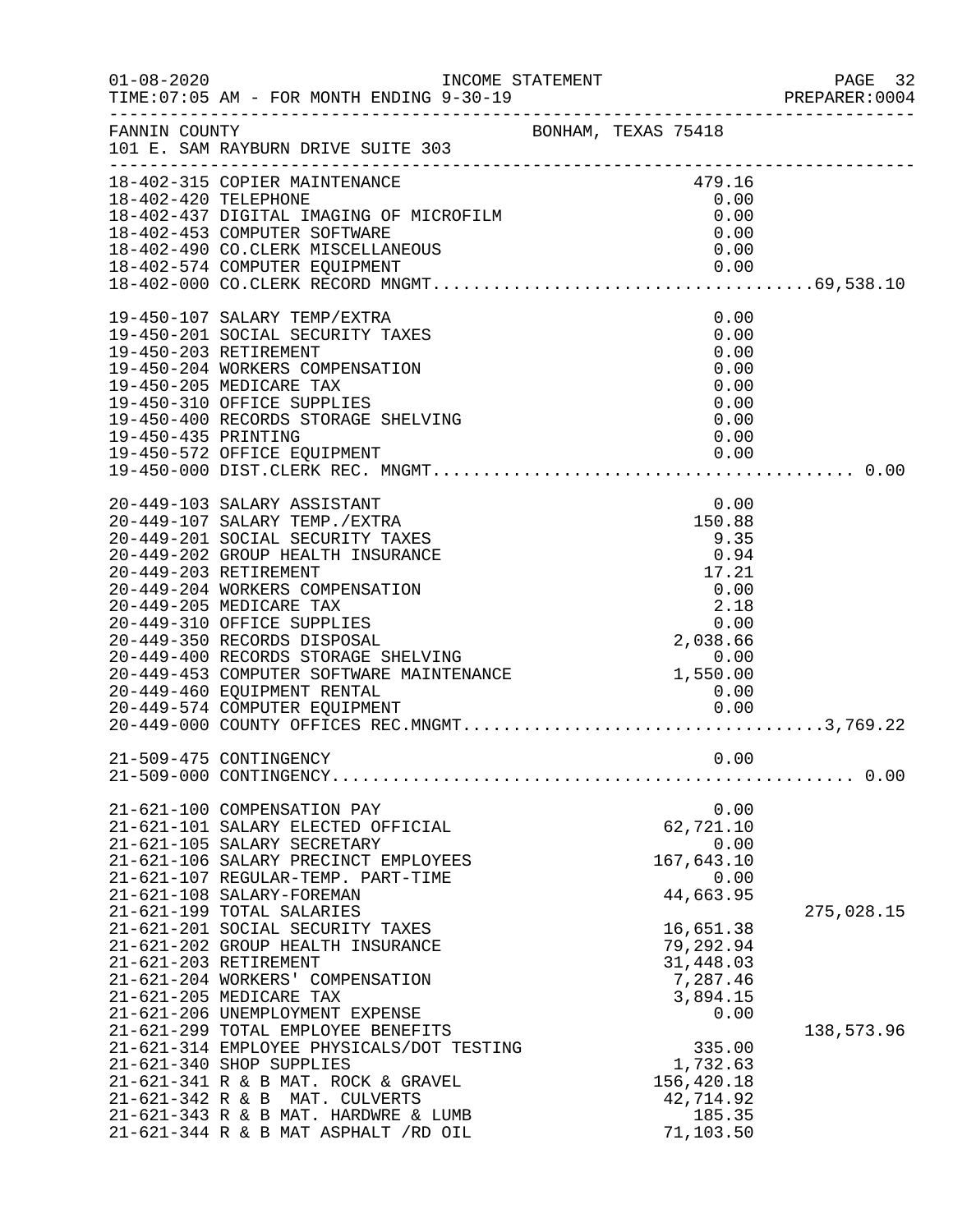FANNIN COUNTY — BONHAM, TEXAS 75418
101 E. SAM RAYBURN DRIVE SUITE 303

INCOME STATEMENT
TIME:07:05 AM - FOR MONTH ENDING 9-30-19

| Account | Description | Amount | Total |
|---|---|---|---|
| 18-402-315 | COPIER MAINTENANCE | 479.16 | |
| 18-402-420 | TELEPHONE | 0.00 | |
| 18-402-437 | DIGITAL IMAGING OF MICROFILM | 0.00 | |
| 18-402-453 | COMPUTER SOFTWARE | 0.00 | |
| 18-402-490 | CO.CLERK MISCELLANEOUS | 0.00 | |
| 18-402-574 | COMPUTER EQUIPMENT | 0.00 | |
| 18-402-000 | CO.CLERK RECORD MNGMT. | | 69,538.10 |
| 19-450-107 | SALARY TEMP/EXTRA | 0.00 | |
| 19-450-201 | SOCIAL SECURITY TAXES | 0.00 | |
| 19-450-203 | RETIREMENT | 0.00 | |
| 19-450-204 | WORKERS COMPENSATION | 0.00 | |
| 19-450-205 | MEDICARE TAX | 0.00 | |
| 19-450-310 | OFFICE SUPPLIES | 0.00 | |
| 19-450-400 | RECORDS STORAGE SHELVING | 0.00 | |
| 19-450-435 | PRINTING | 0.00 | |
| 19-450-572 | OFFICE EQUIPMENT | 0.00 | |
| 19-450-000 | DIST.CLERK REC. MNGMT. | | 0.00 |
| 20-449-103 | SALARY ASSISTANT | 0.00 | |
| 20-449-107 | SALARY TEMP./EXTRA | 150.88 | |
| 20-449-201 | SOCIAL SECURITY TAXES | 9.35 | |
| 20-449-202 | GROUP HEALTH INSURANCE | 0.94 | |
| 20-449-203 | RETIREMENT | 17.21 | |
| 20-449-204 | WORKERS COMPENSATION | 0.00 | |
| 20-449-205 | MEDICARE TAX | 2.18 | |
| 20-449-310 | OFFICE SUPPLIES | 0.00 | |
| 20-449-350 | RECORDS DISPOSAL | 2,038.66 | |
| 20-449-400 | RECORDS STORAGE SHELVING | 0.00 | |
| 20-449-453 | COMPUTER SOFTWARE MAINTENANCE | 1,550.00 | |
| 20-449-460 | EQUIPMENT RENTAL | 0.00 | |
| 20-449-574 | COMPUTER EQUIPMENT | 0.00 | |
| 20-449-000 | COUNTY OFFICES REC.MNGMT. | | 3,769.22 |
| 21-509-475 | CONTINGENCY | 0.00 | |
| 21-509-000 | CONTINGENCY | | 0.00 |
| 21-621-100 | COMPENSATION PAY | 0.00 | |
| 21-621-101 | SALARY ELECTED OFFICIAL | 62,721.10 | |
| 21-621-105 | SALARY SECRETARY | 0.00 | |
| 21-621-106 | SALARY PRECINCT EMPLOYEES | 167,643.10 | |
| 21-621-107 | REGULAR-TEMP. PART-TIME | 0.00 | |
| 21-621-108 | SALARY-FOREMAN | 44,663.95 | |
| 21-621-199 | TOTAL SALARIES | | 275,028.15 |
| 21-621-201 | SOCIAL SECURITY TAXES | 16,651.38 | |
| 21-621-202 | GROUP HEALTH INSURANCE | 79,292.94 | |
| 21-621-203 | RETIREMENT | 31,448.03 | |
| 21-621-204 | WORKERS' COMPENSATION | 7,287.46 | |
| 21-621-205 | MEDICARE TAX | 3,894.15 | |
| 21-621-206 | UNEMPLOYMENT EXPENSE | 0.00 | |
| 21-621-299 | TOTAL EMPLOYEE BENEFITS | | 138,573.96 |
| 21-621-314 | EMPLOYEE PHYSICALS/DOT TESTING | 335.00 | |
| 21-621-340 | SHOP SUPPLIES | 1,732.63 | |
| 21-621-341 | R & B MAT. ROCK & GRAVEL | 156,420.18 | |
| 21-621-342 | R & B MAT. CULVERTS | 42,714.92 | |
| 21-621-343 | R & B MAT. HARDWRE & LUMB | 185.35 | |
| 21-621-344 | R & B MAT ASPHALT /RD OIL | 71,103.50 | |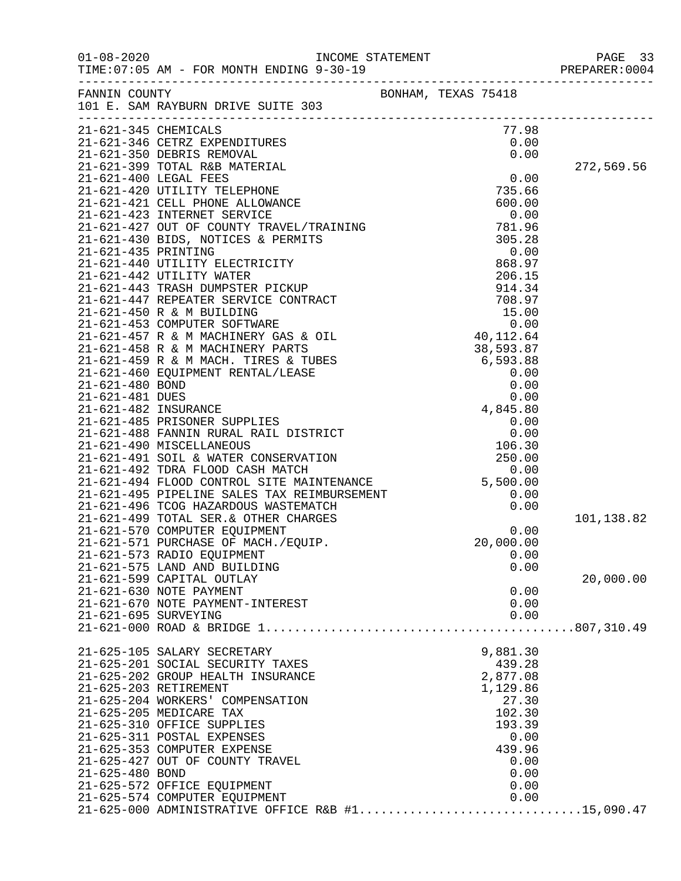01-08-2020 INCOME STATEMENT
TIME:07:05 AM - FOR MONTH ENDING 9-30-19 PREPARER:0004

FANNIN COUNTY BONHAM, TEXAS 75418
101 E. SAM RAYBURN DRIVE SUITE 303

| Account | Description | Amount | Total |
|---|---|---|---|
| 21-621-345 | CHEMICALS | 77.98 | |
| 21-621-346 | CETRZ EXPENDITURES | 0.00 | |
| 21-621-350 | DEBRIS REMOVAL | 0.00 | |
| 21-621-399 | TOTAL R&B MATERIAL | | 272,569.56 |
| 21-621-400 | LEGAL FEES | 0.00 | |
| 21-621-420 | UTILITY TELEPHONE | 735.66 | |
| 21-621-421 | CELL PHONE ALLOWANCE | 600.00 | |
| 21-621-423 | INTERNET SERVICE | 0.00 | |
| 21-621-427 | OUT OF COUNTY TRAVEL/TRAINING | 781.96 | |
| 21-621-430 | BIDS, NOTICES & PERMITS | 305.28 | |
| 21-621-435 | PRINTING | 0.00 | |
| 21-621-440 | UTILITY ELECTRICITY | 868.97 | |
| 21-621-442 | UTILITY WATER | 206.15 | |
| 21-621-443 | TRASH DUMPSTER PICKUP | 914.34 | |
| 21-621-447 | REPEATER SERVICE CONTRACT | 708.97 | |
| 21-621-450 | R & M BUILDING | 15.00 | |
| 21-621-453 | COMPUTER SOFTWARE | 0.00 | |
| 21-621-457 | R & M MACHINERY GAS & OIL | 40,112.64 | |
| 21-621-458 | R & M MACHINERY PARTS | 38,593.87 | |
| 21-621-459 | R & M MACH. TIRES & TUBES | 6,593.88 | |
| 21-621-460 | EQUIPMENT RENTAL/LEASE | 0.00 | |
| 21-621-480 | BOND | 0.00 | |
| 21-621-481 | DUES | 0.00 | |
| 21-621-482 | INSURANCE | 4,845.80 | |
| 21-621-485 | PRISONER SUPPLIES | 0.00 | |
| 21-621-488 | FANNIN RURAL RAIL DISTRICT | 0.00 | |
| 21-621-490 | MISCELLANEOUS | 106.30 | |
| 21-621-491 | SOIL & WATER CONSERVATION | 250.00 | |
| 21-621-492 | TDRA FLOOD CASH MATCH | 0.00 | |
| 21-621-494 | FLOOD CONTROL SITE MAINTENANCE | 5,500.00 | |
| 21-621-495 | PIPELINE SALES TAX REIMBURSEMENT | 0.00 | |
| 21-621-496 | TCOG HAZARDOUS WASTEMATCH | 0.00 | |
| 21-621-499 | TOTAL SER.& OTHER CHARGES | | 101,138.82 |
| 21-621-570 | COMPUTER EQUIPMENT | 0.00 | |
| 21-621-571 | PURCHASE OF MACH./EQUIP. | 20,000.00 | |
| 21-621-573 | RADIO EQUIPMENT | 0.00 | |
| 21-621-575 | LAND AND BUILDING | 0.00 | |
| 21-621-599 | CAPITAL OUTLAY | | 20,000.00 |
| 21-621-630 | NOTE PAYMENT | 0.00 | |
| 21-621-670 | NOTE PAYMENT-INTEREST | 0.00 | |
| 21-621-695 | SURVEYING | 0.00 | |
| 21-621-000 | ROAD & BRIDGE 1 | | 807,310.49 |
| 21-625-105 | SALARY SECRETARY | 9,881.30 | |
| 21-625-201 | SOCIAL SECURITY TAXES | 439.28 | |
| 21-625-202 | GROUP HEALTH INSURANCE | 2,877.08 | |
| 21-625-203 | RETIREMENT | 1,129.86 | |
| 21-625-204 | WORKERS' COMPENSATION | 27.30 | |
| 21-625-205 | MEDICARE TAX | 102.30 | |
| 21-625-310 | OFFICE SUPPLIES | 193.39 | |
| 21-625-311 | POSTAL EXPENSES | 0.00 | |
| 21-625-353 | COMPUTER EXPENSE | 439.96 | |
| 21-625-427 | OUT OF COUNTY TRAVEL | 0.00 | |
| 21-625-480 | BOND | 0.00 | |
| 21-625-572 | OFFICE EQUIPMENT | 0.00 | |
| 21-625-574 | COMPUTER EQUIPMENT | 0.00 | |
| 21-625-000 | ADMINISTRATIVE OFFICE R&B #1 | | 15,090.47 |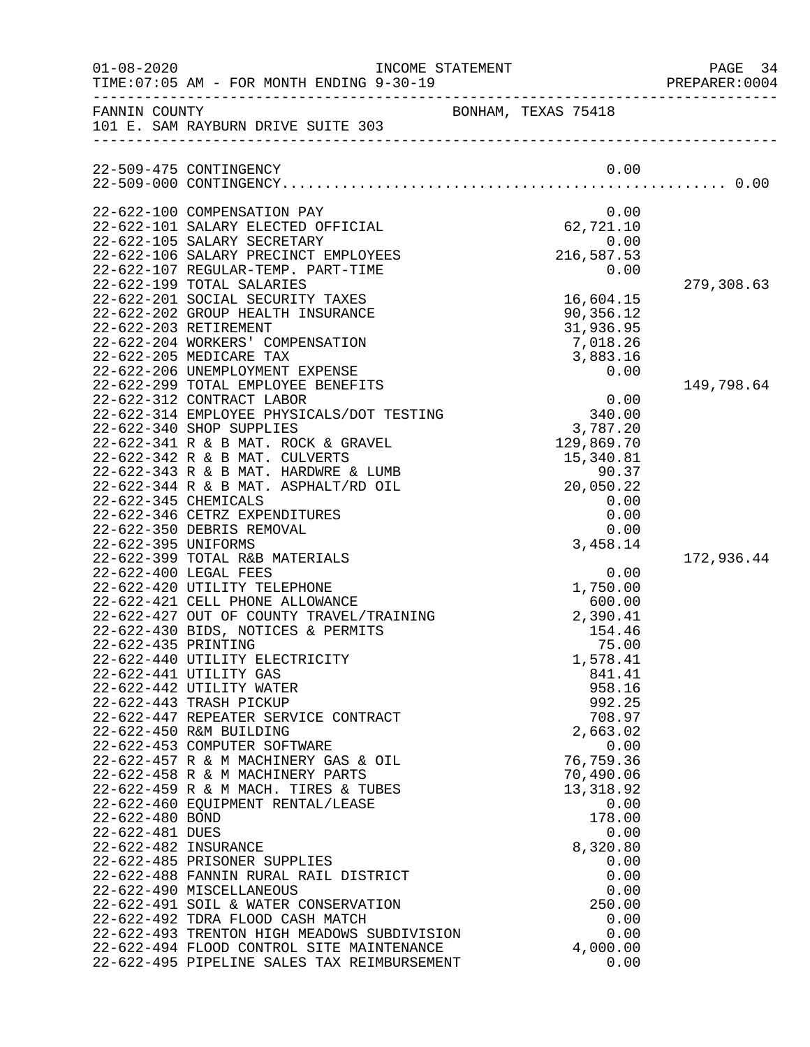FANNIN COUNTY BONHAM, TEXAS 75418
101 E. SAM RAYBURN DRIVE SUITE 303

INCOME STATEMENT
FOR MONTH ENDING 9-30-19

| Account | Description | Amount | Total |
|---|---|---|---|
| 22-509-475 | CONTINGENCY | 0.00 | |
| 22-509-000 | CONTINGENCY | | 0.00 |
| 22-622-100 | COMPENSATION PAY | 0.00 | |
| 22-622-101 | SALARY ELECTED OFFICIAL | 62,721.10 | |
| 22-622-105 | SALARY SECRETARY | 0.00 | |
| 22-622-106 | SALARY PRECINCT EMPLOYEES | 216,587.53 | |
| 22-622-107 | REGULAR-TEMP. PART-TIME | 0.00 | |
| 22-622-199 | TOTAL SALARIES | | 279,308.63 |
| 22-622-201 | SOCIAL SECURITY TAXES | 16,604.15 | |
| 22-622-202 | GROUP HEALTH INSURANCE | 90,356.12 | |
| 22-622-203 | RETIREMENT | 31,936.95 | |
| 22-622-204 | WORKERS' COMPENSATION | 7,018.26 | |
| 22-622-205 | MEDICARE TAX | 3,883.16 | |
| 22-622-206 | UNEMPLOYMENT EXPENSE | 0.00 | |
| 22-622-299 | TOTAL EMPLOYEE BENEFITS | | 149,798.64 |
| 22-622-312 | CONTRACT LABOR | 0.00 | |
| 22-622-314 | EMPLOYEE PHYSICALS/DOT TESTING | 340.00 | |
| 22-622-340 | SHOP SUPPLIES | 3,787.20 | |
| 22-622-341 | R & B MAT. ROCK & GRAVEL | 129,869.70 | |
| 22-622-342 | R & B MAT. CULVERTS | 15,340.81 | |
| 22-622-343 | R & B MAT. HARDWRE & LUMB | 90.37 | |
| 22-622-344 | R & B MAT. ASPHALT/RD OIL | 20,050.22 | |
| 22-622-345 | CHEMICALS | 0.00 | |
| 22-622-346 | CETRZ EXPENDITURES | 0.00 | |
| 22-622-350 | DEBRIS REMOVAL | 0.00 | |
| 22-622-395 | UNIFORMS | 3,458.14 | |
| 22-622-399 | TOTAL R&B MATERIALS | | 172,936.44 |
| 22-622-400 | LEGAL FEES | 0.00 | |
| 22-622-420 | UTILITY TELEPHONE | 1,750.00 | |
| 22-622-421 | CELL PHONE ALLOWANCE | 600.00 | |
| 22-622-427 | OUT OF COUNTY TRAVEL/TRAINING | 2,390.41 | |
| 22-622-430 | BIDS, NOTICES & PERMITS | 154.46 | |
| 22-622-435 | PRINTING | 75.00 | |
| 22-622-440 | UTILITY ELECTRICITY | 1,578.41 | |
| 22-622-441 | UTILITY GAS | 841.41 | |
| 22-622-442 | UTILITY WATER | 958.16 | |
| 22-622-443 | TRASH PICKUP | 992.25 | |
| 22-622-447 | REPEATER SERVICE CONTRACT | 708.97 | |
| 22-622-450 | R&M BUILDING | 2,663.02 | |
| 22-622-453 | COMPUTER SOFTWARE | 0.00 | |
| 22-622-457 | R & M MACHINERY GAS & OIL | 76,759.36 | |
| 22-622-458 | R & M MACHINERY PARTS | 70,490.06 | |
| 22-622-459 | R & M MACH. TIRES & TUBES | 13,318.92 | |
| 22-622-460 | EQUIPMENT RENTAL/LEASE | 0.00 | |
| 22-622-480 | BOND | 178.00 | |
| 22-622-481 | DUES | 0.00 | |
| 22-622-482 | INSURANCE | 8,320.80 | |
| 22-622-485 | PRISONER SUPPLIES | 0.00 | |
| 22-622-488 | FANNIN RURAL RAIL DISTRICT | 0.00 | |
| 22-622-490 | MISCELLANEOUS | 0.00 | |
| 22-622-491 | SOIL & WATER CONSERVATION | 250.00 | |
| 22-622-492 | TDRA FLOOD CASH MATCH | 0.00 | |
| 22-622-493 | TRENTON HIGH MEADOWS SUBDIVISION | 0.00 | |
| 22-622-494 | FLOOD CONTROL SITE MAINTENANCE | 4,000.00 | |
| 22-622-495 | PIPELINE SALES TAX REIMBURSEMENT | 0.00 | |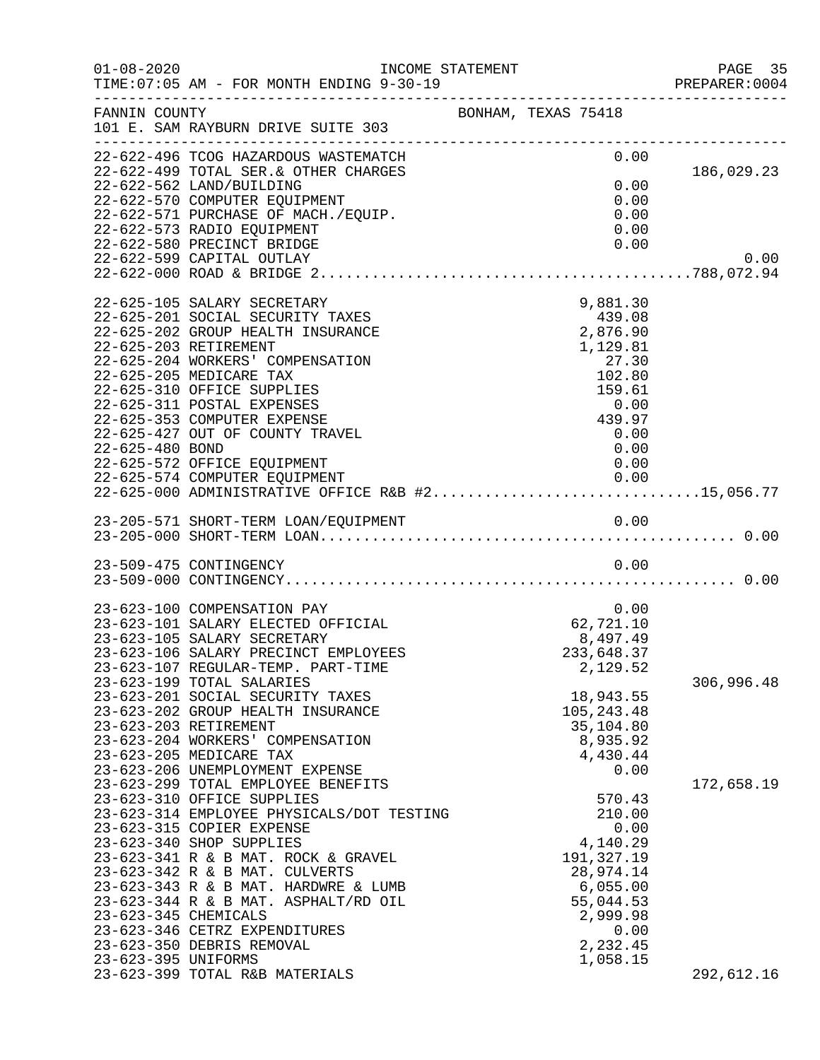INCOME STATEMENT

TIME:07:05 AM - FOR MONTH ENDING 9-30-19

FANNIN COUNTY — BONHAM, TEXAS 75418
101 E. SAM RAYBURN DRIVE SUITE 303

| Account | Description | Amount | Total |
|---|---|---|---|
| 22-622-496 | TCOG HAZARDOUS WASTEMATCH | 0.00 | |
| 22-622-499 | TOTAL SER.& OTHER CHARGES | | 186,029.23 |
| 22-622-562 | LAND/BUILDING | 0.00 | |
| 22-622-570 | COMPUTER EQUIPMENT | 0.00 | |
| 22-622-571 | PURCHASE OF MACH./EQUIP. | 0.00 | |
| 22-622-573 | RADIO EQUIPMENT | 0.00 | |
| 22-622-580 | PRECINCT BRIDGE | 0.00 | |
| 22-622-599 | CAPITAL OUTLAY | | 0.00 |
| 22-622-000 | ROAD & BRIDGE 2 | | 788,072.94 |
| 22-625-105 | SALARY SECRETARY | 9,881.30 | |
| 22-625-201 | SOCIAL SECURITY TAXES | 439.08 | |
| 22-625-202 | GROUP HEALTH INSURANCE | 2,876.90 | |
| 22-625-203 | RETIREMENT | 1,129.81 | |
| 22-625-204 | WORKERS' COMPENSATION | 27.30 | |
| 22-625-205 | MEDICARE TAX | 102.80 | |
| 22-625-310 | OFFICE SUPPLIES | 159.61 | |
| 22-625-311 | POSTAL EXPENSES | 0.00 | |
| 22-625-353 | COMPUTER EXPENSE | 439.97 | |
| 22-625-427 | OUT OF COUNTY TRAVEL | 0.00 | |
| 22-625-480 | BOND | 0.00 | |
| 22-625-572 | OFFICE EQUIPMENT | 0.00 | |
| 22-625-574 | COMPUTER EQUIPMENT | 0.00 | |
| 22-625-000 | ADMINISTRATIVE OFFICE R&B #2 | | 15,056.77 |
| 23-205-571 | SHORT-TERM LOAN/EQUIPMENT | 0.00 | |
| 23-205-000 | SHORT-TERM LOAN | | 0.00 |
| 23-509-475 | CONTINGENCY | 0.00 | |
| 23-509-000 | CONTINGENCY | | 0.00 |
| 23-623-100 | COMPENSATION PAY | 0.00 | |
| 23-623-101 | SALARY ELECTED OFFICIAL | 62,721.10 | |
| 23-623-105 | SALARY SECRETARY | 8,497.49 | |
| 23-623-106 | SALARY PRECINCT EMPLOYEES | 233,648.37 | |
| 23-623-107 | REGULAR-TEMP. PART-TIME | 2,129.52 | |
| 23-623-199 | TOTAL SALARIES | | 306,996.48 |
| 23-623-201 | SOCIAL SECURITY TAXES | 18,943.55 | |
| 23-623-202 | GROUP HEALTH INSURANCE | 105,243.48 | |
| 23-623-203 | RETIREMENT | 35,104.80 | |
| 23-623-204 | WORKERS' COMPENSATION | 8,935.92 | |
| 23-623-205 | MEDICARE TAX | 4,430.44 | |
| 23-623-206 | UNEMPLOYMENT EXPENSE | 0.00 | |
| 23-623-299 | TOTAL EMPLOYEE BENEFITS | | 172,658.19 |
| 23-623-310 | OFFICE SUPPLIES | 570.43 | |
| 23-623-314 | EMPLOYEE PHYSICALS/DOT TESTING | 210.00 | |
| 23-623-315 | COPIER EXPENSE | 0.00 | |
| 23-623-340 | SHOP SUPPLIES | 4,140.29 | |
| 23-623-341 | R & B MAT. ROCK & GRAVEL | 191,327.19 | |
| 23-623-342 | R & B MAT. CULVERTS | 28,974.14 | |
| 23-623-343 | R & B MAT. HARDWRE & LUMB | 6,055.00 | |
| 23-623-344 | R & B MAT. ASPHALT/RD OIL | 55,044.53 | |
| 23-623-345 | CHEMICALS | 2,999.98 | |
| 23-623-346 | CETRZ EXPENDITURES | 0.00 | |
| 23-623-350 | DEBRIS REMOVAL | 2,232.45 | |
| 23-623-395 | UNIFORMS | 1,058.15 | |
| 23-623-399 | TOTAL R&B MATERIALS | | 292,612.16 |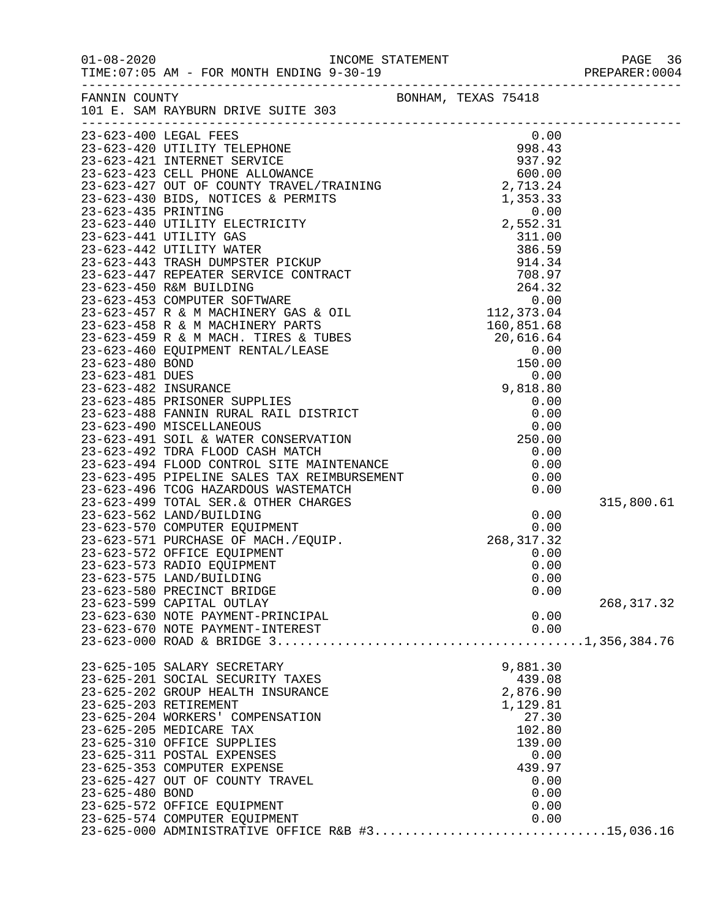FANNIN COUNTY BONHAM, TEXAS 75418
101 E. SAM RAYBURN DRIVE SUITE 303

| Account | Description | Amount | Total |
|---|---|---|---|
| 23-623-400 | LEGAL FEES | 0.00 | |
| 23-623-420 | UTILITY TELEPHONE | 998.43 | |
| 23-623-421 | INTERNET SERVICE | 937.92 | |
| 23-623-423 | CELL PHONE ALLOWANCE | 600.00 | |
| 23-623-427 | OUT OF COUNTY TRAVEL/TRAINING | 2,713.24 | |
| 23-623-430 | BIDS, NOTICES & PERMITS | 1,353.33 | |
| 23-623-435 | PRINTING | 0.00 | |
| 23-623-440 | UTILITY ELECTRICITY | 2,552.31 | |
| 23-623-441 | UTILITY GAS | 311.00 | |
| 23-623-442 | UTILITY WATER | 386.59 | |
| 23-623-443 | TRASH DUMPSTER PICKUP | 914.34 | |
| 23-623-447 | REPEATER SERVICE CONTRACT | 708.97 | |
| 23-623-450 | R&M BUILDING | 264.32 | |
| 23-623-453 | COMPUTER SOFTWARE | 0.00 | |
| 23-623-457 | R & M MACHINERY GAS & OIL | 112,373.04 | |
| 23-623-458 | R & M MACHINERY PARTS | 160,851.68 | |
| 23-623-459 | R & M MACH. TIRES & TUBES | 20,616.64 | |
| 23-623-460 | EQUIPMENT RENTAL/LEASE | 0.00 | |
| 23-623-480 | BOND | 150.00 | |
| 23-623-481 | DUES | 0.00 | |
| 23-623-482 | INSURANCE | 9,818.80 | |
| 23-623-485 | PRISONER SUPPLIES | 0.00 | |
| 23-623-488 | FANNIN RURAL RAIL DISTRICT | 0.00 | |
| 23-623-490 | MISCELLANEOUS | 0.00 | |
| 23-623-491 | SOIL & WATER CONSERVATION | 250.00 | |
| 23-623-492 | TDRA FLOOD CASH MATCH | 0.00 | |
| 23-623-494 | FLOOD CONTROL SITE MAINTENANCE | 0.00 | |
| 23-623-495 | PIPELINE SALES TAX REIMBURSEMENT | 0.00 | |
| 23-623-496 | TCOG HAZARDOUS WASTEMATCH | 0.00 | |
| 23-623-499 | TOTAL SER.& OTHER CHARGES | | 315,800.61 |
| 23-623-562 | LAND/BUILDING | 0.00 | |
| 23-623-570 | COMPUTER EQUIPMENT | 0.00 | |
| 23-623-571 | PURCHASE OF MACH./EQUIP. | 268,317.32 | |
| 23-623-572 | OFFICE EQUIPMENT | 0.00 | |
| 23-623-573 | RADIO EQUIPMENT | 0.00 | |
| 23-623-575 | LAND/BUILDING | 0.00 | |
| 23-623-580 | PRECINCT BRIDGE | 0.00 | |
| 23-623-599 | CAPITAL OUTLAY | | 268,317.32 |
| 23-623-630 | NOTE PAYMENT-PRINCIPAL | 0.00 | |
| 23-623-670 | NOTE PAYMENT-INTEREST | 0.00 | |
| 23-623-000 | ROAD & BRIDGE 3 | | 1,356,384.76 |
| 23-625-105 | SALARY SECRETARY | 9,881.30 | |
| 23-625-201 | SOCIAL SECURITY TAXES | 439.08 | |
| 23-625-202 | GROUP HEALTH INSURANCE | 2,876.90 | |
| 23-625-203 | RETIREMENT | 1,129.81 | |
| 23-625-204 | WORKERS' COMPENSATION | 27.30 | |
| 23-625-205 | MEDICARE TAX | 102.80 | |
| 23-625-310 | OFFICE SUPPLIES | 139.00 | |
| 23-625-311 | POSTAL EXPENSES | 0.00 | |
| 23-625-353 | COMPUTER EXPENSE | 439.97 | |
| 23-625-427 | OUT OF COUNTY TRAVEL | 0.00 | |
| 23-625-480 | BOND | 0.00 | |
| 23-625-572 | OFFICE EQUIPMENT | 0.00 | |
| 23-625-574 | COMPUTER EQUIPMENT | 0.00 | |
| 23-625-000 | ADMINISTRATIVE OFFICE R&B #3 | | 15,036.16 |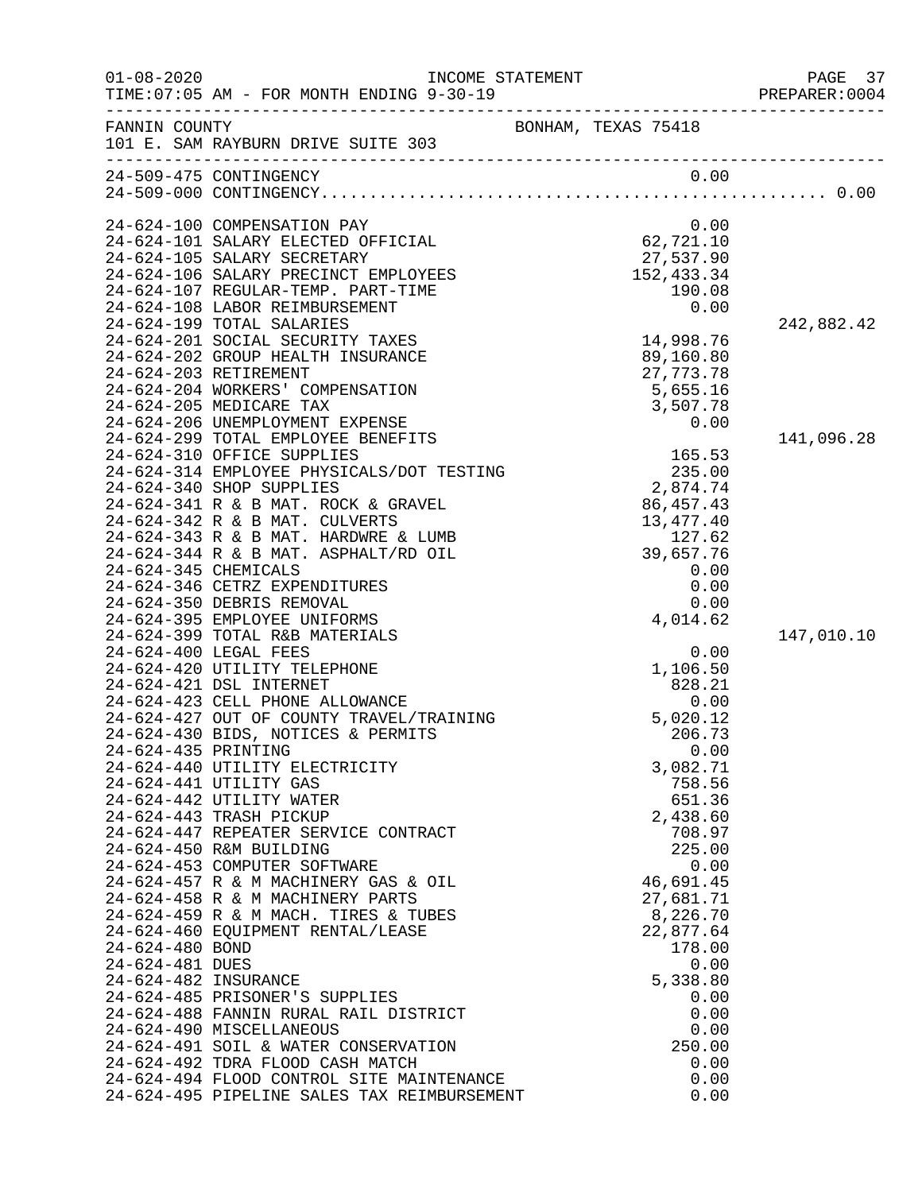FANNIN COUNTY BONHAM, TEXAS 75418
101 E. SAM RAYBURN DRIVE SUITE 303

| Account | Description | Amount | Total |
|---|---|---|---|
| 24-509-475 | CONTINGENCY | 0.00 | |
| 24-509-000 | CONTINGENCY.................................................... | | 0.00 |
| 24-624-100 | COMPENSATION PAY | 0.00 | |
| 24-624-101 | SALARY ELECTED OFFICIAL | 62,721.10 | |
| 24-624-105 | SALARY SECRETARY | 27,537.90 | |
| 24-624-106 | SALARY PRECINCT EMPLOYEES | 152,433.34 | |
| 24-624-107 | REGULAR-TEMP. PART-TIME | 190.08 | |
| 24-624-108 | LABOR REIMBURSEMENT | 0.00 | |
| 24-624-199 | TOTAL SALARIES | | 242,882.42 |
| 24-624-201 | SOCIAL SECURITY TAXES | 14,998.76 | |
| 24-624-202 | GROUP HEALTH INSURANCE | 89,160.80 | |
| 24-624-203 | RETIREMENT | 27,773.78 | |
| 24-624-204 | WORKERS' COMPENSATION | 5,655.16 | |
| 24-624-205 | MEDICARE TAX | 3,507.78 | |
| 24-624-206 | UNEMPLOYMENT EXPENSE | 0.00 | |
| 24-624-299 | TOTAL EMPLOYEE BENEFITS | | 141,096.28 |
| 24-624-310 | OFFICE SUPPLIES | 165.53 | |
| 24-624-314 | EMPLOYEE PHYSICALS/DOT TESTING | 235.00 | |
| 24-624-340 | SHOP SUPPLIES | 2,874.74 | |
| 24-624-341 | R & B MAT. ROCK & GRAVEL | 86,457.43 | |
| 24-624-342 | R & B MAT. CULVERTS | 13,477.40 | |
| 24-624-343 | R & B MAT. HARDWRE & LUMB | 127.62 | |
| 24-624-344 | R & B MAT. ASPHALT/RD OIL | 39,657.76 | |
| 24-624-345 | CHEMICALS | 0.00 | |
| 24-624-346 | CETRZ EXPENDITURES | 0.00 | |
| 24-624-350 | DEBRIS REMOVAL | 0.00 | |
| 24-624-395 | EMPLOYEE UNIFORMS | 4,014.62 | |
| 24-624-399 | TOTAL R&B MATERIALS | | 147,010.10 |
| 24-624-400 | LEGAL FEES | 0.00 | |
| 24-624-420 | UTILITY TELEPHONE | 1,106.50 | |
| 24-624-421 | DSL INTERNET | 828.21 | |
| 24-624-423 | CELL PHONE ALLOWANCE | 0.00 | |
| 24-624-427 | OUT OF COUNTY TRAVEL/TRAINING | 5,020.12 | |
| 24-624-430 | BIDS, NOTICES & PERMITS | 206.73 | |
| 24-624-435 | PRINTING | 0.00 | |
| 24-624-440 | UTILITY ELECTRICITY | 3,082.71 | |
| 24-624-441 | UTILITY GAS | 758.56 | |
| 24-624-442 | UTILITY WATER | 651.36 | |
| 24-624-443 | TRASH PICKUP | 2,438.60 | |
| 24-624-447 | REPEATER SERVICE CONTRACT | 708.97 | |
| 24-624-450 | R&M BUILDING | 225.00 | |
| 24-624-453 | COMPUTER SOFTWARE | 0.00 | |
| 24-624-457 | R & M MACHINERY GAS & OIL | 46,691.45 | |
| 24-624-458 | R & M MACHINERY PARTS | 27,681.71 | |
| 24-624-459 | R & M MACH. TIRES & TUBES | 8,226.70 | |
| 24-624-460 | EQUIPMENT RENTAL/LEASE | 22,877.64 | |
| 24-624-480 | BOND | 178.00 | |
| 24-624-481 | DUES | 0.00 | |
| 24-624-482 | INSURANCE | 5,338.80 | |
| 24-624-485 | PRISONER'S SUPPLIES | 0.00 | |
| 24-624-488 | FANNIN RURAL RAIL DISTRICT | 0.00 | |
| 24-624-490 | MISCELLANEOUS | 0.00 | |
| 24-624-491 | SOIL & WATER CONSERVATION | 250.00 | |
| 24-624-492 | TDRA FLOOD CASH MATCH | 0.00 | |
| 24-624-494 | FLOOD CONTROL SITE MAINTENANCE | 0.00 | |
| 24-624-495 | PIPELINE SALES TAX REIMBURSEMENT | 0.00 | |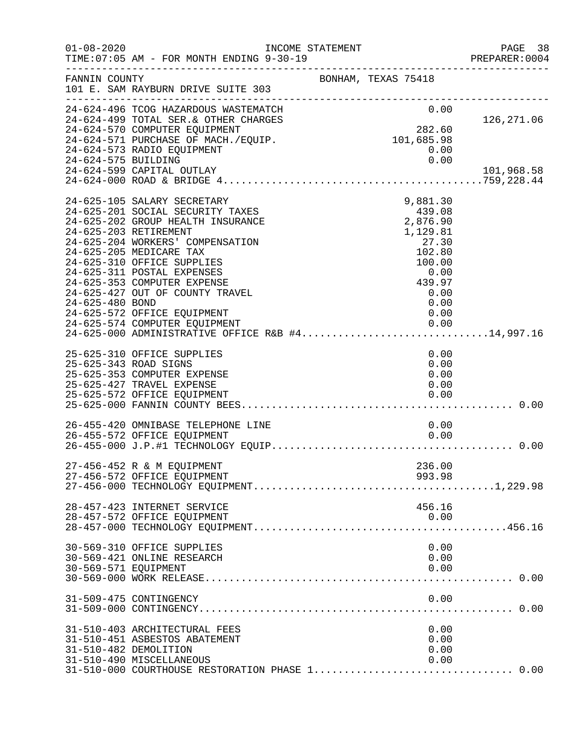FANNIN COUNTY — BONHAM, TEXAS 75418
101 E. SAM RAYBURN DRIVE SUITE 303

INCOME STATEMENT
FOR MONTH ENDING 9-30-19

| Account | Description | Amount | Total |
|---|---|---|---|
| 24-624-496 | TCOG HAZARDOUS WASTEMATCH | 0.00 | |
| 24-624-499 | TOTAL SER.& OTHER CHARGES | | 126,271.06 |
| 24-624-570 | COMPUTER EQUIPMENT | 282.60 | |
| 24-624-571 | PURCHASE OF MACH./EQUIP. | 101,685.98 | |
| 24-624-573 | RADIO EQUIPMENT | 0.00 | |
| 24-624-575 | BUILDING | 0.00 | |
| 24-624-599 | CAPITAL OUTLAY | | 101,968.58 |
| 24-624-000 | ROAD & BRIDGE 4 | | 759,228.44 |
| 24-625-105 | SALARY SECRETARY | 9,881.30 | |
| 24-625-201 | SOCIAL SECURITY TAXES | 439.08 | |
| 24-625-202 | GROUP HEALTH INSURANCE | 2,876.90 | |
| 24-625-203 | RETIREMENT | 1,129.81 | |
| 24-625-204 | WORKERS' COMPENSATION | 27.30 | |
| 24-625-205 | MEDICARE TAX | 102.80 | |
| 24-625-310 | OFFICE SUPPLIES | 100.00 | |
| 24-625-311 | POSTAL EXPENSES | 0.00 | |
| 24-625-353 | COMPUTER EXPENSE | 439.97 | |
| 24-625-427 | OUT OF COUNTY TRAVEL | 0.00 | |
| 24-625-480 | BOND | 0.00 | |
| 24-625-572 | OFFICE EQUIPMENT | 0.00 | |
| 24-625-574 | COMPUTER EQUIPMENT | 0.00 | |
| 24-625-000 | ADMINISTRATIVE OFFICE R&B #4 | | 14,997.16 |
| 25-625-310 | OFFICE SUPPLIES | 0.00 | |
| 25-625-343 | ROAD SIGNS | 0.00 | |
| 25-625-353 | COMPUTER EXPENSE | 0.00 | |
| 25-625-427 | TRAVEL EXPENSE | 0.00 | |
| 25-625-572 | OFFICE EQUIPMENT | 0.00 | |
| 25-625-000 | FANNIN COUNTY BEES | | 0.00 |
| 26-455-420 | OMNIBASE TELEPHONE LINE | 0.00 | |
| 26-455-572 | OFFICE EQUIPMENT | 0.00 | |
| 26-455-000 | J.P.#1 TECHNOLOGY EQUIP | | 0.00 |
| 27-456-452 | R & M EQUIPMENT | 236.00 | |
| 27-456-572 | OFFICE EQUIPMENT | 993.98 | |
| 27-456-000 | TECHNOLOGY EQUIPMENT | | 1,229.98 |
| 28-457-423 | INTERNET SERVICE | 456.16 | |
| 28-457-572 | OFFICE EQUIPMENT | 0.00 | |
| 28-457-000 | TECHNOLOGY EQUIPMENT | | 456.16 |
| 30-569-310 | OFFICE SUPPLIES | 0.00 | |
| 30-569-421 | ONLINE RESEARCH | 0.00 | |
| 30-569-571 | EQUIPMENT | 0.00 | |
| 30-569-000 | WORK RELEASE | | 0.00 |
| 31-509-475 | CONTINGENCY | 0.00 | |
| 31-509-000 | CONTINGENCY | | 0.00 |
| 31-510-403 | ARCHITECTURAL FEES | 0.00 | |
| 31-510-451 | ASBESTOS ABATEMENT | 0.00 | |
| 31-510-482 | DEMOLITION | 0.00 | |
| 31-510-490 | MISCELLANEOUS | 0.00 | |
| 31-510-000 | COURTHOUSE RESTORATION PHASE 1 | | 0.00 |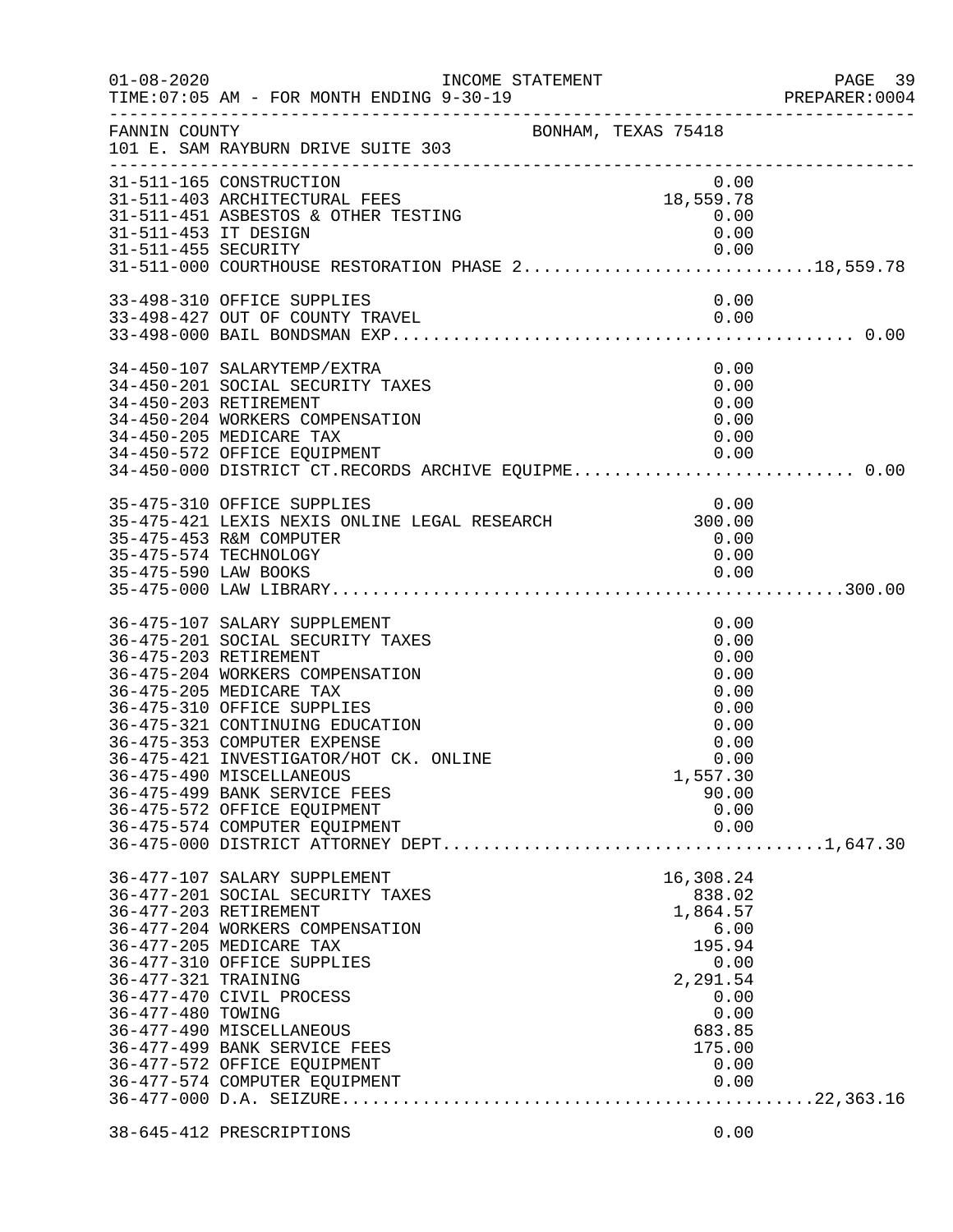FANNIN COUNTY — BONHAM, TEXAS 75418
101 E. SAM RAYBURN DRIVE SUITE 303

INCOME STATEMENT
TIME:07:05 AM - FOR MONTH ENDING 9-30-19

| Account | Description | Amount | Total |
|---|---|---|---|
| 31-511-165 | CONSTRUCTION | 0.00 | |
| 31-511-403 | ARCHITECTURAL FEES | 18,559.78 | |
| 31-511-451 | ASBESTOS & OTHER TESTING | 0.00 | |
| 31-511-453 | IT DESIGN | 0.00 | |
| 31-511-455 | SECURITY | 0.00 | |
| 31-511-000 | COURTHOUSE RESTORATION PHASE 2 | | 18,559.78 |
| 33-498-310 | OFFICE SUPPLIES | 0.00 | |
| 33-498-427 | OUT OF COUNTY TRAVEL | 0.00 | |
| 33-498-000 | BAIL BONDSMAN EXP. | | 0.00 |
| 34-450-107 | SALARYTEMP/EXTRA | 0.00 | |
| 34-450-201 | SOCIAL SECURITY TAXES | 0.00 | |
| 34-450-203 | RETIREMENT | 0.00 | |
| 34-450-204 | WORKERS COMPENSATION | 0.00 | |
| 34-450-205 | MEDICARE TAX | 0.00 | |
| 34-450-572 | OFFICE EQUIPMENT | 0.00 | |
| 34-450-000 | DISTRICT CT.RECORDS ARCHIVE EQUIPME | | 0.00 |
| 35-475-310 | OFFICE SUPPLIES | 0.00 | |
| 35-475-421 | LEXIS NEXIS ONLINE LEGAL RESEARCH | 300.00 | |
| 35-475-453 | R&M COMPUTER | 0.00 | |
| 35-475-574 | TECHNOLOGY | 0.00 | |
| 35-475-590 | LAW BOOKS | 0.00 | |
| 35-475-000 | LAW LIBRARY | | 300.00 |
| 36-475-107 | SALARY SUPPLEMENT | 0.00 | |
| 36-475-201 | SOCIAL SECURITY TAXES | 0.00 | |
| 36-475-203 | RETIREMENT | 0.00 | |
| 36-475-204 | WORKERS COMPENSATION | 0.00 | |
| 36-475-205 | MEDICARE TAX | 0.00 | |
| 36-475-310 | OFFICE SUPPLIES | 0.00 | |
| 36-475-321 | CONTINUING EDUCATION | 0.00 | |
| 36-475-353 | COMPUTER EXPENSE | 0.00 | |
| 36-475-421 | INVESTIGATOR/HOT CK. ONLINE | 0.00 | |
| 36-475-490 | MISCELLANEOUS | 1,557.30 | |
| 36-475-499 | BANK SERVICE FEES | 90.00 | |
| 36-475-572 | OFFICE EQUIPMENT | 0.00 | |
| 36-475-574 | COMPUTER EQUIPMENT | 0.00 | |
| 36-475-000 | DISTRICT ATTORNEY DEPT. | | 1,647.30 |
| 36-477-107 | SALARY SUPPLEMENT | 16,308.24 | |
| 36-477-201 | SOCIAL SECURITY TAXES | 838.02 | |
| 36-477-203 | RETIREMENT | 1,864.57 | |
| 36-477-204 | WORKERS COMPENSATION | 6.00 | |
| 36-477-205 | MEDICARE TAX | 195.94 | |
| 36-477-310 | OFFICE SUPPLIES | 0.00 | |
| 36-477-321 | TRAINING | 2,291.54 | |
| 36-477-470 | CIVIL PROCESS | 0.00 | |
| 36-477-480 | TOWING | 0.00 | |
| 36-477-490 | MISCELLANEOUS | 683.85 | |
| 36-477-499 | BANK SERVICE FEES | 175.00 | |
| 36-477-572 | OFFICE EQUIPMENT | 0.00 | |
| 36-477-574 | COMPUTER EQUIPMENT | 0.00 | |
| 36-477-000 | D.A. SEIZURE | | 22,363.16 |
| 38-645-412 | PRESCRIPTIONS | 0.00 | |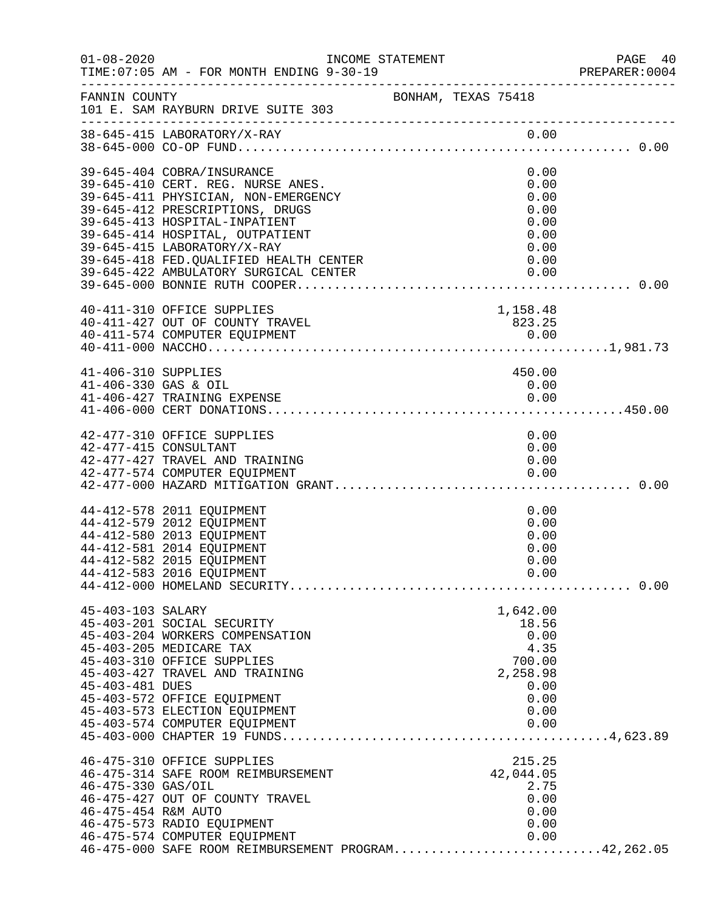FANNIN COUNTY — BONHAM, TEXAS 75418
101 E. SAM RAYBURN DRIVE SUITE 303

INCOME STATEMENT — FOR MONTH ENDING 9-30-19

| Account | Description | Amount | Total |
|---|---|---|---|
| 38-645-415 | LABORATORY/X-RAY | 0.00 | |
| 38-645-000 | CO-OP FUND | | 0.00 |
| 39-645-404 | COBRA/INSURANCE | 0.00 | |
| 39-645-410 | CERT. REG. NURSE ANES. | 0.00 | |
| 39-645-411 | PHYSICIAN, NON-EMERGENCY | 0.00 | |
| 39-645-412 | PRESCRIPTIONS, DRUGS | 0.00 | |
| 39-645-413 | HOSPITAL-INPATIENT | 0.00 | |
| 39-645-414 | HOSPITAL, OUTPATIENT | 0.00 | |
| 39-645-415 | LABORATORY/X-RAY | 0.00 | |
| 39-645-418 | FED.QUALIFIED HEALTH CENTER | 0.00 | |
| 39-645-422 | AMBULATORY SURGICAL CENTER | 0.00 | |
| 39-645-000 | BONNIE RUTH COOPER | | 0.00 |
| 40-411-310 | OFFICE SUPPLIES | 1,158.48 | |
| 40-411-427 | OUT OF COUNTY TRAVEL | 823.25 | |
| 40-411-574 | COMPUTER EQUIPMENT | 0.00 | |
| 40-411-000 | NACCHO | | 1,981.73 |
| 41-406-310 | SUPPLIES | 450.00 | |
| 41-406-330 | GAS & OIL | 0.00 | |
| 41-406-427 | TRAINING EXPENSE | 0.00 | |
| 41-406-000 | CERT DONATIONS | | 450.00 |
| 42-477-310 | OFFICE SUPPLIES | 0.00 | |
| 42-477-415 | CONSULTANT | 0.00 | |
| 42-477-427 | TRAVEL AND TRAINING | 0.00 | |
| 42-477-574 | COMPUTER EQUIPMENT | 0.00 | |
| 42-477-000 | HAZARD MITIGATION GRANT | | 0.00 |
| 44-412-578 | 2011 EQUIPMENT | 0.00 | |
| 44-412-579 | 2012 EQUIPMENT | 0.00 | |
| 44-412-580 | 2013 EQUIPMENT | 0.00 | |
| 44-412-581 | 2014 EQUIPMENT | 0.00 | |
| 44-412-582 | 2015 EQUIPMENT | 0.00 | |
| 44-412-583 | 2016 EQUIPMENT | 0.00 | |
| 44-412-000 | HOMELAND SECURITY | | 0.00 |
| 45-403-103 | SALARY | 1,642.00 | |
| 45-403-201 | SOCIAL SECURITY | 18.56 | |
| 45-403-204 | WORKERS COMPENSATION | 0.00 | |
| 45-403-205 | MEDICARE TAX | 4.35 | |
| 45-403-310 | OFFICE SUPPLIES | 700.00 | |
| 45-403-427 | TRAVEL AND TRAINING | 2,258.98 | |
| 45-403-481 | DUES | 0.00 | |
| 45-403-572 | OFFICE EQUIPMENT | 0.00 | |
| 45-403-573 | ELECTION EQUIPMENT | 0.00 | |
| 45-403-574 | COMPUTER EQUIPMENT | 0.00 | |
| 45-403-000 | CHAPTER 19 FUNDS | | 4,623.89 |
| 46-475-310 | OFFICE SUPPLIES | 215.25 | |
| 46-475-314 | SAFE ROOM REIMBURSEMENT | 42,044.05 | |
| 46-475-330 | GAS/OIL | 2.75 | |
| 46-475-427 | OUT OF COUNTY TRAVEL | 0.00 | |
| 46-475-454 | R&M AUTO | 0.00 | |
| 46-475-573 | RADIO EQUIPMENT | 0.00 | |
| 46-475-574 | COMPUTER EQUIPMENT | 0.00 | |
| 46-475-000 | SAFE ROOM REIMBURSEMENT PROGRAM | | 42,262.05 |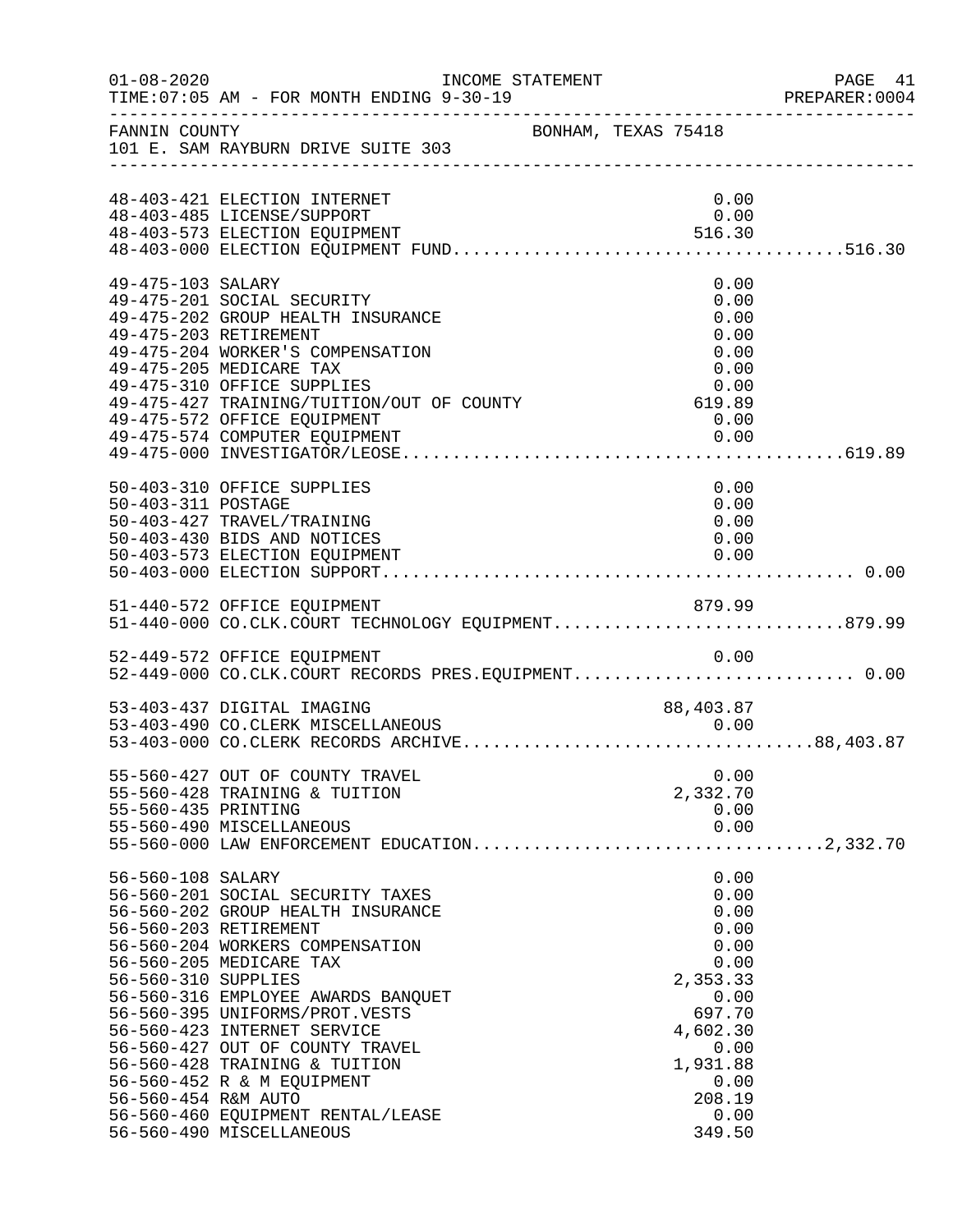FANNIN COUNTY BONHAM, TEXAS 75418
101 E. SAM RAYBURN DRIVE SUITE 303

INCOME STATEMENT
TIME:07:05 AM - FOR MONTH ENDING 9-30-19

| Account | Description | Amount | Total |
|---|---|---|---|
| 48-403-421 | ELECTION INTERNET | 0.00 | |
| 48-403-485 | LICENSE/SUPPORT | 0.00 | |
| 48-403-573 | ELECTION EQUIPMENT | 516.30 | |
| 48-403-000 | ELECTION EQUIPMENT FUND | | 516.30 |
| 49-475-103 | SALARY | 0.00 | |
| 49-475-201 | SOCIAL SECURITY | 0.00 | |
| 49-475-202 | GROUP HEALTH INSURANCE | 0.00 | |
| 49-475-203 | RETIREMENT | 0.00 | |
| 49-475-204 | WORKER'S COMPENSATION | 0.00 | |
| 49-475-205 | MEDICARE TAX | 0.00 | |
| 49-475-310 | OFFICE SUPPLIES | 0.00 | |
| 49-475-427 | TRAINING/TUITION/OUT OF COUNTY | 619.89 | |
| 49-475-572 | OFFICE EQUIPMENT | 0.00 | |
| 49-475-574 | COMPUTER EQUIPMENT | 0.00 | |
| 49-475-000 | INVESTIGATOR/LEOSE | | 619.89 |
| 50-403-310 | OFFICE SUPPLIES | 0.00 | |
| 50-403-311 | POSTAGE | 0.00 | |
| 50-403-427 | TRAVEL/TRAINING | 0.00 | |
| 50-403-430 | BIDS AND NOTICES | 0.00 | |
| 50-403-573 | ELECTION EQUIPMENT | 0.00 | |
| 50-403-000 | ELECTION SUPPORT | | 0.00 |
| 51-440-572 | OFFICE EQUIPMENT | 879.99 | |
| 51-440-000 | CO.CLK.COURT TECHNOLOGY EQUIPMENT | | 879.99 |
| 52-449-572 | OFFICE EQUIPMENT | 0.00 | |
| 52-449-000 | CO.CLK.COURT RECORDS PRES.EQUIPMENT | | 0.00 |
| 53-403-437 | DIGITAL IMAGING | 88,403.87 | |
| 53-403-490 | CO.CLERK MISCELLANEOUS | 0.00 | |
| 53-403-000 | CO.CLERK RECORDS ARCHIVE | | 88,403.87 |
| 55-560-427 | OUT OF COUNTY TRAVEL | 0.00 | |
| 55-560-428 | TRAINING & TUITION | 2,332.70 | |
| 55-560-435 | PRINTING | 0.00 | |
| 55-560-490 | MISCELLANEOUS | 0.00 | |
| 55-560-000 | LAW ENFORCEMENT EDUCATION | | 2,332.70 |
| 56-560-108 | SALARY | 0.00 | |
| 56-560-201 | SOCIAL SECURITY TAXES | 0.00 | |
| 56-560-202 | GROUP HEALTH INSURANCE | 0.00 | |
| 56-560-203 | RETIREMENT | 0.00 | |
| 56-560-204 | WORKERS COMPENSATION | 0.00 | |
| 56-560-205 | MEDICARE TAX | 0.00 | |
| 56-560-310 | SUPPLIES | 2,353.33 | |
| 56-560-316 | EMPLOYEE AWARDS BANQUET | 0.00 | |
| 56-560-395 | UNIFORMS/PROT.VESTS | 697.70 | |
| 56-560-423 | INTERNET SERVICE | 4,602.30 | |
| 56-560-427 | OUT OF COUNTY TRAVEL | 0.00 | |
| 56-560-428 | TRAINING & TUITION | 1,931.88 | |
| 56-560-452 | R & M EQUIPMENT | 0.00 | |
| 56-560-454 | R&M AUTO | 208.19 | |
| 56-560-460 | EQUIPMENT RENTAL/LEASE | 0.00 | |
| 56-560-490 | MISCELLANEOUS | 349.50 | |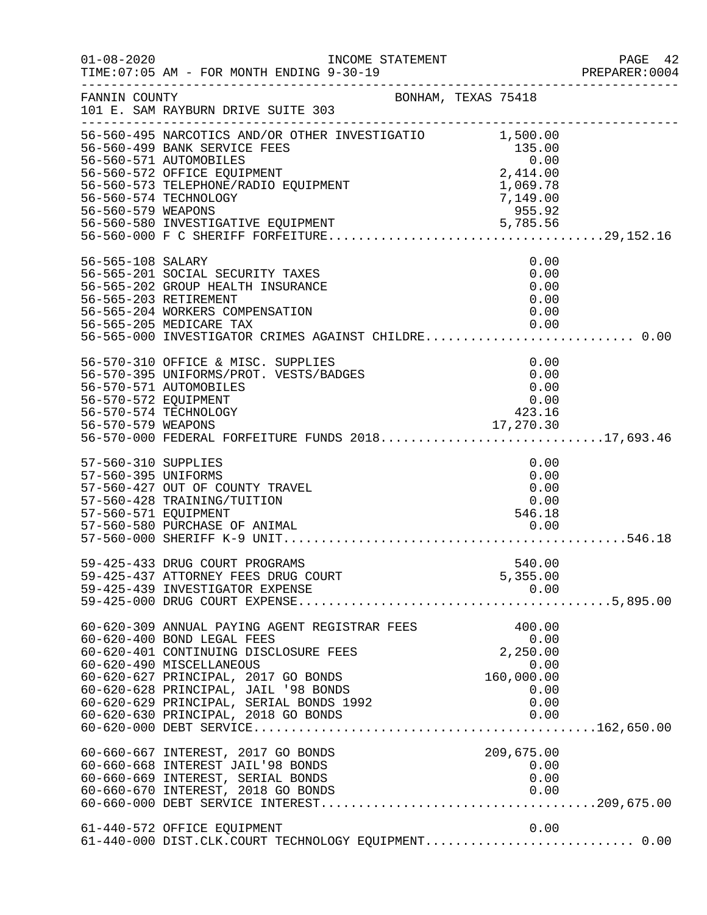FANNIN COUNTY — BONHAM, TEXAS 75418
101 E. SAM RAYBURN DRIVE SUITE 303

INCOME STATEMENT — TIME:07:05 AM - FOR MONTH ENDING 9-30-19

| Account | Description | Amount | Total |
|---|---|---|---|
| 56-560-495 | NARCOTICS AND/OR OTHER INVESTIGATIO | 1,500.00 | |
| 56-560-499 | BANK SERVICE FEES | 135.00 | |
| 56-560-571 | AUTOMOBILES | 0.00 | |
| 56-560-572 | OFFICE EQUIPMENT | 2,414.00 | |
| 56-560-573 | TELEPHONE/RADIO EQUIPMENT | 1,069.78 | |
| 56-560-574 | TECHNOLOGY | 7,149.00 | |
| 56-560-579 | WEAPONS | 955.92 | |
| 56-560-580 | INVESTIGATIVE EQUIPMENT | 5,785.56 | |
| 56-560-000 | F C SHERIFF FORFEITURE | | 29,152.16 |
| 56-565-108 | SALARY | 0.00 | |
| 56-565-201 | SOCIAL SECURITY TAXES | 0.00 | |
| 56-565-202 | GROUP HEALTH INSURANCE | 0.00 | |
| 56-565-203 | RETIREMENT | 0.00 | |
| 56-565-204 | WORKERS COMPENSATION | 0.00 | |
| 56-565-205 | MEDICARE TAX | 0.00 | |
| 56-565-000 | INVESTIGATOR CRIMES AGAINST CHILDRE | | 0.00 |
| 56-570-310 | OFFICE & MISC. SUPPLIES | 0.00 | |
| 56-570-395 | UNIFORMS/PROT. VESTS/BADGES | 0.00 | |
| 56-570-571 | AUTOMOBILES | 0.00 | |
| 56-570-572 | EQUIPMENT | 0.00 | |
| 56-570-574 | TECHNOLOGY | 423.16 | |
| 56-570-579 | WEAPONS | 17,270.30 | |
| 56-570-000 | FEDERAL FORFEITURE FUNDS 2018 | | 17,693.46 |
| 57-560-310 | SUPPLIES | 0.00 | |
| 57-560-395 | UNIFORMS | 0.00 | |
| 57-560-427 | OUT OF COUNTY TRAVEL | 0.00 | |
| 57-560-428 | TRAINING/TUITION | 0.00 | |
| 57-560-571 | EQUIPMENT | 546.18 | |
| 57-560-580 | PURCHASE OF ANIMAL | 0.00 | |
| 57-560-000 | SHERIFF K-9 UNIT | | 546.18 |
| 59-425-433 | DRUG COURT PROGRAMS | 540.00 | |
| 59-425-437 | ATTORNEY FEES DRUG COURT | 5,355.00 | |
| 59-425-439 | INVESTIGATOR EXPENSE | 0.00 | |
| 59-425-000 | DRUG COURT EXPENSE | | 5,895.00 |
| 60-620-309 | ANNUAL PAYING AGENT REGISTRAR FEES | 400.00 | |
| 60-620-400 | BOND LEGAL FEES | 0.00 | |
| 60-620-401 | CONTINUING DISCLOSURE FEES | 2,250.00 | |
| 60-620-490 | MISCELLANEOUS | 0.00 | |
| 60-620-627 | PRINCIPAL, 2017 GO BONDS | 160,000.00 | |
| 60-620-628 | PRINCIPAL, JAIL '98 BONDS | 0.00 | |
| 60-620-629 | PRINCIPAL, SERIAL BONDS 1992 | 0.00 | |
| 60-620-630 | PRINCIPAL, 2018 GO BONDS | 0.00 | |
| 60-620-000 | DEBT SERVICE | | 162,650.00 |
| 60-660-667 | INTEREST, 2017 GO BONDS | 209,675.00 | |
| 60-660-668 | INTEREST JAIL'98 BONDS | 0.00 | |
| 60-660-669 | INTEREST, SERIAL BONDS | 0.00 | |
| 60-660-670 | INTEREST, 2018 GO BONDS | 0.00 | |
| 60-660-000 | DEBT SERVICE INTEREST | | 209,675.00 |
| 61-440-572 | OFFICE EQUIPMENT | 0.00 | |
| 61-440-000 | DIST.CLK.COURT TECHNOLOGY EQUIPMENT | | 0.00 |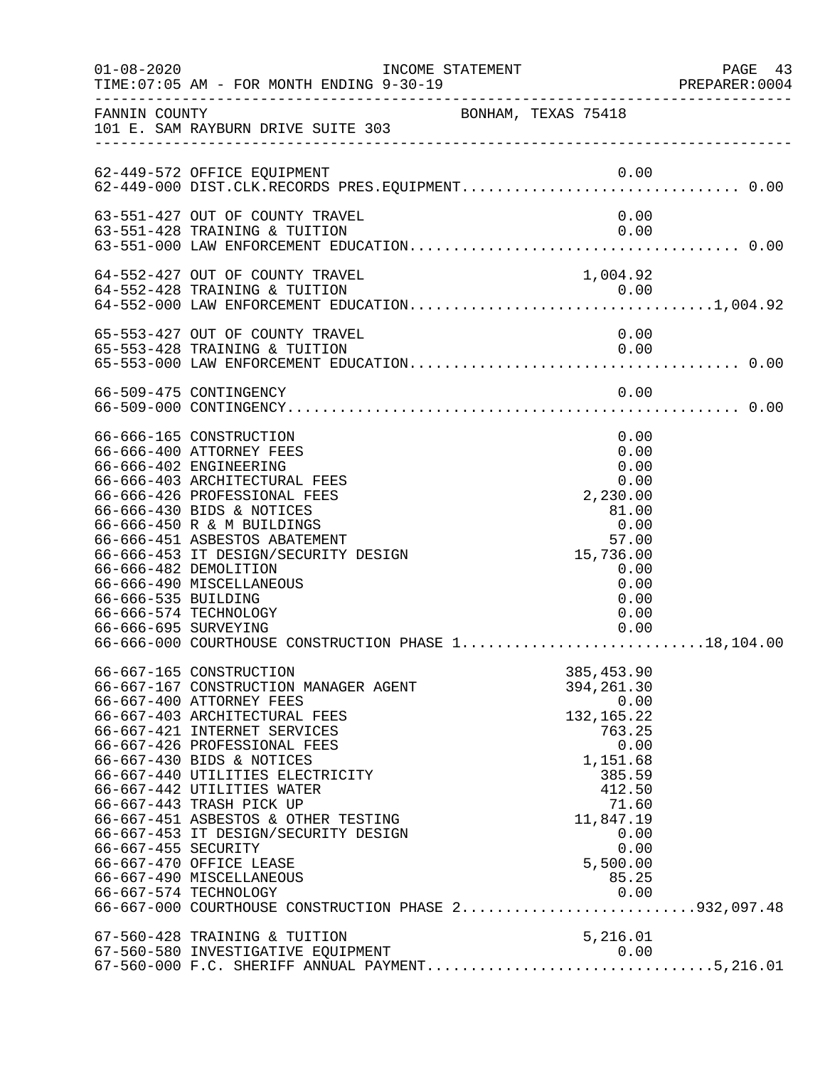FANNIN COUNTY — BONHAM, TEXAS 75418
101 E. SAM RAYBURN DRIVE SUITE 303

INCOME STATEMENT
TIME:07:05 AM - FOR MONTH ENDING 9-30-19

| Account | Description | Amount | Total |
|---|---|---|---|
| 62-449-572 | OFFICE EQUIPMENT | 0.00 | |
| 62-449-000 | DIST.CLK.RECORDS PRES.EQUIPMENT | | 0.00 |
| 63-551-427 | OUT OF COUNTY TRAVEL | 0.00 | |
| 63-551-428 | TRAINING & TUITION | 0.00 | |
| 63-551-000 | LAW ENFORCEMENT EDUCATION | | 0.00 |
| 64-552-427 | OUT OF COUNTY TRAVEL | 1,004.92 | |
| 64-552-428 | TRAINING & TUITION | 0.00 | |
| 64-552-000 | LAW ENFORCEMENT EDUCATION | | 1,004.92 |
| 65-553-427 | OUT OF COUNTY TRAVEL | 0.00 | |
| 65-553-428 | TRAINING & TUITION | 0.00 | |
| 65-553-000 | LAW ENFORCEMENT EDUCATION | | 0.00 |
| 66-509-475 | CONTINGENCY | 0.00 | |
| 66-509-000 | CONTINGENCY | | 0.00 |
| 66-666-165 | CONSTRUCTION | 0.00 | |
| 66-666-400 | ATTORNEY FEES | 0.00 | |
| 66-666-402 | ENGINEERING | 0.00 | |
| 66-666-403 | ARCHITECTURAL FEES | 0.00 | |
| 66-666-426 | PROFESSIONAL FEES | 2,230.00 | |
| 66-666-430 | BIDS & NOTICES | 81.00 | |
| 66-666-450 | R & M BUILDINGS | 0.00 | |
| 66-666-451 | ASBESTOS ABATEMENT | 57.00 | |
| 66-666-453 | IT DESIGN/SECURITY DESIGN | 15,736.00 | |
| 66-666-482 | DEMOLITION | 0.00 | |
| 66-666-490 | MISCELLANEOUS | 0.00 | |
| 66-666-535 | BUILDING | 0.00 | |
| 66-666-574 | TECHNOLOGY | 0.00 | |
| 66-666-695 | SURVEYING | 0.00 | |
| 66-666-000 | COURTHOUSE CONSTRUCTION PHASE 1 | | 18,104.00 |
| 66-667-165 | CONSTRUCTION | 385,453.90 | |
| 66-667-167 | CONSTRUCTION MANAGER AGENT | 394,261.30 | |
| 66-667-400 | ATTORNEY FEES | 0.00 | |
| 66-667-403 | ARCHITECTURAL FEES | 132,165.22 | |
| 66-667-421 | INTERNET SERVICES | 763.25 | |
| 66-667-426 | PROFESSIONAL FEES | 0.00 | |
| 66-667-430 | BIDS & NOTICES | 1,151.68 | |
| 66-667-440 | UTILITIES ELECTRICITY | 385.59 | |
| 66-667-442 | UTILITIES WATER | 412.50 | |
| 66-667-443 | TRASH PICK UP | 71.60 | |
| 66-667-451 | ASBESTOS & OTHER TESTING | 11,847.19 | |
| 66-667-453 | IT DESIGN/SECURITY DESIGN | 0.00 | |
| 66-667-455 | SECURITY | 0.00 | |
| 66-667-470 | OFFICE LEASE | 5,500.00 | |
| 66-667-490 | MISCELLANEOUS | 85.25 | |
| 66-667-574 | TECHNOLOGY | 0.00 | |
| 66-667-000 | COURTHOUSE CONSTRUCTION PHASE 2 | | 932,097.48 |
| 67-560-428 | TRAINING & TUITION | 5,216.01 | |
| 67-560-580 | INVESTIGATIVE EQUIPMENT | 0.00 | |
| 67-560-000 | F.C. SHERIFF ANNUAL PAYMENT | | 5,216.01 |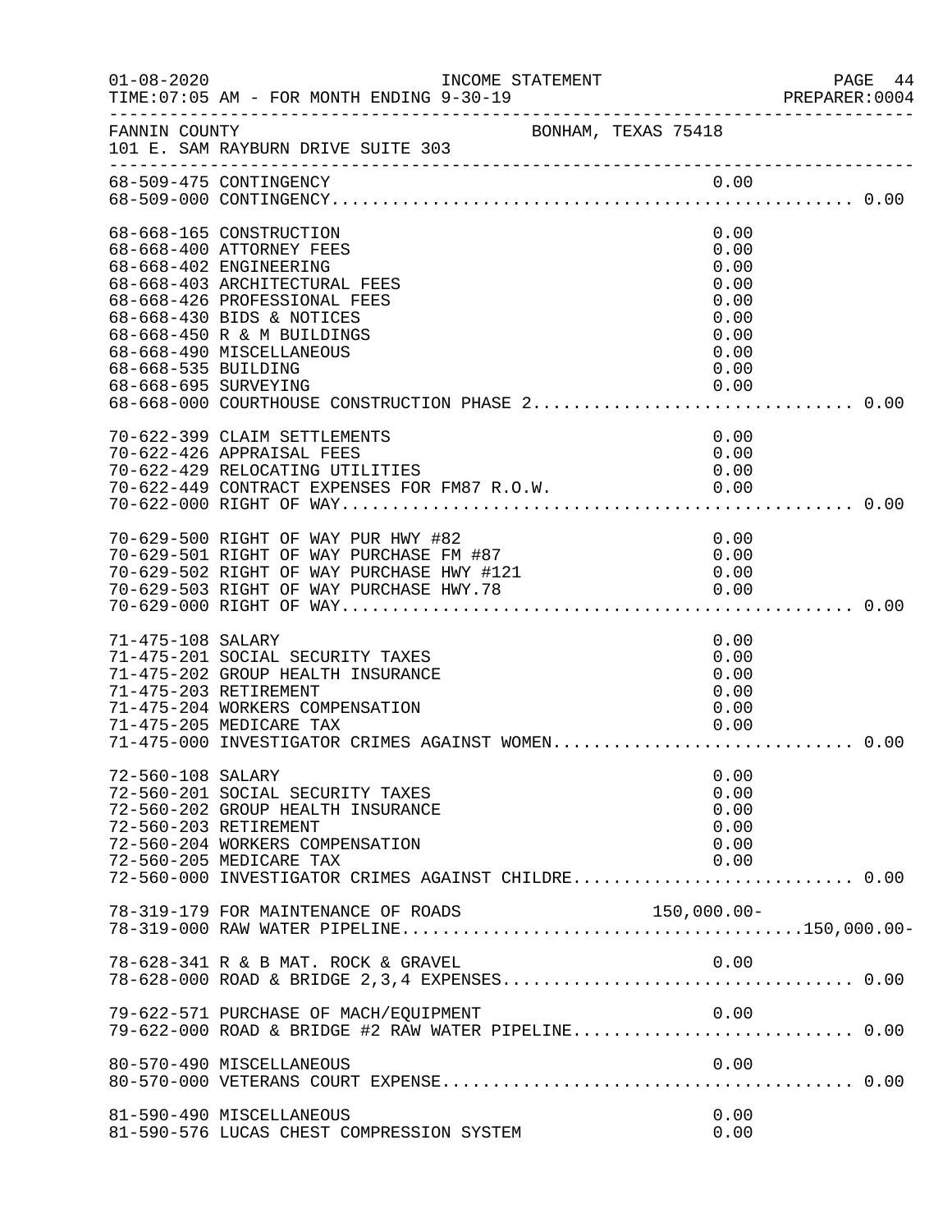FANNIN COUNTY    BONHAM, TEXAS 75418
101 E. SAM RAYBURN DRIVE SUITE 303

```
68-509-475 CONTINGENCY                                               0.00
68-509-000 CONTINGENCY.................................................... 0.00

68-668-165 CONSTRUCTION                                              0.00
68-668-400 ATTORNEY FEES                                             0.00
68-668-402 ENGINEERING                                               0.00
68-668-403 ARCHITECTURAL FEES                                        0.00
68-668-426 PROFESSIONAL FEES                                         0.00
68-668-430 BIDS & NOTICES                                            0.00
68-668-450 R & M BUILDINGS                                           0.00
68-668-490 MISCELLANEOUS                                             0.00
68-668-535 BUILDING                                                  0.00
68-668-695 SURVEYING                                                 0.00
68-668-000 COURTHOUSE CONSTRUCTION PHASE 2................................ 0.00

70-622-399 CLAIM SETTLEMENTS                                         0.00
70-622-426 APPRAISAL FEES                                            0.00
70-622-429 RELOCATING UTILITIES                                      0.00
70-622-449 CONTRACT EXPENSES FOR FM87 R.O.W.                         0.00
70-622-000 RIGHT OF WAY................................................... 0.00

70-629-500 RIGHT OF WAY PUR HWY #82                                  0.00
70-629-501 RIGHT OF WAY PURCHASE FM #87                              0.00
70-629-502 RIGHT OF WAY PURCHASE HWY #121                            0.00
70-629-503 RIGHT OF WAY PURCHASE HWY.78                              0.00
70-629-000 RIGHT OF WAY................................................... 0.00

71-475-108 SALARY                                                    0.00
71-475-201 SOCIAL SECURITY TAXES                                     0.00
71-475-202 GROUP HEALTH INSURANCE                                    0.00
71-475-203 RETIREMENT                                                0.00
71-475-204 WORKERS COMPENSATION                                      0.00
71-475-205 MEDICARE TAX                                              0.00
71-475-000 INVESTIGATOR CRIMES AGAINST WOMEN.............................. 0.00

72-560-108 SALARY                                                    0.00
72-560-201 SOCIAL SECURITY TAXES                                     0.00
72-560-202 GROUP HEALTH INSURANCE                                    0.00
72-560-203 RETIREMENT                                                0.00
72-560-204 WORKERS COMPENSATION                                      0.00
72-560-205 MEDICARE TAX                                              0.00
72-560-000 INVESTIGATOR CRIMES AGAINST CHILDRE............................ 0.00

78-319-179 FOR MAINTENANCE OF ROADS                            150,000.00-
78-319-000 RAW WATER PIPELINE.......................................150,000.00-

78-628-341 R & B MAT. ROCK & GRAVEL                                  0.00
78-628-000 ROAD & BRIDGE 2,3,4 EXPENSES................................... 0.00

79-622-571 PURCHASE OF MACH/EQUIPMENT                                0.00
79-622-000 ROAD & BRIDGE #2 RAW WATER PIPELINE............................ 0.00

80-570-490 MISCELLANEOUS                                             0.00
80-570-000 VETERANS COURT EXPENSE......................................... 0.00

81-590-490 MISCELLANEOUS                                             0.00
81-590-576 LUCAS CHEST COMPRESSION SYSTEM                            0.00
```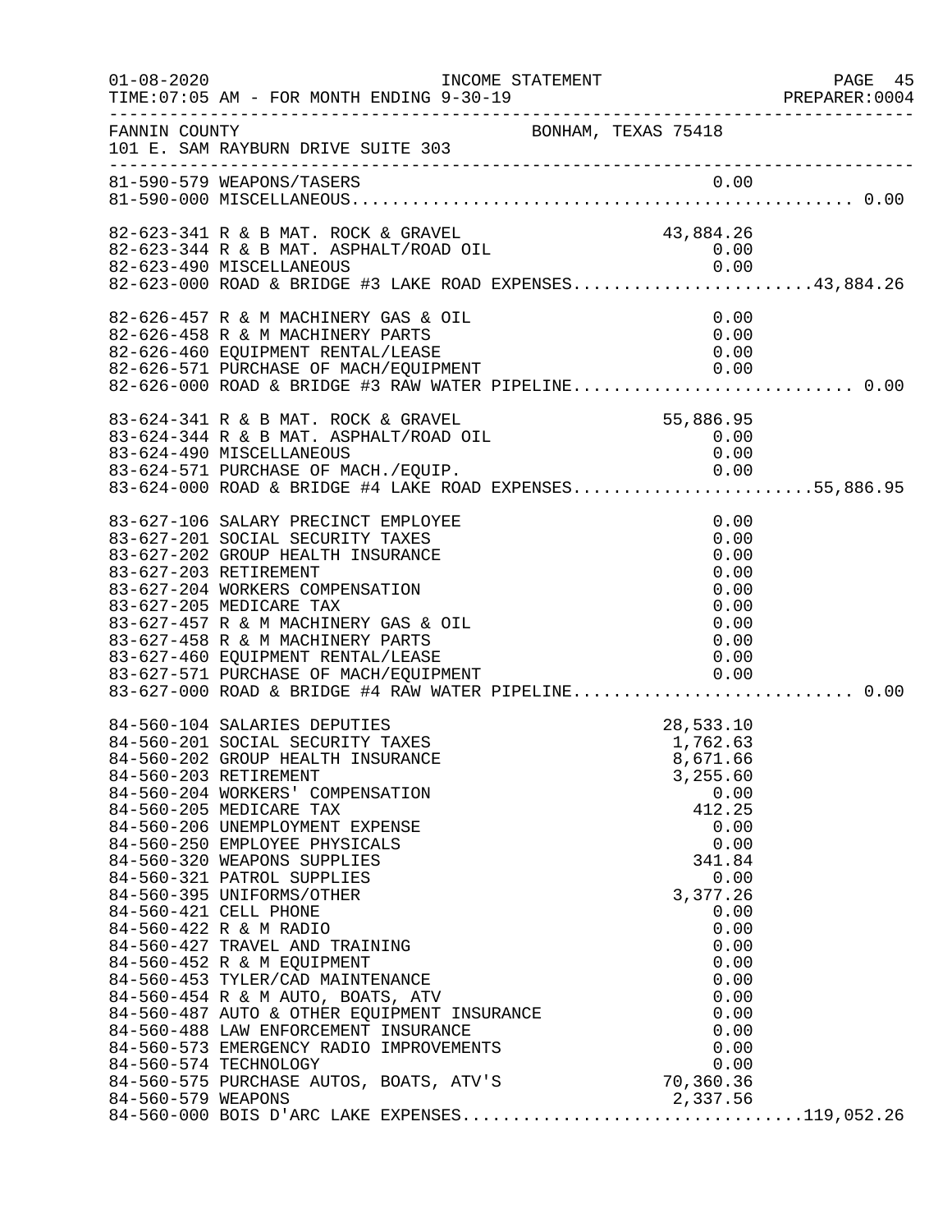FANNIN COUNTY — BONHAM, TEXAS 75418
101 E. SAM RAYBURN DRIVE SUITE 303

INCOME STATEMENT
TIME:07:05 AM - FOR MONTH ENDING 9-30-19

| Account | Description | Amount | Total |
|---|---|---|---|
| 81-590-579 | WEAPONS/TASERS | 0.00 | |
| 81-590-000 | MISCELLANEOUS | | 0.00 |
| 82-623-341 | R & B MAT. ROCK & GRAVEL | 43,884.26 | |
| 82-623-344 | R & B MAT. ASPHALT/ROAD OIL | 0.00 | |
| 82-623-490 | MISCELLANEOUS | 0.00 | |
| 82-623-000 | ROAD & BRIDGE #3 LAKE ROAD EXPENSES | | 43,884.26 |
| 82-626-457 | R & M MACHINERY GAS & OIL | 0.00 | |
| 82-626-458 | R & M MACHINERY PARTS | 0.00 | |
| 82-626-460 | EQUIPMENT RENTAL/LEASE | 0.00 | |
| 82-626-571 | PURCHASE OF MACH/EQUIPMENT | 0.00 | |
| 82-626-000 | ROAD & BRIDGE #3 RAW WATER PIPELINE | | 0.00 |
| 83-624-341 | R & B MAT. ROCK & GRAVEL | 55,886.95 | |
| 83-624-344 | R & B MAT. ASPHALT/ROAD OIL | 0.00 | |
| 83-624-490 | MISCELLANEOUS | 0.00 | |
| 83-624-571 | PURCHASE OF MACH./EQUIP. | 0.00 | |
| 83-624-000 | ROAD & BRIDGE #4 LAKE ROAD EXPENSES | | 55,886.95 |
| 83-627-106 | SALARY PRECINCT EMPLOYEE | 0.00 | |
| 83-627-201 | SOCIAL SECURITY TAXES | 0.00 | |
| 83-627-202 | GROUP HEALTH INSURANCE | 0.00 | |
| 83-627-203 | RETIREMENT | 0.00 | |
| 83-627-204 | WORKERS COMPENSATION | 0.00 | |
| 83-627-205 | MEDICARE TAX | 0.00 | |
| 83-627-457 | R & M MACHINERY GAS & OIL | 0.00 | |
| 83-627-458 | R & M MACHINERY PARTS | 0.00 | |
| 83-627-460 | EQUIPMENT RENTAL/LEASE | 0.00 | |
| 83-627-571 | PURCHASE OF MACH/EQUIPMENT | 0.00 | |
| 83-627-000 | ROAD & BRIDGE #4 RAW WATER PIPELINE | | 0.00 |
| 84-560-104 | SALARIES DEPUTIES | 28,533.10 | |
| 84-560-201 | SOCIAL SECURITY TAXES | 1,762.63 | |
| 84-560-202 | GROUP HEALTH INSURANCE | 8,671.66 | |
| 84-560-203 | RETIREMENT | 3,255.60 | |
| 84-560-204 | WORKERS' COMPENSATION | 0.00 | |
| 84-560-205 | MEDICARE TAX | 412.25 | |
| 84-560-206 | UNEMPLOYMENT EXPENSE | 0.00 | |
| 84-560-250 | EMPLOYEE PHYSICALS | 0.00 | |
| 84-560-320 | WEAPONS SUPPLIES | 341.84 | |
| 84-560-321 | PATROL SUPPLIES | 0.00 | |
| 84-560-395 | UNIFORMS/OTHER | 3,377.26 | |
| 84-560-421 | CELL PHONE | 0.00 | |
| 84-560-422 | R & M RADIO | 0.00 | |
| 84-560-427 | TRAVEL AND TRAINING | 0.00 | |
| 84-560-452 | R & M EQUIPMENT | 0.00 | |
| 84-560-453 | TYLER/CAD MAINTENANCE | 0.00 | |
| 84-560-454 | R & M AUTO, BOATS, ATV | 0.00 | |
| 84-560-487 | AUTO & OTHER EQUIPMENT INSURANCE | 0.00 | |
| 84-560-488 | LAW ENFORCEMENT INSURANCE | 0.00 | |
| 84-560-573 | EMERGENCY RADIO IMPROVEMENTS | 0.00 | |
| 84-560-574 | TECHNOLOGY | 0.00 | |
| 84-560-575 | PURCHASE AUTOS, BOATS, ATV'S | 70,360.36 | |
| 84-560-579 | WEAPONS | 2,337.56 | |
| 84-560-000 | BOIS D'ARC LAKE EXPENSES | | 119,052.26 |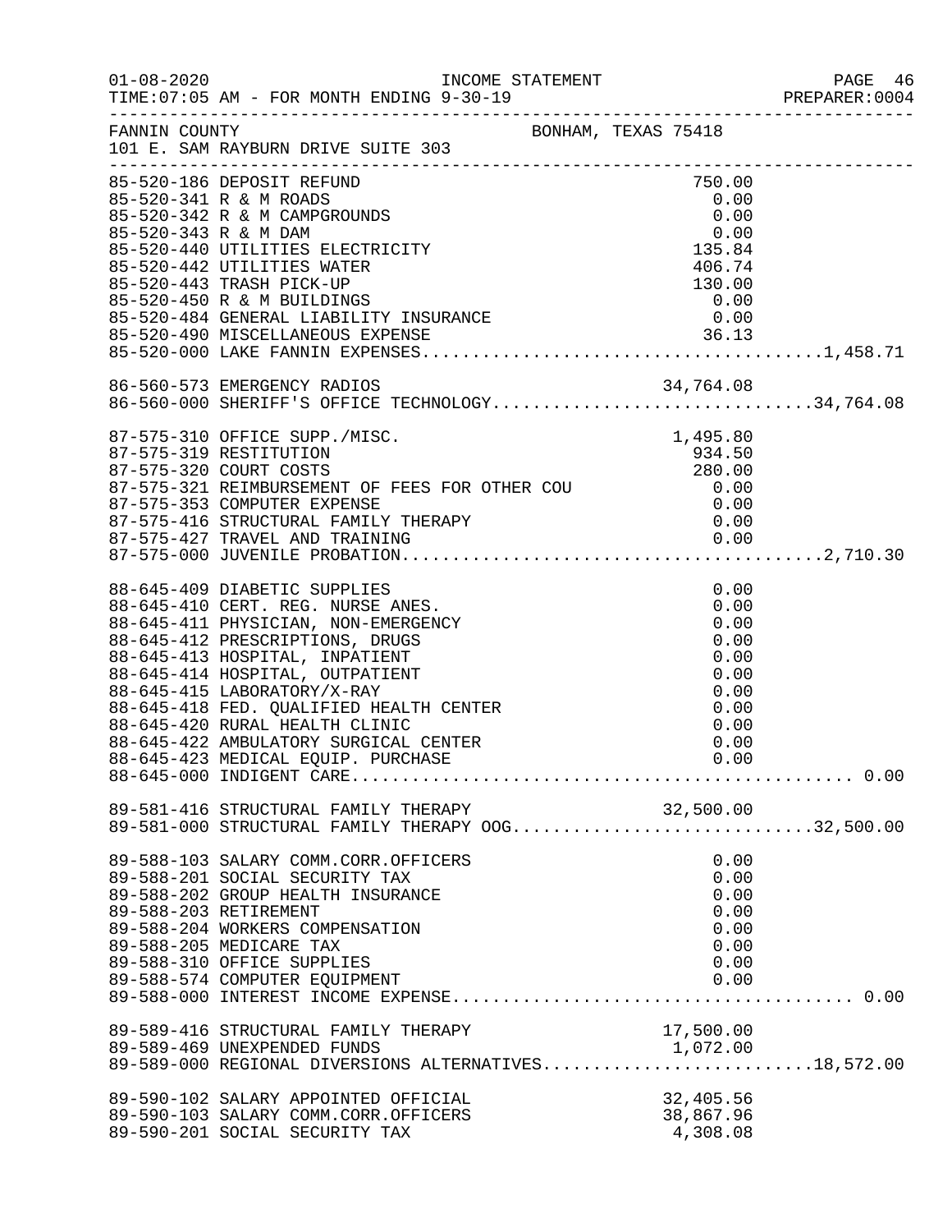FANNIN COUNTY　　　　　　　　　　BONHAM, TEXAS 75418
101 E. SAM RAYBURN DRIVE SUITE 303

INCOME STATEMENT — FOR MONTH ENDING 9-30-19

| Account | Description | Amount | Total |
|---|---|---|---|
| 85-520-186 | DEPOSIT REFUND | 750.00 | |
| 85-520-341 | R & M ROADS | 0.00 | |
| 85-520-342 | R & M CAMPGROUNDS | 0.00 | |
| 85-520-343 | R & M DAM | 0.00 | |
| 85-520-440 | UTILITIES ELECTRICITY | 135.84 | |
| 85-520-442 | UTILITIES WATER | 406.74 | |
| 85-520-443 | TRASH PICK-UP | 130.00 | |
| 85-520-450 | R & M BUILDINGS | 0.00 | |
| 85-520-484 | GENERAL LIABILITY INSURANCE | 0.00 | |
| 85-520-490 | MISCELLANEOUS EXPENSE | 36.13 | |
| 85-520-000 | LAKE FANNIN EXPENSES | | 1,458.71 |
| 86-560-573 | EMERGENCY RADIOS | 34,764.08 | |
| 86-560-000 | SHERIFF'S OFFICE TECHNOLOGY | | 34,764.08 |
| 87-575-310 | OFFICE SUPP./MISC. | 1,495.80 | |
| 87-575-319 | RESTITUTION | 934.50 | |
| 87-575-320 | COURT COSTS | 280.00 | |
| 87-575-321 | REIMBURSEMENT OF FEES FOR OTHER COU | 0.00 | |
| 87-575-353 | COMPUTER EXPENSE | 0.00 | |
| 87-575-416 | STRUCTURAL FAMILY THERAPY | 0.00 | |
| 87-575-427 | TRAVEL AND TRAINING | 0.00 | |
| 87-575-000 | JUVENILE PROBATION | | 2,710.30 |
| 88-645-409 | DIABETIC SUPPLIES | 0.00 | |
| 88-645-410 | CERT. REG. NURSE ANES. | 0.00 | |
| 88-645-411 | PHYSICIAN, NON-EMERGENCY | 0.00 | |
| 88-645-412 | PRESCRIPTIONS, DRUGS | 0.00 | |
| 88-645-413 | HOSPITAL, INPATIENT | 0.00 | |
| 88-645-414 | HOSPITAL, OUTPATIENT | 0.00 | |
| 88-645-415 | LABORATORY/X-RAY | 0.00 | |
| 88-645-418 | FED. QUALIFIED HEALTH CENTER | 0.00 | |
| 88-645-420 | RURAL HEALTH CLINIC | 0.00 | |
| 88-645-422 | AMBULATORY SURGICAL CENTER | 0.00 | |
| 88-645-423 | MEDICAL EQUIP. PURCHASE | 0.00 | |
| 88-645-000 | INDIGENT CARE | | 0.00 |
| 89-581-416 | STRUCTURAL FAMILY THERAPY | 32,500.00 | |
| 89-581-000 | STRUCTURAL FAMILY THERAPY OOG | | 32,500.00 |
| 89-588-103 | SALARY COMM.CORR.OFFICERS | 0.00 | |
| 89-588-201 | SOCIAL SECURITY TAX | 0.00 | |
| 89-588-202 | GROUP HEALTH INSURANCE | 0.00 | |
| 89-588-203 | RETIREMENT | 0.00 | |
| 89-588-204 | WORKERS COMPENSATION | 0.00 | |
| 89-588-205 | MEDICARE TAX | 0.00 | |
| 89-588-310 | OFFICE SUPPLIES | 0.00 | |
| 89-588-574 | COMPUTER EQUIPMENT | 0.00 | |
| 89-588-000 | INTEREST INCOME EXPENSE | | 0.00 |
| 89-589-416 | STRUCTURAL FAMILY THERAPY | 17,500.00 | |
| 89-589-469 | UNEXPENDED FUNDS | 1,072.00 | |
| 89-589-000 | REGIONAL DIVERSIONS ALTERNATIVES | | 18,572.00 |
| 89-590-102 | SALARY APPOINTED OFFICIAL | 32,405.56 | |
| 89-590-103 | SALARY COMM.CORR.OFFICERS | 38,867.96 | |
| 89-590-201 | SOCIAL SECURITY TAX | 4,308.08 | |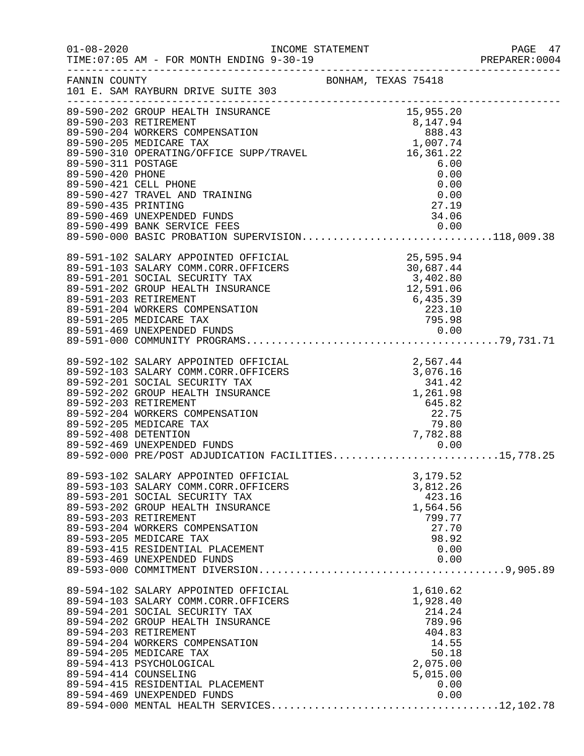FANNIN COUNTY  
101 E. SAM RAYBURN DRIVE SUITE 303  
BONHAM, TEXAS 75418

INCOME STATEMENT  
FOR MONTH ENDING 9-30-19

| Account | Description | Amount | Total |
|---|---|---|---|
| 89-590-202 | GROUP HEALTH INSURANCE | 15,955.20 | |
| 89-590-203 | RETIREMENT | 8,147.94 | |
| 89-590-204 | WORKERS COMPENSATION | 888.43 | |
| 89-590-205 | MEDICARE TAX | 1,007.74 | |
| 89-590-310 | OPERATING/OFFICE SUPP/TRAVEL | 16,361.22 | |
| 89-590-311 | POSTAGE | 6.00 | |
| 89-590-420 | PHONE | 0.00 | |
| 89-590-421 | CELL PHONE | 0.00 | |
| 89-590-427 | TRAVEL AND TRAINING | 0.00 | |
| 89-590-435 | PRINTING | 27.19 | |
| 89-590-469 | UNEXPENDED FUNDS | 34.06 | |
| 89-590-499 | BANK SERVICE FEES | 0.00 | |
| 89-590-000 | BASIC PROBATION SUPERVISION | | 118,009.38 |
| 89-591-102 | SALARY APPOINTED OFFICIAL | 25,595.94 | |
| 89-591-103 | SALARY COMM.CORR.OFFICERS | 30,687.44 | |
| 89-591-201 | SOCIAL SECURITY TAX | 3,402.80 | |
| 89-591-202 | GROUP HEALTH INSURANCE | 12,591.06 | |
| 89-591-203 | RETIREMENT | 6,435.39 | |
| 89-591-204 | WORKERS COMPENSATION | 223.10 | |
| 89-591-205 | MEDICARE TAX | 795.98 | |
| 89-591-469 | UNEXPENDED FUNDS | 0.00 | |
| 89-591-000 | COMMUNITY PROGRAMS | | 79,731.71 |
| 89-592-102 | SALARY APPOINTED OFFICIAL | 2,567.44 | |
| 89-592-103 | SALARY COMM.CORR.OFFICERS | 3,076.16 | |
| 89-592-201 | SOCIAL SECURITY TAX | 341.42 | |
| 89-592-202 | GROUP HEALTH INSURANCE | 1,261.98 | |
| 89-592-203 | RETIREMENT | 645.82 | |
| 89-592-204 | WORKERS COMPENSATION | 22.75 | |
| 89-592-205 | MEDICARE TAX | 79.80 | |
| 89-592-408 | DETENTION | 7,782.88 | |
| 89-592-469 | UNEXPENDED FUNDS | 0.00 | |
| 89-592-000 | PRE/POST ADJUDICATION FACILITIES | | 15,778.25 |
| 89-593-102 | SALARY APPOINTED OFFICIAL | 3,179.52 | |
| 89-593-103 | SALARY COMM.CORR.OFFICERS | 3,812.26 | |
| 89-593-201 | SOCIAL SECURITY TAX | 423.16 | |
| 89-593-202 | GROUP HEALTH INSURANCE | 1,564.56 | |
| 89-593-203 | RETIREMENT | 799.77 | |
| 89-593-204 | WORKERS COMPENSATION | 27.70 | |
| 89-593-205 | MEDICARE TAX | 98.92 | |
| 89-593-415 | RESIDENTIAL PLACEMENT | 0.00 | |
| 89-593-469 | UNEXPENDED FUNDS | 0.00 | |
| 89-593-000 | COMMITMENT DIVERSION | | 9,905.89 |
| 89-594-102 | SALARY APPOINTED OFFICIAL | 1,610.62 | |
| 89-594-103 | SALARY COMM.CORR.OFFICERS | 1,928.40 | |
| 89-594-201 | SOCIAL SECURITY TAX | 214.24 | |
| 89-594-202 | GROUP HEALTH INSURANCE | 789.96 | |
| 89-594-203 | RETIREMENT | 404.83 | |
| 89-594-204 | WORKERS COMPENSATION | 14.55 | |
| 89-594-205 | MEDICARE TAX | 50.18 | |
| 89-594-413 | PSYCHOLOGICAL | 2,075.00 | |
| 89-594-414 | COUNSELING | 5,015.00 | |
| 89-594-415 | RESIDENTIAL PLACEMENT | 0.00 | |
| 89-594-469 | UNEXPENDED FUNDS | 0.00 | |
| 89-594-000 | MENTAL HEALTH SERVICES | | 12,102.78 |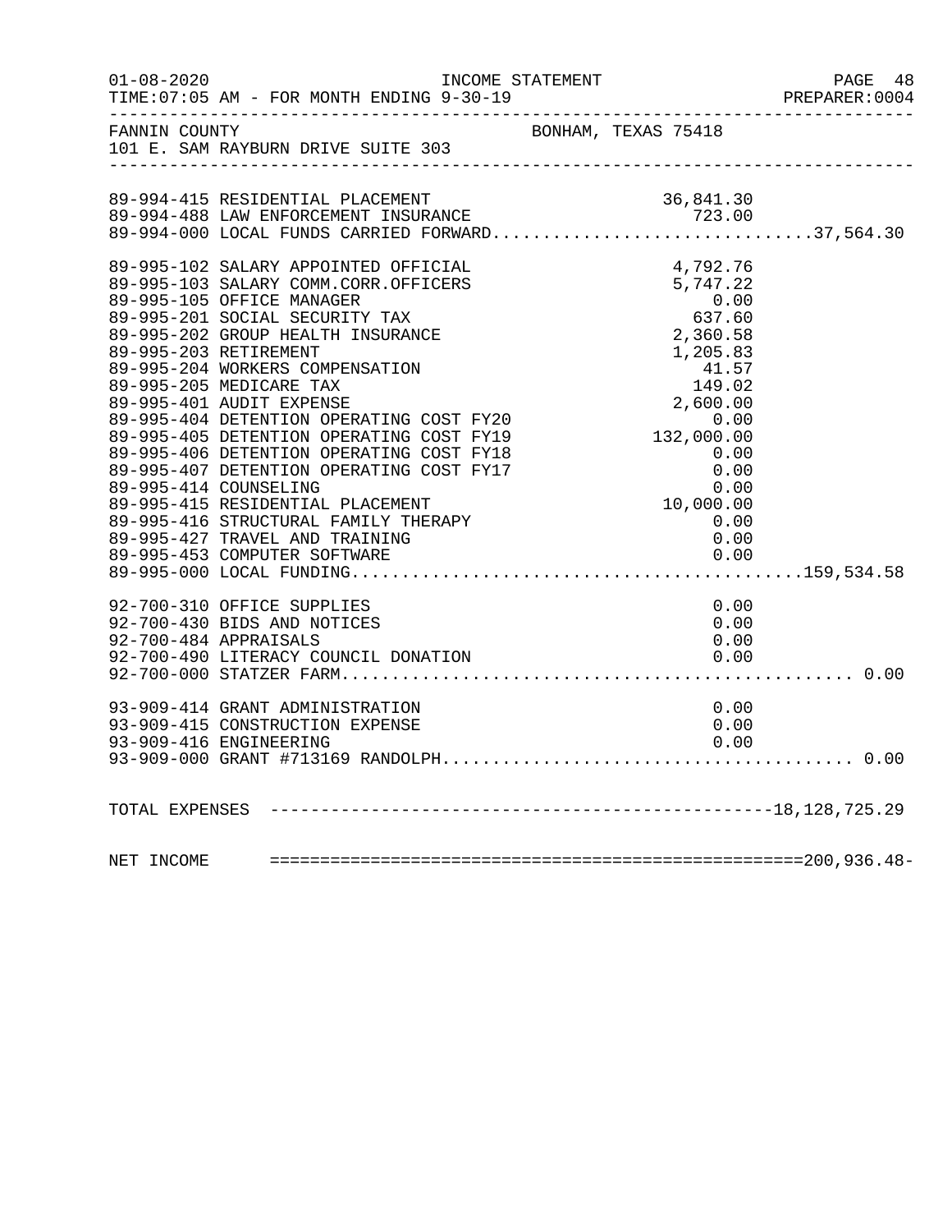FANNIN COUNTY — BONHAM, TEXAS 75418
101 E. SAM RAYBURN DRIVE SUITE 303

INCOME STATEMENT — FOR MONTH ENDING 9-30-19

| Account | Description | Amount | Total |
|---|---|---|---|
| 89-994-415 | RESIDENTIAL PLACEMENT | 36,841.30 | |
| 89-994-488 | LAW ENFORCEMENT INSURANCE | 723.00 | |
| 89-994-000 | LOCAL FUNDS CARRIED FORWARD | | 37,564.30 |
| 89-995-102 | SALARY APPOINTED OFFICIAL | 4,792.76 | |
| 89-995-103 | SALARY COMM.CORR.OFFICERS | 5,747.22 | |
| 89-995-105 | OFFICE MANAGER | 0.00 | |
| 89-995-201 | SOCIAL SECURITY TAX | 637.60 | |
| 89-995-202 | GROUP HEALTH INSURANCE | 2,360.58 | |
| 89-995-203 | RETIREMENT | 1,205.83 | |
| 89-995-204 | WORKERS COMPENSATION | 41.57 | |
| 89-995-205 | MEDICARE TAX | 149.02 | |
| 89-995-401 | AUDIT EXPENSE | 2,600.00 | |
| 89-995-404 | DETENTION OPERATING COST FY20 | 0.00 | |
| 89-995-405 | DETENTION OPERATING COST FY19 | 132,000.00 | |
| 89-995-406 | DETENTION OPERATING COST FY18 | 0.00 | |
| 89-995-407 | DETENTION OPERATING COST FY17 | 0.00 | |
| 89-995-414 | COUNSELING | 0.00 | |
| 89-995-415 | RESIDENTIAL PLACEMENT | 10,000.00 | |
| 89-995-416 | STRUCTURAL FAMILY THERAPY | 0.00 | |
| 89-995-427 | TRAVEL AND TRAINING | 0.00 | |
| 89-995-453 | COMPUTER SOFTWARE | 0.00 | |
| 89-995-000 | LOCAL FUNDING | | 159,534.58 |
| 92-700-310 | OFFICE SUPPLIES | 0.00 | |
| 92-700-430 | BIDS AND NOTICES | 0.00 | |
| 92-700-484 | APPRAISALS | 0.00 | |
| 92-700-490 | LITERACY COUNCIL DONATION | 0.00 | |
| 92-700-000 | STATZER FARM | | 0.00 |
| 93-909-414 | GRANT ADMINISTRATION | 0.00 | |
| 93-909-415 | CONSTRUCTION EXPENSE | 0.00 | |
| 93-909-416 | ENGINEERING | 0.00 | |
| 93-909-000 | GRANT #713169 RANDOLPH | | 0.00 |

TOTAL EXPENSES ---------------------------------------------------18,128,725.29

NET INCOME ======================================================200,936.48-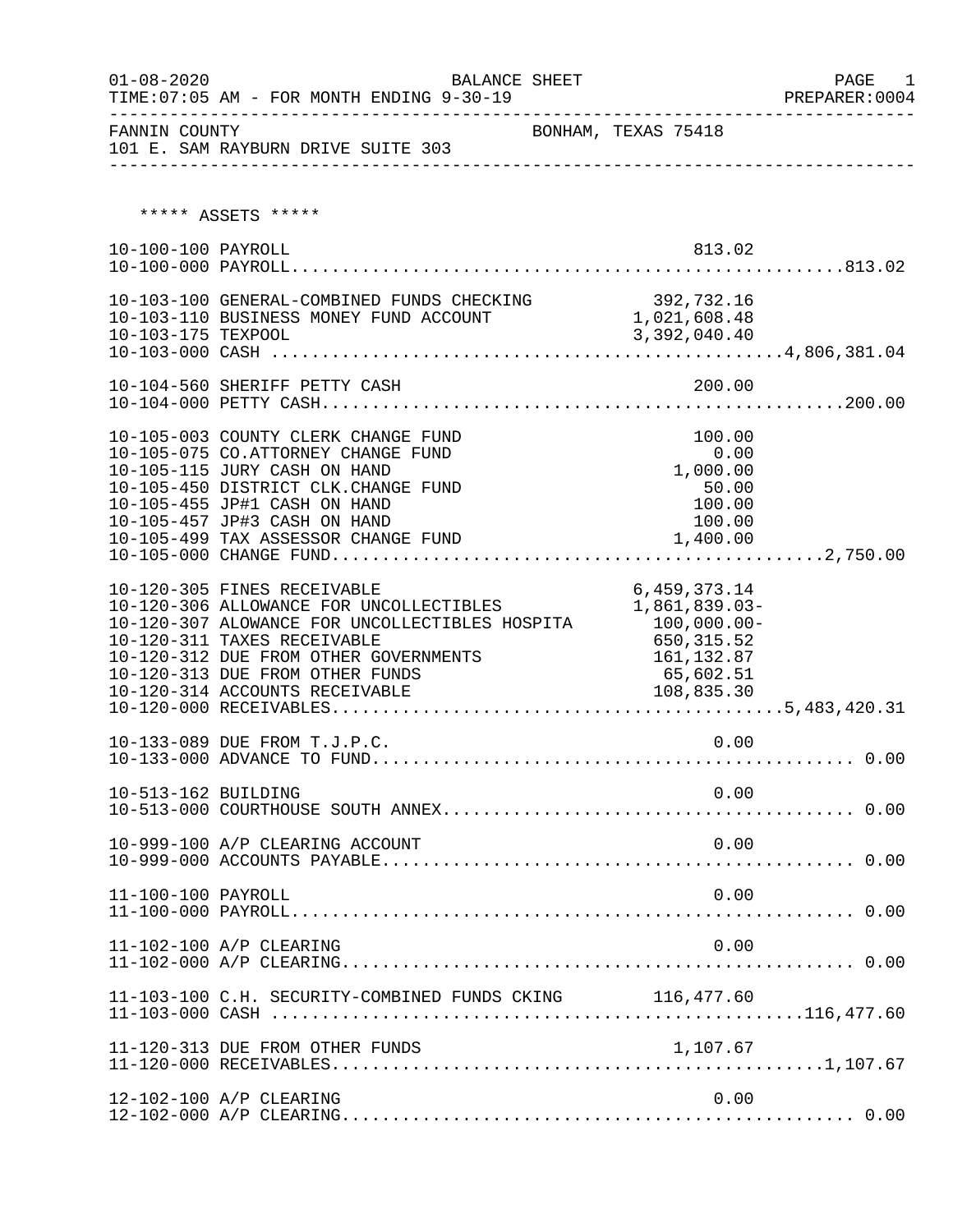01-08-2020 BALANCE SHEET
TIME:07:05 AM - FOR MONTH ENDING 9-30-19

FANNIN COUNTY BONHAM, TEXAS 75418
101 E. SAM RAYBURN DRIVE SUITE 303

***** ASSETS *****

| Account | Description | Detail | Total |
|---|---|---|---|
| 10-100-100 | PAYROLL | 813.02 | |
| 10-100-000 | PAYROLL | | 813.02 |
| 10-103-100 | GENERAL-COMBINED FUNDS CHECKING | 392,732.16 | |
| 10-103-110 | BUSINESS MONEY FUND ACCOUNT | 1,021,608.48 | |
| 10-103-175 | TEXPOOL | 3,392,040.40 | |
| 10-103-000 | CASH | | 4,806,381.04 |
| 10-104-560 | SHERIFF PETTY CASH | 200.00 | |
| 10-104-000 | PETTY CASH | | 200.00 |
| 10-105-003 | COUNTY CLERK CHANGE FUND | 100.00 | |
| 10-105-075 | CO.ATTORNEY CHANGE FUND | 0.00 | |
| 10-105-115 | JURY CASH ON HAND | 1,000.00 | |
| 10-105-450 | DISTRICT CLK.CHANGE FUND | 50.00 | |
| 10-105-455 | JP#1 CASH ON HAND | 100.00 | |
| 10-105-457 | JP#3 CASH ON HAND | 100.00 | |
| 10-105-499 | TAX ASSESSOR CHANGE FUND | 1,400.00 | |
| 10-105-000 | CHANGE FUND | | 2,750.00 |
| 10-120-305 | FINES RECEIVABLE | 6,459,373.14 | |
| 10-120-306 | ALLOWANCE FOR UNCOLLECTIBLES | 1,861,839.03- | |
| 10-120-307 | ALOWANCE FOR UNCOLLECTIBLES HOSPITA | 100,000.00- | |
| 10-120-311 | TAXES RECEIVABLE | 650,315.52 | |
| 10-120-312 | DUE FROM OTHER GOVERNMENTS | 161,132.87 | |
| 10-120-313 | DUE FROM OTHER FUNDS | 65,602.51 | |
| 10-120-314 | ACCOUNTS RECEIVABLE | 108,835.30 | |
| 10-120-000 | RECEIVABLES | | 5,483,420.31 |
| 10-133-089 | DUE FROM T.J.P.C. | 0.00 | |
| 10-133-000 | ADVANCE TO FUND | | 0.00 |
| 10-513-162 | BUILDING | 0.00 | |
| 10-513-000 | COURTHOUSE SOUTH ANNEX | | 0.00 |
| 10-999-100 | A/P CLEARING ACCOUNT | 0.00 | |
| 10-999-000 | ACCOUNTS PAYABLE | | 0.00 |
| 11-100-100 | PAYROLL | 0.00 | |
| 11-100-000 | PAYROLL | | 0.00 |
| 11-102-100 | A/P CLEARING | 0.00 | |
| 11-102-000 | A/P CLEARING | | 0.00 |
| 11-103-100 | C.H. SECURITY-COMBINED FUNDS CKING | 116,477.60 | |
| 11-103-000 | CASH | | 116,477.60 |
| 11-120-313 | DUE FROM OTHER FUNDS | 1,107.67 | |
| 11-120-000 | RECEIVABLES | | 1,107.67 |
| 12-102-100 | A/P CLEARING | 0.00 | |
| 12-102-000 | A/P CLEARING | | 0.00 |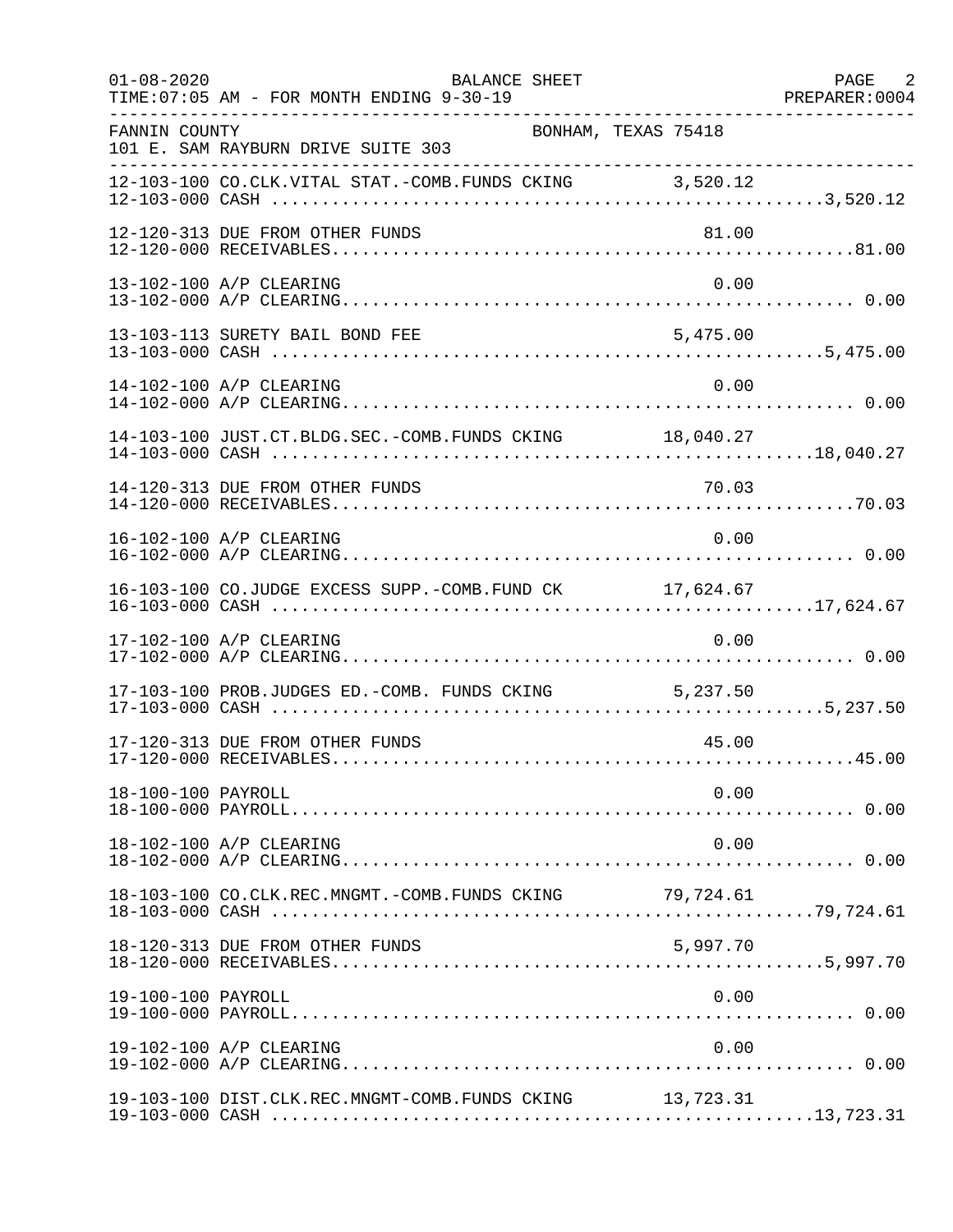01-08-2020 BALANCE SHEET PAGE 2
TIME:07:05 AM - FOR MONTH ENDING 9-30-19 PREPARER:0004

FANNIN COUNTY BONHAM, TEXAS 75418
101 E. SAM RAYBURN DRIVE SUITE 303

| Account | Description | Amount | Total |
|---|---|---|---|
| 12-103-100 | CO.CLK.VITAL STAT.-COMB.FUNDS CKING | 3,520.12 | |
| 12-103-000 | CASH | | 3,520.12 |
| 12-120-313 | DUE FROM OTHER FUNDS | 81.00 | |
| 12-120-000 | RECEIVABLES | | 81.00 |
| 13-102-100 | A/P CLEARING | 0.00 | |
| 13-102-000 | A/P CLEARING | | 0.00 |
| 13-103-113 | SURETY BAIL BOND FEE | 5,475.00 | |
| 13-103-000 | CASH | | 5,475.00 |
| 14-102-100 | A/P CLEARING | 0.00 | |
| 14-102-000 | A/P CLEARING | | 0.00 |
| 14-103-100 | JUST.CT.BLDG.SEC.-COMB.FUNDS CKING | 18,040.27 | |
| 14-103-000 | CASH | | 18,040.27 |
| 14-120-313 | DUE FROM OTHER FUNDS | 70.03 | |
| 14-120-000 | RECEIVABLES | | 70.03 |
| 16-102-100 | A/P CLEARING | 0.00 | |
| 16-102-000 | A/P CLEARING | | 0.00 |
| 16-103-100 | CO.JUDGE EXCESS SUPP.-COMB.FUND CK | 17,624.67 | |
| 16-103-000 | CASH | | 17,624.67 |
| 17-102-100 | A/P CLEARING | 0.00 | |
| 17-102-000 | A/P CLEARING | | 0.00 |
| 17-103-100 | PROB.JUDGES ED.-COMB. FUNDS CKING | 5,237.50 | |
| 17-103-000 | CASH | | 5,237.50 |
| 17-120-313 | DUE FROM OTHER FUNDS | 45.00 | |
| 17-120-000 | RECEIVABLES | | 45.00 |
| 18-100-100 | PAYROLL | 0.00 | |
| 18-100-000 | PAYROLL | | 0.00 |
| 18-102-100 | A/P CLEARING | 0.00 | |
| 18-102-000 | A/P CLEARING | | 0.00 |
| 18-103-100 | CO.CLK.REC.MNGMT.-COMB.FUNDS CKING | 79,724.61 | |
| 18-103-000 | CASH | | 79,724.61 |
| 18-120-313 | DUE FROM OTHER FUNDS | 5,997.70 | |
| 18-120-000 | RECEIVABLES | | 5,997.70 |
| 19-100-100 | PAYROLL | 0.00 | |
| 19-100-000 | PAYROLL | | 0.00 |
| 19-102-100 | A/P CLEARING | 0.00 | |
| 19-102-000 | A/P CLEARING | | 0.00 |
| 19-103-100 | DIST.CLK.REC.MNGMT-COMB.FUNDS CKING | 13,723.31 | |
| 19-103-000 | CASH | | 13,723.31 |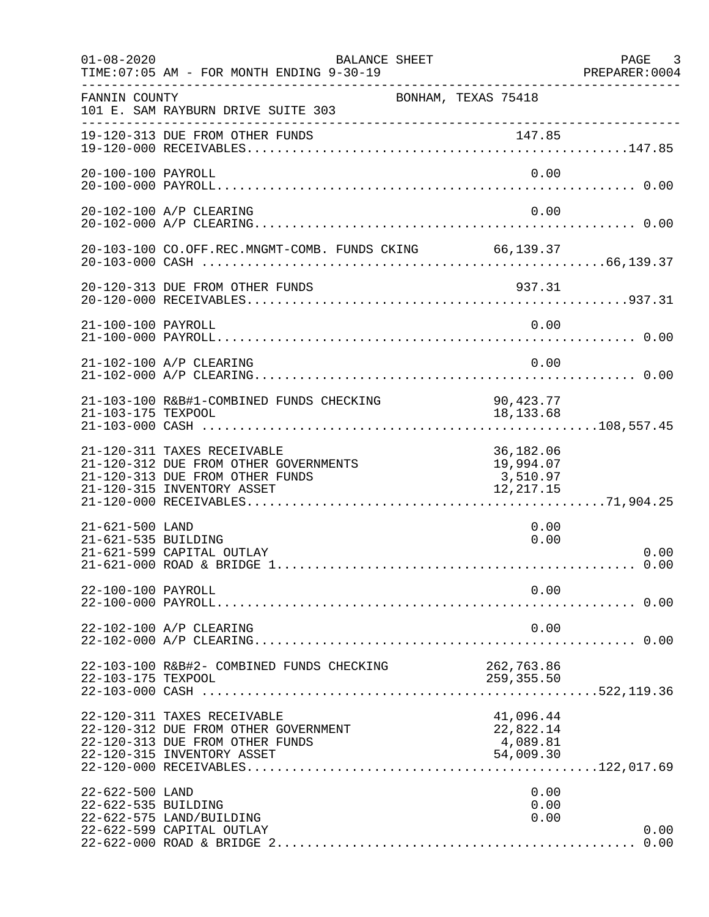BALANCE SHEET

TIME:07:05 AM - FOR MONTH ENDING 9-30-19

FANNIN COUNTY  
101 E. SAM RAYBURN DRIVE SUITE 303  
BONHAM, TEXAS 75418

| Account | Description | Amount | Total |
|---|---|---|---|
| 19-120-313 | DUE FROM OTHER FUNDS | 147.85 | |
| 19-120-000 | RECEIVABLES | | 147.85 |
| 20-100-100 | PAYROLL | 0.00 | |
| 20-100-000 | PAYROLL | | 0.00 |
| 20-102-100 | A/P CLEARING | 0.00 | |
| 20-102-000 | A/P CLEARING | | 0.00 |
| 20-103-100 | CO.OFF.REC.MNGMT-COMB. FUNDS CKING | 66,139.37 | |
| 20-103-000 | CASH | | 66,139.37 |
| 20-120-313 | DUE FROM OTHER FUNDS | 937.31 | |
| 20-120-000 | RECEIVABLES | | 937.31 |
| 21-100-100 | PAYROLL | 0.00 | |
| 21-100-000 | PAYROLL | | 0.00 |
| 21-102-100 | A/P CLEARING | 0.00 | |
| 21-102-000 | A/P CLEARING | | 0.00 |
| 21-103-100 | R&B#1-COMBINED FUNDS CHECKING | 90,423.77 | |
| 21-103-175 | TEXPOOL | 18,133.68 | |
| 21-103-000 | CASH | | 108,557.45 |
| 21-120-311 | TAXES RECEIVABLE | 36,182.06 | |
| 21-120-312 | DUE FROM OTHER GOVERNMENTS | 19,994.07 | |
| 21-120-313 | DUE FROM OTHER FUNDS | 3,510.97 | |
| 21-120-315 | INVENTORY ASSET | 12,217.15 | |
| 21-120-000 | RECEIVABLES | | 71,904.25 |
| 21-621-500 | LAND | 0.00 | |
| 21-621-535 | BUILDING | 0.00 | |
| 21-621-599 | CAPITAL OUTLAY | | 0.00 |
| 21-621-000 | ROAD & BRIDGE 1 | | 0.00 |
| 22-100-100 | PAYROLL | 0.00 | |
| 22-100-000 | PAYROLL | | 0.00 |
| 22-102-100 | A/P CLEARING | 0.00 | |
| 22-102-000 | A/P CLEARING | | 0.00 |
| 22-103-100 | R&B#2- COMBINED FUNDS CHECKING | 262,763.86 | |
| 22-103-175 | TEXPOOL | 259,355.50 | |
| 22-103-000 | CASH | | 522,119.36 |
| 22-120-311 | TAXES RECEIVABLE | 41,096.44 | |
| 22-120-312 | DUE FROM OTHER GOVERNMENT | 22,822.14 | |
| 22-120-313 | DUE FROM OTHER FUNDS | 4,089.81 | |
| 22-120-315 | INVENTORY ASSET | 54,009.30 | |
| 22-120-000 | RECEIVABLES | | 122,017.69 |
| 22-622-500 | LAND | 0.00 | |
| 22-622-535 | BUILDING | 0.00 | |
| 22-622-575 | LAND/BUILDING | 0.00 | |
| 22-622-599 | CAPITAL OUTLAY | | 0.00 |
| 22-622-000 | ROAD & BRIDGE 2 | | 0.00 |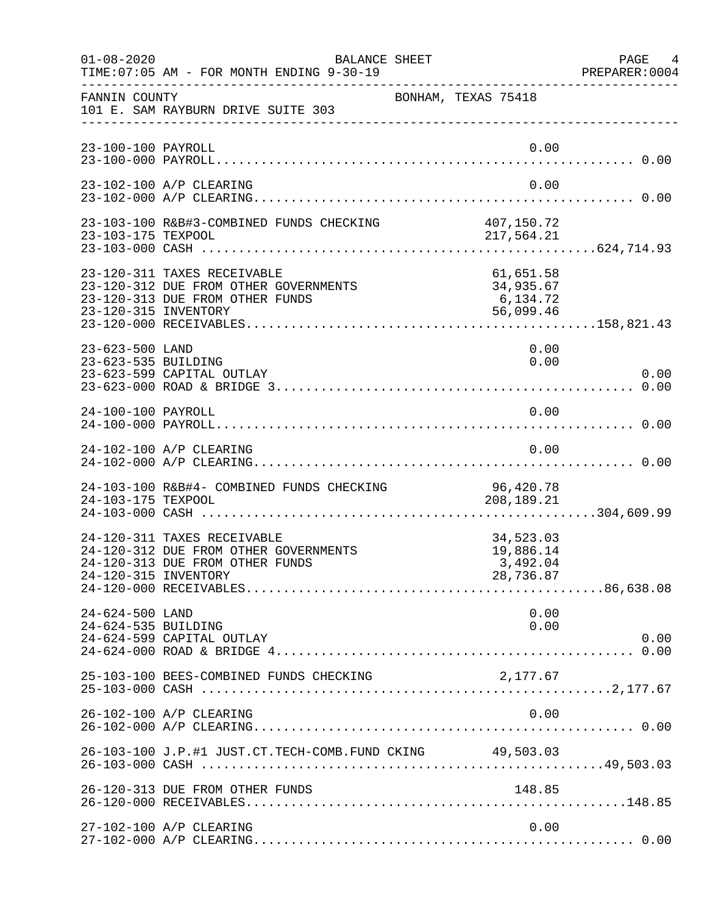FANNIN COUNTY — BONHAM, TEXAS 75418
101 E. SAM RAYBURN DRIVE SUITE 303

BALANCE SHEET
FOR MONTH ENDING 9-30-19

| Account | Description | Amount | Total |
|---|---|---|---|
| 23-100-100 | PAYROLL | 0.00 | |
| 23-100-000 | PAYROLL | | 0.00 |
| 23-102-100 | A/P CLEARING | 0.00 | |
| 23-102-000 | A/P CLEARING | | 0.00 |
| 23-103-100 | R&B#3-COMBINED FUNDS CHECKING | 407,150.72 | |
| 23-103-175 | TEXPOOL | 217,564.21 | |
| 23-103-000 | CASH | | 624,714.93 |
| 23-120-311 | TAXES RECEIVABLE | 61,651.58 | |
| 23-120-312 | DUE FROM OTHER GOVERNMENTS | 34,935.67 | |
| 23-120-313 | DUE FROM OTHER FUNDS | 6,134.72 | |
| 23-120-315 | INVENTORY | 56,099.46 | |
| 23-120-000 | RECEIVABLES | | 158,821.43 |
| 23-623-500 | LAND | 0.00 | |
| 23-623-535 | BUILDING | 0.00 | |
| 23-623-599 | CAPITAL OUTLAY | | 0.00 |
| 23-623-000 | ROAD & BRIDGE 3 | | 0.00 |
| 24-100-100 | PAYROLL | 0.00 | |
| 24-100-000 | PAYROLL | | 0.00 |
| 24-102-100 | A/P CLEARING | 0.00 | |
| 24-102-000 | A/P CLEARING | | 0.00 |
| 24-103-100 | R&B#4- COMBINED FUNDS CHECKING | 96,420.78 | |
| 24-103-175 | TEXPOOL | 208,189.21 | |
| 24-103-000 | CASH | | 304,609.99 |
| 24-120-311 | TAXES RECEIVABLE | 34,523.03 | |
| 24-120-312 | DUE FROM OTHER GOVERNMENTS | 19,886.14 | |
| 24-120-313 | DUE FROM OTHER FUNDS | 3,492.04 | |
| 24-120-315 | INVENTORY | 28,736.87 | |
| 24-120-000 | RECEIVABLES | | 86,638.08 |
| 24-624-500 | LAND | 0.00 | |
| 24-624-535 | BUILDING | 0.00 | |
| 24-624-599 | CAPITAL OUTLAY | | 0.00 |
| 24-624-000 | ROAD & BRIDGE 4 | | 0.00 |
| 25-103-100 | BEES-COMBINED FUNDS CHECKING | 2,177.67 | |
| 25-103-000 | CASH | | 2,177.67 |
| 26-102-100 | A/P CLEARING | 0.00 | |
| 26-102-000 | A/P CLEARING | | 0.00 |
| 26-103-100 | J.P.#1 JUST.CT.TECH-COMB.FUND CKING | 49,503.03 | |
| 26-103-000 | CASH | | 49,503.03 |
| 26-120-313 | DUE FROM OTHER FUNDS | 148.85 | |
| 26-120-000 | RECEIVABLES | | 148.85 |
| 27-102-100 | A/P CLEARING | 0.00 | |
| 27-102-000 | A/P CLEARING | | 0.00 |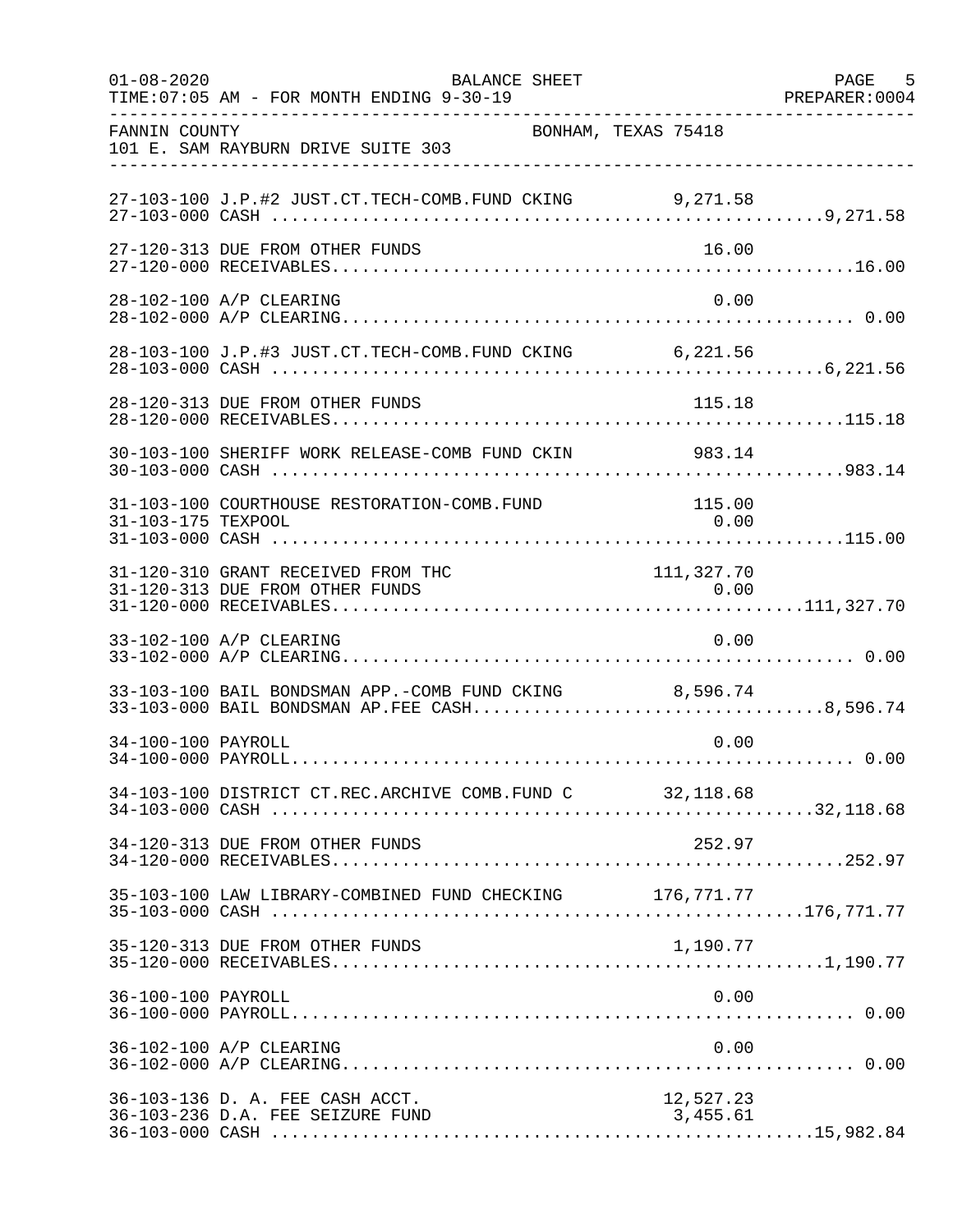FANNIN COUNTY — BONHAM, TEXAS 75418
101 E. SAM RAYBURN DRIVE SUITE 303

BALANCE SHEET
FOR MONTH ENDING 9-30-19

| Account | Description | Detail | Total |
|---|---|---|---|
| 27-103-100 | J.P.#2 JUST.CT.TECH-COMB.FUND CKING | 9,271.58 | |
| 27-103-000 | CASH | | 9,271.58 |
| 27-120-313 | DUE FROM OTHER FUNDS | 16.00 | |
| 27-120-000 | RECEIVABLES | | 16.00 |
| 28-102-100 | A/P CLEARING | 0.00 | |
| 28-102-000 | A/P CLEARING | | 0.00 |
| 28-103-100 | J.P.#3 JUST.CT.TECH-COMB.FUND CKING | 6,221.56 | |
| 28-103-000 | CASH | | 6,221.56 |
| 28-120-313 | DUE FROM OTHER FUNDS | 115.18 | |
| 28-120-000 | RECEIVABLES | | 115.18 |
| 30-103-100 | SHERIFF WORK RELEASE-COMB FUND CKIN | 983.14 | |
| 30-103-000 | CASH | | 983.14 |
| 31-103-100 | COURTHOUSE RESTORATION-COMB.FUND | 115.00 | |
| 31-103-175 | TEXPOOL | 0.00 | |
| 31-103-000 | CASH | | 115.00 |
| 31-120-310 | GRANT RECEIVED FROM THC | 111,327.70 | |
| 31-120-313 | DUE FROM OTHER FUNDS | 0.00 | |
| 31-120-000 | RECEIVABLES | | 111,327.70 |
| 33-102-100 | A/P CLEARING | 0.00 | |
| 33-102-000 | A/P CLEARING | | 0.00 |
| 33-103-100 | BAIL BONDSMAN APP.-COMB FUND CKING | 8,596.74 | |
| 33-103-000 | BAIL BONDSMAN AP.FEE CASH | | 8,596.74 |
| 34-100-100 | PAYROLL | 0.00 | |
| 34-100-000 | PAYROLL | | 0.00 |
| 34-103-100 | DISTRICT CT.REC.ARCHIVE COMB.FUND C | 32,118.68 | |
| 34-103-000 | CASH | | 32,118.68 |
| 34-120-313 | DUE FROM OTHER FUNDS | 252.97 | |
| 34-120-000 | RECEIVABLES | | 252.97 |
| 35-103-100 | LAW LIBRARY-COMBINED FUND CHECKING | 176,771.77 | |
| 35-103-000 | CASH | | 176,771.77 |
| 35-120-313 | DUE FROM OTHER FUNDS | 1,190.77 | |
| 35-120-000 | RECEIVABLES | | 1,190.77 |
| 36-100-100 | PAYROLL | 0.00 | |
| 36-100-000 | PAYROLL | | 0.00 |
| 36-102-100 | A/P CLEARING | 0.00 | |
| 36-102-000 | A/P CLEARING | | 0.00 |
| 36-103-136 | D. A. FEE CASH ACCT. | 12,527.23 | |
| 36-103-236 | D.A. FEE SEIZURE FUND | 3,455.61 | |
| 36-103-000 | CASH | | 15,982.84 |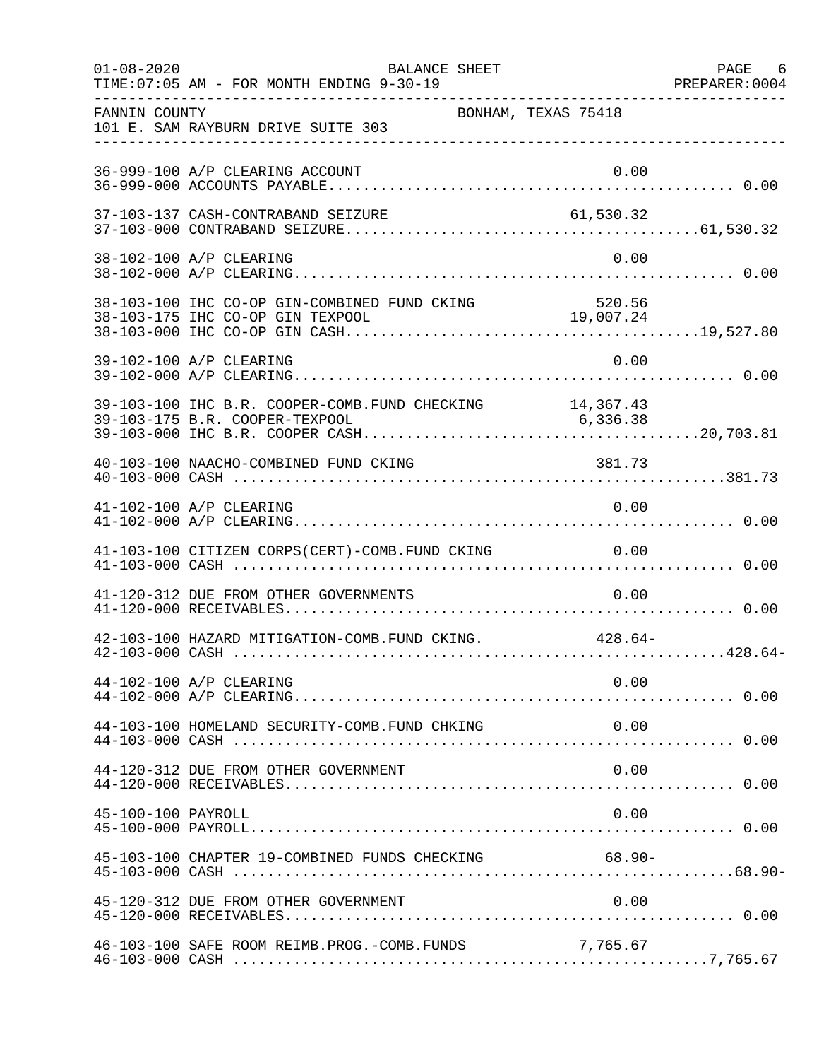FANNIN COUNTY    BONHAM, TEXAS 75418
101 E. SAM RAYBURN DRIVE SUITE 303

BALANCE SHEET
FOR MONTH ENDING 9-30-19

| Account | Description | Detail | Total |
|---|---|---|---|
| 36-999-100 | A/P CLEARING ACCOUNT | 0.00 | |
| 36-999-000 | ACCOUNTS PAYABLE | | 0.00 |
| 37-103-137 | CASH-CONTRABAND SEIZURE | 61,530.32 | |
| 37-103-000 | CONTRABAND SEIZURE | | 61,530.32 |
| 38-102-100 | A/P CLEARING | 0.00 | |
| 38-102-000 | A/P CLEARING | | 0.00 |
| 38-103-100 | IHC CO-OP GIN-COMBINED FUND CKING | 520.56 | |
| 38-103-175 | IHC CO-OP GIN TEXPOOL | 19,007.24 | |
| 38-103-000 | IHC CO-OP GIN CASH | | 19,527.80 |
| 39-102-100 | A/P CLEARING | 0.00 | |
| 39-102-000 | A/P CLEARING | | 0.00 |
| 39-103-100 | IHC B.R. COOPER-COMB.FUND CHECKING | 14,367.43 | |
| 39-103-175 | B.R. COOPER-TEXPOOL | 6,336.38 | |
| 39-103-000 | IHC B.R. COOPER CASH | | 20,703.81 |
| 40-103-100 | NAACHO-COMBINED FUND CKING | 381.73 | |
| 40-103-000 | CASH | | 381.73 |
| 41-102-100 | A/P CLEARING | 0.00 | |
| 41-102-000 | A/P CLEARING | | 0.00 |
| 41-103-100 | CITIZEN CORPS(CERT)-COMB.FUND CKING | 0.00 | |
| 41-103-000 | CASH | | 0.00 |
| 41-120-312 | DUE FROM OTHER GOVERNMENTS | 0.00 | |
| 41-120-000 | RECEIVABLES | | 0.00 |
| 42-103-100 | HAZARD MITIGATION-COMB.FUND CKING. | 428.64- | |
| 42-103-000 | CASH | | 428.64- |
| 44-102-100 | A/P CLEARING | 0.00 | |
| 44-102-000 | A/P CLEARING | | 0.00 |
| 44-103-100 | HOMELAND SECURITY-COMB.FUND CHKING | 0.00 | |
| 44-103-000 | CASH | | 0.00 |
| 44-120-312 | DUE FROM OTHER GOVERNMENT | 0.00 | |
| 44-120-000 | RECEIVABLES | | 0.00 |
| 45-100-100 | PAYROLL | 0.00 | |
| 45-100-000 | PAYROLL | | 0.00 |
| 45-103-100 | CHAPTER 19-COMBINED FUNDS CHECKING | 68.90- | |
| 45-103-000 | CASH | | 68.90- |
| 45-120-312 | DUE FROM OTHER GOVERNMENT | 0.00 | |
| 45-120-000 | RECEIVABLES | | 0.00 |
| 46-103-100 | SAFE ROOM REIMB.PROG.-COMB.FUNDS | 7,765.67 | |
| 46-103-000 | CASH | | 7,765.67 |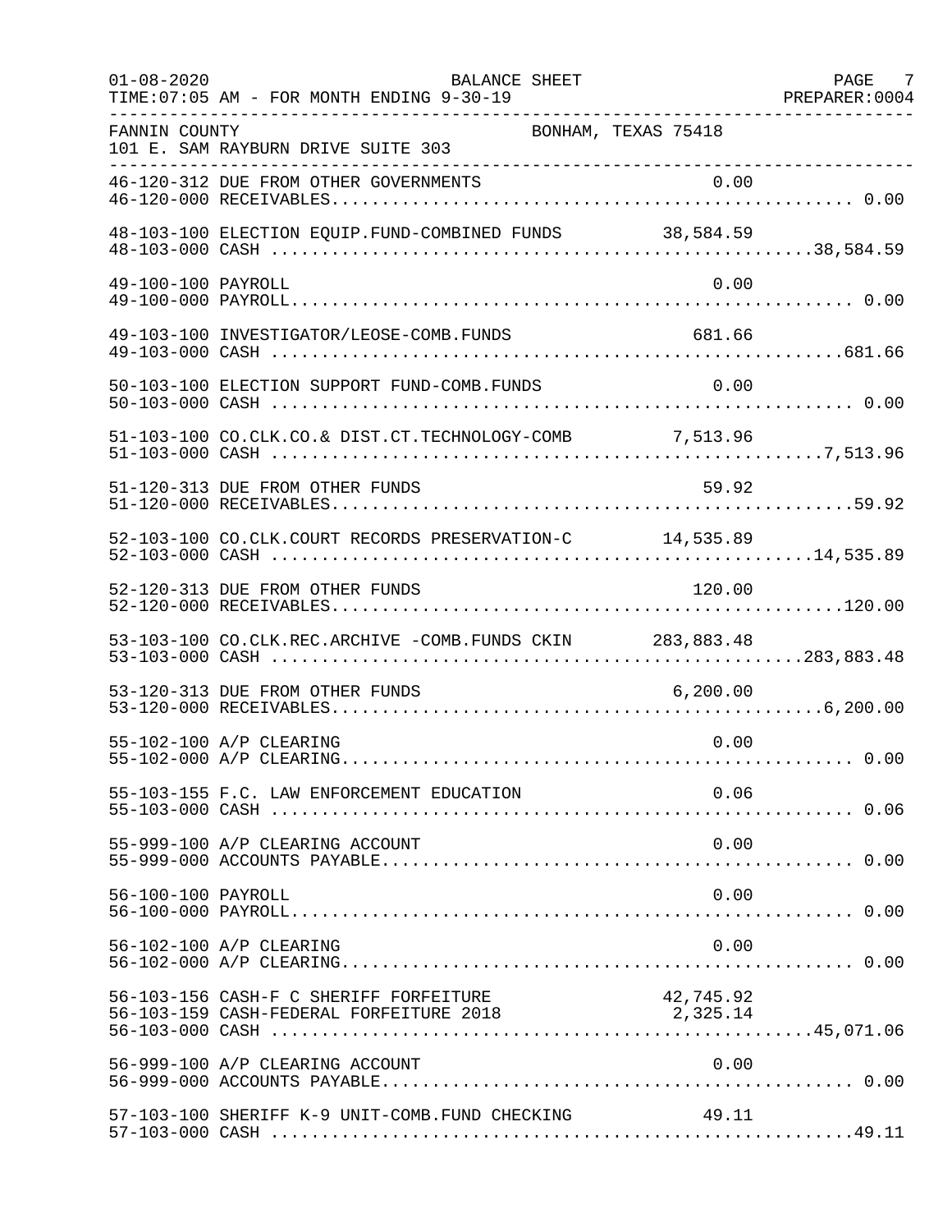FANNIN COUNTY — BONHAM, TEXAS 75418
101 E. SAM RAYBURN DRIVE SUITE 303

BALANCE SHEET — FOR MONTH ENDING 9-30-19

| Account | Description | Detail | Total |
|---|---|---|---|
| 46-120-312 | DUE FROM OTHER GOVERNMENTS | 0.00 | |
| 46-120-000 | RECEIVABLES | | 0.00 |
| 48-103-100 | ELECTION EQUIP.FUND-COMBINED FUNDS | 38,584.59 | |
| 48-103-000 | CASH | | 38,584.59 |
| 49-100-100 | PAYROLL | 0.00 | |
| 49-100-000 | PAYROLL | | 0.00 |
| 49-103-100 | INVESTIGATOR/LEOSE-COMB.FUNDS | 681.66 | |
| 49-103-000 | CASH | | 681.66 |
| 50-103-100 | ELECTION SUPPORT FUND-COMB.FUNDS | 0.00 | |
| 50-103-000 | CASH | | 0.00 |
| 51-103-100 | CO.CLK.CO.& DIST.CT.TECHNOLOGY-COMB | 7,513.96 | |
| 51-103-000 | CASH | | 7,513.96 |
| 51-120-313 | DUE FROM OTHER FUNDS | 59.92 | |
| 51-120-000 | RECEIVABLES | | 59.92 |
| 52-103-100 | CO.CLK.COURT RECORDS PRESERVATION-C | 14,535.89 | |
| 52-103-000 | CASH | | 14,535.89 |
| 52-120-313 | DUE FROM OTHER FUNDS | 120.00 | |
| 52-120-000 | RECEIVABLES | | 120.00 |
| 53-103-100 | CO.CLK.REC.ARCHIVE -COMB.FUNDS CKIN | 283,883.48 | |
| 53-103-000 | CASH | | 283,883.48 |
| 53-120-313 | DUE FROM OTHER FUNDS | 6,200.00 | |
| 53-120-000 | RECEIVABLES | | 6,200.00 |
| 55-102-100 | A/P CLEARING | 0.00 | |
| 55-102-000 | A/P CLEARING | | 0.00 |
| 55-103-155 | F.C. LAW ENFORCEMENT EDUCATION | 0.06 | |
| 55-103-000 | CASH | | 0.06 |
| 55-999-100 | A/P CLEARING ACCOUNT | 0.00 | |
| 55-999-000 | ACCOUNTS PAYABLE | | 0.00 |
| 56-100-100 | PAYROLL | 0.00 | |
| 56-100-000 | PAYROLL | | 0.00 |
| 56-102-100 | A/P CLEARING | 0.00 | |
| 56-102-000 | A/P CLEARING | | 0.00 |
| 56-103-156 | CASH-F C SHERIFF FORFEITURE | 42,745.92 | |
| 56-103-159 | CASH-FEDERAL FORFEITURE 2018 | 2,325.14 | |
| 56-103-000 | CASH | | 45,071.06 |
| 56-999-100 | A/P CLEARING ACCOUNT | 0.00 | |
| 56-999-000 | ACCOUNTS PAYABLE | | 0.00 |
| 57-103-100 | SHERIFF K-9 UNIT-COMB.FUND CHECKING | 49.11 | |
| 57-103-000 | CASH | | 49.11 |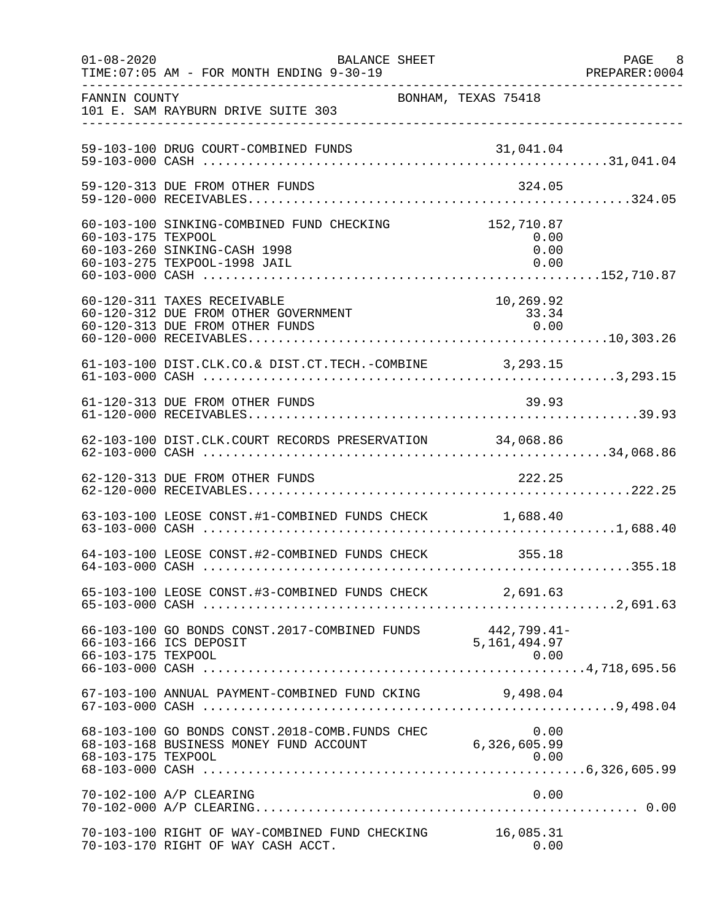FANNIN COUNTY — BONHAM, TEXAS 75418
101 E. SAM RAYBURN DRIVE SUITE 303

BALANCE SHEET — FOR MONTH ENDING 9-30-19

| Account | Description | Amount | Total |
|---|---|---|---|
| 59-103-100 | DRUG COURT-COMBINED FUNDS | 31,041.04 | |
| 59-103-000 | CASH | | 31,041.04 |
| 59-120-313 | DUE FROM OTHER FUNDS | 324.05 | |
| 59-120-000 | RECEIVABLES | | 324.05 |
| 60-103-100 | SINKING-COMBINED FUND CHECKING | 152,710.87 | |
| 60-103-175 | TEXPOOL | 0.00 | |
| 60-103-260 | SINKING-CASH 1998 | 0.00 | |
| 60-103-275 | TEXPOOL-1998 JAIL | 0.00 | |
| 60-103-000 | CASH | | 152,710.87 |
| 60-120-311 | TAXES RECEIVABLE | 10,269.92 | |
| 60-120-312 | DUE FROM OTHER GOVERNMENT | 33.34 | |
| 60-120-313 | DUE FROM OTHER FUNDS | 0.00 | |
| 60-120-000 | RECEIVABLES | | 10,303.26 |
| 61-103-100 | DIST.CLK.CO.& DIST.CT.TECH.-COMBINE | 3,293.15 | |
| 61-103-000 | CASH | | 3,293.15 |
| 61-120-313 | DUE FROM OTHER FUNDS | 39.93 | |
| 61-120-000 | RECEIVABLES | | 39.93 |
| 62-103-100 | DIST.CLK.COURT RECORDS PRESERVATION | 34,068.86 | |
| 62-103-000 | CASH | | 34,068.86 |
| 62-120-313 | DUE FROM OTHER FUNDS | 222.25 | |
| 62-120-000 | RECEIVABLES | | 222.25 |
| 63-103-100 | LEOSE CONST.#1-COMBINED FUNDS CHECK | 1,688.40 | |
| 63-103-000 | CASH | | 1,688.40 |
| 64-103-100 | LEOSE CONST.#2-COMBINED FUNDS CHECK | 355.18 | |
| 64-103-000 | CASH | | 355.18 |
| 65-103-100 | LEOSE CONST.#3-COMBINED FUNDS CHECK | 2,691.63 | |
| 65-103-000 | CASH | | 2,691.63 |
| 66-103-100 | GO BONDS CONST.2017-COMBINED FUNDS | 442,799.41- | |
| 66-103-166 | ICS DEPOSIT | 5,161,494.97 | |
| 66-103-175 | TEXPOOL | 0.00 | |
| 66-103-000 | CASH | | 4,718,695.56 |
| 67-103-100 | ANNUAL PAYMENT-COMBINED FUND CKING | 9,498.04 | |
| 67-103-000 | CASH | | 9,498.04 |
| 68-103-100 | GO BONDS CONST.2018-COMB.FUNDS CHEC | 0.00 | |
| 68-103-168 | BUSINESS MONEY FUND ACCOUNT | 6,326,605.99 | |
| 68-103-175 | TEXPOOL | 0.00 | |
| 68-103-000 | CASH | | 6,326,605.99 |
| 70-102-100 | A/P CLEARING | 0.00 | |
| 70-102-000 | A/P CLEARING | | 0.00 |
| 70-103-100 | RIGHT OF WAY-COMBINED FUND CHECKING | 16,085.31 | |
| 70-103-170 | RIGHT OF WAY CASH ACCT. | 0.00 | |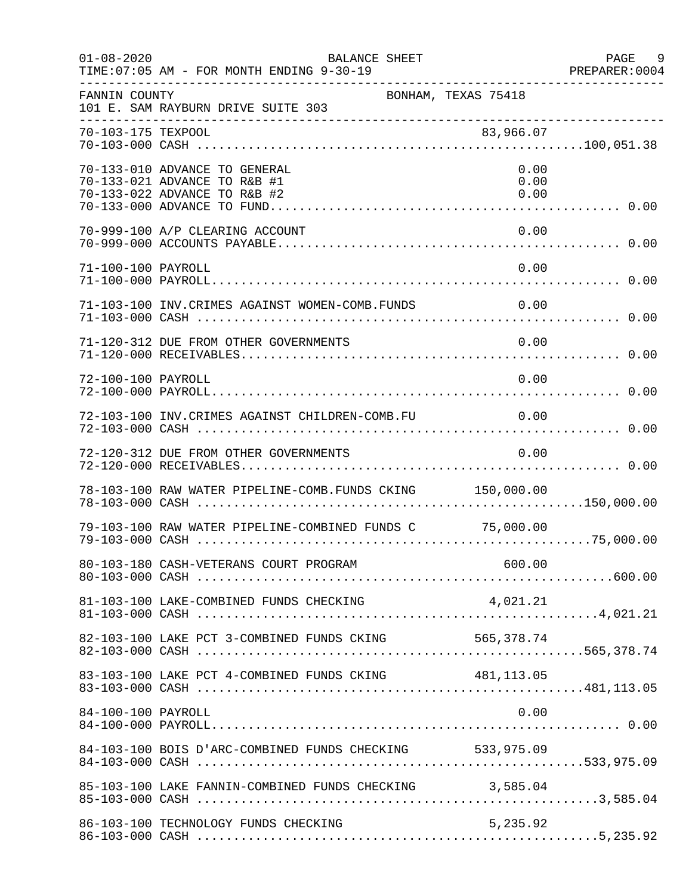FANNIN COUNTY — BONHAM, TEXAS 75418
101 E. SAM RAYBURN DRIVE SUITE 303

BALANCE SHEET — FOR MONTH ENDING 9-30-19

| Account | Description | Detail | Total |
|---|---|---|---|
| 70-103-175 | TEXPOOL | 83,966.07 | |
| 70-103-000 | CASH | | 100,051.38 |
| 70-133-010 | ADVANCE TO GENERAL | 0.00 | |
| 70-133-021 | ADVANCE TO R&B #1 | 0.00 | |
| 70-133-022 | ADVANCE TO R&B #2 | 0.00 | |
| 70-133-000 | ADVANCE TO FUND | | 0.00 |
| 70-999-100 | A/P CLEARING ACCOUNT | 0.00 | |
| 70-999-000 | ACCOUNTS PAYABLE | | 0.00 |
| 71-100-100 | PAYROLL | 0.00 | |
| 71-100-000 | PAYROLL | | 0.00 |
| 71-103-100 | INV.CRIMES AGAINST WOMEN-COMB.FUNDS | 0.00 | |
| 71-103-000 | CASH | | 0.00 |
| 71-120-312 | DUE FROM OTHER GOVERNMENTS | 0.00 | |
| 71-120-000 | RECEIVABLES | | 0.00 |
| 72-100-100 | PAYROLL | 0.00 | |
| 72-100-000 | PAYROLL | | 0.00 |
| 72-103-100 | INV.CRIMES AGAINST CHILDREN-COMB.FU | 0.00 | |
| 72-103-000 | CASH | | 0.00 |
| 72-120-312 | DUE FROM OTHER GOVERNMENTS | 0.00 | |
| 72-120-000 | RECEIVABLES | | 0.00 |
| 78-103-100 | RAW WATER PIPELINE-COMB.FUNDS CKING | 150,000.00 | |
| 78-103-000 | CASH | | 150,000.00 |
| 79-103-100 | RAW WATER PIPELINE-COMBINED FUNDS C | 75,000.00 | |
| 79-103-000 | CASH | | 75,000.00 |
| 80-103-180 | CASH-VETERANS COURT PROGRAM | 600.00 | |
| 80-103-000 | CASH | | 600.00 |
| 81-103-100 | LAKE-COMBINED FUNDS CHECKING | 4,021.21 | |
| 81-103-000 | CASH | | 4,021.21 |
| 82-103-100 | LAKE PCT 3-COMBINED FUNDS CKING | 565,378.74 | |
| 82-103-000 | CASH | | 565,378.74 |
| 83-103-100 | LAKE PCT 4-COMBINED FUNDS CKING | 481,113.05 | |
| 83-103-000 | CASH | | 481,113.05 |
| 84-100-100 | PAYROLL | 0.00 | |
| 84-100-000 | PAYROLL | | 0.00 |
| 84-103-100 | BOIS D'ARC-COMBINED FUNDS CHECKING | 533,975.09 | |
| 84-103-000 | CASH | | 533,975.09 |
| 85-103-100 | LAKE FANNIN-COMBINED FUNDS CHECKING | 3,585.04 | |
| 85-103-000 | CASH | | 3,585.04 |
| 86-103-100 | TECHNOLOGY FUNDS CHECKING | 5,235.92 | |
| 86-103-000 | CASH | | 5,235.92 |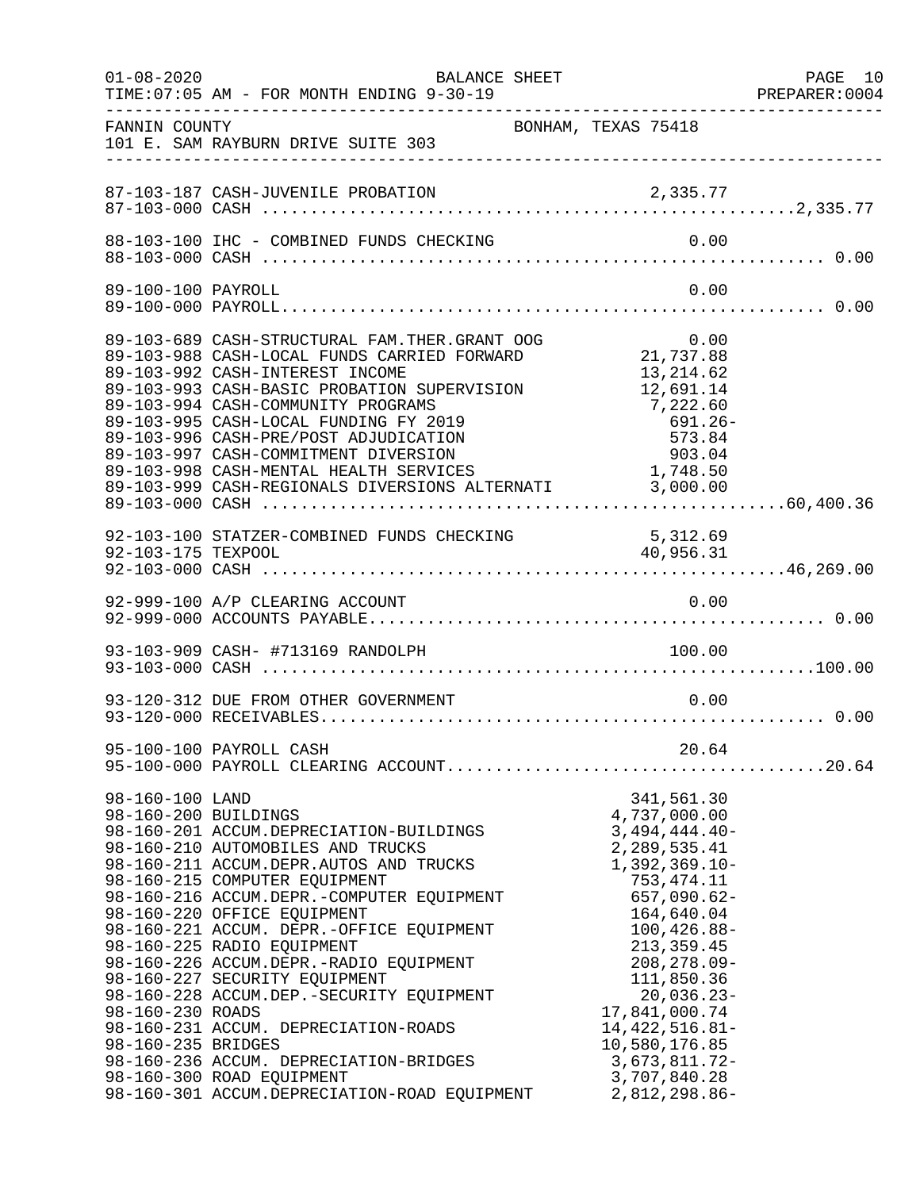FANNIN COUNTY BONHAM, TEXAS 75418
101 E. SAM RAYBURN DRIVE SUITE 303

BALANCE SHEET
FOR MONTH ENDING 9-30-19

| Account | Description | Amount | Total |
|---|---|---|---|
| 87-103-187 | CASH-JUVENILE PROBATION | 2,335.77 | |
| 87-103-000 | CASH | | 2,335.77 |
| 88-103-100 | IHC - COMBINED FUNDS CHECKING | 0.00 | |
| 88-103-000 | CASH | | 0.00 |
| 89-100-100 | PAYROLL | 0.00 | |
| 89-100-000 | PAYROLL | | 0.00 |
| 89-103-689 | CASH-STRUCTURAL FAM.THER.GRANT OOG | 0.00 | |
| 89-103-988 | CASH-LOCAL FUNDS CARRIED FORWARD | 21,737.88 | |
| 89-103-992 | CASH-INTEREST INCOME | 13,214.62 | |
| 89-103-993 | CASH-BASIC PROBATION SUPERVISION | 12,691.14 | |
| 89-103-994 | CASH-COMMUNITY PROGRAMS | 7,222.60 | |
| 89-103-995 | CASH-LOCAL FUNDING FY 2019 | 691.26- | |
| 89-103-996 | CASH-PRE/POST ADJUDICATION | 573.84 | |
| 89-103-997 | CASH-COMMITMENT DIVERSION | 903.04 | |
| 89-103-998 | CASH-MENTAL HEALTH SERVICES | 1,748.50 | |
| 89-103-999 | CASH-REGIONALS DIVERSIONS ALTERNATI | 3,000.00 | |
| 89-103-000 | CASH | | 60,400.36 |
| 92-103-100 | STATZER-COMBINED FUNDS CHECKING | 5,312.69 | |
| 92-103-175 | TEXPOOL | 40,956.31 | |
| 92-103-000 | CASH | | 46,269.00 |
| 92-999-100 | A/P CLEARING ACCOUNT | 0.00 | |
| 92-999-000 | ACCOUNTS PAYABLE | | 0.00 |
| 93-103-909 | CASH- #713169 RANDOLPH | 100.00 | |
| 93-103-000 | CASH | | 100.00 |
| 93-120-312 | DUE FROM OTHER GOVERNMENT | 0.00 | |
| 93-120-000 | RECEIVABLES | | 0.00 |
| 95-100-100 | PAYROLL CASH | 20.64 | |
| 95-100-000 | PAYROLL CLEARING ACCOUNT | | 20.64 |
| 98-160-100 | LAND | 341,561.30 | |
| 98-160-200 | BUILDINGS | 4,737,000.00 | |
| 98-160-201 | ACCUM.DEPRECIATION-BUILDINGS | 3,494,444.40- | |
| 98-160-210 | AUTOMOBILES AND TRUCKS | 2,289,535.41 | |
| 98-160-211 | ACCUM.DEPR.AUTOS AND TRUCKS | 1,392,369.10- | |
| 98-160-215 | COMPUTER EQUIPMENT | 753,474.11 | |
| 98-160-216 | ACCUM.DEPR.-COMPUTER EQUIPMENT | 657,090.62- | |
| 98-160-220 | OFFICE EQUIPMENT | 164,640.04 | |
| 98-160-221 | ACCUM. DEPR.-OFFICE EQUIPMENT | 100,426.88- | |
| 98-160-225 | RADIO EQUIPMENT | 213,359.45 | |
| 98-160-226 | ACCUM.DEPR.-RADIO EQUIPMENT | 208,278.09- | |
| 98-160-227 | SECURITY EQUIPMENT | 111,850.36 | |
| 98-160-228 | ACCUM.DEP.-SECURITY EQUIPMENT | 20,036.23- | |
| 98-160-230 | ROADS | 17,841,000.74 | |
| 98-160-231 | ACCUM. DEPRECIATION-ROADS | 14,422,516.81- | |
| 98-160-235 | BRIDGES | 10,580,176.85 | |
| 98-160-236 | ACCUM. DEPRECIATION-BRIDGES | 3,673,811.72- | |
| 98-160-300 | ROAD EQUIPMENT | 3,707,840.28 | |
| 98-160-301 | ACCUM.DEPRECIATION-ROAD EQUIPMENT | 2,812,298.86- | |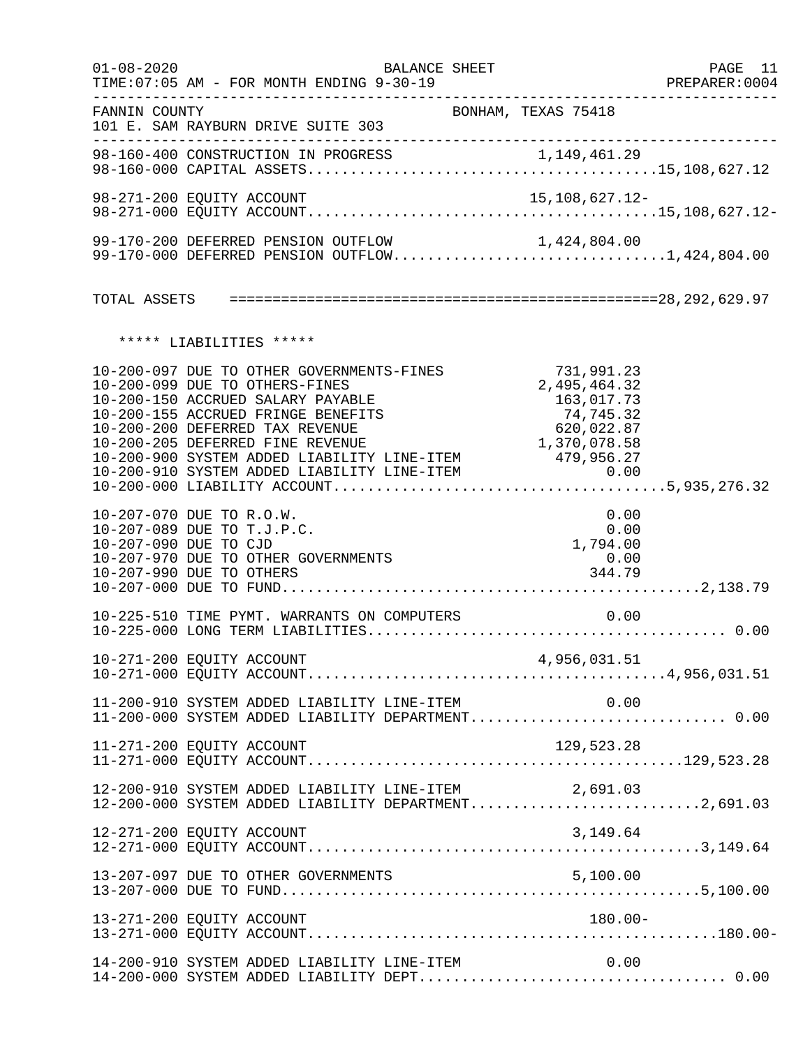FANNIN COUNTY BONHAM, TEXAS 75418
101 E. SAM RAYBURN DRIVE SUITE 303

BALANCE SHEET — FOR MONTH ENDING 9-30-19

| Account | Description | Amount | Total |
|---|---|---|---|
| 98-160-400 | CONSTRUCTION IN PROGRESS | 1,149,461.29 | |
| 98-160-000 | CAPITAL ASSETS | | 15,108,627.12 |
| 98-271-200 | EQUITY ACCOUNT | 15,108,627.12- | |
| 98-271-000 | EQUITY ACCOUNT | | 15,108,627.12- |
| 99-170-200 | DEFERRED PENSION OUTFLOW | 1,424,804.00 | |
| 99-170-000 | DEFERRED PENSION OUTFLOW | | 1,424,804.00 |

TOTAL ASSETS ================================================== 28,292,629.97

***** LIABILITIES *****

| Account | Description | Amount | Total |
|---|---|---|---|
| 10-200-097 | DUE TO OTHER GOVERNMENTS-FINES | 731,991.23 | |
| 10-200-099 | DUE TO OTHERS-FINES | 2,495,464.32 | |
| 10-200-150 | ACCRUED SALARY PAYABLE | 163,017.73 | |
| 10-200-155 | ACCRUED FRINGE BENEFITS | 74,745.32 | |
| 10-200-200 | DEFERRED TAX REVENUE | 620,022.87 | |
| 10-200-205 | DEFERRED FINE REVENUE | 1,370,078.58 | |
| 10-200-900 | SYSTEM ADDED LIABILITY LINE-ITEM | 479,956.27 | |
| 10-200-910 | SYSTEM ADDED LIABILITY LINE-ITEM | 0.00 | |
| 10-200-000 | LIABILITY ACCOUNT | | 5,935,276.32 |
| 10-207-070 | DUE TO R.O.W. | 0.00 | |
| 10-207-089 | DUE TO T.J.P.C. | 0.00 | |
| 10-207-090 | DUE TO CJD | 1,794.00 | |
| 10-207-970 | DUE TO OTHER GOVERNMENTS | 0.00 | |
| 10-207-990 | DUE TO OTHERS | 344.79 | |
| 10-207-000 | DUE TO FUND | | 2,138.79 |
| 10-225-510 | TIME PYMT. WARRANTS ON COMPUTERS | 0.00 | |
| 10-225-000 | LONG TERM LIABILITIES | | 0.00 |
| 10-271-200 | EQUITY ACCOUNT | 4,956,031.51 | |
| 10-271-000 | EQUITY ACCOUNT | | 4,956,031.51 |
| 11-200-910 | SYSTEM ADDED LIABILITY LINE-ITEM | 0.00 | |
| 11-200-000 | SYSTEM ADDED LIABILITY DEPARTMENT | | 0.00 |
| 11-271-200 | EQUITY ACCOUNT | 129,523.28 | |
| 11-271-000 | EQUITY ACCOUNT | | 129,523.28 |
| 12-200-910 | SYSTEM ADDED LIABILITY LINE-ITEM | 2,691.03 | |
| 12-200-000 | SYSTEM ADDED LIABILITY DEPARTMENT | | 2,691.03 |
| 12-271-200 | EQUITY ACCOUNT | 3,149.64 | |
| 12-271-000 | EQUITY ACCOUNT | | 3,149.64 |
| 13-207-097 | DUE TO OTHER GOVERNMENTS | 5,100.00 | |
| 13-207-000 | DUE TO FUND | | 5,100.00 |
| 13-271-200 | EQUITY ACCOUNT | 180.00- | |
| 13-271-000 | EQUITY ACCOUNT | | 180.00- |
| 14-200-910 | SYSTEM ADDED LIABILITY LINE-ITEM | 0.00 | |
| 14-200-000 | SYSTEM ADDED LIABILITY DEPT | | 0.00 |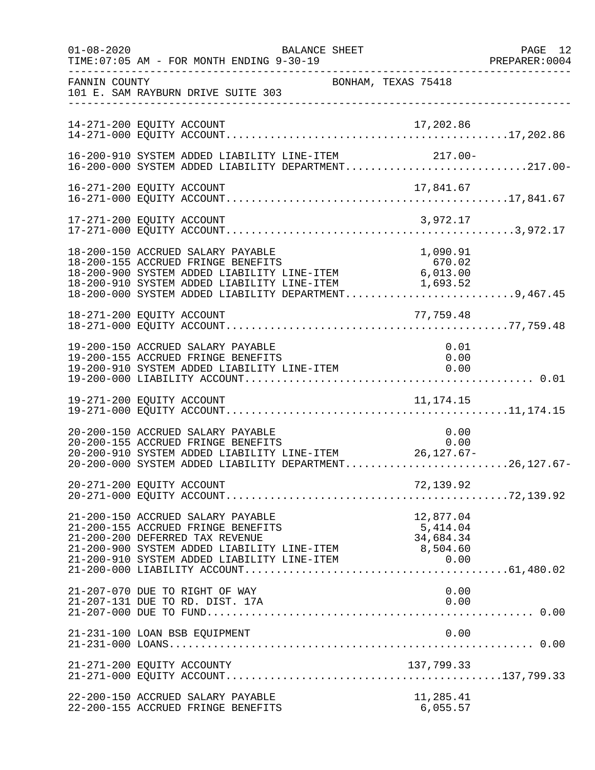FANNIN COUNTY                                    BONHAM, TEXAS 75418
101 E. SAM RAYBURN DRIVE SUITE 303

| Account | Description | Line Item | Total |
|---|---|---|---|
| 14-271-200 | EQUITY ACCOUNT | 17,202.86 | |
| 14-271-000 | EQUITY ACCOUNT | | 17,202.86 |
| 16-200-910 | SYSTEM ADDED LIABILITY LINE-ITEM | 217.00- | |
| 16-200-000 | SYSTEM ADDED LIABILITY DEPARTMENT | | 217.00- |
| 16-271-200 | EQUITY ACCOUNT | 17,841.67 | |
| 16-271-000 | EQUITY ACCOUNT | | 17,841.67 |
| 17-271-200 | EQUITY ACCOUNT | 3,972.17 | |
| 17-271-000 | EQUITY ACCOUNT | | 3,972.17 |
| 18-200-150 | ACCRUED SALARY PAYABLE | 1,090.91 | |
| 18-200-155 | ACCRUED FRINGE BENEFITS | 670.02 | |
| 18-200-900 | SYSTEM ADDED LIABILITY LINE-ITEM | 6,013.00 | |
| 18-200-910 | SYSTEM ADDED LIABILITY LINE-ITEM | 1,693.52 | |
| 18-200-000 | SYSTEM ADDED LIABILITY DEPARTMENT | | 9,467.45 |
| 18-271-200 | EQUITY ACCOUNT | 77,759.48 | |
| 18-271-000 | EQUITY ACCOUNT | | 77,759.48 |
| 19-200-150 | ACCRUED SALARY PAYABLE | 0.01 | |
| 19-200-155 | ACCRUED FRINGE BENEFITS | 0.00 | |
| 19-200-910 | SYSTEM ADDED LIABILITY LINE-ITEM | 0.00 | |
| 19-200-000 | LIABILITY ACCOUNT | | 0.01 |
| 19-271-200 | EQUITY ACCOUNT | 11,174.15 | |
| 19-271-000 | EQUITY ACCOUNT | | 11,174.15 |
| 20-200-150 | ACCRUED SALARY PAYABLE | 0.00 | |
| 20-200-155 | ACCRUED FRINGE BENEFITS | 0.00 | |
| 20-200-910 | SYSTEM ADDED LIABILITY LINE-ITEM | 26,127.67- | |
| 20-200-000 | SYSTEM ADDED LIABILITY DEPARTMENT | | 26,127.67- |
| 20-271-200 | EQUITY ACCOUNT | 72,139.92 | |
| 20-271-000 | EQUITY ACCOUNT | | 72,139.92 |
| 21-200-150 | ACCRUED SALARY PAYABLE | 12,877.04 | |
| 21-200-155 | ACCRUED FRINGE BENEFITS | 5,414.04 | |
| 21-200-200 | DEFERRED TAX REVENUE | 34,684.34 | |
| 21-200-900 | SYSTEM ADDED LIABILITY LINE-ITEM | 8,504.60 | |
| 21-200-910 | SYSTEM ADDED LIABILITY LINE-ITEM | 0.00 | |
| 21-200-000 | LIABILITY ACCOUNT | | 61,480.02 |
| 21-207-070 | DUE TO RIGHT OF WAY | 0.00 | |
| 21-207-131 | DUE TO RD. DIST. 17A | 0.00 | |
| 21-207-000 | DUE TO FUND | | 0.00 |
| 21-231-100 | LOAN BSB EQUIPMENT | 0.00 | |
| 21-231-000 | LOANS | | 0.00 |
| 21-271-200 | EQUITY ACCOUNTY | 137,799.33 | |
| 21-271-000 | EQUITY ACCOUNT | | 137,799.33 |
| 22-200-150 | ACCRUED SALARY PAYABLE | 11,285.41 | |
| 22-200-155 | ACCRUED FRINGE BENEFITS | 6,055.57 | |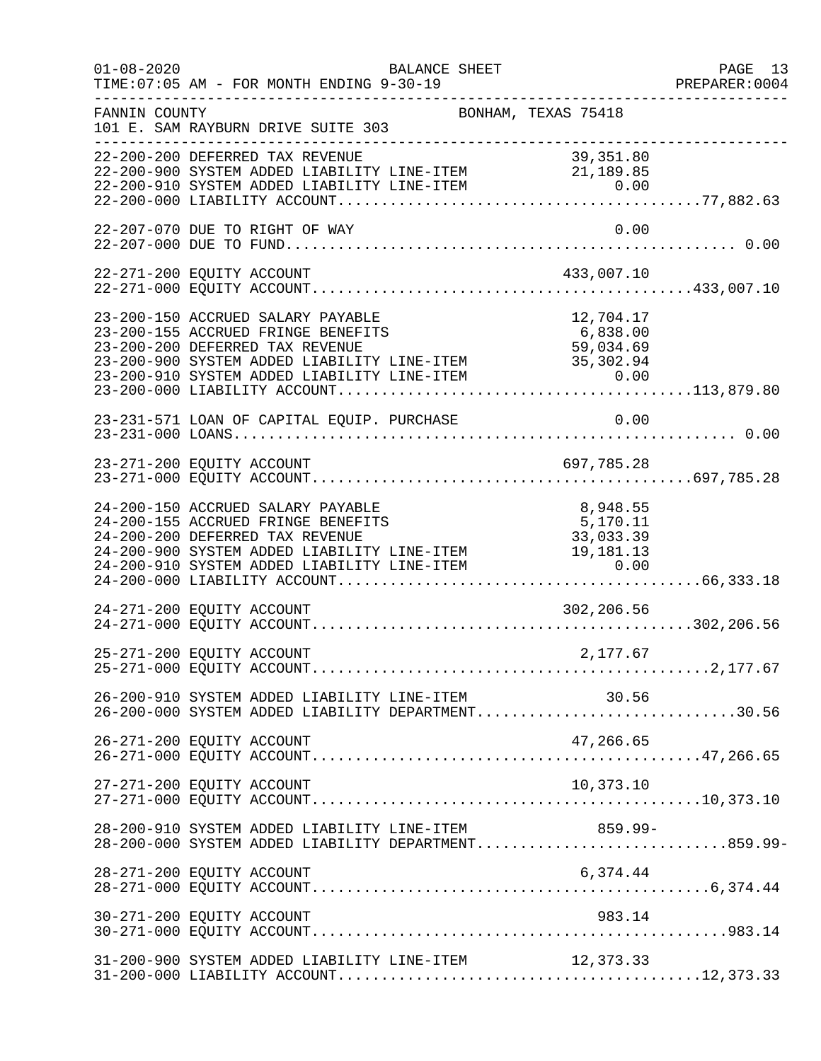FANNIN COUNTY BONHAM, TEXAS 75418
101 E. SAM RAYBURN DRIVE SUITE 303

BALANCE SHEET
TIME:07:05 AM - FOR MONTH ENDING 9-30-19

| Account | Description | Amount | Total |
|---|---|---|---|
| 22-200-200 | DEFERRED TAX REVENUE | 39,351.80 | |
| 22-200-900 | SYSTEM ADDED LIABILITY LINE-ITEM | 21,189.85 | |
| 22-200-910 | SYSTEM ADDED LIABILITY LINE-ITEM | 0.00 | |
| 22-200-000 | LIABILITY ACCOUNT | | 77,882.63 |
| 22-207-070 | DUE TO RIGHT OF WAY | 0.00 | |
| 22-207-000 | DUE TO FUND | | 0.00 |
| 22-271-200 | EQUITY ACCOUNT | 433,007.10 | |
| 22-271-000 | EQUITY ACCOUNT | | 433,007.10 |
| 23-200-150 | ACCRUED SALARY PAYABLE | 12,704.17 | |
| 23-200-155 | ACCRUED FRINGE BENEFITS | 6,838.00 | |
| 23-200-200 | DEFERRED TAX REVENUE | 59,034.69 | |
| 23-200-900 | SYSTEM ADDED LIABILITY LINE-ITEM | 35,302.94 | |
| 23-200-910 | SYSTEM ADDED LIABILITY LINE-ITEM | 0.00 | |
| 23-200-000 | LIABILITY ACCOUNT | | 113,879.80 |
| 23-231-571 | LOAN OF CAPITAL EQUIP. PURCHASE | 0.00 | |
| 23-231-000 | LOANS | | 0.00 |
| 23-271-200 | EQUITY ACCOUNT | 697,785.28 | |
| 23-271-000 | EQUITY ACCOUNT | | 697,785.28 |
| 24-200-150 | ACCRUED SALARY PAYABLE | 8,948.55 | |
| 24-200-155 | ACCRUED FRINGE BENEFITS | 5,170.11 | |
| 24-200-200 | DEFERRED TAX REVENUE | 33,033.39 | |
| 24-200-900 | SYSTEM ADDED LIABILITY LINE-ITEM | 19,181.13 | |
| 24-200-910 | SYSTEM ADDED LIABILITY LINE-ITEM | 0.00 | |
| 24-200-000 | LIABILITY ACCOUNT | | 66,333.18 |
| 24-271-200 | EQUITY ACCOUNT | 302,206.56 | |
| 24-271-000 | EQUITY ACCOUNT | | 302,206.56 |
| 25-271-200 | EQUITY ACCOUNT | 2,177.67 | |
| 25-271-000 | EQUITY ACCOUNT | | 2,177.67 |
| 26-200-910 | SYSTEM ADDED LIABILITY LINE-ITEM | 30.56 | |
| 26-200-000 | SYSTEM ADDED LIABILITY DEPARTMENT | | 30.56 |
| 26-271-200 | EQUITY ACCOUNT | 47,266.65 | |
| 26-271-000 | EQUITY ACCOUNT | | 47,266.65 |
| 27-271-200 | EQUITY ACCOUNT | 10,373.10 | |
| 27-271-000 | EQUITY ACCOUNT | | 10,373.10 |
| 28-200-910 | SYSTEM ADDED LIABILITY LINE-ITEM | 859.99- | |
| 28-200-000 | SYSTEM ADDED LIABILITY DEPARTMENT | | 859.99- |
| 28-271-200 | EQUITY ACCOUNT | 6,374.44 | |
| 28-271-000 | EQUITY ACCOUNT | | 6,374.44 |
| 30-271-200 | EQUITY ACCOUNT | 983.14 | |
| 30-271-000 | EQUITY ACCOUNT | | 983.14 |
| 31-200-900 | SYSTEM ADDED LIABILITY LINE-ITEM | 12,373.33 | |
| 31-200-000 | LIABILITY ACCOUNT | | 12,373.33 |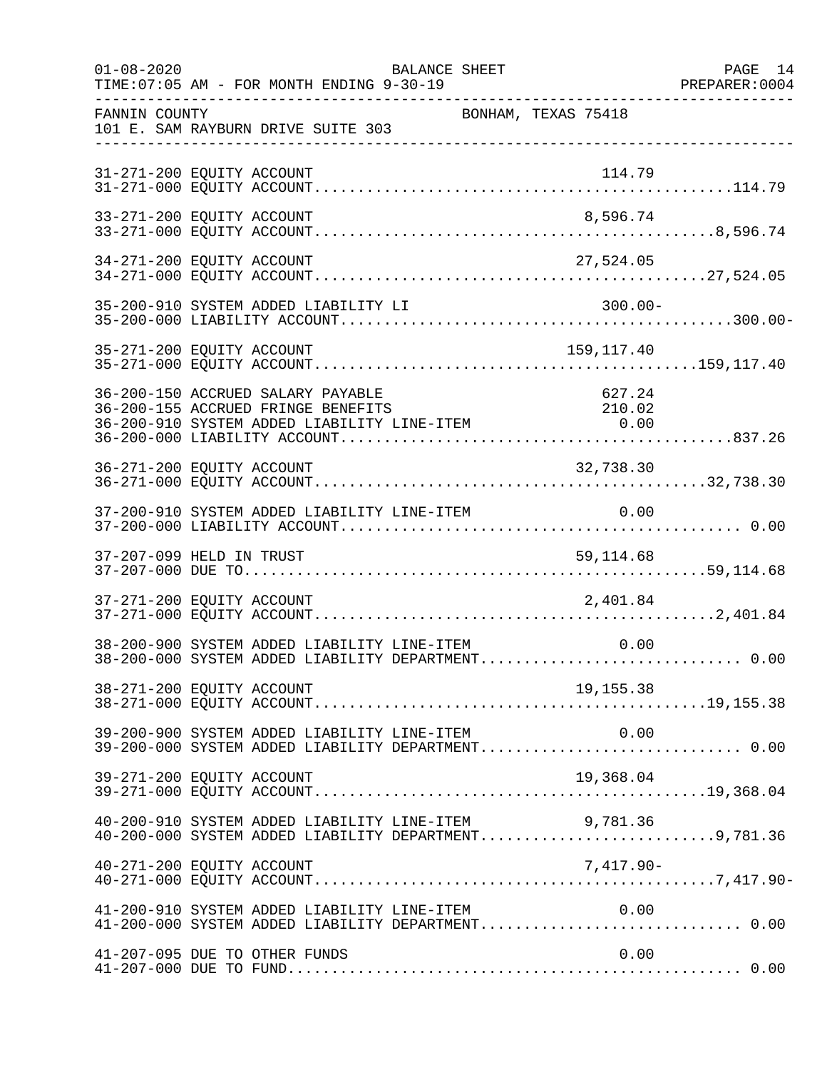FANNIN COUNTY BONHAM, TEXAS 75418
101 E. SAM RAYBURN DRIVE SUITE 303

BALANCE SHEET
TIME:07:05 AM - FOR MONTH ENDING 9-30-19

| Account | Description | Amount | Total |
|---|---|---|---|
| 31-271-200 | EQUITY ACCOUNT | 114.79 | |
| 31-271-000 | EQUITY ACCOUNT | | 114.79 |
| 33-271-200 | EQUITY ACCOUNT | 8,596.74 | |
| 33-271-000 | EQUITY ACCOUNT | | 8,596.74 |
| 34-271-200 | EQUITY ACCOUNT | 27,524.05 | |
| 34-271-000 | EQUITY ACCOUNT | | 27,524.05 |
| 35-200-910 | SYSTEM ADDED LIABILITY LI | 300.00- | |
| 35-200-000 | LIABILITY ACCOUNT | | 300.00- |
| 35-271-200 | EQUITY ACCOUNT | 159,117.40 | |
| 35-271-000 | EQUITY ACCOUNT | | 159,117.40 |
| 36-200-150 | ACCRUED SALARY PAYABLE | 627.24 | |
| 36-200-155 | ACCRUED FRINGE BENEFITS | 210.02 | |
| 36-200-910 | SYSTEM ADDED LIABILITY LINE-ITEM | 0.00 | |
| 36-200-000 | LIABILITY ACCOUNT | | 837.26 |
| 36-271-200 | EQUITY ACCOUNT | 32,738.30 | |
| 36-271-000 | EQUITY ACCOUNT | | 32,738.30 |
| 37-200-910 | SYSTEM ADDED LIABILITY LINE-ITEM | 0.00 | |
| 37-200-000 | LIABILITY ACCOUNT | | 0.00 |
| 37-207-099 | HELD IN TRUST | 59,114.68 | |
| 37-207-000 | DUE TO | | 59,114.68 |
| 37-271-200 | EQUITY ACCOUNT | 2,401.84 | |
| 37-271-000 | EQUITY ACCOUNT | | 2,401.84 |
| 38-200-900 | SYSTEM ADDED LIABILITY LINE-ITEM | 0.00 | |
| 38-200-000 | SYSTEM ADDED LIABILITY DEPARTMENT | | 0.00 |
| 38-271-200 | EQUITY ACCOUNT | 19,155.38 | |
| 38-271-000 | EQUITY ACCOUNT | | 19,155.38 |
| 39-200-900 | SYSTEM ADDED LIABILITY LINE-ITEM | 0.00 | |
| 39-200-000 | SYSTEM ADDED LIABILITY DEPARTMENT | | 0.00 |
| 39-271-200 | EQUITY ACCOUNT | 19,368.04 | |
| 39-271-000 | EQUITY ACCOUNT | | 19,368.04 |
| 40-200-910 | SYSTEM ADDED LIABILITY LINE-ITEM | 9,781.36 | |
| 40-200-000 | SYSTEM ADDED LIABILITY DEPARTMENT | | 9,781.36 |
| 40-271-200 | EQUITY ACCOUNT | 7,417.90- | |
| 40-271-000 | EQUITY ACCOUNT | | 7,417.90- |
| 41-200-910 | SYSTEM ADDED LIABILITY LINE-ITEM | 0.00 | |
| 41-200-000 | SYSTEM ADDED LIABILITY DEPARTMENT | | 0.00 |
| 41-207-095 | DUE TO OTHER FUNDS | 0.00 | |
| 41-207-000 | DUE TO FUND | | 0.00 |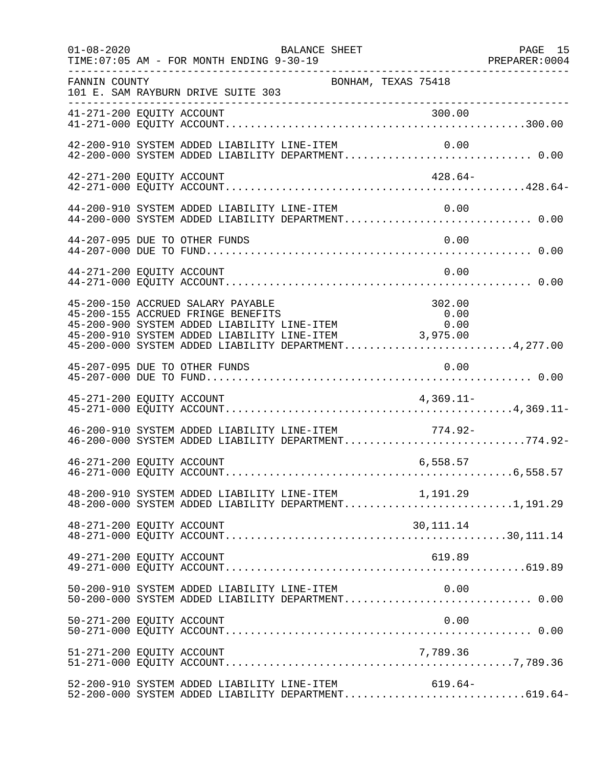FANNIN COUNTY BONHAM, TEXAS 75418
101 E. SAM RAYBURN DRIVE SUITE 303

| Account | Description | Line Amount | Department Total |
|---|---|---|---|
| 41-271-200 | EQUITY ACCOUNT | 300.00 | |
| 41-271-000 | EQUITY ACCOUNT | | 300.00 |
| 42-200-910 | SYSTEM ADDED LIABILITY LINE-ITEM | 0.00 | |
| 42-200-000 | SYSTEM ADDED LIABILITY DEPARTMENT | | 0.00 |
| 42-271-200 | EQUITY ACCOUNT | 428.64- | |
| 42-271-000 | EQUITY ACCOUNT | | 428.64- |
| 44-200-910 | SYSTEM ADDED LIABILITY LINE-ITEM | 0.00 | |
| 44-200-000 | SYSTEM ADDED LIABILITY DEPARTMENT | | 0.00 |
| 44-207-095 | DUE TO OTHER FUNDS | 0.00 | |
| 44-207-000 | DUE TO FUND | | 0.00 |
| 44-271-200 | EQUITY ACCOUNT | 0.00 | |
| 44-271-000 | EQUITY ACCOUNT | | 0.00 |
| 45-200-150 | ACCRUED SALARY PAYABLE | 302.00 | |
| 45-200-155 | ACCRUED FRINGE BENEFITS | 0.00 | |
| 45-200-900 | SYSTEM ADDED LIABILITY LINE-ITEM | 0.00 | |
| 45-200-910 | SYSTEM ADDED LIABILITY LINE-ITEM | 3,975.00 | |
| 45-200-000 | SYSTEM ADDED LIABILITY DEPARTMENT | | 4,277.00 |
| 45-207-095 | DUE TO OTHER FUNDS | 0.00 | |
| 45-207-000 | DUE TO FUND | | 0.00 |
| 45-271-200 | EQUITY ACCOUNT | 4,369.11- | |
| 45-271-000 | EQUITY ACCOUNT | | 4,369.11- |
| 46-200-910 | SYSTEM ADDED LIABILITY LINE-ITEM | 774.92- | |
| 46-200-000 | SYSTEM ADDED LIABILITY DEPARTMENT | | 774.92- |
| 46-271-200 | EQUITY ACCOUNT | 6,558.57 | |
| 46-271-000 | EQUITY ACCOUNT | | 6,558.57 |
| 48-200-910 | SYSTEM ADDED LIABILITY LINE-ITEM | 1,191.29 | |
| 48-200-000 | SYSTEM ADDED LIABILITY DEPARTMENT | | 1,191.29 |
| 48-271-200 | EQUITY ACCOUNT | 30,111.14 | |
| 48-271-000 | EQUITY ACCOUNT | | 30,111.14 |
| 49-271-200 | EQUITY ACCOUNT | 619.89 | |
| 49-271-000 | EQUITY ACCOUNT | | 619.89 |
| 50-200-910 | SYSTEM ADDED LIABILITY LINE-ITEM | 0.00 | |
| 50-200-000 | SYSTEM ADDED LIABILITY DEPARTMENT | | 0.00 |
| 50-271-200 | EQUITY ACCOUNT | 0.00 | |
| 50-271-000 | EQUITY ACCOUNT | | 0.00 |
| 51-271-200 | EQUITY ACCOUNT | 7,789.36 | |
| 51-271-000 | EQUITY ACCOUNT | | 7,789.36 |
| 52-200-910 | SYSTEM ADDED LIABILITY LINE-ITEM | 619.64- | |
| 52-200-000 | SYSTEM ADDED LIABILITY DEPARTMENT | | 619.64- |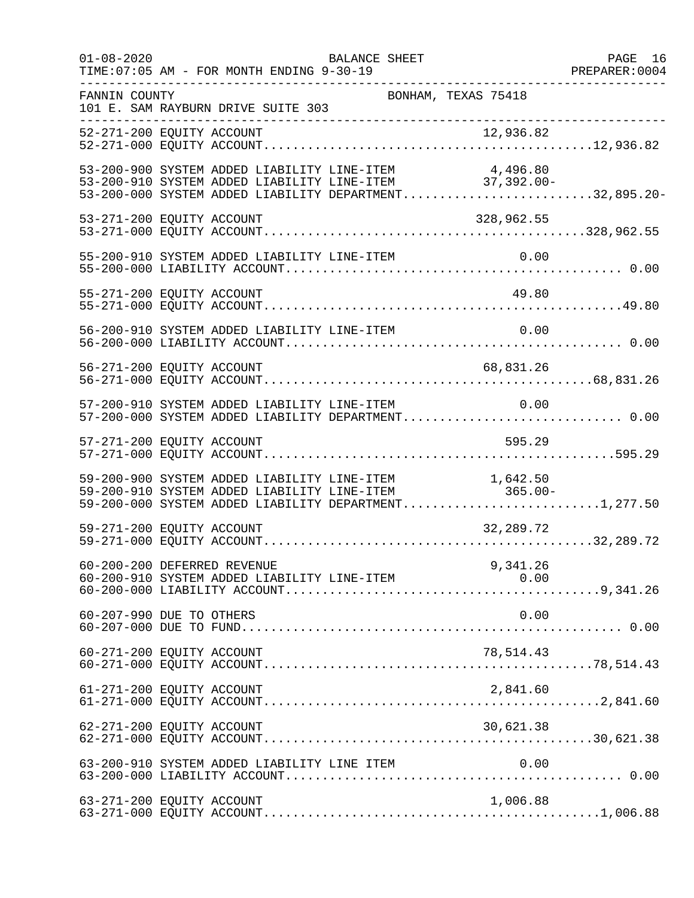FANNIN COUNTY — BONHAM, TEXAS 75418
101 E. SAM RAYBURN DRIVE SUITE 303

BALANCE SHEET
TIME:07:05 AM - FOR MONTH ENDING 9-30-19

| Account | Line-Item Amount | Total |
|---|---|---|
| 52-271-200 EQUITY ACCOUNT | 12,936.82 | |
| 52-271-000 EQUITY ACCOUNT | | 12,936.82 |
| 53-200-900 SYSTEM ADDED LIABILITY LINE-ITEM | 4,496.80 | |
| 53-200-910 SYSTEM ADDED LIABILITY LINE-ITEM | 37,392.00- | |
| 53-200-000 SYSTEM ADDED LIABILITY DEPARTMENT | | 32,895.20- |
| 53-271-200 EQUITY ACCOUNT | 328,962.55 | |
| 53-271-000 EQUITY ACCOUNT | | 328,962.55 |
| 55-200-910 SYSTEM ADDED LIABILITY LINE-ITEM | 0.00 | |
| 55-200-000 LIABILITY ACCOUNT | | 0.00 |
| 55-271-200 EQUITY ACCOUNT | 49.80 | |
| 55-271-000 EQUITY ACCOUNT | | 49.80 |
| 56-200-910 SYSTEM ADDED LIABILITY LINE-ITEM | 0.00 | |
| 56-200-000 LIABILITY ACCOUNT | | 0.00 |
| 56-271-200 EQUITY ACCOUNT | 68,831.26 | |
| 56-271-000 EQUITY ACCOUNT | | 68,831.26 |
| 57-200-910 SYSTEM ADDED LIABILITY LINE-ITEM | 0.00 | |
| 57-200-000 SYSTEM ADDED LIABILITY DEPARTMENT | | 0.00 |
| 57-271-200 EQUITY ACCOUNT | 595.29 | |
| 57-271-000 EQUITY ACCOUNT | | 595.29 |
| 59-200-900 SYSTEM ADDED LIABILITY LINE-ITEM | 1,642.50 | |
| 59-200-910 SYSTEM ADDED LIABILITY LINE-ITEM | 365.00- | |
| 59-200-000 SYSTEM ADDED LIABILITY DEPARTMENT | | 1,277.50 |
| 59-271-200 EQUITY ACCOUNT | 32,289.72 | |
| 59-271-000 EQUITY ACCOUNT | | 32,289.72 |
| 60-200-200 DEFERRED REVENUE | 9,341.26 | |
| 60-200-910 SYSTEM ADDED LIABILITY LINE-ITEM | 0.00 | |
| 60-200-000 LIABILITY ACCOUNT | | 9,341.26 |
| 60-207-990 DUE TO OTHERS | 0.00 | |
| 60-207-000 DUE TO FUND | | 0.00 |
| 60-271-200 EQUITY ACCOUNT | 78,514.43 | |
| 60-271-000 EQUITY ACCOUNT | | 78,514.43 |
| 61-271-200 EQUITY ACCOUNT | 2,841.60 | |
| 61-271-000 EQUITY ACCOUNT | | 2,841.60 |
| 62-271-200 EQUITY ACCOUNT | 30,621.38 | |
| 62-271-000 EQUITY ACCOUNT | | 30,621.38 |
| 63-200-910 SYSTEM ADDED LIABILITY LINE ITEM | 0.00 | |
| 63-200-000 LIABILITY ACCOUNT | | 0.00 |
| 63-271-200 EQUITY ACCOUNT | 1,006.88 | |
| 63-271-000 EQUITY ACCOUNT | | 1,006.88 |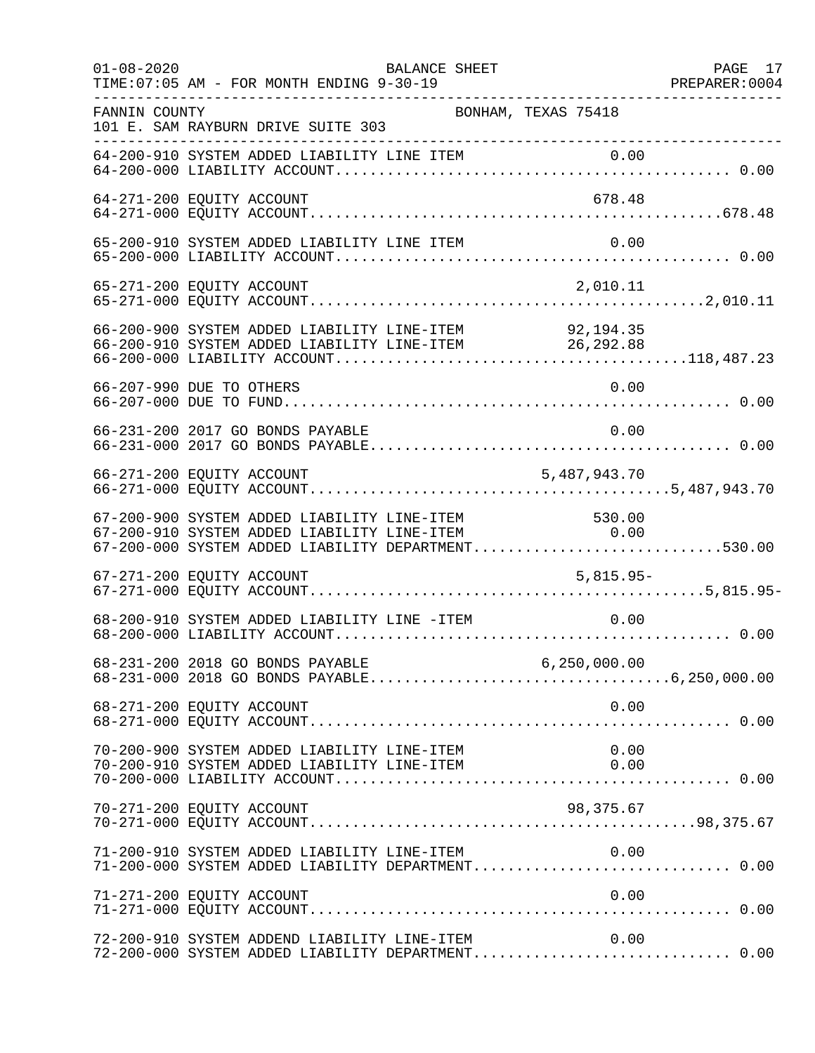FANNIN COUNTY — BONHAM, TEXAS 75418

101 E. SAM RAYBURN DRIVE SUITE 303

BALANCE SHEET

TIME:07:05 AM - FOR MONTH ENDING 9-30-19

| Account | Description | Line Item | Total |
|---|---|---|---|
| 64-200-910 | SYSTEM ADDED LIABILITY LINE ITEM | 0.00 | |
| 64-200-000 | LIABILITY ACCOUNT | | 0.00 |
| 64-271-200 | EQUITY ACCOUNT | 678.48 | |
| 64-271-000 | EQUITY ACCOUNT | | 678.48 |
| 65-200-910 | SYSTEM ADDED LIABILITY LINE ITEM | 0.00 | |
| 65-200-000 | LIABILITY ACCOUNT | | 0.00 |
| 65-271-200 | EQUITY ACCOUNT | 2,010.11 | |
| 65-271-000 | EQUITY ACCOUNT | | 2,010.11 |
| 66-200-900 | SYSTEM ADDED LIABILITY LINE-ITEM | 92,194.35 | |
| 66-200-910 | SYSTEM ADDED LIABILITY LINE-ITEM | 26,292.88 | |
| 66-200-000 | LIABILITY ACCOUNT | | 118,487.23 |
| 66-207-990 | DUE TO OTHERS | 0.00 | |
| 66-207-000 | DUE TO FUND | | 0.00 |
| 66-231-200 | 2017 GO BONDS PAYABLE | 0.00 | |
| 66-231-000 | 2017 GO BONDS PAYABLE | | 0.00 |
| 66-271-200 | EQUITY ACCOUNT | 5,487,943.70 | |
| 66-271-000 | EQUITY ACCOUNT | | 5,487,943.70 |
| 67-200-900 | SYSTEM ADDED LIABILITY LINE-ITEM | 530.00 | |
| 67-200-910 | SYSTEM ADDED LIABILITY LINE-ITEM | 0.00 | |
| 67-200-000 | SYSTEM ADDED LIABILITY DEPARTMENT | | 530.00 |
| 67-271-200 | EQUITY ACCOUNT | 5,815.95- | |
| 67-271-000 | EQUITY ACCOUNT | | 5,815.95- |
| 68-200-910 | SYSTEM ADDED LIABILITY LINE -ITEM | 0.00 | |
| 68-200-000 | LIABILITY ACCOUNT | | 0.00 |
| 68-231-200 | 2018 GO BONDS PAYABLE | 6,250,000.00 | |
| 68-231-000 | 2018 GO BONDS PAYABLE | | 6,250,000.00 |
| 68-271-200 | EQUITY ACCOUNT | 0.00 | |
| 68-271-000 | EQUITY ACCOUNT | | 0.00 |
| 70-200-900 | SYSTEM ADDED LIABILITY LINE-ITEM | 0.00 | |
| 70-200-910 | SYSTEM ADDED LIABILITY LINE-ITEM | 0.00 | |
| 70-200-000 | LIABILITY ACCOUNT | | 0.00 |
| 70-271-200 | EQUITY ACCOUNT | 98,375.67 | |
| 70-271-000 | EQUITY ACCOUNT | | 98,375.67 |
| 71-200-910 | SYSTEM ADDED LIABILITY LINE-ITEM | 0.00 | |
| 71-200-000 | SYSTEM ADDED LIABILITY DEPARTMENT | | 0.00 |
| 71-271-200 | EQUITY ACCOUNT | 0.00 | |
| 71-271-000 | EQUITY ACCOUNT | | 0.00 |
| 72-200-910 | SYSTEM ADDEND LIABILITY LINE-ITEM | 0.00 | |
| 72-200-000 | SYSTEM ADDED LIABILITY DEPARTMENT | | 0.00 |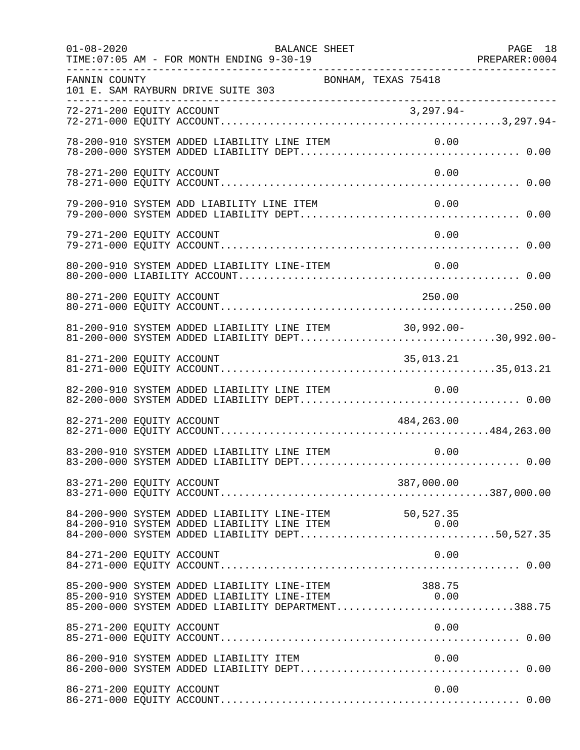FANNIN COUNTY BONHAM, TEXAS 75418
101 E. SAM RAYBURN DRIVE SUITE 303

| Account | Description | Line Amount | Total |
|---|---|---|---|
| 72-271-200 | EQUITY ACCOUNT | 3,297.94- | |
| 72-271-000 | EQUITY ACCOUNT | | 3,297.94- |
| 78-200-910 | SYSTEM ADDED LIABILITY LINE ITEM | 0.00 | |
| 78-200-000 | SYSTEM ADDED LIABILITY DEPT | | 0.00 |
| 78-271-200 | EQUITY ACCOUNT | 0.00 | |
| 78-271-000 | EQUITY ACCOUNT | | 0.00 |
| 79-200-910 | SYSTEM ADD LIABILITY LINE ITEM | 0.00 | |
| 79-200-000 | SYSTEM ADDED LIABILITY DEPT | | 0.00 |
| 79-271-200 | EQUITY ACCOUNT | 0.00 | |
| 79-271-000 | EQUITY ACCOUNT | | 0.00 |
| 80-200-910 | SYSTEM ADDED LIABILITY LINE-ITEM | 0.00 | |
| 80-200-000 | LIABILITY ACCOUNT | | 0.00 |
| 80-271-200 | EQUITY ACCOUNT | 250.00 | |
| 80-271-000 | EQUITY ACCOUNT | | 250.00 |
| 81-200-910 | SYSTEM ADDED LIABILITY LINE ITEM | 30,992.00- | |
| 81-200-000 | SYSTEM ADDED LIABILITY DEPT | | 30,992.00- |
| 81-271-200 | EQUITY ACCOUNT | 35,013.21 | |
| 81-271-000 | EQUITY ACCOUNT | | 35,013.21 |
| 82-200-910 | SYSTEM ADDED LIABILITY LINE ITEM | 0.00 | |
| 82-200-000 | SYSTEM ADDED LIABILITY DEPT | | 0.00 |
| 82-271-200 | EQUITY ACCOUNT | 484,263.00 | |
| 82-271-000 | EQUITY ACCOUNT | | 484,263.00 |
| 83-200-910 | SYSTEM ADDED LIABILITY LINE ITEM | 0.00 | |
| 83-200-000 | SYSTEM ADDED LIABILITY DEPT | | 0.00 |
| 83-271-200 | EQUITY ACCOUNT | 387,000.00 | |
| 83-271-000 | EQUITY ACCOUNT | | 387,000.00 |
| 84-200-900 | SYSTEM ADDED LIABILITY LINE-ITEM | 50,527.35 | |
| 84-200-910 | SYSTEM ADDED LIABILITY LINE ITEM | 0.00 | |
| 84-200-000 | SYSTEM ADDED LIABILITY DEPT | | 50,527.35 |
| 84-271-200 | EQUITY ACCOUNT | 0.00 | |
| 84-271-000 | EQUITY ACCOUNT | | 0.00 |
| 85-200-900 | SYSTEM ADDED LIABILITY LINE-ITEM | 388.75 | |
| 85-200-910 | SYSTEM ADDED LIABILITY LINE-ITEM | 0.00 | |
| 85-200-000 | SYSTEM ADDED LIABILITY DEPARTMENT | | 388.75 |
| 85-271-200 | EQUITY ACCOUNT | 0.00 | |
| 85-271-000 | EQUITY ACCOUNT | | 0.00 |
| 86-200-910 | SYSTEM ADDED LIABILITY ITEM | 0.00 | |
| 86-200-000 | SYSTEM ADDED LIABILITY DEPT | | 0.00 |
| 86-271-200 | EQUITY ACCOUNT | 0.00 | |
| 86-271-000 | EQUITY ACCOUNT | | 0.00 |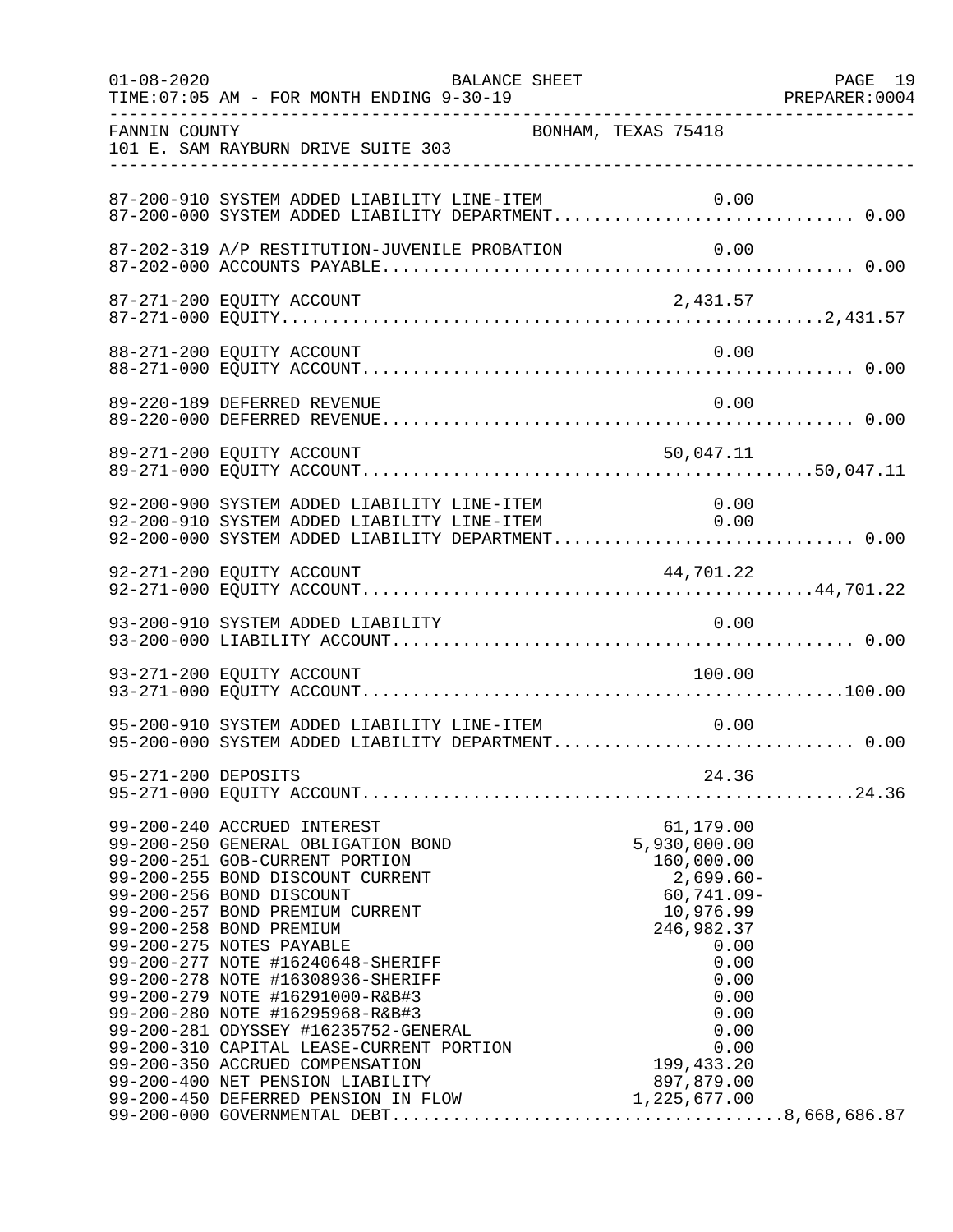FANNIN COUNTY BONHAM, TEXAS 75418
101 E. SAM RAYBURN DRIVE SUITE 303

| Account | Description | Amount | Total |
|---|---|---|---|
| 87-200-910 | SYSTEM ADDED LIABILITY LINE-ITEM | 0.00 | |
| 87-200-000 | SYSTEM ADDED LIABILITY DEPARTMENT | | 0.00 |
| 87-202-319 | A/P RESTITUTION-JUVENILE PROBATION | 0.00 | |
| 87-202-000 | ACCOUNTS PAYABLE | | 0.00 |
| 87-271-200 | EQUITY ACCOUNT | 2,431.57 | |
| 87-271-000 | EQUITY | | 2,431.57 |
| 88-271-200 | EQUITY ACCOUNT | 0.00 | |
| 88-271-000 | EQUITY ACCOUNT | | 0.00 |
| 89-220-189 | DEFERRED REVENUE | 0.00 | |
| 89-220-000 | DEFERRED REVENUE | | 0.00 |
| 89-271-200 | EQUITY ACCOUNT | 50,047.11 | |
| 89-271-000 | EQUITY ACCOUNT | | 50,047.11 |
| 92-200-900 | SYSTEM ADDED LIABILITY LINE-ITEM | 0.00 | |
| 92-200-910 | SYSTEM ADDED LIABILITY LINE-ITEM | 0.00 | |
| 92-200-000 | SYSTEM ADDED LIABILITY DEPARTMENT | | 0.00 |
| 92-271-200 | EQUITY ACCOUNT | 44,701.22 | |
| 92-271-000 | EQUITY ACCOUNT | | 44,701.22 |
| 93-200-910 | SYSTEM ADDED LIABILITY | 0.00 | |
| 93-200-000 | LIABILITY ACCOUNT | | 0.00 |
| 93-271-200 | EQUITY ACCOUNT | 100.00 | |
| 93-271-000 | EQUITY ACCOUNT | | 100.00 |
| 95-200-910 | SYSTEM ADDED LIABILITY LINE-ITEM | 0.00 | |
| 95-200-000 | SYSTEM ADDED LIABILITY DEPARTMENT | | 0.00 |
| 95-271-200 | DEPOSITS | 24.36 | |
| 95-271-000 | EQUITY ACCOUNT | | 24.36 |
| 99-200-240 | ACCRUED INTEREST | 61,179.00 | |
| 99-200-250 | GENERAL OBLIGATION BOND | 5,930,000.00 | |
| 99-200-251 | GOB-CURRENT PORTION | 160,000.00 | |
| 99-200-255 | BOND DISCOUNT CURRENT | 2,699.60- | |
| 99-200-256 | BOND DISCOUNT | 60,741.09- | |
| 99-200-257 | BOND PREMIUM CURRENT | 10,976.99 | |
| 99-200-258 | BOND PREMIUM | 246,982.37 | |
| 99-200-275 | NOTES PAYABLE | 0.00 | |
| 99-200-277 | NOTE #16240648-SHERIFF | 0.00 | |
| 99-200-278 | NOTE #16308936-SHERIFF | 0.00 | |
| 99-200-279 | NOTE #16291000-R&B#3 | 0.00 | |
| 99-200-280 | NOTE #16295968-R&B#3 | 0.00 | |
| 99-200-281 | ODYSSEY #16235752-GENERAL | 0.00 | |
| 99-200-310 | CAPITAL LEASE-CURRENT PORTION | 0.00 | |
| 99-200-350 | ACCRUED COMPENSATION | 199,433.20 | |
| 99-200-400 | NET PENSION LIABILITY | 897,879.00 | |
| 99-200-450 | DEFERRED PENSION IN FLOW | 1,225,677.00 | |
| 99-200-000 | GOVERNMENTAL DEBT | | 8,668,686.87 |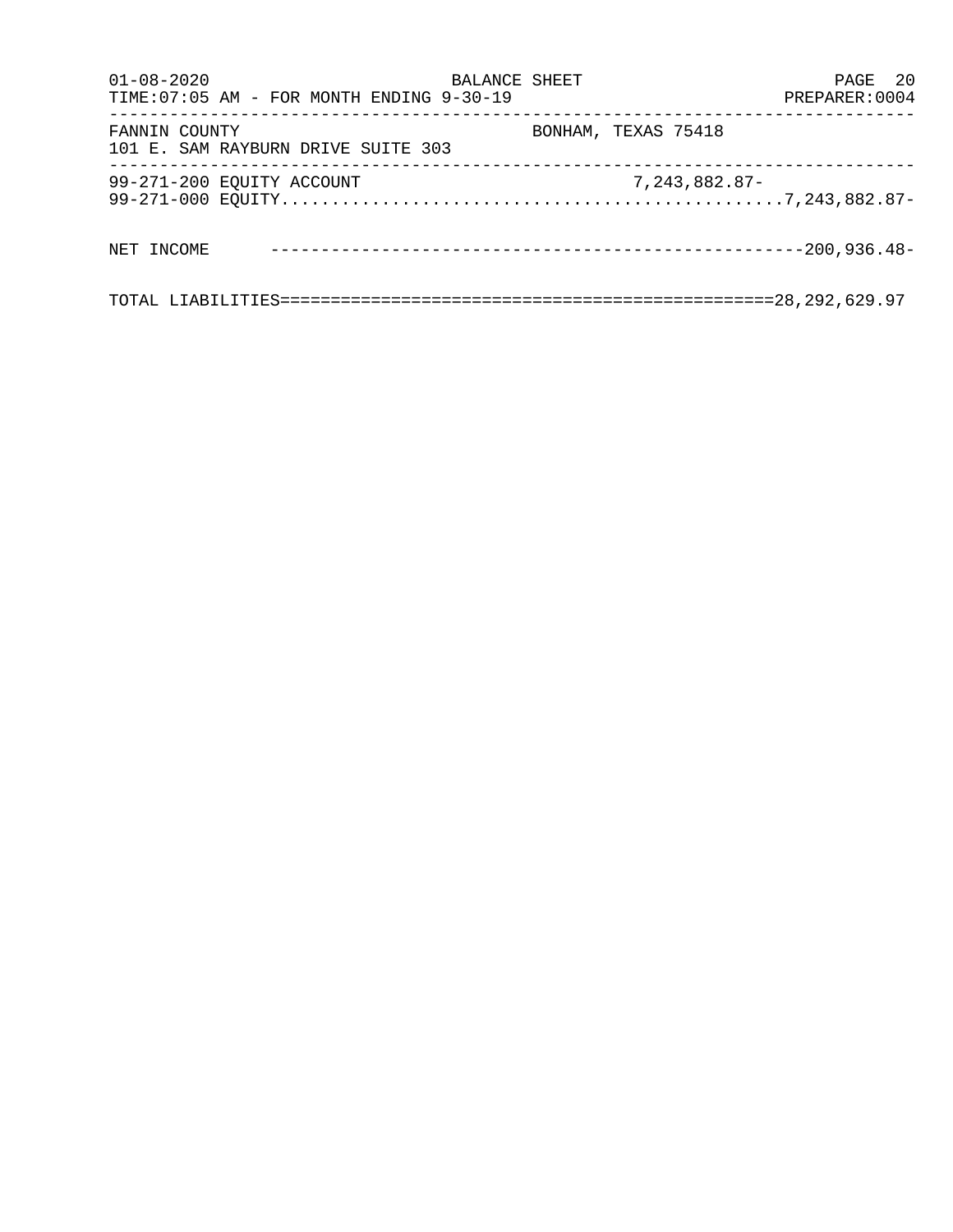BALANCE SHEET

TIME:07:05 AM - FOR MONTH ENDING 9-30-19

FANNIN COUNTY BONHAM, TEXAS 75418

101 E. SAM RAYBURN DRIVE SUITE 303

| | | |
|---|---|---|
| 99-271-200 EQUITY ACCOUNT | 7,243,882.87- | |
| 99-271-000 EQUITY | | 7,243,882.87- |
| NET INCOME | | 200,936.48- |
| TOTAL LIABILITIES | | 28,292,629.97 |